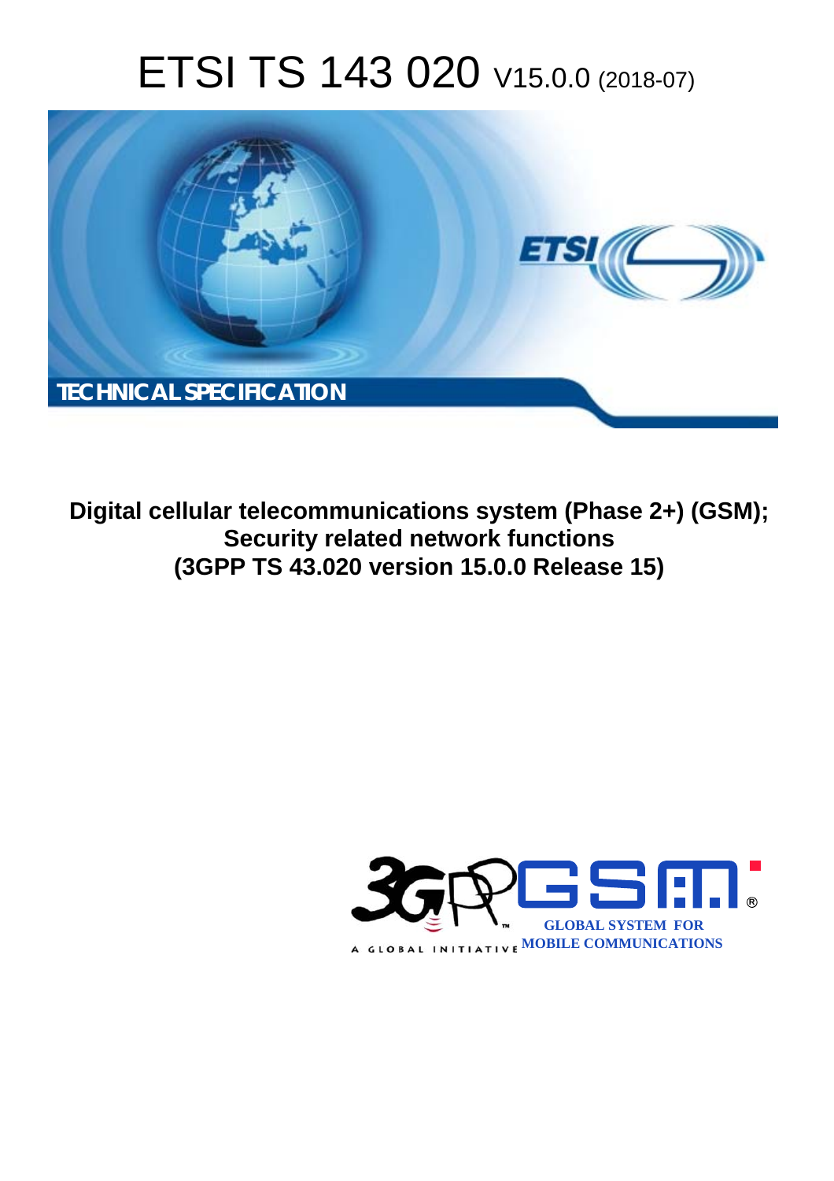# ETSI TS 143 020 V15.0.0 (2018-07)

TECHNICAL SPECIFICATION

**Digital cellular telecommunications system (Phase 2+) (GSM); Security related network functions (3GPP TS 43.020 version 15.0.0 Release 15)**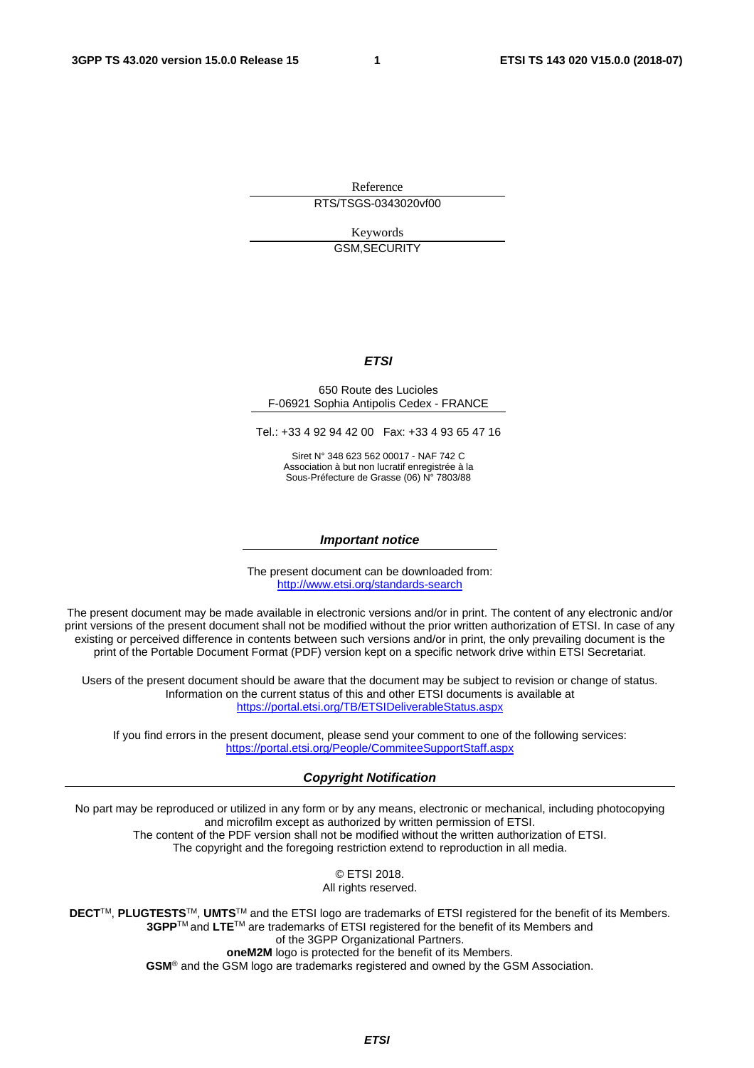Reference

RTS/TSGS-0343020vf00

Keywords

GSM,SECURITY

***ETSI***

650 Route des Lucioles
F-06921 Sophia Antipolis Cedex - FRANCE

Tel.: +33 4 92 94 42 00   Fax: +33 4 93 65 47 16

Siret N° 348 623 562 00017 - NAF 742 C
Association à but non lucratif enregistrée à la
Sous-Préfecture de Grasse (06) N° 7803/88

***Important notice***

The present document can be downloaded from:
http://www.etsi.org/standards-search

The present document may be made available in electronic versions and/or in print. The content of any electronic and/or print versions of the present document shall not be modified without the prior written authorization of ETSI. In case of any existing or perceived difference in contents between such versions and/or in print, the only prevailing document is the print of the Portable Document Format (PDF) version kept on a specific network drive within ETSI Secretariat.

Users of the present document should be aware that the document may be subject to revision or change of status. Information on the current status of this and other ETSI documents is available at
https://portal.etsi.org/TB/ETSIDeliverableStatus.aspx

If you find errors in the present document, please send your comment to one of the following services:
https://portal.etsi.org/People/CommiteeSupportStaff.aspx

***Copyright Notification***

No part may be reproduced or utilized in any form or by any means, electronic or mechanical, including photocopying and microfilm except as authorized by written permission of ETSI.
The content of the PDF version shall not be modified without the written authorization of ETSI.
The copyright and the foregoing restriction extend to reproduction in all media.

© ETSI 2018.
All rights reserved.

**DECT**™, **PLUGTESTS**™, **UMTS**™ and the ETSI logo are trademarks of ETSI registered for the benefit of its Members.
**3GPP**™ and **LTE**™ are trademarks of ETSI registered for the benefit of its Members and of the 3GPP Organizational Partners.
**oneM2M** logo is protected for the benefit of its Members.
**GSM**® and the GSM logo are trademarks registered and owned by the GSM Association.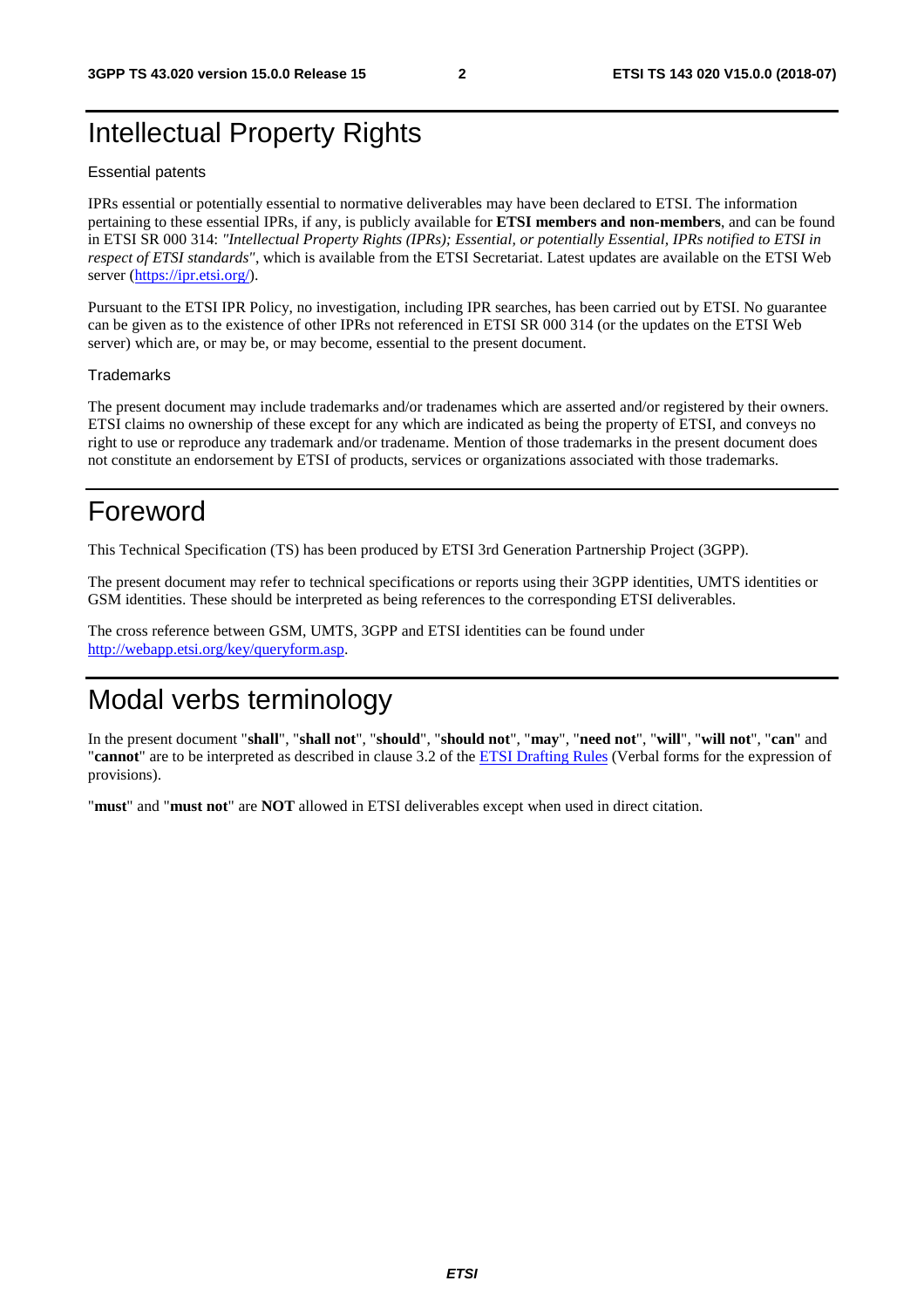# Intellectual Property Rights

Essential patents

IPRs essential or potentially essential to normative deliverables may have been declared to ETSI. The information pertaining to these essential IPRs, if any, is publicly available for **ETSI members and non-members**, and can be found in ETSI SR 000 314: *"Intellectual Property Rights (IPRs); Essential, or potentially Essential, IPRs notified to ETSI in respect of ETSI standards"*, which is available from the ETSI Secretariat. Latest updates are available on the ETSI Web server (https://ipr.etsi.org/).

Pursuant to the ETSI IPR Policy, no investigation, including IPR searches, has been carried out by ETSI. No guarantee can be given as to the existence of other IPRs not referenced in ETSI SR 000 314 (or the updates on the ETSI Web server) which are, or may be, or may become, essential to the present document.

Trademarks

The present document may include trademarks and/or tradenames which are asserted and/or registered by their owners. ETSI claims no ownership of these except for any which are indicated as being the property of ETSI, and conveys no right to use or reproduce any trademark and/or tradename. Mention of those trademarks in the present document does not constitute an endorsement by ETSI of products, services or organizations associated with those trademarks.

# Foreword

This Technical Specification (TS) has been produced by ETSI 3rd Generation Partnership Project (3GPP).

The present document may refer to technical specifications or reports using their 3GPP identities, UMTS identities or GSM identities. These should be interpreted as being references to the corresponding ETSI deliverables.

The cross reference between GSM, UMTS, 3GPP and ETSI identities can be found under http://webapp.etsi.org/key/queryform.asp.

# Modal verbs terminology

In the present document "**shall**", "**shall not**", "**should**", "**should not**", "**may**", "**need not**", "**will**", "**will not**", "**can**" and "**cannot**" are to be interpreted as described in clause 3.2 of the ETSI Drafting Rules (Verbal forms for the expression of provisions).

"**must**" and "**must not**" are **NOT** allowed in ETSI deliverables except when used in direct citation.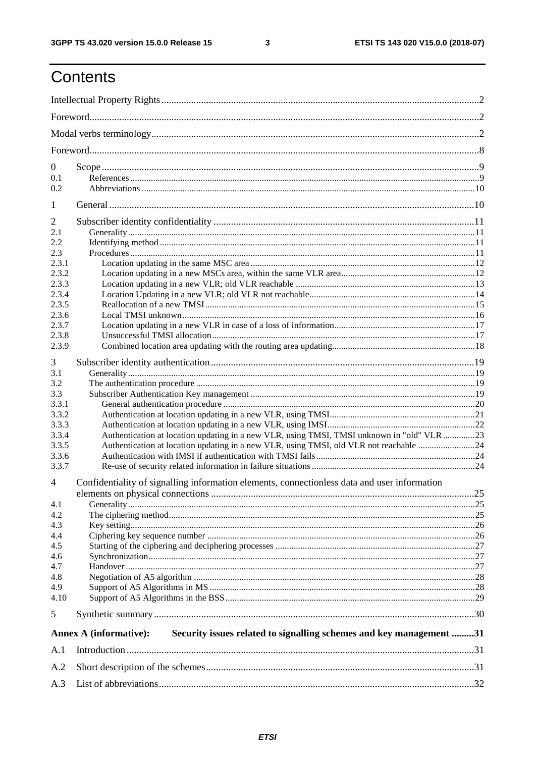# Contents

Intellectual Property Rights ..... 2
Foreword ..... 2
Modal verbs terminology ..... 2
Foreword ..... 8
0 Scope ..... 9
0.1 References ..... 9
0.2 Abbreviations ..... 10
1 General ..... 10
2 Subscriber identity confidentiality ..... 11
2.1 Generality ..... 11
2.2 Identifying method ..... 11
2.3 Procedures ..... 11
2.3.1 Location updating in the same MSC area ..... 12
2.3.2 Location updating in a new MSCs area, within the same VLR area ..... 12
2.3.3 Location updating in a new VLR; old VLR reachable ..... 13
2.3.4 Location Updating in a new VLR; old VLR not reachable ..... 14
2.3.5 Reallocation of a new TMSI ..... 15
2.3.6 Local TMSI unknown ..... 16
2.3.7 Location updating in a new VLR in case of a loss of information ..... 17
2.3.8 Unsuccessful TMSI allocation ..... 17
2.3.9 Combined location area updating with the routing area updating ..... 18
3 Subscriber identity authentication ..... 19
3.1 Generality ..... 19
3.2 The authentication procedure ..... 19
3.3 Subscriber Authentication Key management ..... 19
3.3.1 General authentication procedure ..... 20
3.3.2 Authentication at location updating in a new VLR, using TMSI ..... 21
3.3.3 Authentication at location updating in a new VLR, using IMSI ..... 22
3.3.4 Authentication at location updating in a new VLR, using TMSI, TMSI unknown in "old" VLR ..... 23
3.3.5 Authentication at location updating in a new VLR, using TMSI, old VLR not reachable ..... 24
3.3.6 Authentication with IMSI if authentication with TMSI fails ..... 24
3.3.7 Re-use of security related information in failure situations ..... 24
4 Confidentiality of signalling information elements, connectionless data and user information elements on physical connections ..... 25
4.1 Generality ..... 25
4.2 The ciphering method ..... 25
4.3 Key setting ..... 26
4.4 Ciphering key sequence number ..... 26
4.5 Starting of the ciphering and deciphering processes ..... 27
4.6 Synchronization ..... 27
4.7 Handover ..... 27
4.8 Negotiation of A5 algorithm ..... 28
4.9 Support of A5 Algorithms in MS ..... 28
4.10 Support of A5 Algorithms in the BSS ..... 29
5 Synthetic summary ..... 30
**Annex A (informative): Security issues related to signalling schemes and key management ..... 31**
A.1 Introduction ..... 31
A.2 Short description of the schemes ..... 31
A.3 List of abbreviations ..... 32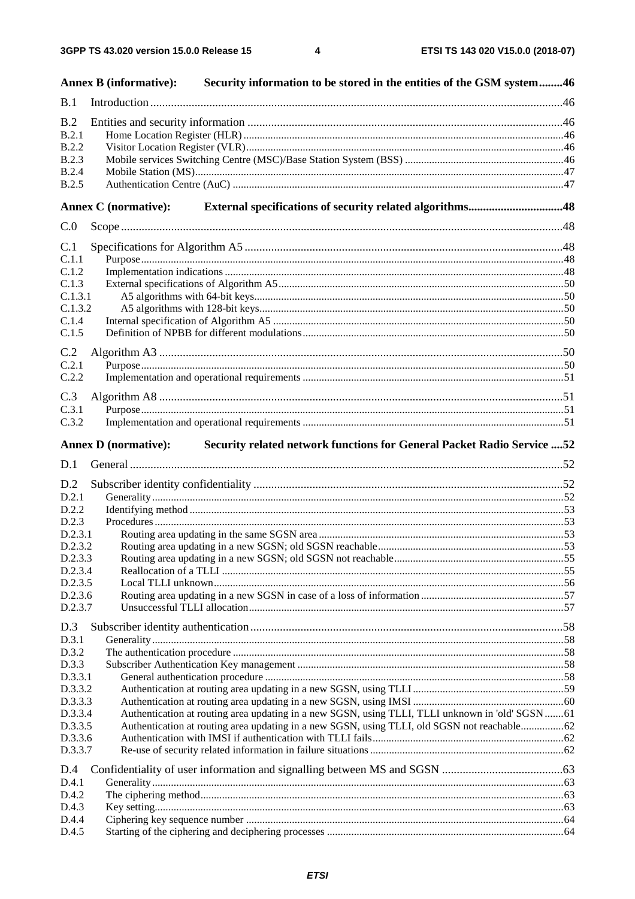**Annex B (informative): Security information to be stored in the entities of the GSM system........46**

B.1 Introduction........46

B.2 Entities and security information........46
B.2.1 Home Location Register (HLR)........46
B.2.2 Visitor Location Register (VLR)........46
B.2.3 Mobile services Switching Centre (MSC)/Base Station System (BSS)........46
B.2.4 Mobile Station (MS)........47
B.2.5 Authentication Centre (AuC)........47

**Annex C (normative): External specifications of security related algorithms........48**

C.0 Scope........48

C.1 Specifications for Algorithm A5........48
C.1.1 Purpose........48
C.1.2 Implementation indications........48
C.1.3 External specifications of Algorithm A5........50
C.1.3.1 A5 algorithms with 64-bit keys........50
C.1.3.2 A5 algorithms with 128-bit keys........50
C.1.4 Internal specification of Algorithm A5........50
C.1.5 Definition of NPBB for different modulations........50

C.2 Algorithm A3........50
C.2.1 Purpose........50
C.2.2 Implementation and operational requirements........51

C.3 Algorithm A8........51
C.3.1 Purpose........51
C.3.2 Implementation and operational requirements........51

**Annex D (normative): Security related network functions for General Packet Radio Service ....52**

D.1 General........52

D.2 Subscriber identity confidentiality........52
D.2.1 Generality........52
D.2.2 Identifying method........53
D.2.3 Procedures........53
D.2.3.1 Routing area updating in the same SGSN area........53
D.2.3.2 Routing area updating in a new SGSN; old SGSN reachable........53
D.2.3.3 Routing area updating in a new SGSN; old SGSN not reachable........55
D.2.3.4 Reallocation of a TLLI........55
D.2.3.5 Local TLLI unknown........56
D.2.3.6 Routing area updating in a new SGSN in case of a loss of information........57
D.2.3.7 Unsuccessful TLLI allocation........57

D.3 Subscriber identity authentication........58
D.3.1 Generality........58
D.3.2 The authentication procedure........58
D.3.3 Subscriber Authentication Key management........58
D.3.3.1 General authentication procedure........58
D.3.3.2 Authentication at routing area updating in a new SGSN, using TLLI........59
D.3.3.3 Authentication at routing area updating in a new SGSN, using IMSI........60
D.3.3.4 Authentication at routing area updating in a new SGSN, using TLLI, TLLI unknown in 'old' SGSN........61
D.3.3.5 Authentication at routing area updating in a new SGSN, using TLLI, old SGSN not reachable........62
D.3.3.6 Authentication with IMSI if authentication with TLLI fails........62
D.3.3.7 Re-use of security related information in failure situations........62

D.4 Confidentiality of user information and signalling between MS and SGSN........63
D.4.1 Generality........63
D.4.2 The ciphering method........63
D.4.3 Key setting........63
D.4.4 Ciphering key sequence number........64
D.4.5 Starting of the ciphering and deciphering processes........64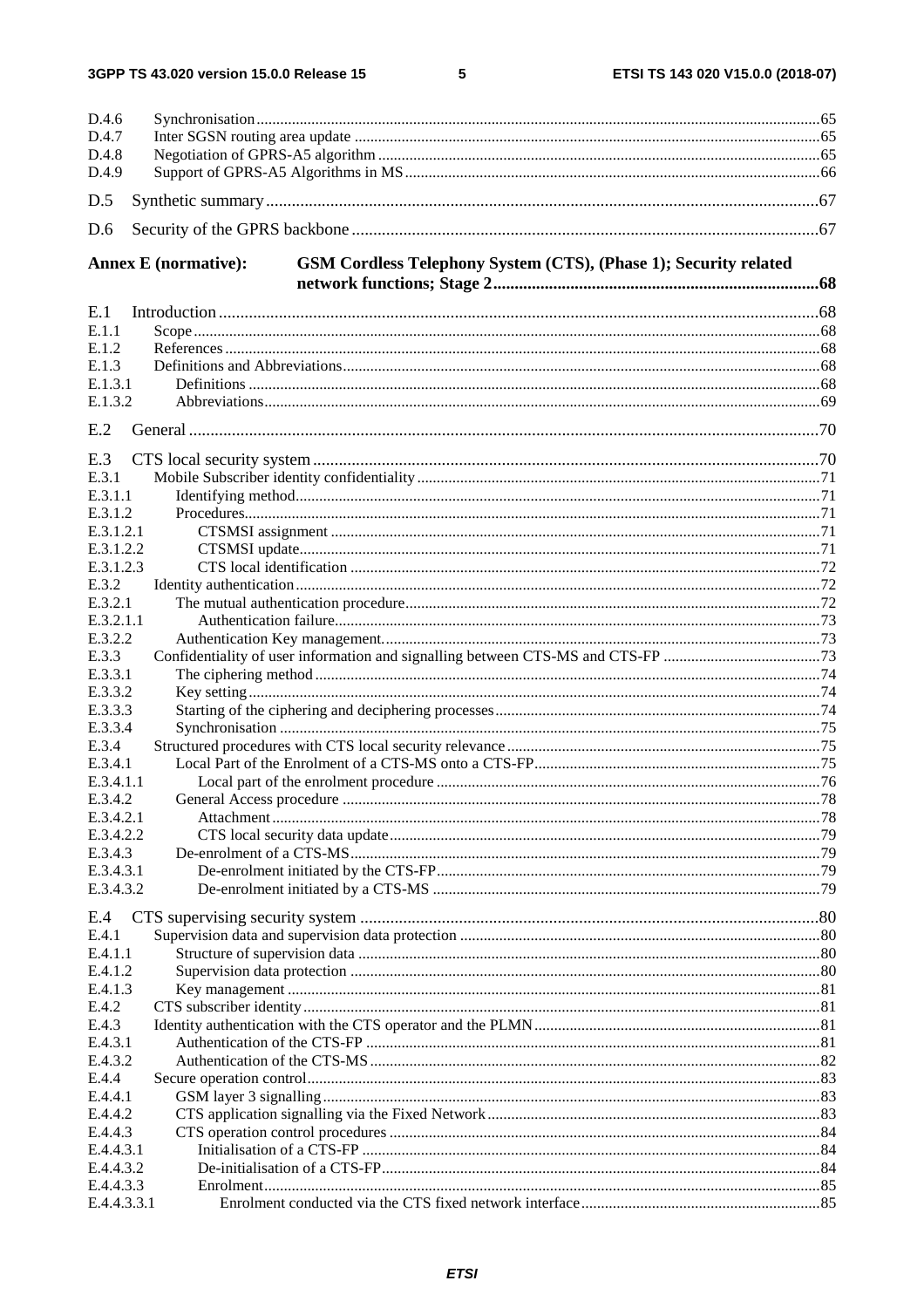D.4.6 Synchronisation ..... 65
D.4.7 Inter SGSN routing area update ..... 65
D.4.8 Negotiation of GPRS-A5 algorithm ..... 65
D.4.9 Support of GPRS-A5 Algorithms in MS ..... 66

D.5 Synthetic summary ..... 67

D.6 Security of the GPRS backbone ..... 67

**Annex E (normative): GSM Cordless Telephony System (CTS), (Phase 1); Security related network functions; Stage 2 ..... 68**

E.1 Introduction ..... 68
E.1.1 Scope ..... 68
E.1.2 References ..... 68
E.1.3 Definitions and Abbreviations ..... 68
E.1.3.1 Definitions ..... 68
E.1.3.2 Abbreviations ..... 69

E.2 General ..... 70

E.3 CTS local security system ..... 70
E.3.1 Mobile Subscriber identity confidentiality ..... 71
E.3.1.1 Identifying method ..... 71
E.3.1.2 Procedures ..... 71
E.3.1.2.1 CTSMSI assignment ..... 71
E.3.1.2.2 CTSMSI update ..... 71
E.3.1.2.3 CTS local identification ..... 72
E.3.2 Identity authentication ..... 72
E.3.2.1 The mutual authentication procedure ..... 72
E.3.2.1.1 Authentication failure ..... 73
E.3.2.2 Authentication Key management ..... 73
E.3.3 Confidentiality of user information and signalling between CTS-MS and CTS-FP ..... 73
E.3.3.1 The ciphering method ..... 74
E.3.3.2 Key setting ..... 74
E.3.3.3 Starting of the ciphering and deciphering processes ..... 74
E.3.3.4 Synchronisation ..... 75
E.3.4 Structured procedures with CTS local security relevance ..... 75
E.3.4.1 Local Part of the Enrolment of a CTS-MS onto a CTS-FP ..... 75
E.3.4.1.1 Local part of the enrolment procedure ..... 76
E.3.4.2 General Access procedure ..... 78
E.3.4.2.1 Attachment ..... 78
E.3.4.2.2 CTS local security data update ..... 79
E.3.4.3 De-enrolment of a CTS-MS ..... 79
E.3.4.3.1 De-enrolment initiated by the CTS-FP ..... 79
E.3.4.3.2 De-enrolment initiated by a CTS-MS ..... 79

E.4 CTS supervising security system ..... 80
E.4.1 Supervision data and supervision data protection ..... 80
E.4.1.1 Structure of supervision data ..... 80
E.4.1.2 Supervision data protection ..... 80
E.4.1.3 Key management ..... 81
E.4.2 CTS subscriber identity ..... 81
E.4.3 Identity authentication with the CTS operator and the PLMN ..... 81
E.4.3.1 Authentication of the CTS-FP ..... 81
E.4.3.2 Authentication of the CTS-MS ..... 82
E.4.4 Secure operation control ..... 83
E.4.4.1 GSM layer 3 signalling ..... 83
E.4.4.2 CTS application signalling via the Fixed Network ..... 83
E.4.4.3 CTS operation control procedures ..... 84
E.4.4.3.1 Initialisation of a CTS-FP ..... 84
E.4.4.3.2 De-initialisation of a CTS-FP ..... 84
E.4.4.3.3 Enrolment ..... 85
E.4.4.3.3.1 Enrolment conducted via the CTS fixed network interface ..... 85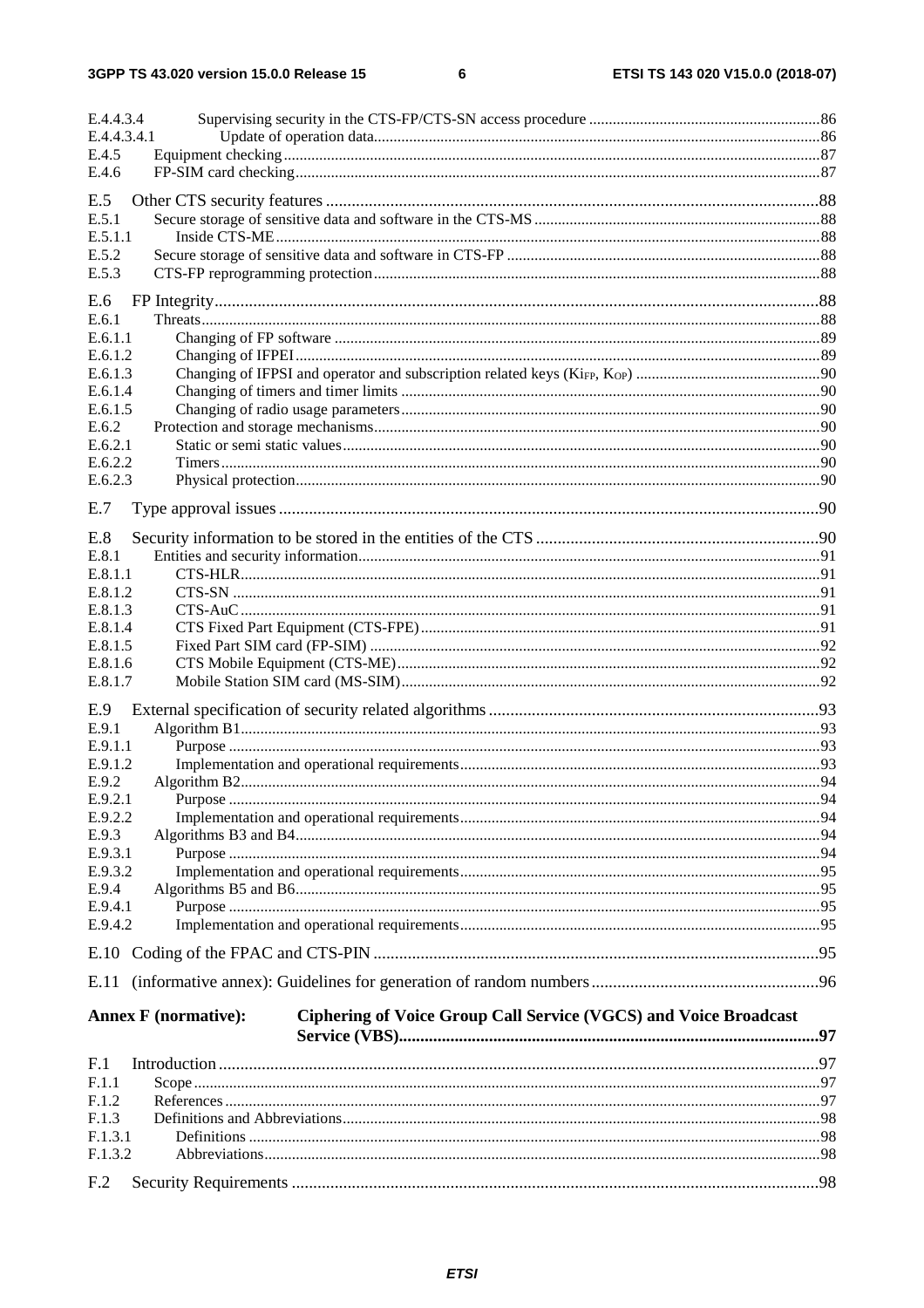E.4.4.3.4 Supervising security in the CTS-FP/CTS-SN access procedure ..........86
E.4.4.3.4.1 Update of operation data..........86
E.4.5 Equipment checking..........87
E.4.6 FP-SIM card checking..........87

E.5 Other CTS security features..........88
E.5.1 Secure storage of sensitive data and software in the CTS-MS..........88
E.5.1.1 Inside CTS-ME..........88
E.5.2 Secure storage of sensitive data and software in CTS-FP..........88
E.5.3 CTS-FP reprogramming protection..........88

E.6 FP Integrity..........88
E.6.1 Threats..........88
E.6.1.1 Changing of FP software..........89
E.6.1.2 Changing of IFPEI..........89
E.6.1.3 Changing of IFPSI and operator and subscription related keys ($Ki_{FP}$, $K_{OP}$)..........90
E.6.1.4 Changing of timers and timer limits..........90
E.6.1.5 Changing of radio usage parameters..........90
E.6.2 Protection and storage mechanisms..........90
E.6.2.1 Static or semi static values..........90
E.6.2.2 Timers..........90
E.6.2.3 Physical protection..........90

E.7 Type approval issues..........90

E.8 Security information to be stored in the entities of the CTS..........90
E.8.1 Entities and security information..........91
E.8.1.1 CTS-HLR..........91
E.8.1.2 CTS-SN..........91
E.8.1.3 CTS-AuC..........91
E.8.1.4 CTS Fixed Part Equipment (CTS-FPE)..........91
E.8.1.5 Fixed Part SIM card (FP-SIM)..........92
E.8.1.6 CTS Mobile Equipment (CTS-ME)..........92
E.8.1.7 Mobile Station SIM card (MS-SIM)..........92

E.9 External specification of security related algorithms..........93
E.9.1 Algorithm B1..........93
E.9.1.1 Purpose..........93
E.9.1.2 Implementation and operational requirements..........93
E.9.2 Algorithm B2..........94
E.9.2.1 Purpose..........94
E.9.2.2 Implementation and operational requirements..........94
E.9.3 Algorithms B3 and B4..........94
E.9.3.1 Purpose..........94
E.9.3.2 Implementation and operational requirements..........95
E.9.4 Algorithms B5 and B6..........95
E.9.4.1 Purpose..........95
E.9.4.2 Implementation and operational requirements..........95

E.10 Coding of the FPAC and CTS-PIN..........95

E.11 (informative annex): Guidelines for generation of random numbers..........96

**Annex F (normative): Ciphering of Voice Group Call Service (VGCS) and Voice Broadcast Service (VBS)..........97**

F.1 Introduction..........97
F.1.1 Scope..........97
F.1.2 References..........97
F.1.3 Definitions and Abbreviations..........98
F.1.3.1 Definitions..........98
F.1.3.2 Abbreviations..........98

F.2 Security Requirements..........98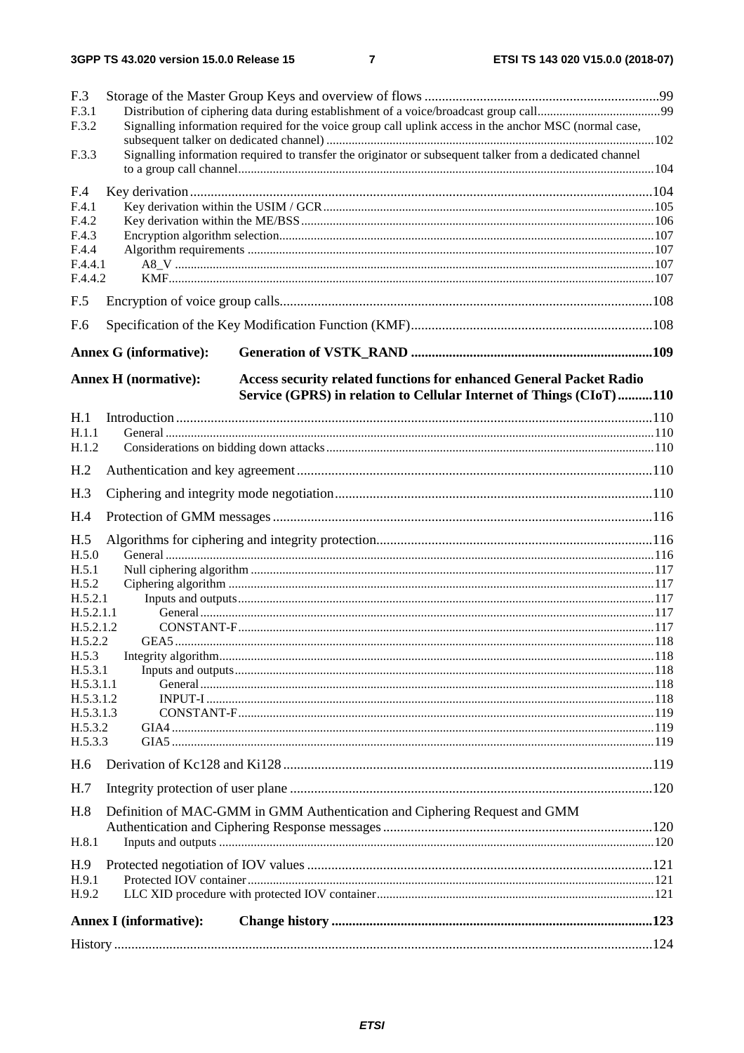F.3 Storage of the Master Group Keys and overview of flows ....................................................................99
F.3.1 Distribution of ciphering data during establishment of a voice/broadcast group call.......................................99
F.3.2 Signalling information required for the voice group call uplink access in the anchor MSC (normal case, subsequent talker on dedicated channel) ....................................................................................................102
F.3.3 Signalling information required to transfer the originator or subsequent talker from a dedicated channel to a group call channel..................................................................................................................................104

F.4 Key derivation ....................................................................................................................................104
F.4.1 Key derivation within the USIM / GCR......................................................................................................105
F.4.2 Key derivation within the ME/BSS.............................................................................................................106
F.4.3 Encryption algorithm selection....................................................................................................................107
F.4.4 Algorithm requirements ...............................................................................................................................107
F.4.4.1 A8_V ......................................................................................................................................................107
F.4.4.2 KMF........................................................................................................................................................107

F.5 Encryption of voice group calls..........................................................................................................108

F.6 Specification of the Key Modification Function (KMF).....................................................................108

**Annex G (informative): Generation of VSTK_RAND .....................................................................109**

**Annex H (normative): Access security related functions for enhanced General Packet Radio Service (GPRS) in relation to Cellular Internet of Things (CIoT)..........110**

H.1 Introduction ........................................................................................................................................110
H.1.1 General .........................................................................................................................................................110
H.1.2 Considerations on bidding down attacks......................................................................................................110

H.2 Authentication and key agreement .....................................................................................................110

H.3 Ciphering and integrity mode negotiation...........................................................................................110

H.4 Protection of GMM messages ............................................................................................................116

H.5 Algorithms for ciphering and integrity protection...............................................................................116
H.5.0 General .........................................................................................................................................................116
H.5.1 Null ciphering algorithm ..............................................................................................................................117
H.5.2 Ciphering algorithm .....................................................................................................................................117
H.5.2.1 Inputs and outputs..................................................................................................................................117
H.5.2.1.1 General .............................................................................................................................................117
H.5.2.1.2 CONSTANT-F .................................................................................................................................117
H.5.2.2 GEA5 ......................................................................................................................................................118
H.5.3 Integrity algorithm........................................................................................................................................118
H.5.3.1 Inputs and outputs..................................................................................................................................118
H.5.3.1.1 General .............................................................................................................................................118
H.5.3.1.2 INPUT-I ...........................................................................................................................................118
H.5.3.1.3 CONSTANT-F .................................................................................................................................119
H.5.3.2 GIA4 .......................................................................................................................................................119
H.5.3.3 GIA5 .......................................................................................................................................................119

H.6 Derivation of Kc128 and Ki128 .........................................................................................................119

H.7 Integrity protection of user plane .......................................................................................................120

H.8 Definition of MAC-GMM in GMM Authentication and Ciphering Request and GMM Authentication and Ciphering Response messages .............................................................................120
H.8.1 Inputs and outputs ........................................................................................................................................120

H.9 Protected negotiation of IOV values ..................................................................................................121
H.9.1 Protected IOV container...............................................................................................................................121
H.9.2 LLC XID procedure with protected IOV container......................................................................................121

**Annex I (informative): Change history ...........................................................................................123**

History ........................................................................................................................................................124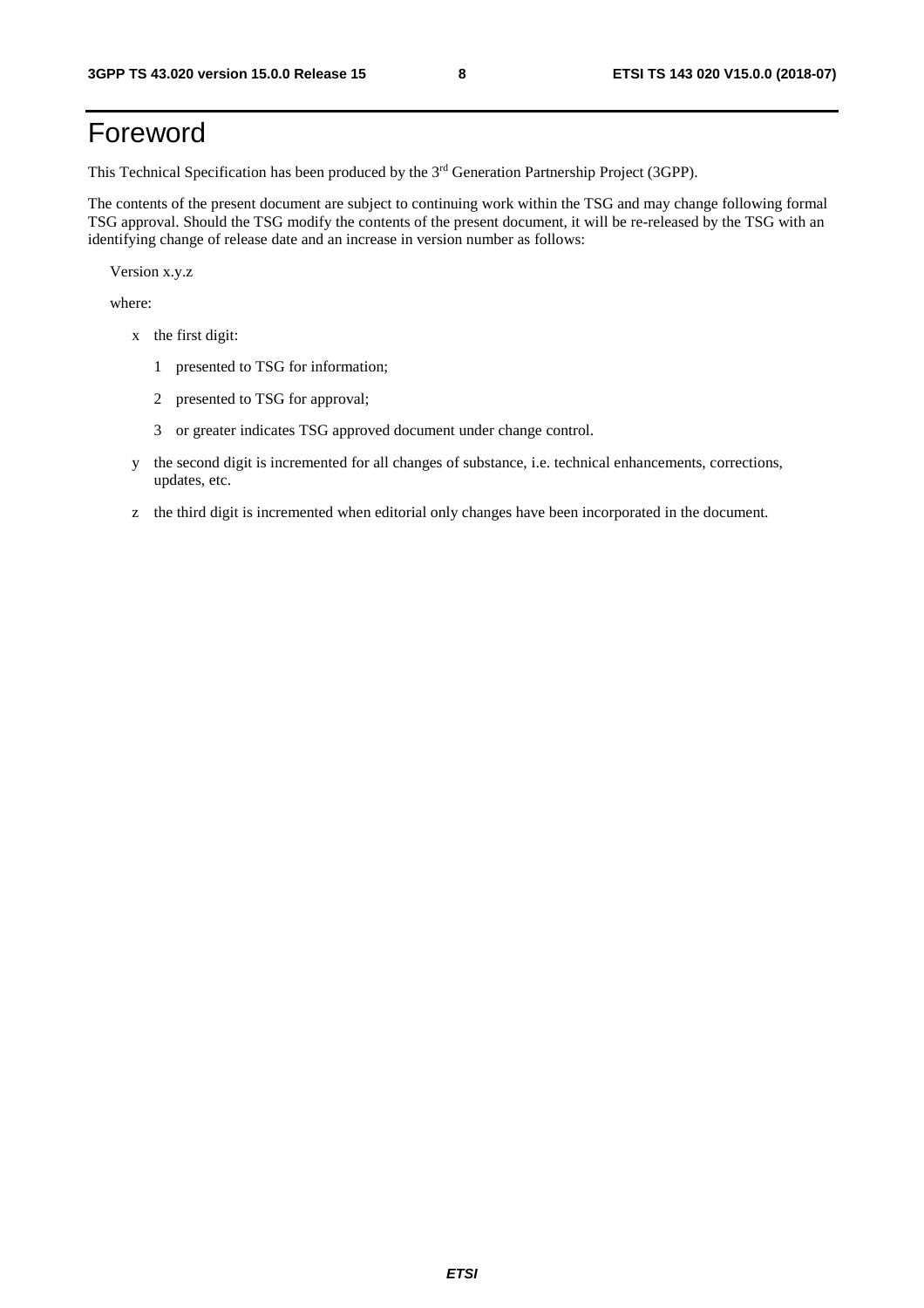# Foreword

This Technical Specification has been produced by the 3rd Generation Partnership Project (3GPP).

The contents of the present document are subject to continuing work within the TSG and may change following formal TSG approval. Should the TSG modify the contents of the present document, it will be re-released by the TSG with an identifying change of release date and an increase in version number as follows:

Version x.y.z

where:

- x the first digit:
  - 1 presented to TSG for information;
  - 2 presented to TSG for approval;
  - 3 or greater indicates TSG approved document under change control.
- y the second digit is incremented for all changes of substance, i.e. technical enhancements, corrections, updates, etc.
- z the third digit is incremented when editorial only changes have been incorporated in the document.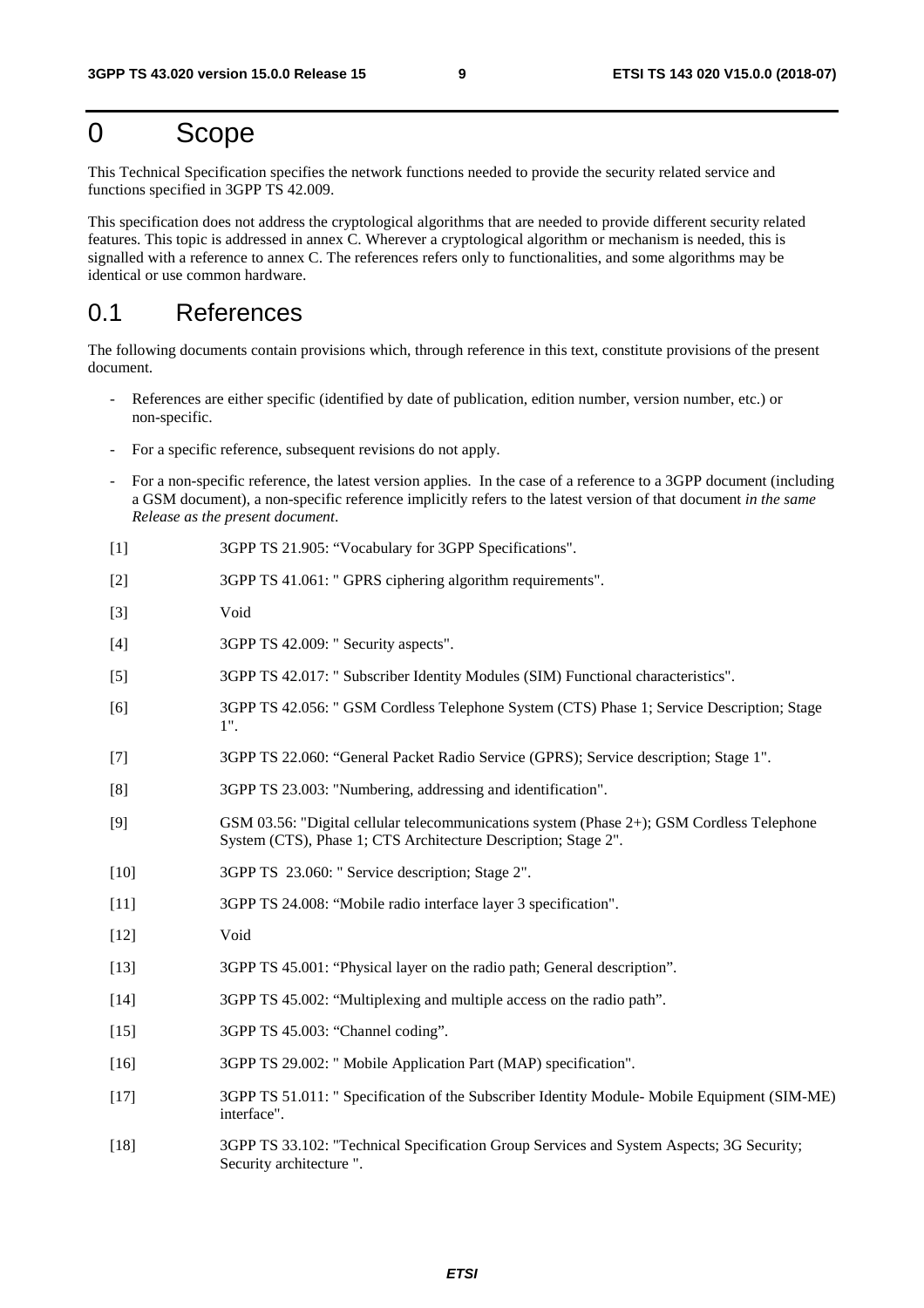# 0 Scope

This Technical Specification specifies the network functions needed to provide the security related service and functions specified in 3GPP TS 42.009.

This specification does not address the cryptological algorithms that are needed to provide different security related features. This topic is addressed in annex C. Wherever a cryptological algorithm or mechanism is needed, this is signalled with a reference to annex C. The references refers only to functionalities, and some algorithms may be identical or use common hardware.

## 0.1 References

The following documents contain provisions which, through reference in this text, constitute provisions of the present document.

- References are either specific (identified by date of publication, edition number, version number, etc.) or non-specific.
- For a specific reference, subsequent revisions do not apply.
- For a non-specific reference, the latest version applies. In the case of a reference to a 3GPP document (including a GSM document), a non-specific reference implicitly refers to the latest version of that document *in the same Release as the present document*.

[1] 3GPP TS 21.905: "Vocabulary for 3GPP Specifications".

[2] 3GPP TS 41.061: " GPRS ciphering algorithm requirements".

[3] Void

[4] 3GPP TS 42.009: " Security aspects".

[5] 3GPP TS 42.017: " Subscriber Identity Modules (SIM) Functional characteristics".

[6] 3GPP TS 42.056: " GSM Cordless Telephone System (CTS) Phase 1; Service Description; Stage 1".

[7] 3GPP TS 22.060: "General Packet Radio Service (GPRS); Service description; Stage 1".

[8] 3GPP TS 23.003: "Numbering, addressing and identification".

[9] GSM 03.56: "Digital cellular telecommunications system (Phase 2+); GSM Cordless Telephone System (CTS), Phase 1; CTS Architecture Description; Stage 2".

[10] 3GPP TS 23.060: " Service description; Stage 2".

[11] 3GPP TS 24.008: "Mobile radio interface layer 3 specification".

[12] Void

[13] 3GPP TS 45.001: "Physical layer on the radio path; General description".

[14] 3GPP TS 45.002: "Multiplexing and multiple access on the radio path".

[15] 3GPP TS 45.003: "Channel coding".

[16] 3GPP TS 29.002: " Mobile Application Part (MAP) specification".

[17] 3GPP TS 51.011: " Specification of the Subscriber Identity Module- Mobile Equipment (SIM-ME) interface".

[18] 3GPP TS 33.102: "Technical Specification Group Services and System Aspects; 3G Security; Security architecture ".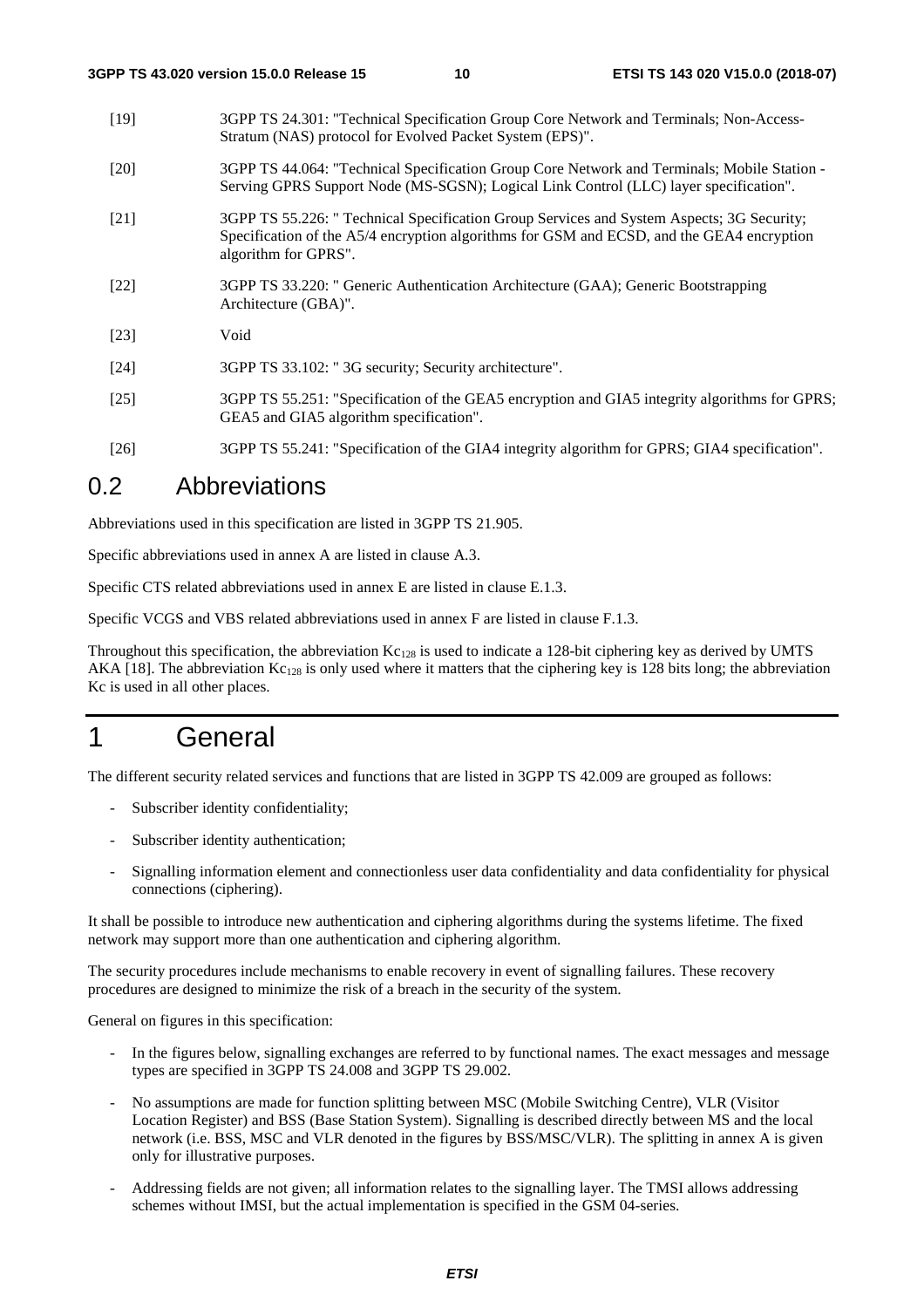[19] 3GPP TS 24.301: "Technical Specification Group Core Network and Terminals; Non-Access-Stratum (NAS) protocol for Evolved Packet System (EPS)".

[20] 3GPP TS 44.064: "Technical Specification Group Core Network and Terminals; Mobile Station - Serving GPRS Support Node (MS-SGSN); Logical Link Control (LLC) layer specification".

[21] 3GPP TS 55.226: " Technical Specification Group Services and System Aspects; 3G Security; Specification of the A5/4 encryption algorithms for GSM and ECSD, and the GEA4 encryption algorithm for GPRS".

[22] 3GPP TS 33.220: " Generic Authentication Architecture (GAA); Generic Bootstrapping Architecture (GBA)".

[23] Void

[24] 3GPP TS 33.102: " 3G security; Security architecture".

[25] 3GPP TS 55.251: "Specification of the GEA5 encryption and GIA5 integrity algorithms for GPRS; GEA5 and GIA5 algorithm specification".

[26] 3GPP TS 55.241: "Specification of the GIA4 integrity algorithm for GPRS; GIA4 specification".

## 0.2 Abbreviations

Abbreviations used in this specification are listed in 3GPP TS 21.905.

Specific abbreviations used in annex A are listed in clause A.3.

Specific CTS related abbreviations used in annex E are listed in clause E.1.3.

Specific VCGS and VBS related abbreviations used in annex F are listed in clause F.1.3.

Throughout this specification, the abbreviation $Kc_{128}$ is used to indicate a 128-bit ciphering key as derived by UMTS AKA [18]. The abbreviation $Kc_{128}$ is only used where it matters that the ciphering key is 128 bits long; the abbreviation Kc is used in all other places.

# 1 General

The different security related services and functions that are listed in 3GPP TS 42.009 are grouped as follows:

- Subscriber identity confidentiality;
- Subscriber identity authentication;
- Signalling information element and connectionless user data confidentiality and data confidentiality for physical connections (ciphering).

It shall be possible to introduce new authentication and ciphering algorithms during the systems lifetime. The fixed network may support more than one authentication and ciphering algorithm.

The security procedures include mechanisms to enable recovery in event of signalling failures. These recovery procedures are designed to minimize the risk of a breach in the security of the system.

General on figures in this specification:

- In the figures below, signalling exchanges are referred to by functional names. The exact messages and message types are specified in 3GPP TS 24.008 and 3GPP TS 29.002.
- No assumptions are made for function splitting between MSC (Mobile Switching Centre), VLR (Visitor Location Register) and BSS (Base Station System). Signalling is described directly between MS and the local network (i.e. BSS, MSC and VLR denoted in the figures by BSS/MSC/VLR). The splitting in annex A is given only for illustrative purposes.
- Addressing fields are not given; all information relates to the signalling layer. The TMSI allows addressing schemes without IMSI, but the actual implementation is specified in the GSM 04-series.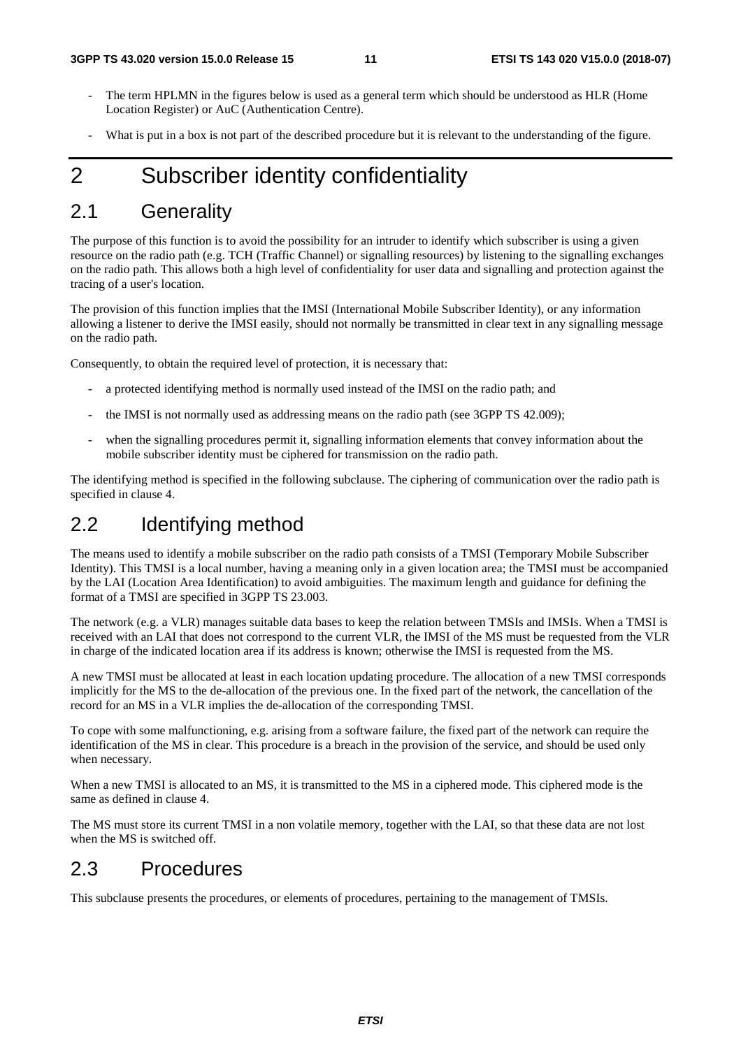- The term HPLMN in the figures below is used as a general term which should be understood as HLR (Home Location Register) or AuC (Authentication Centre).
- What is put in a box is not part of the described procedure but it is relevant to the understanding of the figure.

# 2 Subscriber identity confidentiality

## 2.1 Generality

The purpose of this function is to avoid the possibility for an intruder to identify which subscriber is using a given resource on the radio path (e.g. TCH (Traffic Channel) or signalling resources) by listening to the signalling exchanges on the radio path. This allows both a high level of confidentiality for user data and signalling and protection against the tracing of a user's location.

The provision of this function implies that the IMSI (International Mobile Subscriber Identity), or any information allowing a listener to derive the IMSI easily, should not normally be transmitted in clear text in any signalling message on the radio path.

Consequently, to obtain the required level of protection, it is necessary that:

- a protected identifying method is normally used instead of the IMSI on the radio path; and
- the IMSI is not normally used as addressing means on the radio path (see 3GPP TS 42.009);
- when the signalling procedures permit it, signalling information elements that convey information about the mobile subscriber identity must be ciphered for transmission on the radio path.

The identifying method is specified in the following subclause. The ciphering of communication over the radio path is specified in clause 4.

## 2.2 Identifying method

The means used to identify a mobile subscriber on the radio path consists of a TMSI (Temporary Mobile Subscriber Identity). This TMSI is a local number, having a meaning only in a given location area; the TMSI must be accompanied by the LAI (Location Area Identification) to avoid ambiguities. The maximum length and guidance for defining the format of a TMSI are specified in 3GPP TS 23.003.

The network (e.g. a VLR) manages suitable data bases to keep the relation between TMSIs and IMSIs. When a TMSI is received with an LAI that does not correspond to the current VLR, the IMSI of the MS must be requested from the VLR in charge of the indicated location area if its address is known; otherwise the IMSI is requested from the MS.

A new TMSI must be allocated at least in each location updating procedure. The allocation of a new TMSI corresponds implicitly for the MS to the de-allocation of the previous one. In the fixed part of the network, the cancellation of the record for an MS in a VLR implies the de-allocation of the corresponding TMSI.

To cope with some malfunctioning, e.g. arising from a software failure, the fixed part of the network can require the identification of the MS in clear. This procedure is a breach in the provision of the service, and should be used only when necessary.

When a new TMSI is allocated to an MS, it is transmitted to the MS in a ciphered mode. This ciphered mode is the same as defined in clause 4.

The MS must store its current TMSI in a non volatile memory, together with the LAI, so that these data are not lost when the MS is switched off.

## 2.3 Procedures

This subclause presents the procedures, or elements of procedures, pertaining to the management of TMSIs.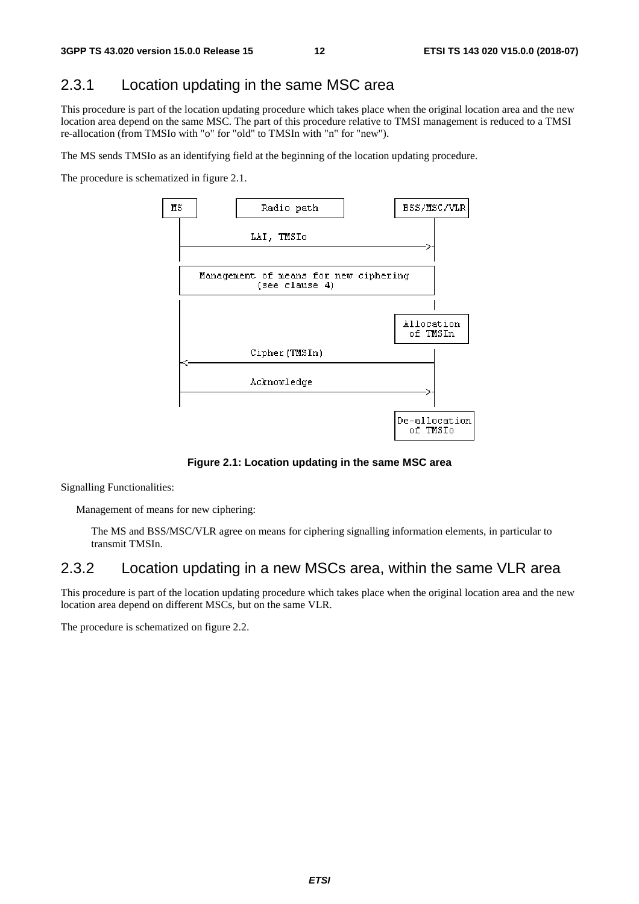## 2.3.1 Location updating in the same MSC area

This procedure is part of the location updating procedure which takes place when the original location area and the new location area depend on the same MSC. The part of this procedure relative to TMSI management is reduced to a TMSI re-allocation (from TMSIo with "o" for "old" to TMSIn with "n" for "new").

The MS sends TMSIo as an identifying field at the beginning of the location updating procedure.

The procedure is schematized in figure 2.1.

MS

Radio path

BSS/MSC/VLR

LAI, TMSIo

Management of means for new ciphering (see clause 4)

Allocation of TMSIn

Cipher(TMSIn)

Acknowledge

De-allocation of TMSIo

**Figure 2.1: Location updating in the same MSC area**

Signalling Functionalities:

Management of means for new ciphering:

The MS and BSS/MSC/VLR agree on means for ciphering signalling information elements, in particular to transmit TMSIn.

## 2.3.2 Location updating in a new MSCs area, within the same VLR area

This procedure is part of the location updating procedure which takes place when the original location area and the new location area depend on different MSCs, but on the same VLR.

The procedure is schematized on figure 2.2.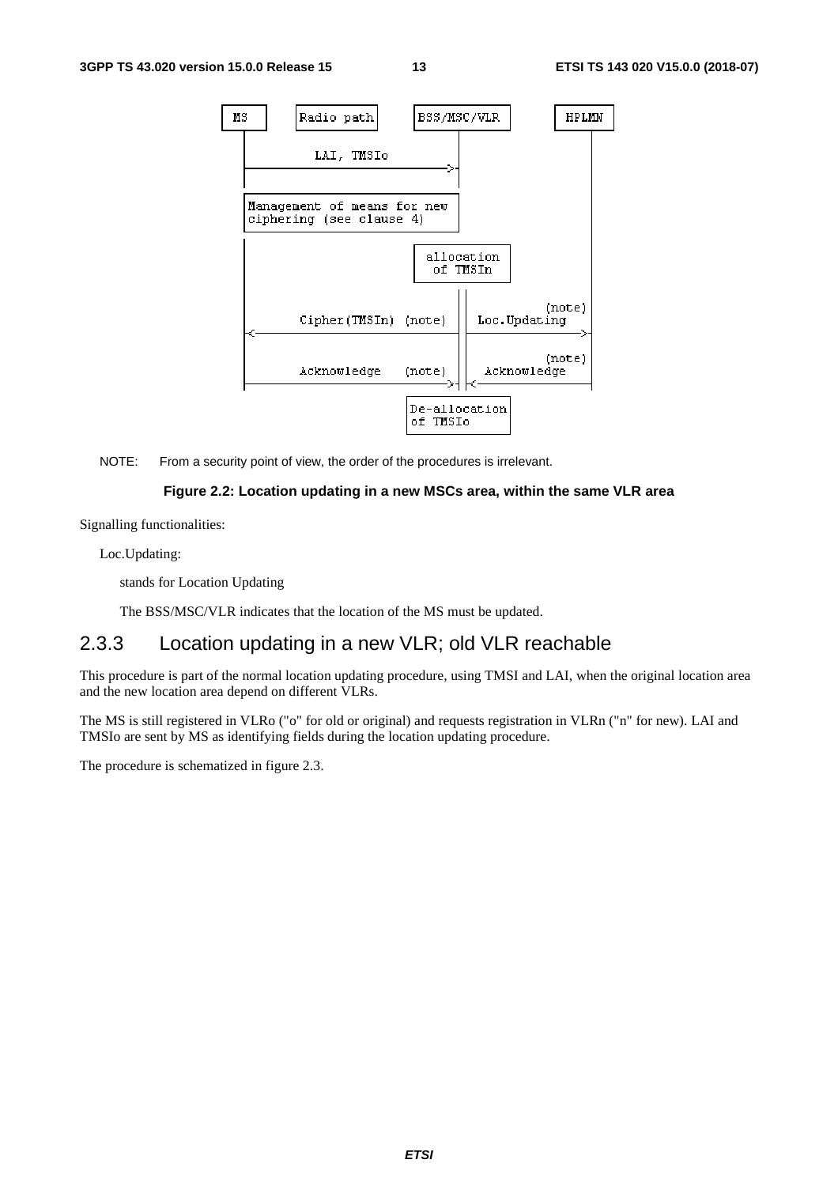MS | Radio path | BSS/MSC/VLR | HPLMN

LAI, TMSIo

Management of means for new ciphering (see clause 4)

allocation of TMSIn

Cipher(TMSIn) (note)

(note) Loc.Updating

Acknowledge (note)

(note) Acknowledge

De-allocation of TMSIo

NOTE: From a security point of view, the order of the procedures is irrelevant.

**Figure 2.2: Location updating in a new MSCs area, within the same VLR area**

Signalling functionalities:

Loc.Updating:

stands for Location Updating

The BSS/MSC/VLR indicates that the location of the MS must be updated.

## 2.3.3 Location updating in a new VLR; old VLR reachable

This procedure is part of the normal location updating procedure, using TMSI and LAI, when the original location area and the new location area depend on different VLRs.

The MS is still registered in VLRo ("o" for old or original) and requests registration in VLRn ("n" for new). LAI and TMSIo are sent by MS as identifying fields during the location updating procedure.

The procedure is schematized in figure 2.3.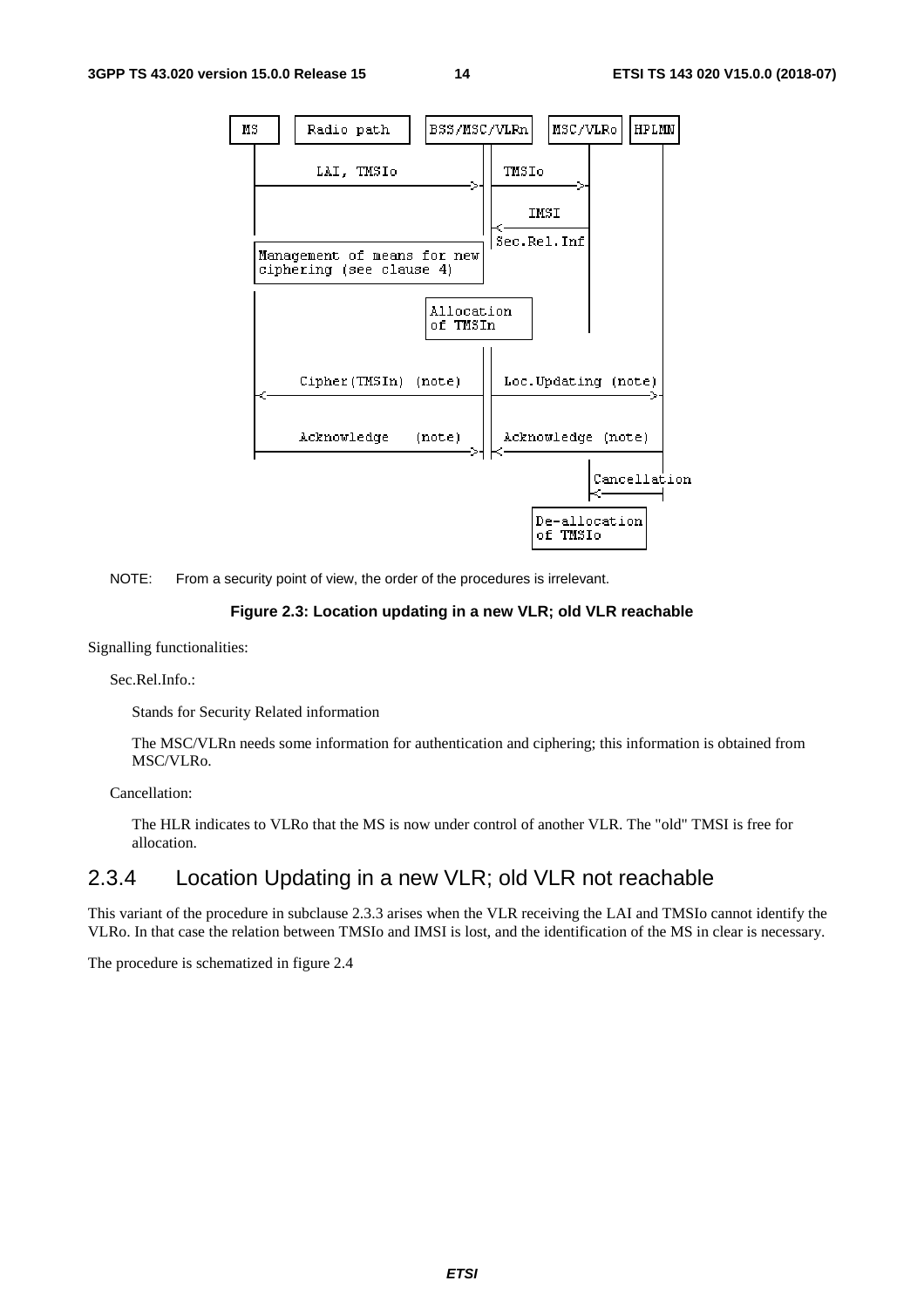MS | Radio path | BSS/MSC/VLRn | MSC/VLRo | HPLMN

LAI, TMSIo

TMSIo

IMSI

Sec.Rel.Inf

Management of means for new ciphering (see clause 4)

Allocation of TMSIn

Cipher(TMSIn) (note)

Loc.Updating (note)

Acknowledge (note)

Acknowledge (note)

Cancellation

De-allocation of TMSIo

NOTE: From a security point of view, the order of the procedures is irrelevant.

**Figure 2.3: Location updating in a new VLR; old VLR reachable**

Signalling functionalities:

Sec.Rel.Info.:

Stands for Security Related information

The MSC/VLRn needs some information for authentication and ciphering; this information is obtained from MSC/VLRo.

Cancellation:

The HLR indicates to VLRo that the MS is now under control of another VLR. The "old" TMSI is free for allocation.

## 2.3.4 Location Updating in a new VLR; old VLR not reachable

This variant of the procedure in subclause 2.3.3 arises when the VLR receiving the LAI and TMSIo cannot identify the VLRo. In that case the relation between TMSIo and IMSI is lost, and the identification of the MS in clear is necessary.

The procedure is schematized in figure 2.4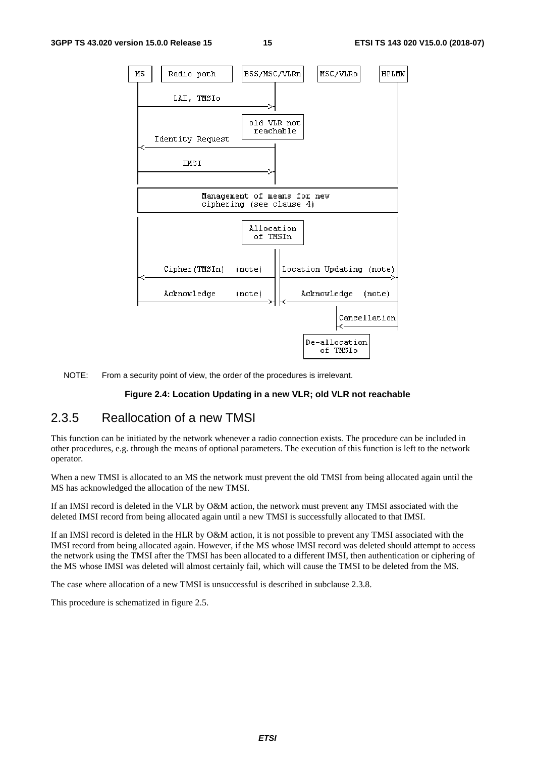MS | Radio path | BSS/MSC/VLRn | MSC/VLRo | HPLMN

LAI, TMSIo

old VLR not reachable

Identity Request

IMSI

Management of means for new ciphering (see clause 4)

Allocation of TMSIn

Cipher(TMSIn) (note)

Location Updating (note)

Acknowledge (note)

Acknowledge (note)

Cancellation

De-allocation of TMSIo

NOTE: From a security point of view, the order of the procedures is irrelevant.

**Figure 2.4: Location Updating in a new VLR; old VLR not reachable**

## 2.3.5 Reallocation of a new TMSI

This function can be initiated by the network whenever a radio connection exists. The procedure can be included in other procedures, e.g. through the means of optional parameters. The execution of this function is left to the network operator.

When a new TMSI is allocated to an MS the network must prevent the old TMSI from being allocated again until the MS has acknowledged the allocation of the new TMSI.

If an IMSI record is deleted in the VLR by O&M action, the network must prevent any TMSI associated with the deleted IMSI record from being allocated again until a new TMSI is successfully allocated to that IMSI.

If an IMSI record is deleted in the HLR by O&M action, it is not possible to prevent any TMSI associated with the IMSI record from being allocated again. However, if the MS whose IMSI record was deleted should attempt to access the network using the TMSI after the TMSI has been allocated to a different IMSI, then authentication or ciphering of the MS whose IMSI was deleted will almost certainly fail, which will cause the TMSI to be deleted from the MS.

The case where allocation of a new TMSI is unsuccessful is described in subclause 2.3.8.

This procedure is schematized in figure 2.5.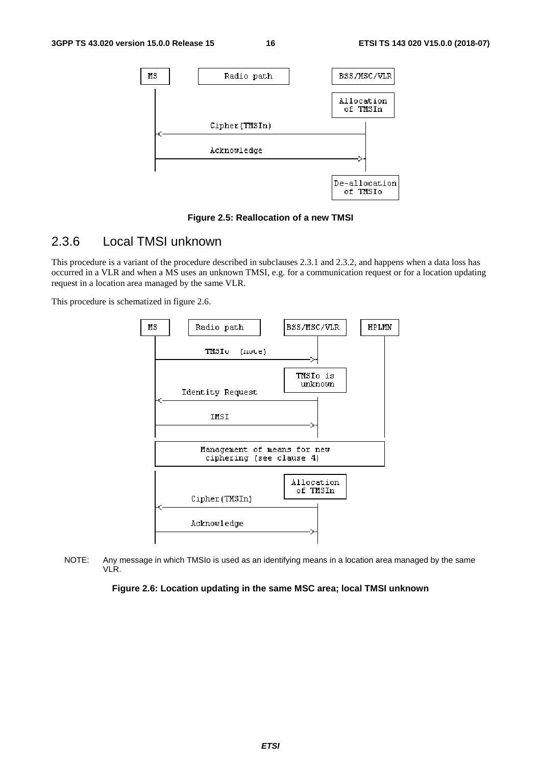MS | Radio path | BSS/MSC/VLR

Allocation of TMSIn

Cipher(TMSIn)

Acknowledge

De-allocation of TMSIo

**Figure 2.5: Reallocation of a new TMSI**

## 2.3.6 Local TMSI unknown

This procedure is a variant of the procedure described in subclauses 2.3.1 and 2.3.2, and happens when a data loss has occurred in a VLR and when a MS uses an unknown TMSI, e.g. for a communication request or for a location updating request in a location area managed by the same VLR.

This procedure is schematized in figure 2.6.

MS | Radio path | BSS/MSC/VLR | HPLMN

TMSIo (note)

TMSIo is unknown

Identity Request

IMSI

Management of means for new ciphering (see clause 4)

Allocation of TMSIn

Cipher(TMSIn)

Acknowledge

NOTE: Any message in which TMSIo is used as an identifying means in a location area managed by the same VLR.

**Figure 2.6: Location updating in the same MSC area; local TMSI unknown**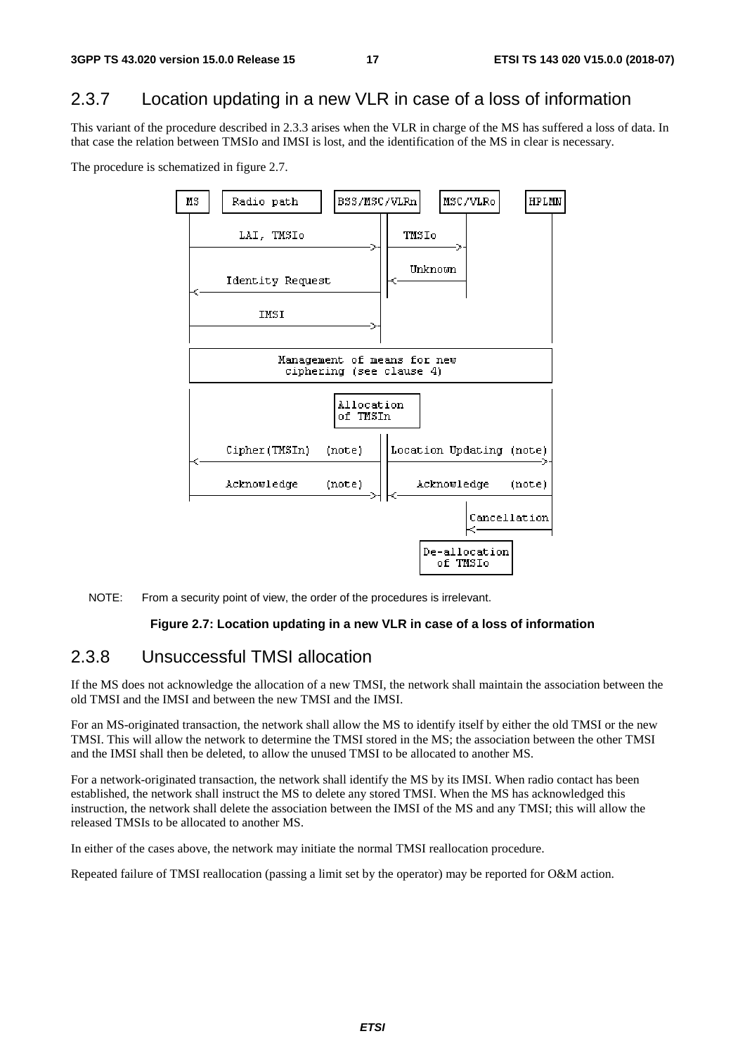## 2.3.7 Location updating in a new VLR in case of a loss of information

This variant of the procedure described in 2.3.3 arises when the VLR in charge of the MS has suffered a loss of data. In that case the relation between TMSIo and IMSI is lost, and the identification of the MS in clear is necessary.

The procedure is schematized in figure 2.7.

MS
Radio path
BSS/MSC/VLRn
MSC/VLRo
HPLMN
LAI, TMSIo
TMSIo
Unknown
Identity Request
IMSI
Management of means for new ciphering (see clause 4)
Allocation of TMSIn
Cipher(TMSIn) (note)
Location Updating (note)
Acknowledge (note)
Acknowledge (note)
Cancellation
De-allocation of TMSIo

NOTE: From a security point of view, the order of the procedures is irrelevant.

**Figure 2.7: Location updating in a new VLR in case of a loss of information**

## 2.3.8 Unsuccessful TMSI allocation

If the MS does not acknowledge the allocation of a new TMSI, the network shall maintain the association between the old TMSI and the IMSI and between the new TMSI and the IMSI.

For an MS-originated transaction, the network shall allow the MS to identify itself by either the old TMSI or the new TMSI. This will allow the network to determine the TMSI stored in the MS; the association between the other TMSI and the IMSI shall then be deleted, to allow the unused TMSI to be allocated to another MS.

For a network-originated transaction, the network shall identify the MS by its IMSI. When radio contact has been established, the network shall instruct the MS to delete any stored TMSI. When the MS has acknowledged this instruction, the network shall delete the association between the IMSI of the MS and any TMSI; this will allow the released TMSIs to be allocated to another MS.

In either of the cases above, the network may initiate the normal TMSI reallocation procedure.

Repeated failure of TMSI reallocation (passing a limit set by the operator) may be reported for O&M action.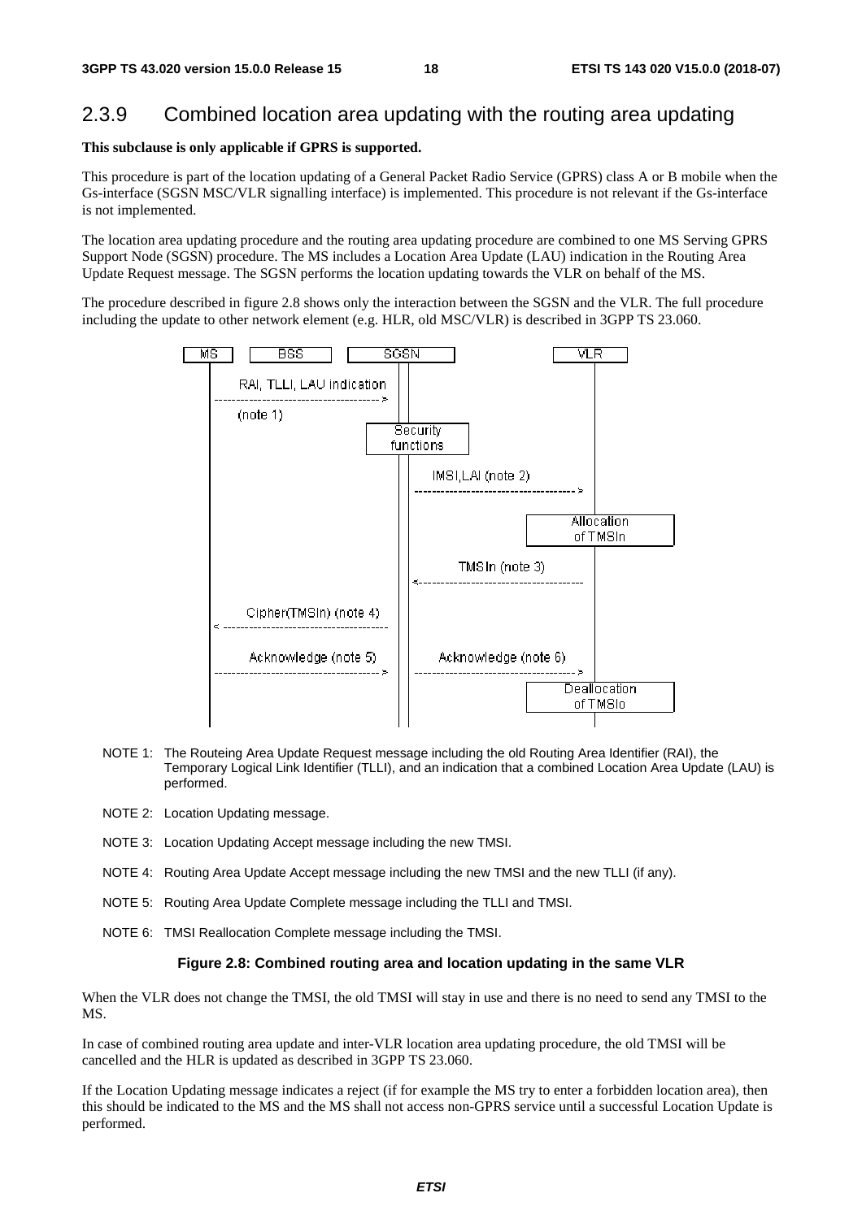## 2.3.9 Combined location area updating with the routing area updating

**This subclause is only applicable if GPRS is supported.**

This procedure is part of the location updating of a General Packet Radio Service (GPRS) class A or B mobile when the Gs-interface (SGSN MSC/VLR signalling interface) is implemented. This procedure is not relevant if the Gs-interface is not implemented.

The location area updating procedure and the routing area updating procedure are combined to one MS Serving GPRS Support Node (SGSN) procedure. The MS includes a Location Area Update (LAU) indication in the Routing Area Update Request message. The SGSN performs the location updating towards the VLR on behalf of the MS.

The procedure described in figure 2.8 shows only the interaction between the SGSN and the VLR. The full procedure including the update to other network element (e.g. HLR, old MSC/VLR) is described in 3GPP TS 23.060.

MS
BSS
SGSN
VLR
RAI, TLLI, LAU indication
(note 1)
Security functions
IMSI,LAI (note 2)
Allocation of TMSIn
TMSIn (note 3)
Cipher(TMSIn) (note 4)
Acknowledge (note 5)
Acknowledge (note 6)
Deallocation of TMSIo

NOTE 1: The Routeing Area Update Request message including the old Routing Area Identifier (RAI), the Temporary Logical Link Identifier (TLLI), and an indication that a combined Location Area Update (LAU) is performed.

NOTE 2: Location Updating message.

NOTE 3: Location Updating Accept message including the new TMSI.

NOTE 4: Routing Area Update Accept message including the new TMSI and the new TLLI (if any).

NOTE 5: Routing Area Update Complete message including the TLLI and TMSI.

NOTE 6: TMSI Reallocation Complete message including the TMSI.

**Figure 2.8: Combined routing area and location updating in the same VLR**

When the VLR does not change the TMSI, the old TMSI will stay in use and there is no need to send any TMSI to the MS.

In case of combined routing area update and inter-VLR location area updating procedure, the old TMSI will be cancelled and the HLR is updated as described in 3GPP TS 23.060.

If the Location Updating message indicates a reject (if for example the MS try to enter a forbidden location area), then this should be indicated to the MS and the MS shall not access non-GPRS service until a successful Location Update is performed.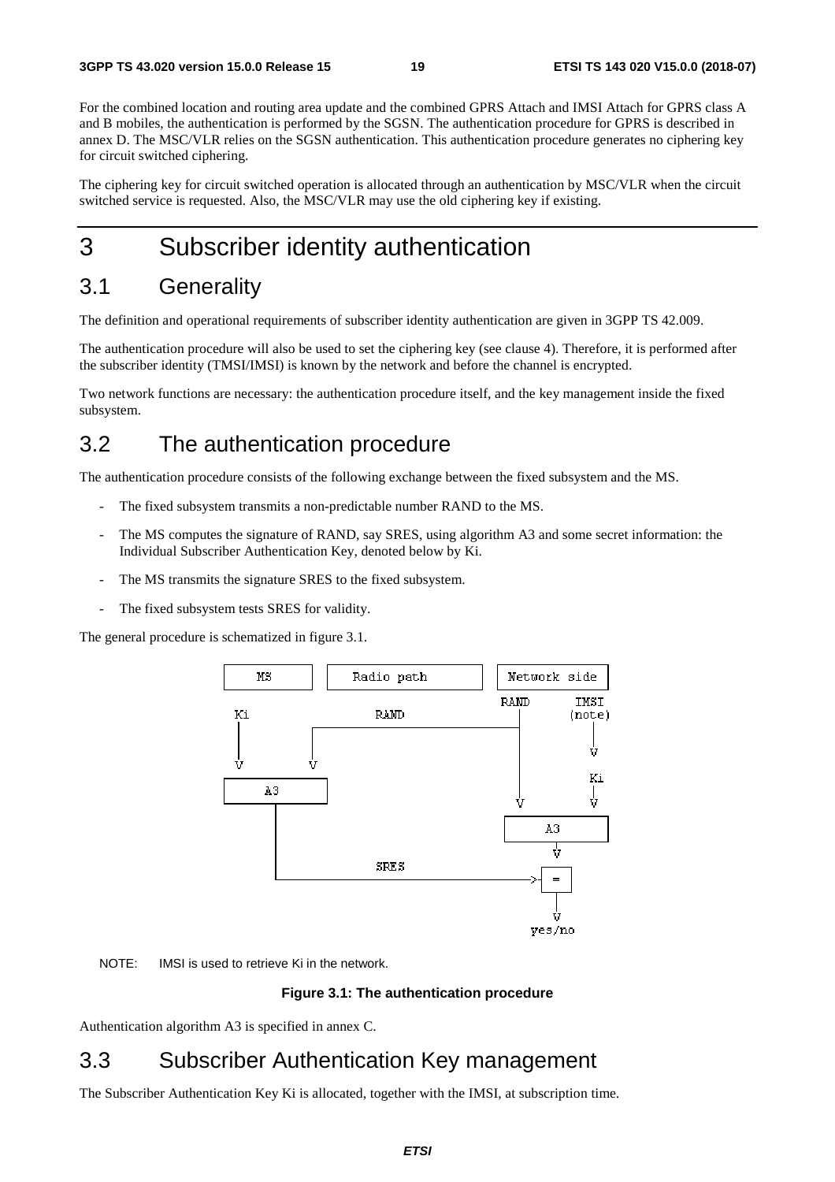For the combined location and routing area update and the combined GPRS Attach and IMSI Attach for GPRS class A and B mobiles, the authentication is performed by the SGSN. The authentication procedure for GPRS is described in annex D. The MSC/VLR relies on the SGSN authentication. This authentication procedure generates no ciphering key for circuit switched ciphering.

The ciphering key for circuit switched operation is allocated through an authentication by MSC/VLR when the circuit switched service is requested. Also, the MSC/VLR may use the old ciphering key if existing.

# 3 Subscriber identity authentication

## 3.1 Generality

The definition and operational requirements of subscriber identity authentication are given in 3GPP TS 42.009.

The authentication procedure will also be used to set the ciphering key (see clause 4). Therefore, it is performed after the subscriber identity (TMSI/IMSI) is known by the network and before the channel is encrypted.

Two network functions are necessary: the authentication procedure itself, and the key management inside the fixed subsystem.

## 3.2 The authentication procedure

The authentication procedure consists of the following exchange between the fixed subsystem and the MS.

- The fixed subsystem transmits a non-predictable number RAND to the MS.
- The MS computes the signature of RAND, say SRES, using algorithm A3 and some secret information: the Individual Subscriber Authentication Key, denoted below by Ki.
- The MS transmits the signature SRES to the fixed subsystem.
- The fixed subsystem tests SRES for validity.

The general procedure is schematized in figure 3.1.

MS

Radio path

Network side

RAND

IMSI (note)

Ki

RAND

A3

Ki

A3

SRES

=

yes/no

NOTE: IMSI is used to retrieve Ki in the network.

**Figure 3.1: The authentication procedure**

Authentication algorithm A3 is specified in annex C.

## 3.3 Subscriber Authentication Key management

The Subscriber Authentication Key Ki is allocated, together with the IMSI, at subscription time.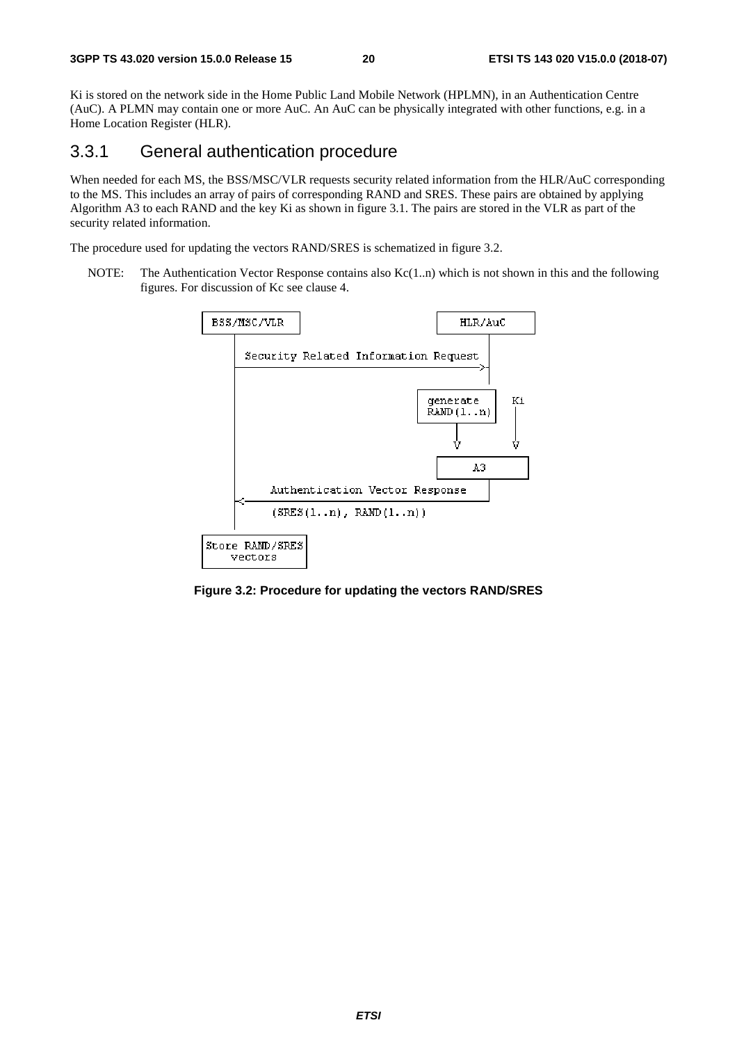Ki is stored on the network side in the Home Public Land Mobile Network (HPLMN), in an Authentication Centre (AuC). A PLMN may contain one or more AuC. An AuC can be physically integrated with other functions, e.g. in a Home Location Register (HLR).

### 3.3.1 General authentication procedure

When needed for each MS, the BSS/MSC/VLR requests security related information from the HLR/AuC corresponding to the MS. This includes an array of pairs of corresponding RAND and SRES. These pairs are obtained by applying Algorithm A3 to each RAND and the key Ki as shown in figure 3.1. The pairs are stored in the VLR as part of the security related information.

The procedure used for updating the vectors RAND/SRES is schematized in figure 3.2.

NOTE: The Authentication Vector Response contains also Kc(1..n) which is not shown in this and the following figures. For discussion of Kc see clause 4.

BSS/MSC/VLR

HLR/AuC

Security Related Information Request

generate RAND(1..n)

Ki

A3

Authentication Vector Response

(SRES(1..n), RAND(1..n))

Store RAND/SRES vectors

**Figure 3.2: Procedure for updating the vectors RAND/SRES**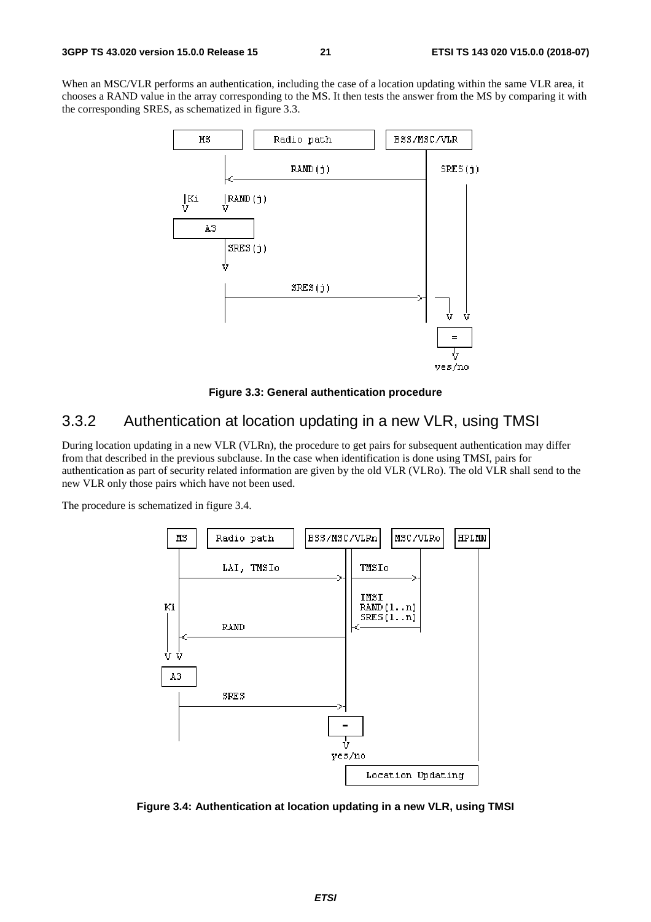When an MSC/VLR performs an authentication, including the case of a location updating within the same VLR area, it chooses a RAND value in the array corresponding to the MS. It then tests the answer from the MS by comparing it with the corresponding SRES, as schematized in figure 3.3.

MS
Radio path
BSS/MSC/VLR
RAND(j)
SRES(j)
Ki
RAND(j)
A3
SRES(j)
SRES(j)
=
yes/no

**Figure 3.3: General authentication procedure**

## 3.3.2 Authentication at location updating in a new VLR, using TMSI

During location updating in a new VLR (VLRn), the procedure to get pairs for subsequent authentication may differ from that described in the previous subclause. In the case when identification is done using TMSI, pairs for authentication as part of security related information are given by the old VLR (VLRo). The old VLR shall send to the new VLR only those pairs which have not been used.

The procedure is schematized in figure 3.4.

MS
Radio path
BSS/MSC/VLRn
MSC/VLRo
HPLMN
LAI, TMSIo
TMSIo
IMSI
RAND(1..n)
SRES(1..n)
Ki
RAND
A3
SRES
=
yes/no
Location Updating

**Figure 3.4: Authentication at location updating in a new VLR, using TMSI**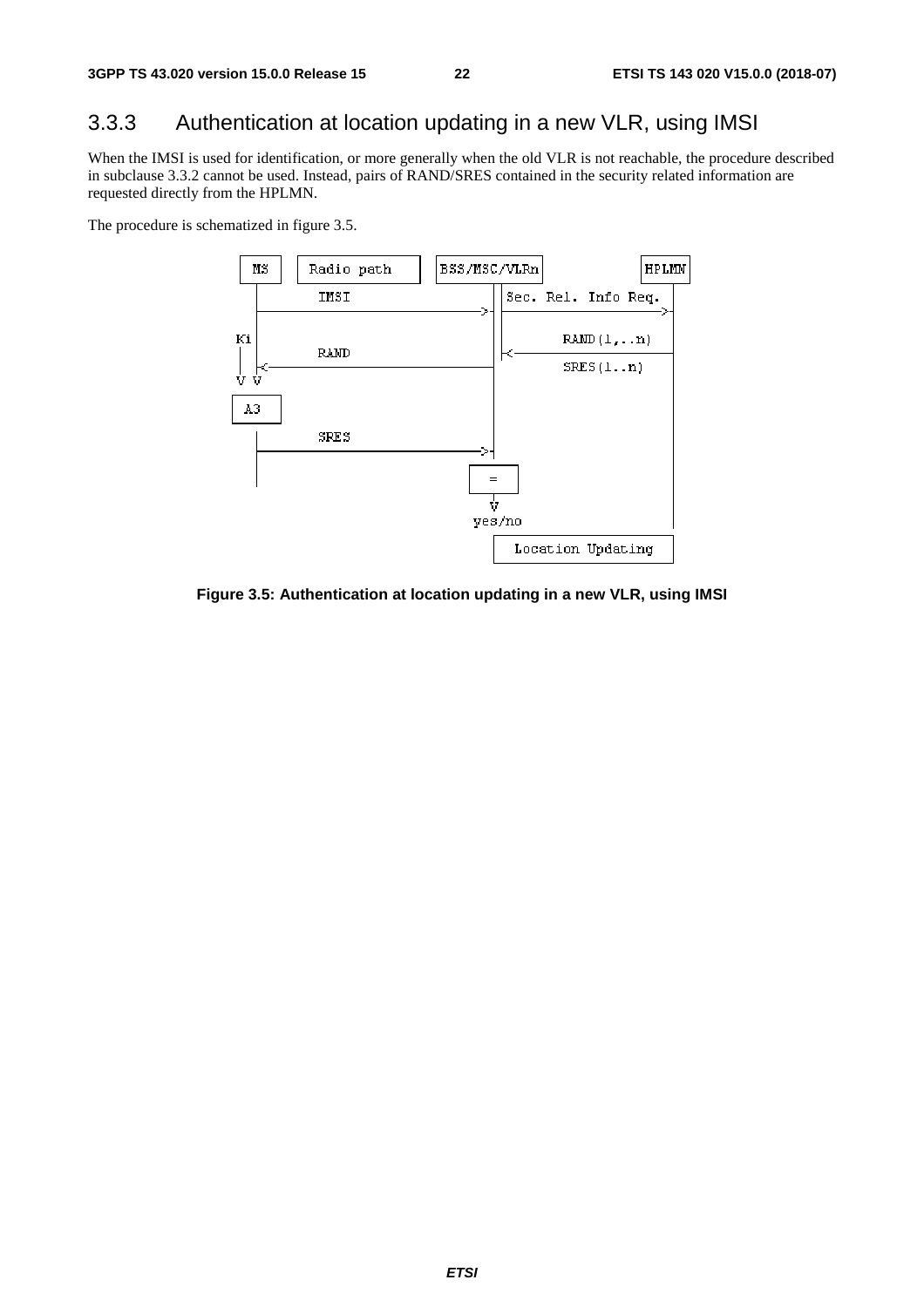### 3.3.3 Authentication at location updating in a new VLR, using IMSI

When the IMSI is used for identification, or more generally when the old VLR is not reachable, the procedure described in subclause 3.3.2 cannot be used. Instead, pairs of RAND/SRES contained in the security related information are requested directly from the HPLMN.

The procedure is schematized in figure 3.5.

MS
Radio path
BSS/MSC/VLRn
HPLMN
IMSI
Sec. Rel. Info Req.
Ki
RAND
RAND(1,..n)
SRES(1..n)
A3
SRES
=
yes/no
Location Updating

**Figure 3.5: Authentication at location updating in a new VLR, using IMSI**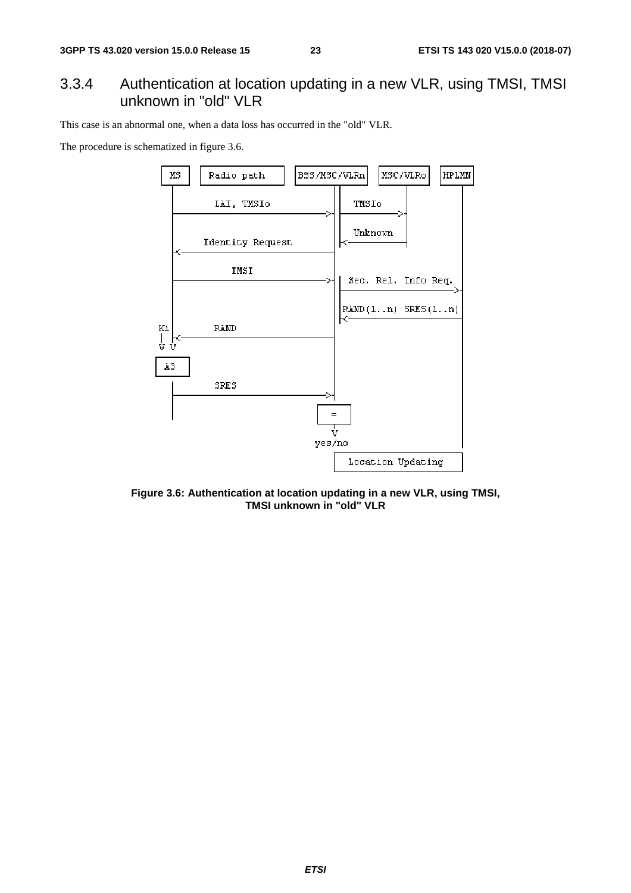### 3.3.4 Authentication at location updating in a new VLR, using TMSI, TMSI unknown in "old" VLR

This case is an abnormal one, when a data loss has occurred in the "old" VLR.

The procedure is schematized in figure 3.6.

MS
Radio path
BSS/MSC/VLRn
MSC/VLRo
HPLMN
LAI, TMSIo
TMSIo
Unknown
Identity Request
IMSI
Sec. Rel. Info Req.
RAND(1..n) SRES(1..n)
Ki
RAND
A3
SRES
=
yes/no
Location Updating

**Figure 3.6: Authentication at location updating in a new VLR, using TMSI, TMSI unknown in "old" VLR**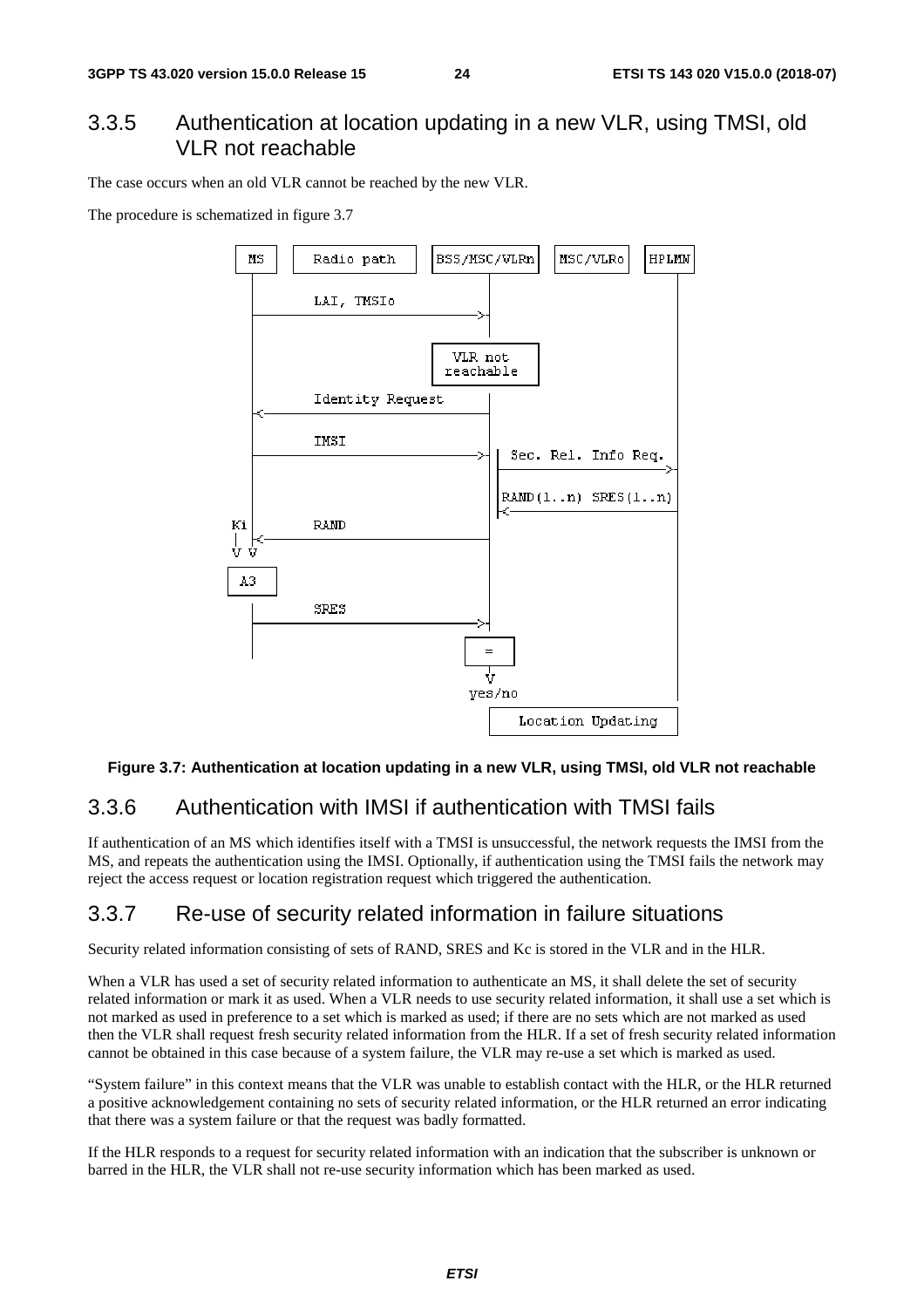## 3.3.5 Authentication at location updating in a new VLR, using TMSI, old VLR not reachable

The case occurs when an old VLR cannot be reached by the new VLR.

The procedure is schematized in figure 3.7

MS
Radio path
BSS/MSC/VLRn
MSC/VLRo
HPLMN
LAI, TMSIo
VLR not reachable
Identity Request
IMSI
Sec. Rel. Info Req.
RAND(1..n) SRES(1..n)
Ki
RAND
A3
SRES
=
yes/no
Location Updating

**Figure 3.7: Authentication at location updating in a new VLR, using TMSI, old VLR not reachable**

## 3.3.6 Authentication with IMSI if authentication with TMSI fails

If authentication of an MS which identifies itself with a TMSI is unsuccessful, the network requests the IMSI from the MS, and repeats the authentication using the IMSI. Optionally, if authentication using the TMSI fails the network may reject the access request or location registration request which triggered the authentication.

## 3.3.7 Re-use of security related information in failure situations

Security related information consisting of sets of RAND, SRES and Kc is stored in the VLR and in the HLR.

When a VLR has used a set of security related information to authenticate an MS, it shall delete the set of security related information or mark it as used. When a VLR needs to use security related information, it shall use a set which is not marked as used in preference to a set which is marked as used; if there are no sets which are not marked as used then the VLR shall request fresh security related information from the HLR. If a set of fresh security related information cannot be obtained in this case because of a system failure, the VLR may re-use a set which is marked as used.

"System failure" in this context means that the VLR was unable to establish contact with the HLR, or the HLR returned a positive acknowledgement containing no sets of security related information, or the HLR returned an error indicating that there was a system failure or that the request was badly formatted.

If the HLR responds to a request for security related information with an indication that the subscriber is unknown or barred in the HLR, the VLR shall not re-use security information which has been marked as used.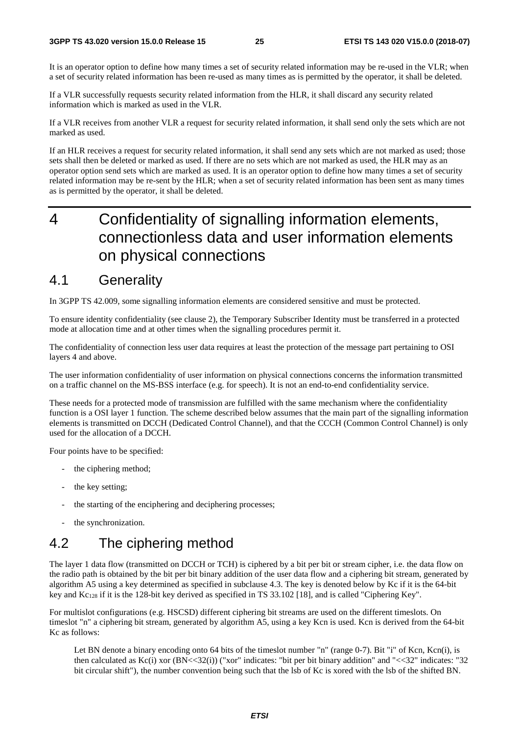It is an operator option to define how many times a set of security related information may be re-used in the VLR; when a set of security related information has been re-used as many times as is permitted by the operator, it shall be deleted.

If a VLR successfully requests security related information from the HLR, it shall discard any security related information which is marked as used in the VLR.

If a VLR receives from another VLR a request for security related information, it shall send only the sets which are not marked as used.

If an HLR receives a request for security related information, it shall send any sets which are not marked as used; those sets shall then be deleted or marked as used. If there are no sets which are not marked as used, the HLR may as an operator option send sets which are marked as used. It is an operator option to define how many times a set of security related information may be re-sent by the HLR; when a set of security related information has been sent as many times as is permitted by the operator, it shall be deleted.

# 4 Confidentiality of signalling information elements, connectionless data and user information elements on physical connections

## 4.1 Generality

In 3GPP TS 42.009, some signalling information elements are considered sensitive and must be protected.

To ensure identity confidentiality (see clause 2), the Temporary Subscriber Identity must be transferred in a protected mode at allocation time and at other times when the signalling procedures permit it.

The confidentiality of connection less user data requires at least the protection of the message part pertaining to OSI layers 4 and above.

The user information confidentiality of user information on physical connections concerns the information transmitted on a traffic channel on the MS-BSS interface (e.g. for speech). It is not an end-to-end confidentiality service.

These needs for a protected mode of transmission are fulfilled with the same mechanism where the confidentiality function is a OSI layer 1 function. The scheme described below assumes that the main part of the signalling information elements is transmitted on DCCH (Dedicated Control Channel), and that the CCCH (Common Control Channel) is only used for the allocation of a DCCH.

Four points have to be specified:

- the ciphering method;
- the key setting;
- the starting of the enciphering and deciphering processes;
- the synchronization.

## 4.2 The ciphering method

The layer 1 data flow (transmitted on DCCH or TCH) is ciphered by a bit per bit or stream cipher, i.e. the data flow on the radio path is obtained by the bit per bit binary addition of the user data flow and a ciphering bit stream, generated by algorithm A5 using a key determined as specified in subclause 4.3. The key is denoted below by Kc if it is the 64-bit key and $Kc_{128}$ if it is the 128-bit key derived as specified in TS 33.102 [18], and is called "Ciphering Key".

For multislot configurations (e.g. HSCSD) different ciphering bit streams are used on the different timeslots. On timeslot "n" a ciphering bit stream, generated by algorithm A5, using a key Kcn is used. Kcn is derived from the 64-bit Kc as follows:

Let BN denote a binary encoding onto 64 bits of the timeslot number "n" (range 0-7). Bit "i" of Kcn, Kcn(i), is then calculated as Kc(i) xor (BN<<32(i)) ("xor" indicates: "bit per bit binary addition" and "<<32" indicates: "32 bit circular shift"), the number convention being such that the lsb of Kc is xored with the lsb of the shifted BN.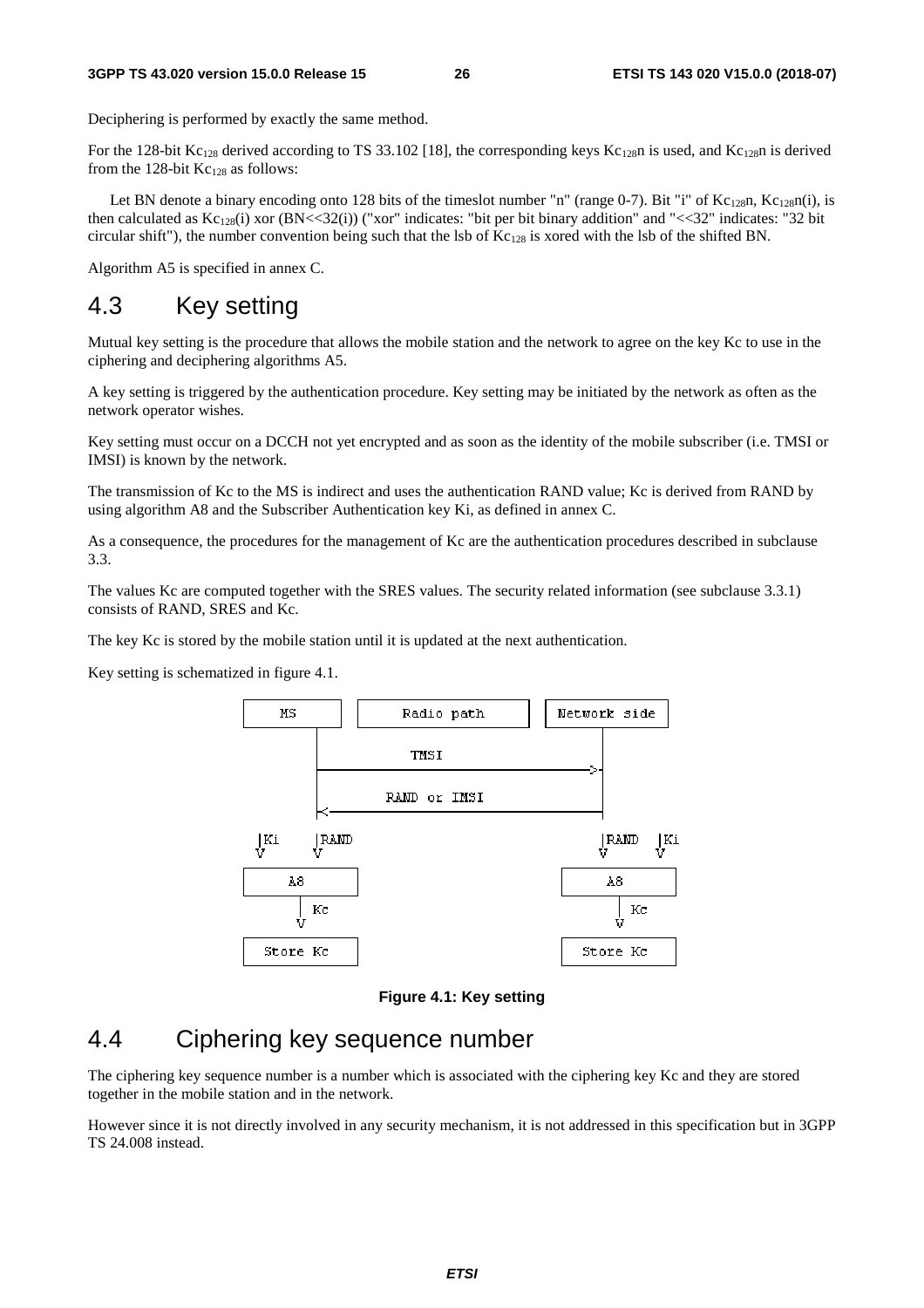Deciphering is performed by exactly the same method.

For the 128-bit $Kc_{128}$ derived according to TS 33.102 [18], the corresponding keys $Kc_{128}n$ is used, and $Kc_{128}n$ is derived from the 128-bit $Kc_{128}$ as follows:

Let BN denote a binary encoding onto 128 bits of the timeslot number "n" (range 0-7). Bit "i" of $Kc_{128}n$, $Kc_{128}n(i)$, is then calculated as $Kc_{128}(i)$ xor (BN<<32(i)) ("xor" indicates: "bit per bit binary addition" and "<<32" indicates: "32 bit circular shift"), the number convention being such that the lsb of $Kc_{128}$ is xored with the lsb of the shifted BN.

Algorithm A5 is specified in annex C.

## 4.3 Key setting

Mutual key setting is the procedure that allows the mobile station and the network to agree on the key Kc to use in the ciphering and deciphering algorithms A5.

A key setting is triggered by the authentication procedure. Key setting may be initiated by the network as often as the network operator wishes.

Key setting must occur on a DCCH not yet encrypted and as soon as the identity of the mobile subscriber (i.e. TMSI or IMSI) is known by the network.

The transmission of Kc to the MS is indirect and uses the authentication RAND value; Kc is derived from RAND by using algorithm A8 and the Subscriber Authentication key Ki, as defined in annex C.

As a consequence, the procedures for the management of Kc are the authentication procedures described in subclause 3.3.

The values Kc are computed together with the SRES values. The security related information (see subclause 3.3.1) consists of RAND, SRES and Kc.

The key Kc is stored by the mobile station until it is updated at the next authentication.

Key setting is schematized in figure 4.1.

MS
Radio path
Network side
TMSI
RAND or IMSI
Ki
RAND
A8
Kc
Store Kc
RAND
Ki
A8
Kc
Store Kc

**Figure 4.1: Key setting**

## 4.4 Ciphering key sequence number

The ciphering key sequence number is a number which is associated with the ciphering key Kc and they are stored together in the mobile station and in the network.

However since it is not directly involved in any security mechanism, it is not addressed in this specification but in 3GPP TS 24.008 instead.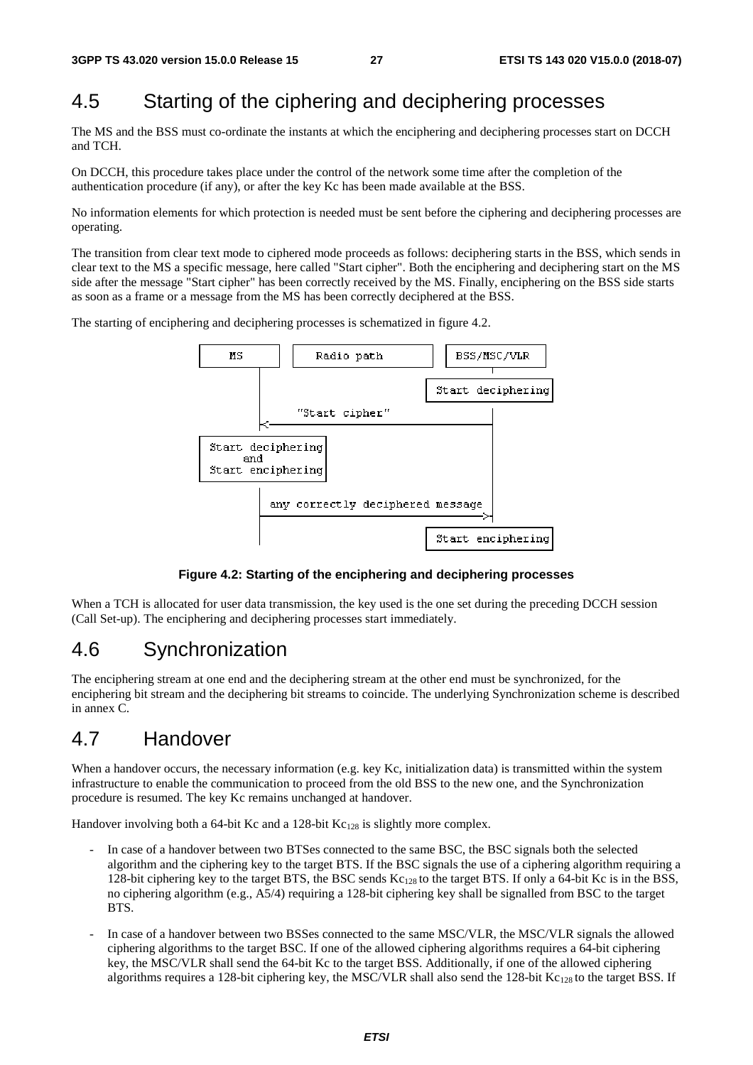## 4.5 Starting of the ciphering and deciphering processes

The MS and the BSS must co-ordinate the instants at which the enciphering and deciphering processes start on DCCH and TCH.

On DCCH, this procedure takes place under the control of the network some time after the completion of the authentication procedure (if any), or after the key Kc has been made available at the BSS.

No information elements for which protection is needed must be sent before the ciphering and deciphering processes are operating.

The transition from clear text mode to ciphered mode proceeds as follows: deciphering starts in the BSS, which sends in clear text to the MS a specific message, here called "Start cipher". Both the enciphering and deciphering start on the MS side after the message "Start cipher" has been correctly received by the MS. Finally, enciphering on the BSS side starts as soon as a frame or a message from the MS has been correctly deciphered at the BSS.

The starting of enciphering and deciphering processes is schematized in figure 4.2.

MS

Radio path

BSS/MSC/VLR

Start deciphering

"Start cipher"

Start deciphering
and
Start enciphering

any correctly deciphered message

Start enciphering

**Figure 4.2: Starting of the enciphering and deciphering processes**

When a TCH is allocated for user data transmission, the key used is the one set during the preceding DCCH session (Call Set-up). The enciphering and deciphering processes start immediately.

## 4.6 Synchronization

The enciphering stream at one end and the deciphering stream at the other end must be synchronized, for the enciphering bit stream and the deciphering bit streams to coincide. The underlying Synchronization scheme is described in annex C.

## 4.7 Handover

When a handover occurs, the necessary information (e.g. key Kc, initialization data) is transmitted within the system infrastructure to enable the communication to proceed from the old BSS to the new one, and the Synchronization procedure is resumed. The key Kc remains unchanged at handover.

Handover involving both a 64-bit Kc and a 128-bit $Kc_{128}$ is slightly more complex.

- In case of a handover between two BTSes connected to the same BSC, the BSC signals both the selected algorithm and the ciphering key to the target BTS. If the BSC signals the use of a ciphering algorithm requiring a 128-bit ciphering key to the target BTS, the BSC sends $Kc_{128}$ to the target BTS. If only a 64-bit Kc is in the BSS, no ciphering algorithm (e.g., A5/4) requiring a 128-bit ciphering key shall be signalled from BSC to the target BTS.
- In case of a handover between two BSSes connected to the same MSC/VLR, the MSC/VLR signals the allowed ciphering algorithms to the target BSC. If one of the allowed ciphering algorithms requires a 64-bit ciphering key, the MSC/VLR shall send the 64-bit Kc to the target BSS. Additionally, if one of the allowed ciphering algorithms requires a 128-bit ciphering key, the MSC/VLR shall also send the 128-bit $Kc_{128}$ to the target BSS. If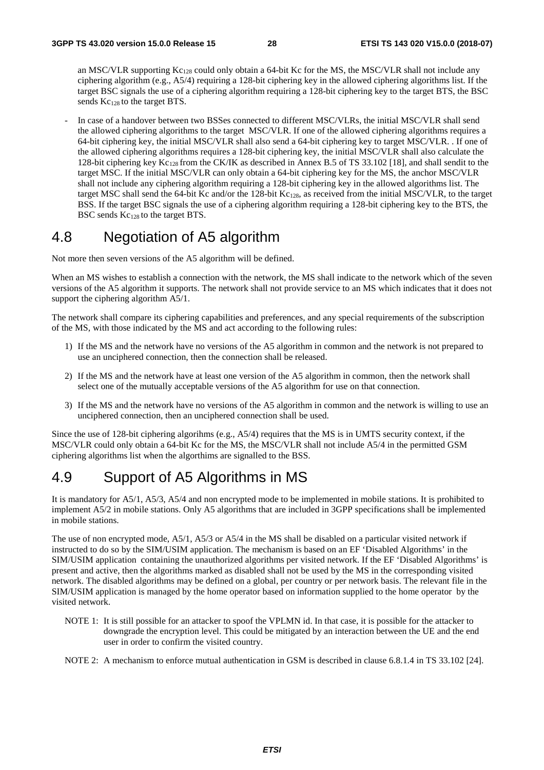an MSC/VLR supporting $Kc_{128}$ could only obtain a 64-bit Kc for the MS, the MSC/VLR shall not include any ciphering algorithm (e.g., A5/4) requiring a 128-bit ciphering key in the allowed ciphering algorithms list. If the target BSC signals the use of a ciphering algorithm requiring a 128-bit ciphering key to the target BTS, the BSC sends $Kc_{128}$ to the target BTS.

- In case of a handover between two BSSes connected to different MSC/VLRs, the initial MSC/VLR shall send the allowed ciphering algorithms to the target MSC/VLR. If one of the allowed ciphering algorithms requires a 64-bit ciphering key, the initial MSC/VLR shall also send a 64-bit ciphering key to target MSC/VLR. . If one of the allowed ciphering algorithms requires a 128-bit ciphering key, the initial MSC/VLR shall also calculate the 128-bit ciphering key $Kc_{128}$ from the CK/IK as described in Annex B.5 of TS 33.102 [18], and shall sendit to the target MSC. If the initial MSC/VLR can only obtain a 64-bit ciphering key for the MS, the anchor MSC/VLR shall not include any ciphering algorithm requiring a 128-bit ciphering key in the allowed algorithms list. The target MSC shall send the 64-bit Kc and/or the 128-bit $Kc_{128}$, as received from the initial MSC/VLR, to the target BSS. If the target BSC signals the use of a ciphering algorithm requiring a 128-bit ciphering key to the BTS, the BSC sends $Kc_{128}$ to the target BTS.

## 4.8 Negotiation of A5 algorithm

Not more then seven versions of the A5 algorithm will be defined.

When an MS wishes to establish a connection with the network, the MS shall indicate to the network which of the seven versions of the A5 algorithm it supports. The network shall not provide service to an MS which indicates that it does not support the ciphering algorithm A5/1.

The network shall compare its ciphering capabilities and preferences, and any special requirements of the subscription of the MS, with those indicated by the MS and act according to the following rules:

1) If the MS and the network have no versions of the A5 algorithm in common and the network is not prepared to use an unciphered connection, then the connection shall be released.

2) If the MS and the network have at least one version of the A5 algorithm in common, then the network shall select one of the mutually acceptable versions of the A5 algorithm for use on that connection.

3) If the MS and the network have no versions of the A5 algorithm in common and the network is willing to use an unciphered connection, then an unciphered connection shall be used.

Since the use of 128-bit ciphering algorihms (e.g., A5/4) requires that the MS is in UMTS security context, if the MSC/VLR could only obtain a 64-bit Kc for the MS, the MSC/VLR shall not include A5/4 in the permitted GSM ciphering algorithms list when the algorthims are signalled to the BSS.

## 4.9 Support of A5 Algorithms in MS

It is mandatory for A5/1, A5/3, A5/4 and non encrypted mode to be implemented in mobile stations. It is prohibited to implement A5/2 in mobile stations. Only A5 algorithms that are included in 3GPP specifications shall be implemented in mobile stations.

The use of non encrypted mode, A5/1, A5/3 or A5/4 in the MS shall be disabled on a particular visited network if instructed to do so by the SIM/USIM application. The mechanism is based on an EF 'Disabled Algorithms' in the SIM/USIM application containing the unauthorized algorithms per visited network. If the EF 'Disabled Algorithms' is present and active, then the algorithms marked as disabled shall not be used by the MS in the corresponding visited network. The disabled algorithms may be defined on a global, per country or per network basis. The relevant file in the SIM/USIM application is managed by the home operator based on information supplied to the home operator by the visited network.

NOTE 1: It is still possible for an attacker to spoof the VPLMN id. In that case, it is possible for the attacker to downgrade the encryption level. This could be mitigated by an interaction between the UE and the end user in order to confirm the visited country.

NOTE 2: A mechanism to enforce mutual authentication in GSM is described in clause 6.8.1.4 in TS 33.102 [24].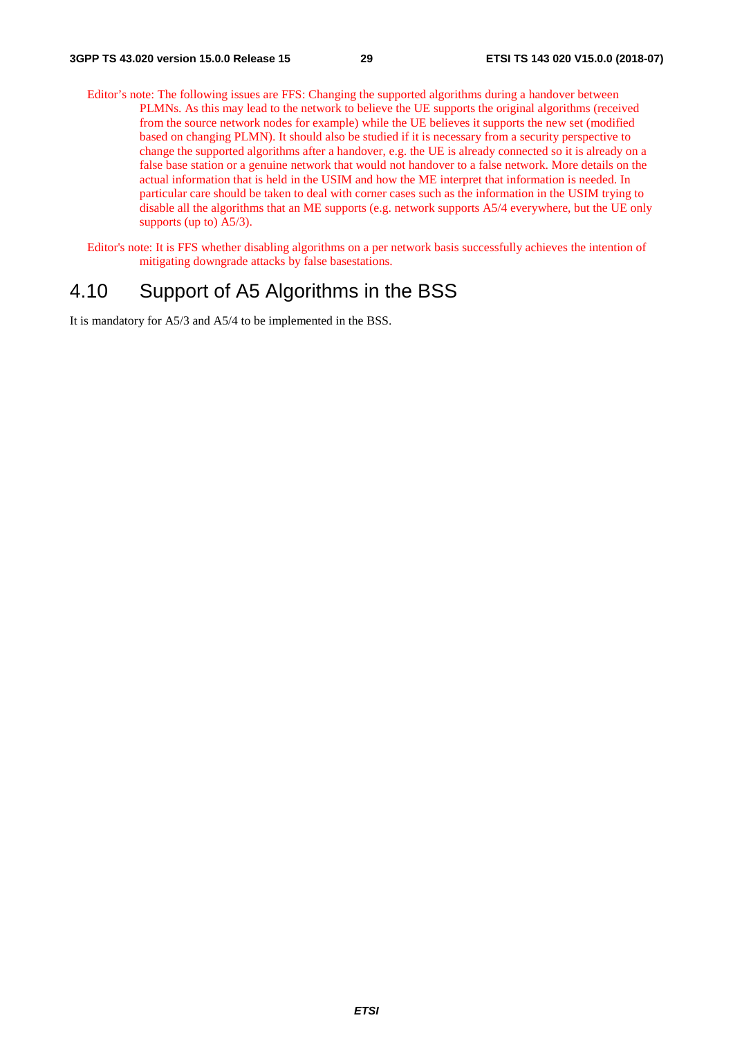Editor's note: The following issues are FFS: Changing the supported algorithms during a handover between PLMNs. As this may lead to the network to believe the UE supports the original algorithms (received from the source network nodes for example) while the UE believes it supports the new set (modified based on changing PLMN). It should also be studied if it is necessary from a security perspective to change the supported algorithms after a handover, e.g. the UE is already connected so it is already on a false base station or a genuine network that would not handover to a false network. More details on the actual information that is held in the USIM and how the ME interpret that information is needed. In particular care should be taken to deal with corner cases such as the information in the USIM trying to disable all the algorithms that an ME supports (e.g. network supports A5/4 everywhere, but the UE only supports (up to) A5/3).

Editor's note: It is FFS whether disabling algorithms on a per network basis successfully achieves the intention of mitigating downgrade attacks by false basestations.

## 4.10 Support of A5 Algorithms in the BSS

It is mandatory for A5/3 and A5/4 to be implemented in the BSS.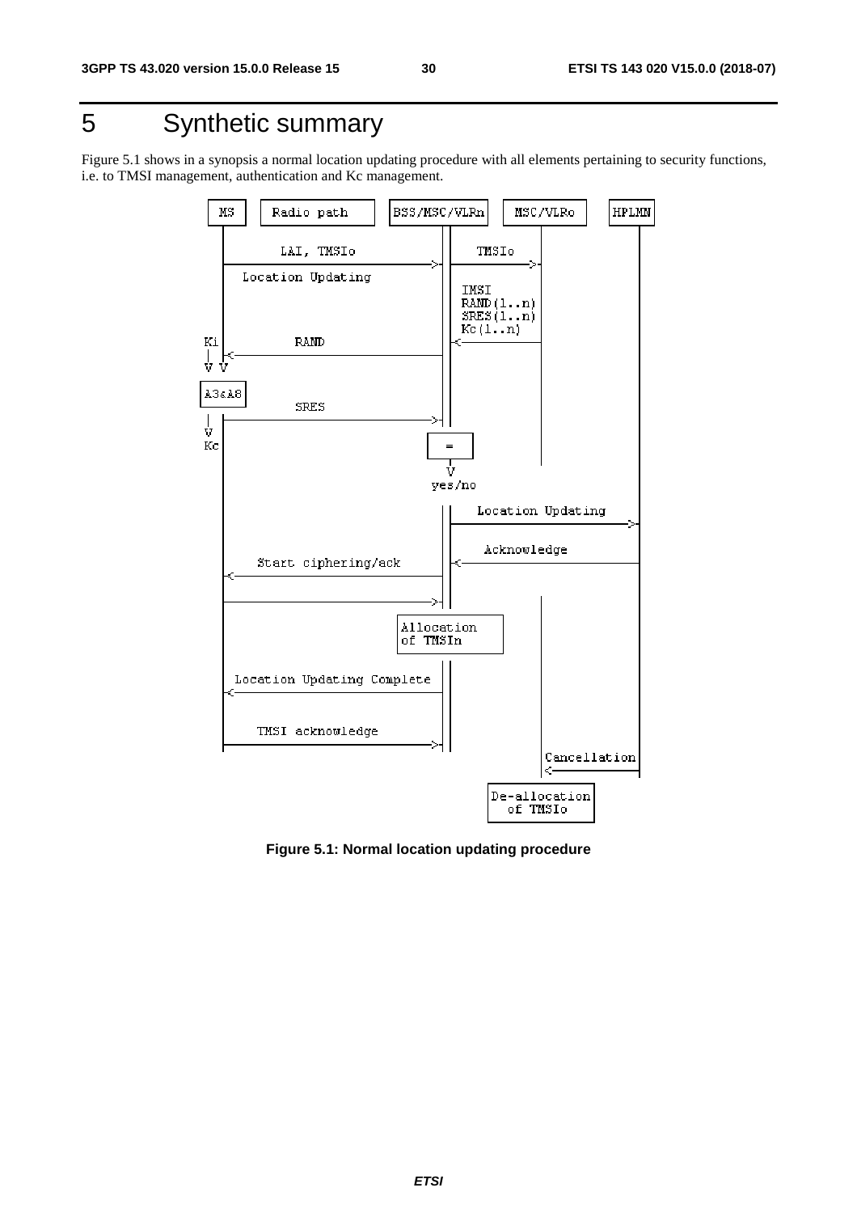# 5 Synthetic summary

Figure 5.1 shows in a synopsis a normal location updating procedure with all elements pertaining to security functions, i.e. to TMSI management, authentication and Kc management.

MS
Radio path
BSS/MSC/VLRn
MSC/VLRo
HPLMN
LAI, TMSIo
TMSIo
Location Updating
IMSI
RAND(1..n)
SRES(1..n)
Kc(1..n)
Ki
RAND
A3&A8
SRES
Kc
=
yes/no
Location Updating
Acknowledge
Start ciphering/ack
Allocation of TMSIn
Location Updating Complete
TMSI acknowledge
Cancellation
De-allocation of TMSIo

**Figure 5.1: Normal location updating procedure**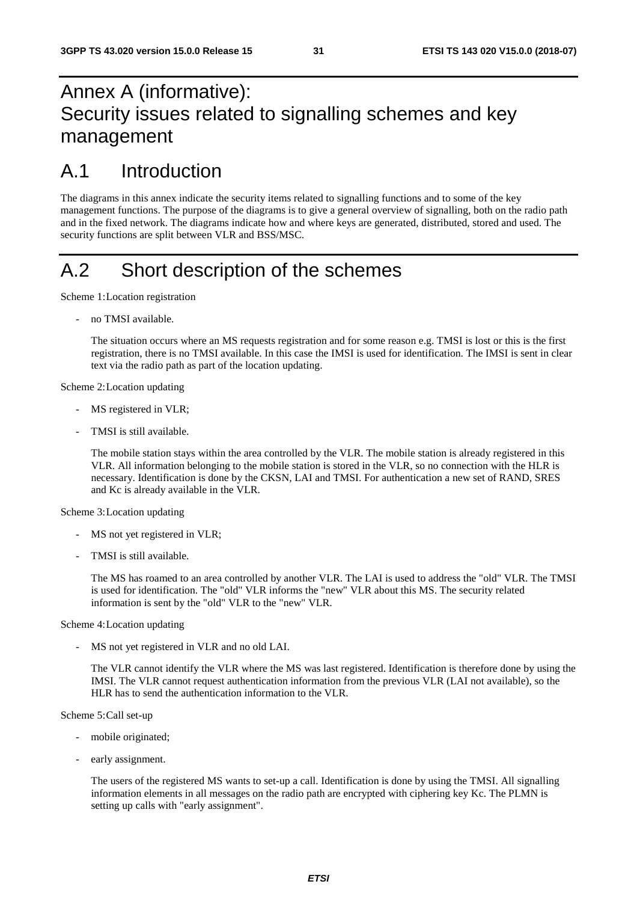# Annex A (informative): Security issues related to signalling schemes and key management

# A.1 Introduction

The diagrams in this annex indicate the security items related to signalling functions and to some of the key management functions. The purpose of the diagrams is to give a general overview of signalling, both on the radio path and in the fixed network. The diagrams indicate how and where keys are generated, distributed, stored and used. The security functions are split between VLR and BSS/MSC.

# A.2 Short description of the schemes

Scheme 1: Location registration

- no TMSI available.

  The situation occurs where an MS requests registration and for some reason e.g. TMSI is lost or this is the first registration, there is no TMSI available. In this case the IMSI is used for identification. The IMSI is sent in clear text via the radio path as part of the location updating.

Scheme 2: Location updating

- MS registered in VLR;
- TMSI is still available.

  The mobile station stays within the area controlled by the VLR. The mobile station is already registered in this VLR. All information belonging to the mobile station is stored in the VLR, so no connection with the HLR is necessary. Identification is done by the CKSN, LAI and TMSI. For authentication a new set of RAND, SRES and Kc is already available in the VLR.

Scheme 3: Location updating

- MS not yet registered in VLR;
- TMSI is still available.

  The MS has roamed to an area controlled by another VLR. The LAI is used to address the "old" VLR. The TMSI is used for identification. The "old" VLR informs the "new" VLR about this MS. The security related information is sent by the "old" VLR to the "new" VLR.

Scheme 4: Location updating

- MS not yet registered in VLR and no old LAI.

  The VLR cannot identify the VLR where the MS was last registered. Identification is therefore done by using the IMSI. The VLR cannot request authentication information from the previous VLR (LAI not available), so the HLR has to send the authentication information to the VLR.

Scheme 5: Call set-up

- mobile originated;
- early assignment.

  The users of the registered MS wants to set-up a call. Identification is done by using the TMSI. All signalling information elements in all messages on the radio path are encrypted with ciphering key Kc. The PLMN is setting up calls with "early assignment".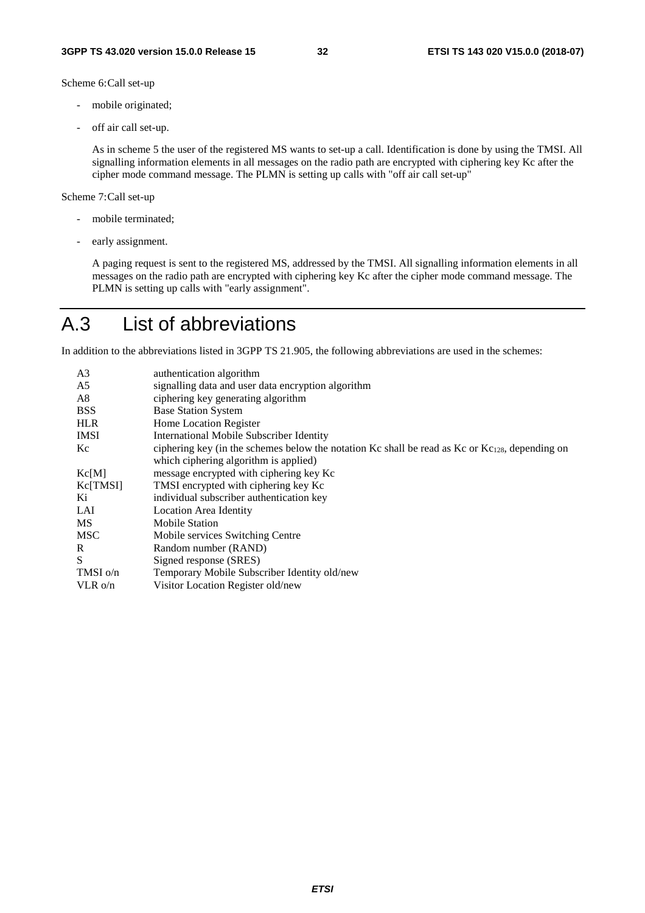Scheme 6: Call set-up

- mobile originated;
- off air call set-up.

  As in scheme 5 the user of the registered MS wants to set-up a call. Identification is done by using the TMSI. All signalling information elements in all messages on the radio path are encrypted with ciphering key Kc after the cipher mode command message. The PLMN is setting up calls with "off air call set-up"

Scheme 7: Call set-up

- mobile terminated;
- early assignment.

  A paging request is sent to the registered MS, addressed by the TMSI. All signalling information elements in all messages on the radio path are encrypted with ciphering key Kc after the cipher mode command message. The PLMN is setting up calls with "early assignment".

# A.3 List of abbreviations

In addition to the abbreviations listed in 3GPP TS 21.905, the following abbreviations are used in the schemes:

| | |
|---|---|
| A3 | authentication algorithm |
| A5 | signalling data and user data encryption algorithm |
| A8 | ciphering key generating algorithm |
| BSS | Base Station System |
| HLR | Home Location Register |
| IMSI | International Mobile Subscriber Identity |
| Kc | ciphering key (in the schemes below the notation Kc shall be read as Kc or $Kc_{128}$, depending on which ciphering algorithm is applied) |
| Kc[M] | message encrypted with ciphering key Kc |
| Kc[TMSI] | TMSI encrypted with ciphering key Kc |
| Ki | individual subscriber authentication key |
| LAI | Location Area Identity |
| MS | Mobile Station |
| MSC | Mobile services Switching Centre |
| R | Random number (RAND) |
| S | Signed response (SRES) |
| TMSI o/n | Temporary Mobile Subscriber Identity old/new |
| VLR o/n | Visitor Location Register old/new |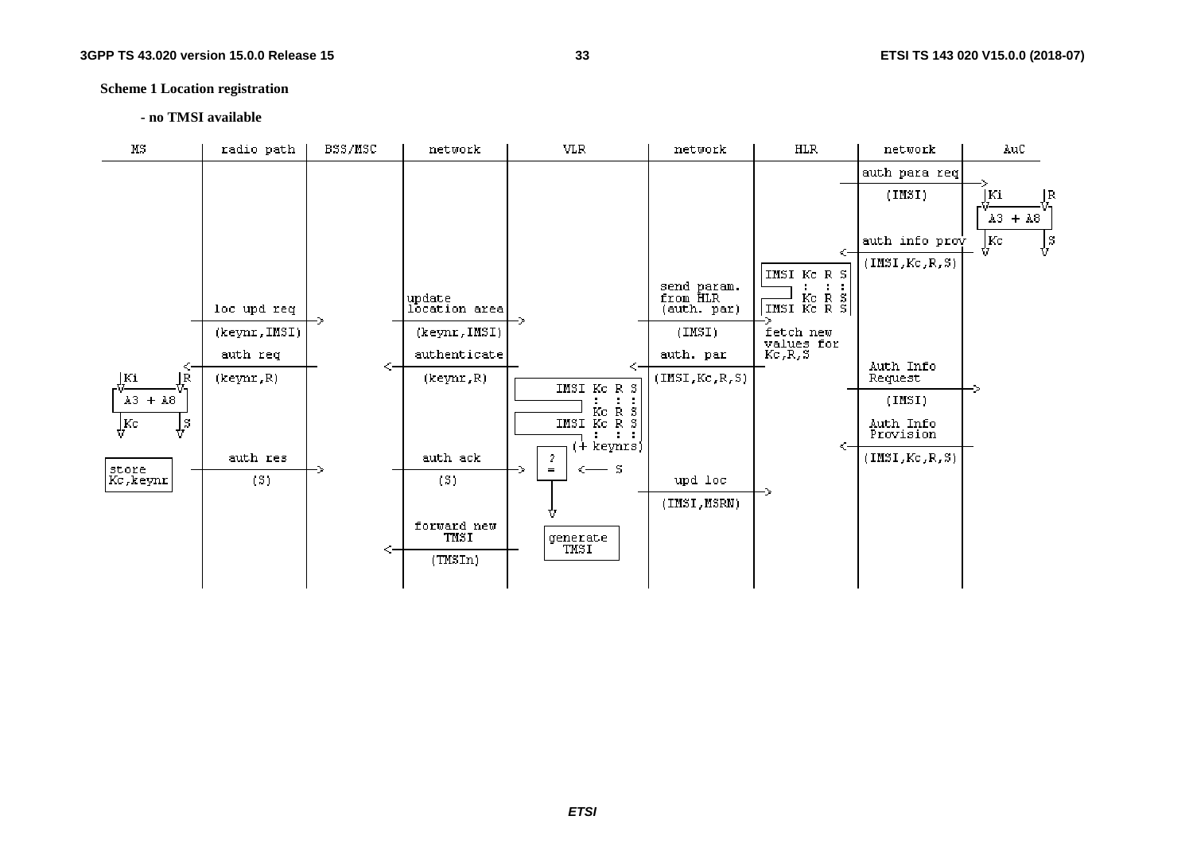**Scheme 1 Location registration**

**- no TMSI available**

MS | radio path | BSS/MSC | network | VLR | network | HLR | network | AuC

auth para req
(IMSI)
Ki R
A3 + A8
Kc S
auth info prov
(IMSI,Kc,R,S)

IMSI Kc R S
: : :
Kc R S
IMSI Kc R S

loc upd req
(keynr,IMSI)
update location area
(keynr,IMSI)
send param. from HLR (auth. par)
(IMSI)
fetch new values for Kc,R,S

auth req
(keynr,R)
authenticate
(keynr,R)
auth. par
(IMSI,Kc,R,S)
Auth Info Request
(IMSI)
Auth Info Provision
(IMSI,Kc,R,S)

Ki R
A3 + A8
Kc S

IMSI Kc R S
: : :
Kc R S
IMSI Kc R S
: : :
(+ keynrs)

auth res
(S)
auth ack
(S)
? =
S
store Kc,keynr
upd loc
(IMSI,MSRN)

forward new TMSI
(TMSIn)
generate TMSI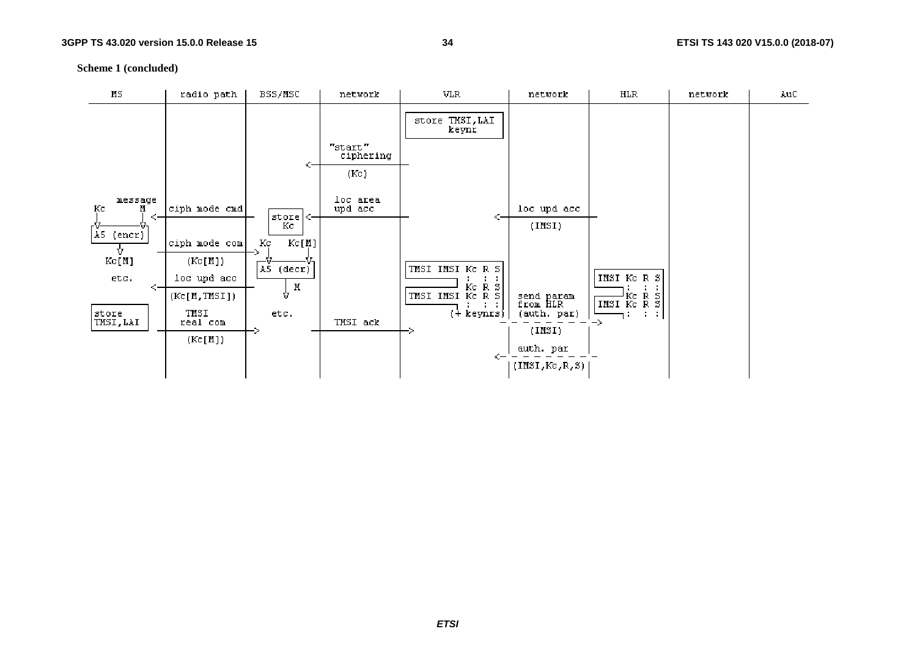**Scheme 1 (concluded)**

MS
radio path
BSS/MSC
network
VLR
network
HLR
network
AuC

store TMSI,LAI keynr

"start" ciphering
(Kc)

message
Kc M
A5 (encr)
Kc[M]
etc.

ciph mode cmd
ciph mode com
(Kc[M])
loc upd acc
(Kc[M,TMSI])

store Kc
Kc Kc[M]
A5 (decr)
M
etc.

loc area upd acc

loc upd acc
(IMSI)

TMSI IMSI Kc R S
: : :
Kc R S
TMSI IMSI Kc R S
: : :
(+ keynrs)

IMSI Kc R S
: : :
Kc R S
IMSI Kc R S
: : :

send param from HLR
(auth. par)
(IMSI)

store TMSI,LAI

TMSI real com
(Kc[M])

TMSI ack

auth. par
(IMSI,Kc,R,S)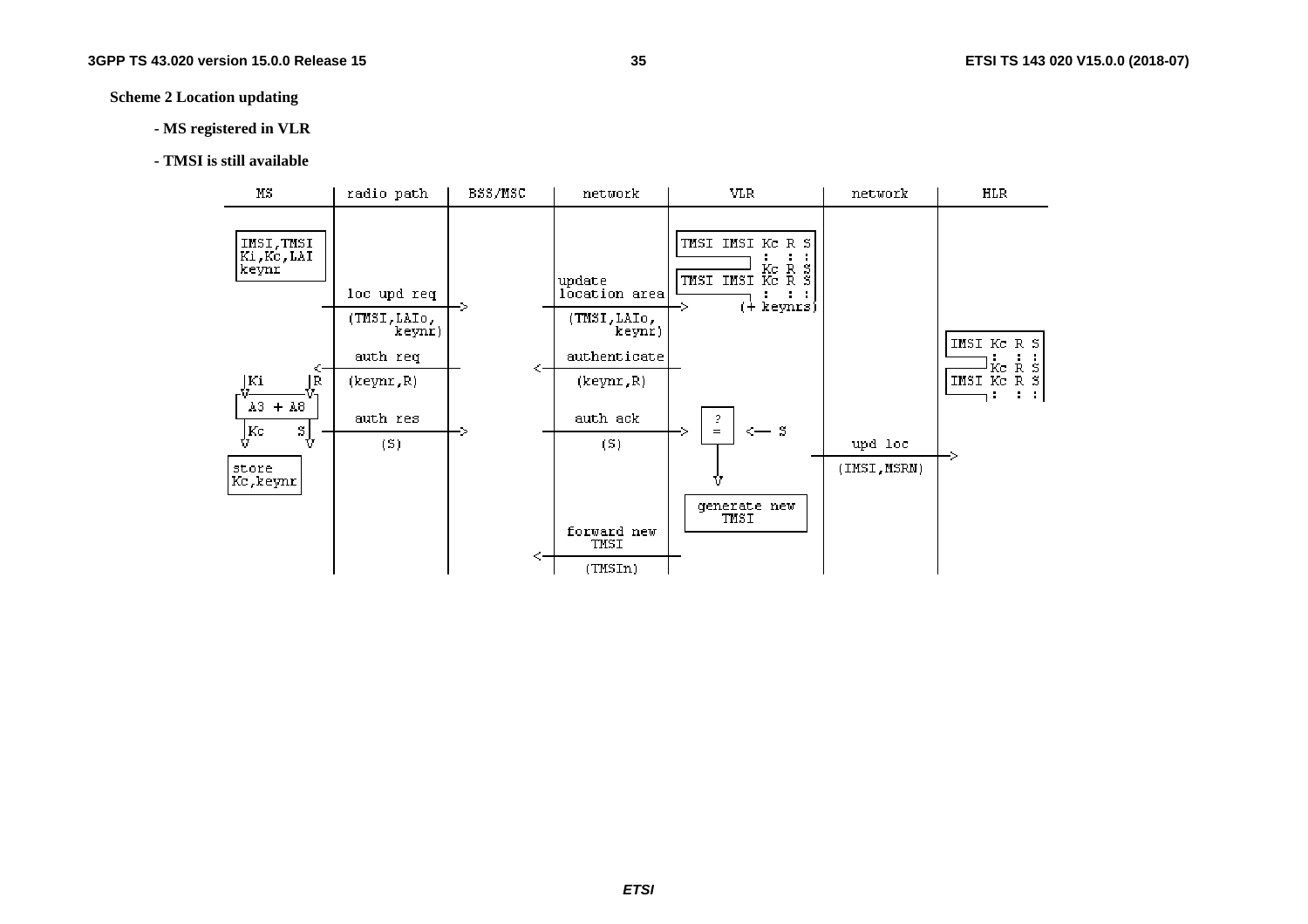**Scheme 2 Location updating**

**- MS registered in VLR**

**- TMSI is still available**

MS

radio path

BSS/MSC

network

VLR

network

HLR

IMSI,TMSI
Ki,Kc,LAI
keynr

TMSI IMSI Kc R S
: : :
Kc R S
TMSI IMSI Kc R S
: : :
(+ keynrs)

loc upd req
(TMSI,LAIo,
keynr)

update
location area
(TMSI,LAIo,
keynr)

IMSI Kc R S
: : :
Kc R S
IMSI Kc R S
: : :

auth req
(keynr,R)

authenticate
(keynr,R)

Ki
R
A3 + A8
Kc
S

auth res
(S)

auth ack
(S)

?
=
S

upd loc
(IMSI,MSRN)

store
Kc,keynr

generate new
TMSI

forward new
TMSI
(TMSIn)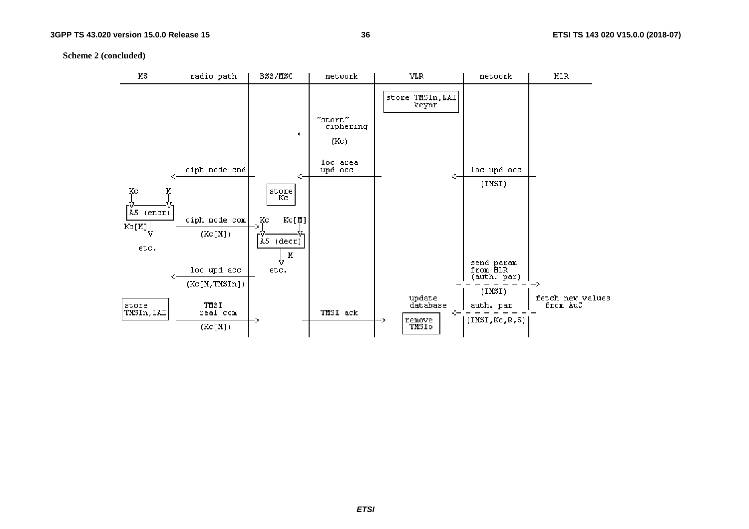**Scheme 2 (concluded)**

```
 MS           | radio path   | BSS/MSC      | network      | VLR              | network         | HLR
--------------+--------------+--------------+--------------+------------------+-----------------+----------------
              |              |              |              | store TMSIn,LAI  |                 |
              |              |              |              |     keynr        |                 |
              |              |              | "start"      |                  |                 |
              |              |              |  ciphering   |                  |                 |
              |              |           <--|--------------|                  |                 |
              |              |              |  (Kc)        |                  |                 |
              |              |              |              |                  |                 |
              |              |              | loc area     |                  |                 |
              | ciph mode cmd|              | upd acc      |                  | loc upd acc     |
           <--|--------------|           <--|--------------|               <--|-----------------|
              |              |   store      |              |                  | (IMSI)          |
 Kc       M   |              |    Kc        |              |                  |                 |
 V        V   |              |              |              |                  |                 |
 A5 (encr)    | ciph mode com| Kc    Kc[M]  |              |                  |                 |
 Kc[M]    V   |--------------|-> V      V   |              |                  |                 |
              |  (Kc[M])     | A5 (decr)    |              |                  |                 |
 etc.         |              |      M       |              |                  |                 |
              |              |      V       |              |                  | send param      |
              | loc upd acc  |   etc.       |              |                  | from HLR        |
           <--|--------------|              |              |                  | (auth. par)     |
              | (Kc[M,TMSIn])|              |              |                  |- - - - - - - - -|->
              |              |              |              |                  | (IMSI)          |
 store        |   TMSI       |              |              |  update          |                 | fetch new values
 TMSIn,LAI    |  real com    |              | TMSI ack     |  database        | auth. par       |   from AuC
              |--------------|->            |--------------|->             <--|- - - - - - - - -|
              |  (Kc[M])     |              |              |  remove          | (IMSI,Kc,R,S)   |
              |              |              |              |  TMSIo           |                 |
```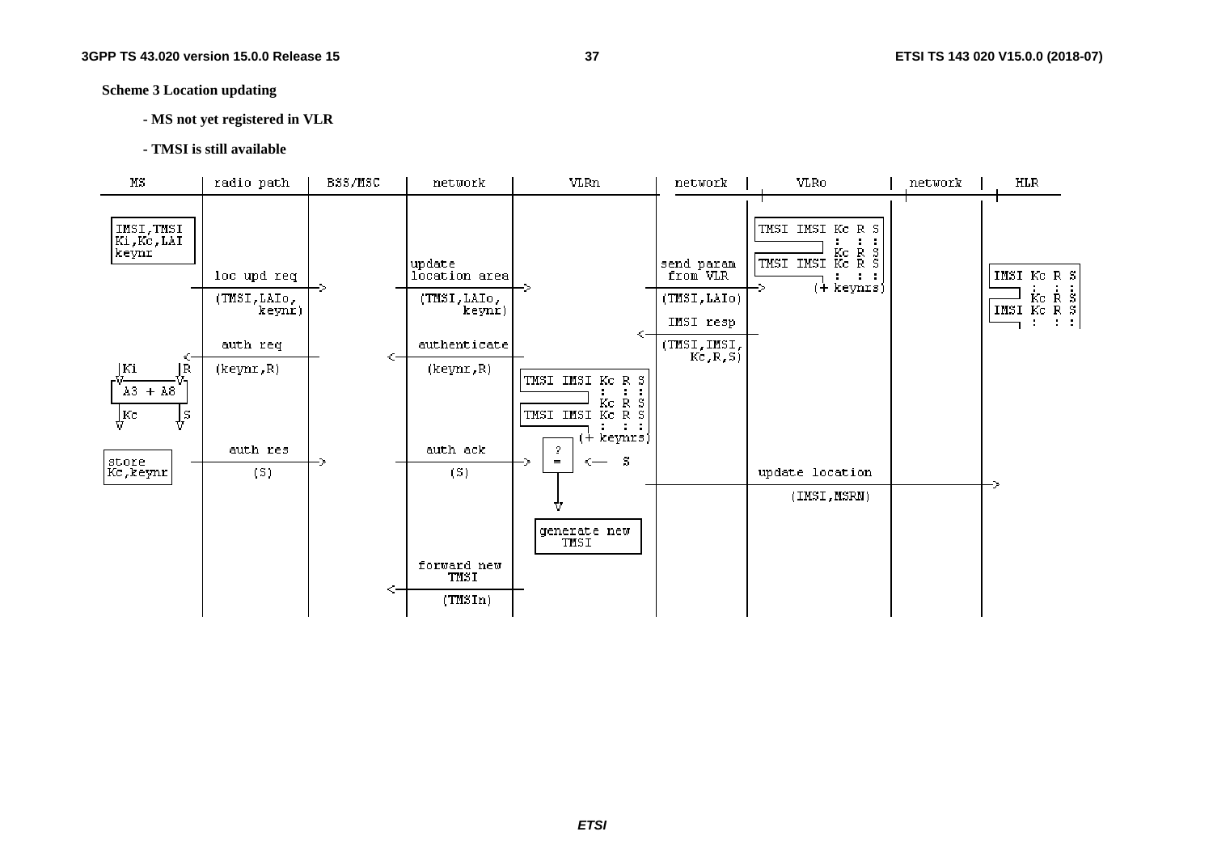**Scheme 3 Location updating**

**- MS not yet registered in VLR**

**- TMSI is still available**

```
    MS      | radio path  | BSS/MSC |   network     |     VLRn        |  network    |      VLRo        | network |    HLR
------------------------------------------------------------------------------------------------------------------------------
 IMSI,TMSI                                                                          TMSI IMSI Kc R S
 Ki,Kc,LAI                                                                               :    :  :  :
 keynr                                                                                        Kc R S
             loc upd req               update                          send param   TMSI IMSI Kc R S            IMSI Kc R S
            ------------->             location area -->               from VLR           :   :  :  :              :  :  :
             (TMSI,LAIo,               (TMSI,LAIo,                    ---------->    (+ keynrs)                      Kc R S
                 keynr)                    keynr)                      (TMSI,LAIo)                               IMSI Kc R S
                                                                       IMSI resp                                   :   :  :
             auth req                  authenticate                  <----------
          <-------------            <-------------                     (TMSI,IMSI,
 Ki      R    (keynr,R)                (keynr,R)                        Kc,R,S)
  A3 + A8                                            TMSI IMSI Kc R S
 Kc      S                                                :   :  :
                                                          Kc  R  S
                                                     TMSI IMSI Kc R S
                                                          :   :  :  :
                                                       (+ keynrs)
             auth res                  auth ack          ?
 store      ------------->            ------------->     =   <--  S
 Kc,keynr    (S)                       (S)                                       update location
                                                         |                 ---------------------------------------------->
                                                         V                        (IMSI,MSRN)
                                                    generate new
                                                       TMSI
                                       forward new
                                        TMSI
                                    <-------------
                                       (TMSIn)
```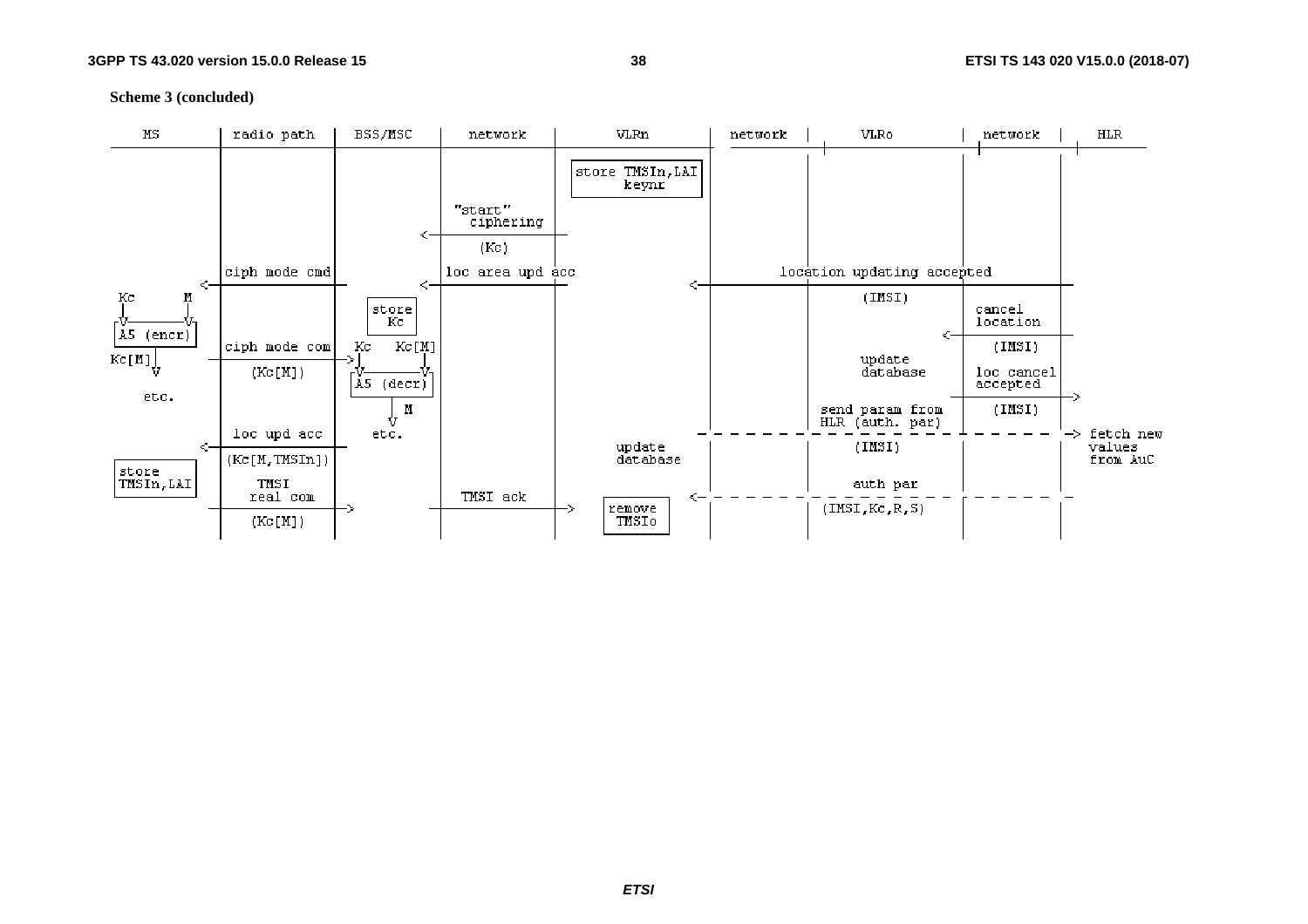**Scheme 3 (concluded)**

```
MS          | radio path     | BSS/MSC      | network          | VLRn              | network | VLRo              | network       | HLR

                                                                  store TMSIn,LAI
                                                                     keynr

                                              "start"
                                               ciphering
                                            <-
                                              (Kc)

          <- ciph mode cmd   <-              loc area upd acc  <-                        location updating accepted
Kc      M                                                                                 (IMSI)
|       |                     store                                                                         cancel
V-------V                      Kc                                                                           location
A5 (encr)                                                                                                <-
          ciph mode com      Kc    Kc[M]                                                                   (IMSI)
Kc[M]  ->                 -> |      |                                                   update
      V    (Kc[M])           V------V                                                   database          loc cancel
                             A5 (decr)                                                                      accepted ->
etc.                             | M                                                  send param from       (IMSI)
                                 V                                                    HLR (auth. par)
          <- loc upd acc     etc.                                 - - - - - - - - - - - - - - - - - - - - -> fetch new
             (Kc[M,TMSIn])                                        update                   (IMSI)              values
store                                                             database                                     from AuC
TMSIn,LAI    TMSI                                   TMSI ack                               auth par
             real com      ->                                  -> remove        <- - - - - - - - - - - - - - -
             (Kc[M])                                              TMSIo                 (IMSI,Kc,R,S)
```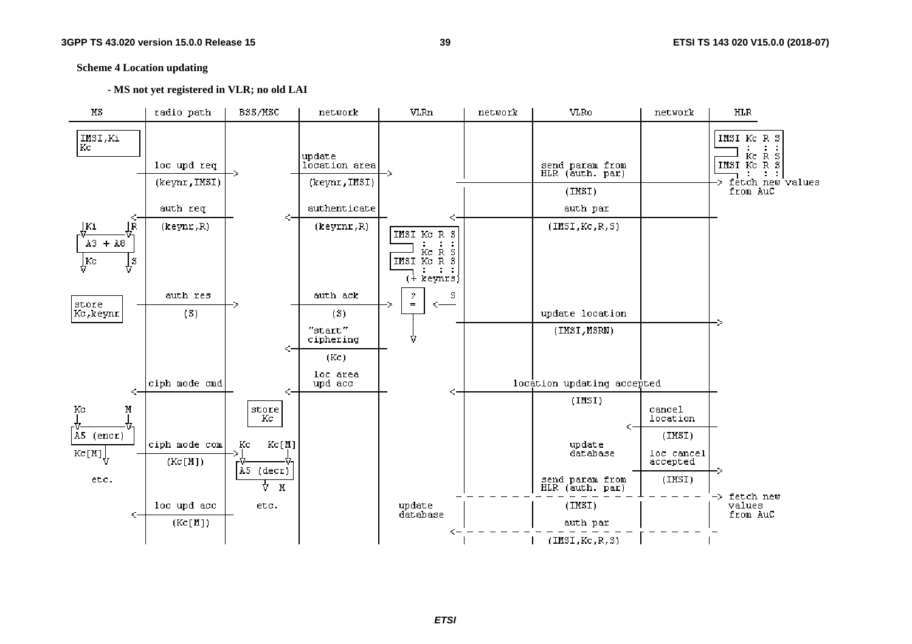**Scheme 4 Location updating**

**- MS not yet registered in VLR; no old LAI**

```
MS           | radio path   | BSS/MSC     | network        | VLRn          | network | VLRo                  | network      | HLR
-------------+--------------+-------------+----------------+---------------+---------+-----------------------+--------------+------------------
IMSI,Ki                                                                                                                      IMSI Kc R S
Kc                                                                                                                             :  :  :
                                                                                                                               Kc R S
                                            update                                             send param from                IMSI Kc R S
              loc upd req                   location area                                      HLR (auth. par)                  :  :  :
             -------------->               --------------->              --------------------------------------------------> fetch new values
              (keynr,IMSI)                  (keynr,IMSI)                                       (IMSI)                         from AuC

              auth req                      authenticate                                       auth par
            <--------------             <-----------------           <-------------------------------------------------------
 |Ki    |R    (keynr,R)                     (keynr,R)       IMSI Kc R S                        (IMSI,Kc,R,S)
 v      v                                                     :  :  :
 A3 + A8                                                      Kc R S
 |Kc    |S                                                   IMSI Kc R S
 v      v                                                     :  :  :
                                                             (+ keynrs)

              auth res                      auth ack          ?     S
store        -------------->               --------------->   =  <---
Kc,keynr      (S)                           (S)                                                update location
                                                              |          ------------------------------------------------->
                                            "start"           v                                (IMSI,MSRN)
                                            ciphering
                                        <-----------------
                                            (Kc)

                                            loc area
              ciph mode cmd                 upd acc                                  location updating accepted
            <--------------             <-----------------           <-------------------------------------------------------
                                                                                               (IMSI)
Kc      M                   store                                                                                 cancel
|       |                    Kc                                                                                   location
v       v                                                                                                  <---------------
A5 (encr)                                                                                                         (IMSI)
              ciph mode com  Kc    Kc[M]                                                       update
Kc[M]|       -------------->  |     |                                                          database           loc cancel
     v        (Kc[M])         v     v                                                                             accepted
                             A5 (decr)                                                                            ----------->
etc.                            v  M                                                           send param from    (IMSI)
                                                                                               HLR (auth. par)
                                                                     - - - - - - - - - - - - - - - - - - - - - - - - - - -> fetch new
              loc upd acc     etc.                          update                             (IMSI)                         values
            <--------------                                 database                                                          from AuC
              (Kc[M])                                                                          auth par
                                                                     <- - - - - - - - - - - - - - - - - - - - - - - - - - - -
                                                                                               (IMSI,Kc,R,S)
```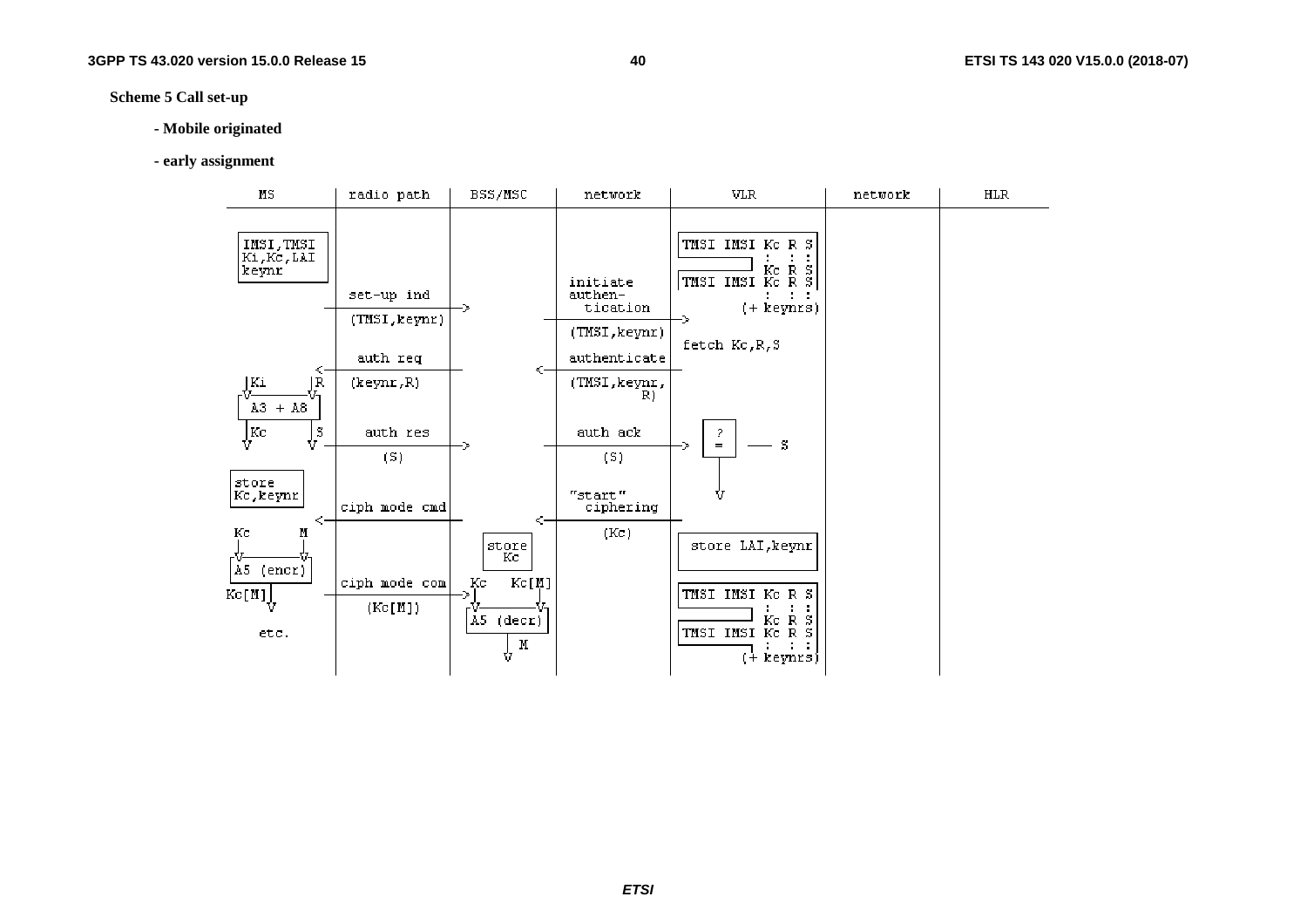**Scheme 5 Call set-up**

- **Mobile originated**

- **early assignment**

```
MS            | radio path    | BSS/MSC      | network       | VLR                  | network | HLR
--------------------------------------------------------------------------------------------------

+---------+                                                    +------------------+
|IMSI,TMSI|                                                    |TMSI IMSI Kc R S  |
|Ki,Kc,LAI|                                                    |          :  : :  |
|keynr    |                                                    +-------+ Kc R S  |
+---------+                                  initiate          |TMSI IMSI Kc R S  |
               set-up ind                    authen-                    :  : :
          ---------------------->            tication ---------------->(+ keynrs)
               (TMSI,keynr)                  (TMSI,keynr)
                                                               fetch Kc,R,S
               auth req                      authenticate
          <----------------------      <-----------------
 |Ki    |R     (keynr,R)                     (TMSI,keynr,
 V      V                                          R)
+---------+
| A3 + A8 |
+---------+
 |Kc    |S     auth res                      auth ack          +---+
 V      V ---------------------->      ----------------------> | ? |  ---- S
               (S)                           (S)               | = |
                                                               +---+
+--------+                                                       |
|store   |                                                       V
|Kc,keynr|                                   "start"
+--------+     ciph mode cmd                  ciphering
          <----------------------      <-----------------
 Kc     M                                    (Kc)             +-----------------+
 |      |                          +-----+                    | store LAI,keynr |
 V      V                          |store|                    +-----------------+
+----------+                       | Kc  |
|A5 (encr) |                       +-----+
+----------+   ciph mode com      Kc    Kc[M]                 +------------------+
 Kc[M]|   ---------------------->  |      |                   |TMSI IMSI Kc R S  |
      V        (Kc[M])             V      V                   |          :  : :  |
                                 +-----------+                +-------+ Kc R S   |
 etc.                            | A5 (decr) |                |TMSI IMSI Kc R S  |
                                 +-----------+                +----+    :  : :   |
                                       | M                         (+ keynrs)
                                       V
```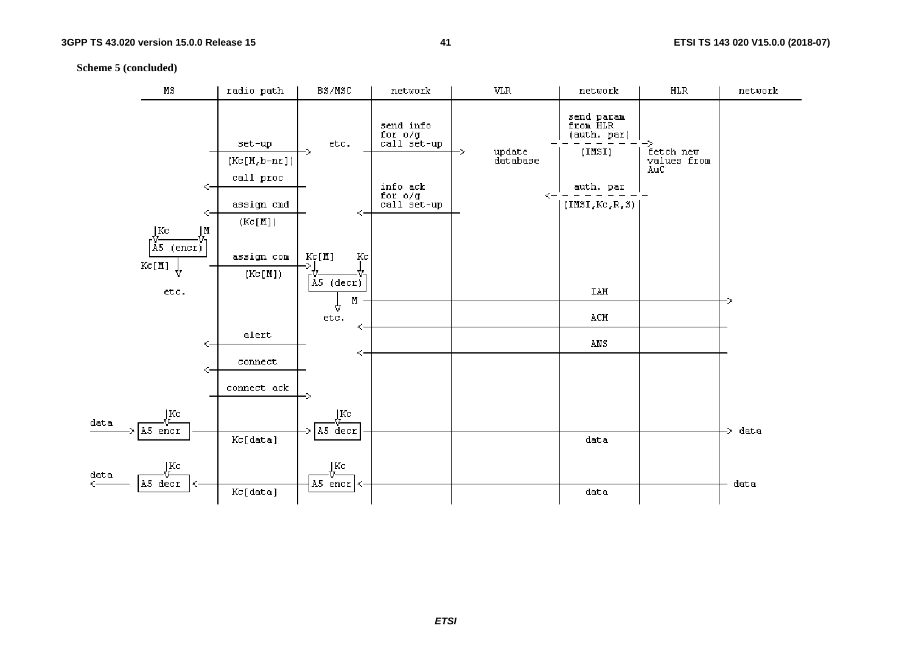**Scheme 5 (concluded)**

```
       MS         | radio path  | BS/MSC      | network       | VLR        | network        | HLR         | network
----------------------------------------------------------------------------------------------------------------------
                  |             |             |               |            | send param     |             |
                  |             |             | send info     |            | from HLR       |             |
                  |             |             | for o/g       |            | (auth. par)    |             |
                  |  set-up     |   etc.      | call set-up   |            |- - - - - - - - - ->         |
                  |------------>|             |-------------->| update     |  (IMSI)        | fetch new   |
                  |(Kc[M,b-nr]) |             |               | database   |                | values from |
                  |  call proc  |             |               |            |                | AuC         |
                <-|-------------|             | info ack      |            |   auth. par    |             |
                  |  assign cmd |             | for o/g       |            |<- - - - - - - - -           |
                <-|-------------|           <-| call set-up   |            |(IMSI,Kc,R,S)   |             |
                  |  (Kc[M])    |             |               |            |                |             |
   |Kc       |M   |             |             |               |            |                |             |
  [A5 (encr)]     |             |             |               |            |                |             |
                  |  assign com | Kc[M]   Kc  |               |            |                |             |
  Kc[M]  |        |------------>|   |     |   |               |            |                |             |
         V        |  (Kc[M])    | [A5 (decr)] |               |            |                |             |
                  |             |             |               |            |                |             |
    etc.          |             |        M    |---------------|------------|-- IAM ---------|-------------|->
                  |             |    V        |               |            |                |             |
                  |             |   etc.    <-|---------------|------------|-- ACM ---------|-------------|
                  |  alert      |             |               |            |                |             |
                <-|-------------|             |               |            |   ANS          |             |
                  |             |           <-|---------------|------------|----------------|-------------|
                  |  connect    |             |               |            |                |             |
                <-|-------------|             |               |            |                |             |
                  | connect ack |             |               |            |                |             |
                  |------------>|             |               |            |                |             |
          |Kc     |             |      |Kc    |               |            |                |             |
data  ->[A5 encr]-|-------------|->[A5 decr]--|---------------|------------|----------------|-------------|-> data
                  |  Kc[data]   |             |               |            |   data         |             |
          |Kc     |             |      |Kc    |               |            |                |             |
data  <-[A5 decr]<|-------------|--[A5 encr]<-|---------------|------------|----------------|-------------|-- data
                  |  Kc[data]   |             |               |            |   data         |             |
```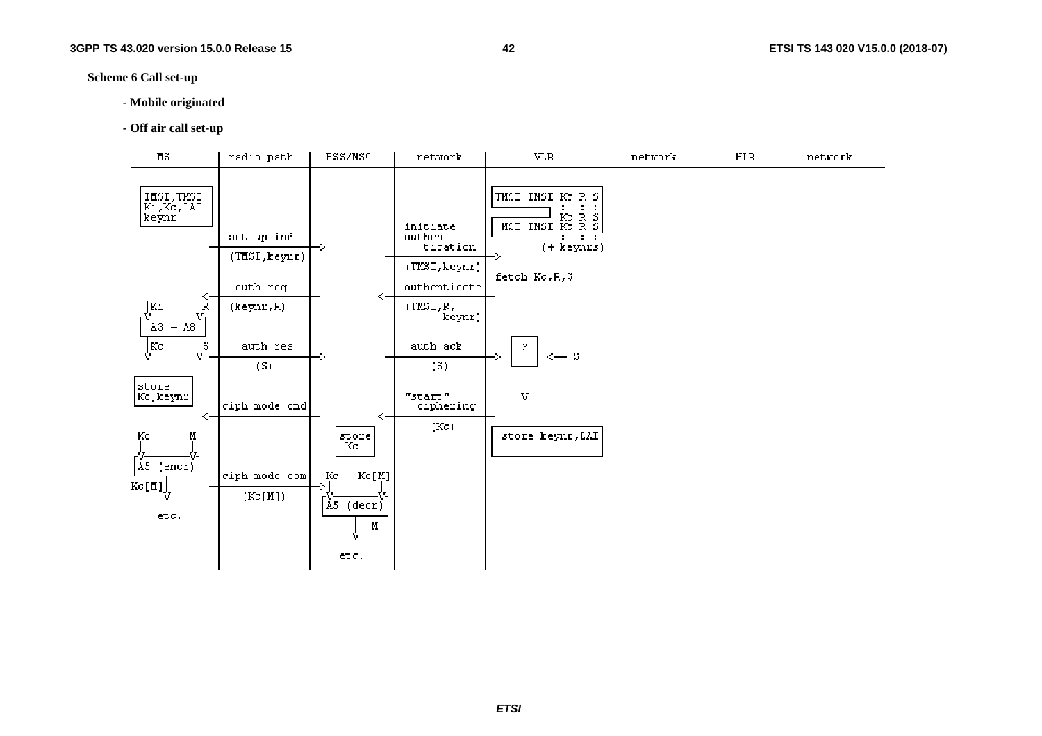**Scheme 6 Call set-up**

**- Mobile originated**

**- Off air call set-up**

```
MS              | radio path     | BSS/MSC     | network        | VLR                  | network | HLR | network
----------------+----------------+-------------+----------------+----------------------+---------+-----+--------
IMSI,TMSI       |                |             |                | TMSI IMSI Kc R S     |         |     |
Ki,Kc,LAI       |                |             |                |   :    :  :  :  :    |         |     |
keynr           |                |             |                |           Kc R S     |         |     |
                |                |             | initiate       |  MSI IMSI Kc R S     |         |     |
                |  set-up ind    |             | authen-        |   :    :  :  :       |         |     |
                |--------------->|             |   tication     |   (+ keynrs)         |         |     |
                |  (TMSI,keynr)  |             |--------------->|                      |         |     |
                |                |             |  (TMSI,keynr)  | fetch Kc,R,S         |         |     |
                |  auth req      |             |  authenticate  |                      |         |     |
                |<---------------|             |<---------------|                      |         |     |
 Ki        R    |  (keynr,R)     |             |  (TMSI,R,      |                      |         |     |
 V         V    |                |             |       keynr)   |                      |         |     |
 [ A3 + A8 ]    |                |             |                |                      |         |     |
 Kc        S    |  auth res      |             |  auth ack      |  [ ? ]               |         |     |
 V         V--->|--------------->|             |--------------->|  [ = ]  <-- S        |         |     |
                |     (S)        |             |     (S)        |    |                 |         |     |
store           |                |             |                |    |                 |         |     |
Kc,keynr        |                |             |  "start"       |    V                 |         |     |
                |  ciph mode cmd |             |   ciphering    |                      |         |     |
                |<---------------|             |<---------------|                      |         |     |
 Kc        M    |                |  store      |     (Kc)       | store keynr,LAI      |         |     |
 V         V    |                |   Kc        |                |                      |         |     |
[ A5 (encr) ]   |                |             |                |                      |         |     |
Kc[M]           |  ciph mode com | Kc   Kc[M]  |                |                      |         |     |
     V--------->|--------------->| V     V     |                |                      |         |     |
                |    (Kc[M])     |[A5 (decr)]  |                |                      |         |     |
  etc.          |                |     M       |                |                      |         |     |
                |                |     V       |                |                      |         |     |
                |                |   etc.      |                |                      |         |     |
```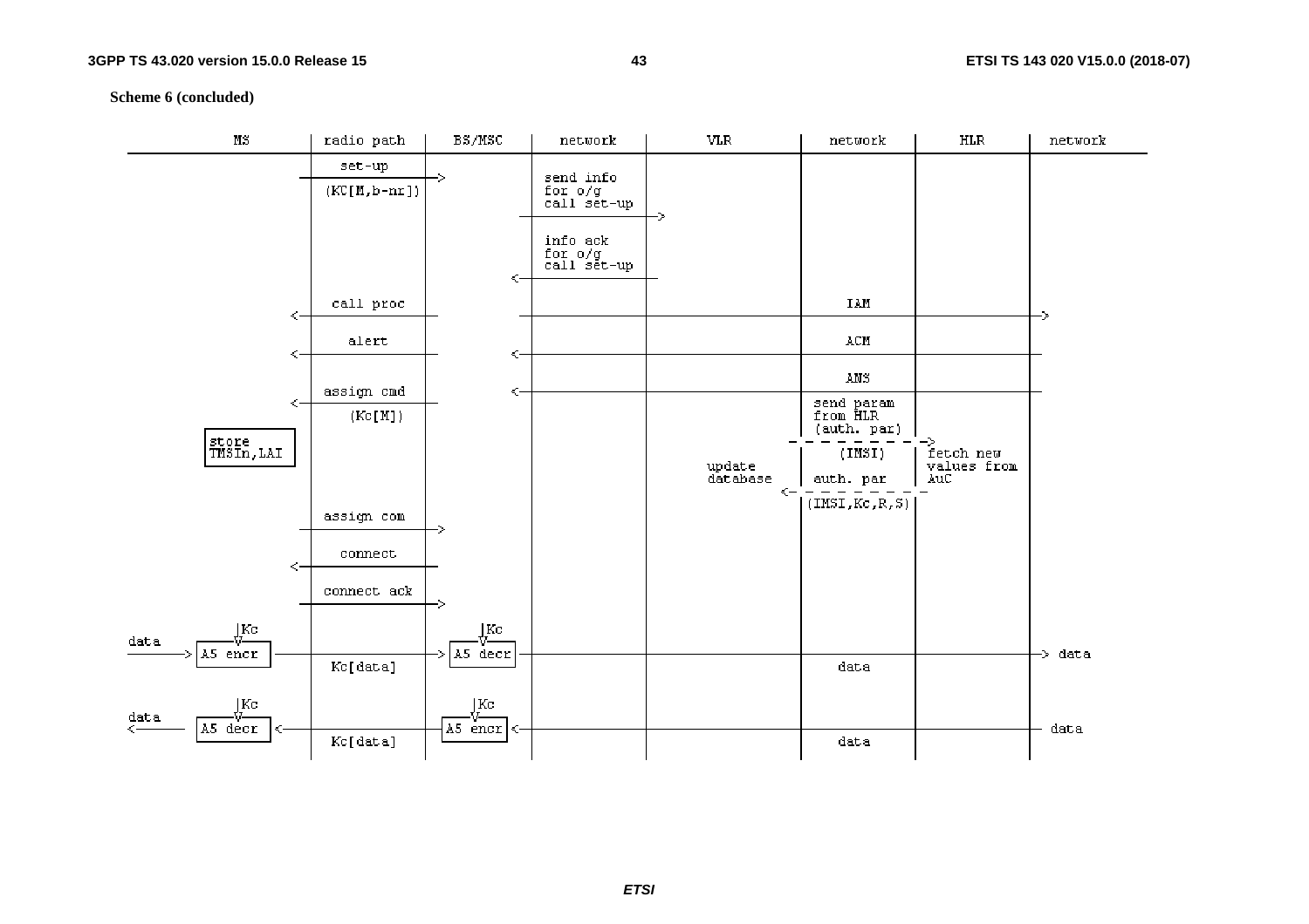**Scheme 6 (concluded)**

```
          MS            | radio path   | BS/MSC    | network     | VLR       | network        | HLR          | network
------------------------+--------------+-----------+-------------+-----------+----------------+--------------+-----------
                        |   set-up     |           |             |           |                |              |
                        ---------------->          | send info   |           |                |              |
                        | (KC[M,b-nr]) |           | for o/g     |           |                |              |
                        |              |           | call set-up |           |                |              |
                        |              |           ---------------->         |                |              |
                        |              |           | info ack    |           |                |              |
                        |              |           | for o/g     |           |                |              |
                        |              |           | call set-up |           |                |              |
                        |              |        <-----------------           |                |              |
                        |  call proc   |           |             |           |      IAM       |              |
                     <------------------           ----------------------------------------------------------->
                        |    alert     |           |             |           |      ACM       |              |
                     <------------------        <-------------------------------------------------------------
                        |              |           |             |           |      ANS       |              |
                        |  assign cmd  |        <-------------------------------------------------------------
                     <------------------           |             |           | send param     |              |
                        |   (Kc[M])    |           |             |           | from HLR       |              |
     +-----------+      |              |           |             |           | (auth. par)    |              |
     | store     |      |              |           |             |       - - - - - - - - - - - ->            |
     | TMSIn,LAI |      |              |           |             |           |    (IMSI)      | fetch new    |
     +-----------+      |              |           |             | update    |                | values from  |
                        |              |           |             | database  |   auth. par    | AuC          |
                        |              |           |             |        <- - - - - - - - - - -             |
                        |              |           |             |           | (IMSI,Kc,R,S)  |              |
                        |  assign com  |           |             |           |                |              |
                        ---------------->          |             |           |                |              |
                        |   connect    |           |             |           |                |              |
                     <------------------           |             |           |                |              |
                        | connect ack  |           |             |           |                |              |
                        ---------------->          |             |           |                |              |
             |Kc        |              |  |Kc      |             |           |                |              |
data        -V-         |              | -V-       |             |           |                |              |
------> | A5 encr |----------------------> | A5 decr |------------------------------------------------------------> data
                        |  Kc[data]    |           |             |           |      data      |              |
             |Kc        |              |  |Kc      |             |           |                |              |
data        -V-         |              | -V-       |             |           |                |              |
<------ | A5 decr |<---------------------- | A5 encr |<------------------------------------------------------------ data
                        |  Kc[data]    |           |             |           |      data      |              |
```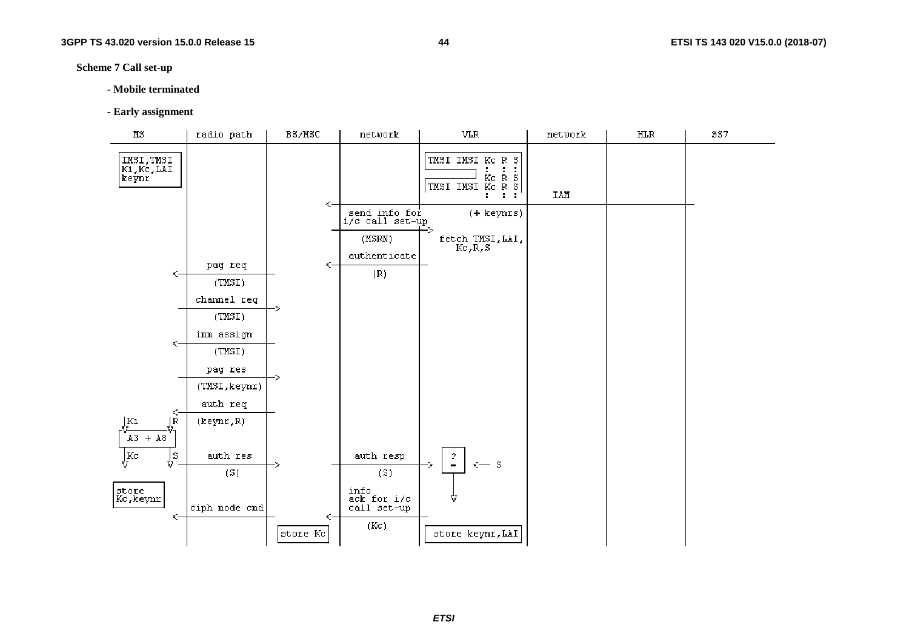**Scheme 7 Call set-up**

**- Mobile terminated**

**- Early assignment**

```
 MS          | radio path    | BS/MSC   | network          | VLR                  | network | HLR | SS7
-------------------------------------------------------------------------------------------------------
 IMSI,TMSI   |               |          |                  | TMSI IMSI Kc R S     |         |     |
 Ki,Kc,LAI   |               |          |                  |           :  : :     |         |     |
 keynr       |               |          |                  |           Kc R S     |         |     |
             |               |          |                  | TMSI IMSI Kc R S     |         |     |
             |               |          |                  |           :  : :     |  IAM    |     |
             |               |          <------------------------------------------------------------
             |               |          | send info for    |     (+ keynrs)       |         |     |
             |               |          | i/c call set-up  |                      |         |     |
             |               |          ------------------->                      |         |     |
             |               |          | (MSRN)           | fetch TMSI,LAI,      |         |     |
             |               |          |                  |     Kc,R,S           |         |     |
             |               |          | authenticate     |                      |         |     |
             |  pag req      |          <-------------------                      |         |     |
     <---------------------------       | (R)              |                      |         |     |
             |  (TMSI)       |          |                  |                      |         |     |
             |  channel req  |          |                  |                      |         |     |
     --------------------------->       |                  |                      |         |     |
             |  (TMSI)       |          |                  |                      |         |     |
             |  imm assign   |          |                  |                      |         |     |
     <---------------------------       |                  |                      |         |     |
             |  (TMSI)       |          |                  |                      |         |     |
             |  pag res      |          |                  |                      |         |     |
     --------------------------->       |                  |                      |         |     |
             |  (TMSI,keynr) |          |                  |                      |         |     |
             |  auth req     |          |                  |                      |         |     |
     <---------------------------       |                  |                      |         |     |
 |Ki     |R  |  (keynr,R)    |          |                  |                      |         |     |
 V       V   |               |          |                  |                      |         |     |
 [A3 + A8]   |               |          |                  |                      |         |     |
 |Kc     |S  |  auth res     |          | auth resp        |  ?                   |         |     |
 V       V----------------------->      ------------------->  =   <-- S           |         |     |
             |  (S)          |          | (S)              |  |                   |         |     |
 store       |               |          | info             |  |                   |         |     |
 Kc,keynr    |               |          | ack for i/c      |  V                   |         |     |
             | ciph mode cmd |          | call set-up      |                      |         |     |
     <---------------------------       <-------------------                      |         |     |
             |               |          | (Kc)             |                      |         |     |
             |               | store Kc |                  | store keynr,LAI      |         |     |
```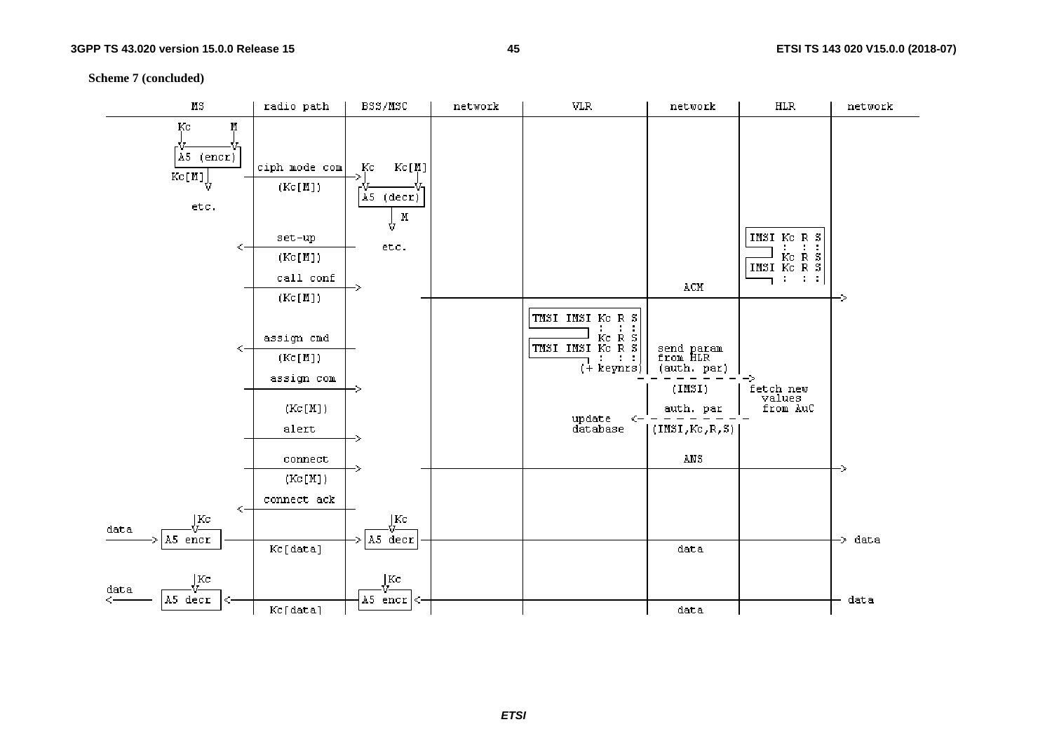**Scheme 7 (concluded)**

```
       MS         | radio path  | BSS/MSC    | network |      VLR          |   network    |     HLR      | network
------------------------------------------------------------------------------------------------------------------
   Kc        M    |             |            |         |                   |              |              |
   |         |    |             |            |         |                   |              |              |
   V         V    |             |            |         |                   |              |              |
  [A5 (encr)  ]   | ciph mode com| Kc   Kc[M]|         |                   |              |              |
  Kc[M]|          |------------->|  |    |   |         |                   |              |              |
       V          |  (Kc[M])    | V     V   |         |                   |              |              |
                  |             |[A5 (decr)] |         |                   |              |              |
    etc.          |             |    | M     |         |                   |              |              |
                  |             |    V       |         |                   |              | IMSI Kc R S  |
                  |   set-up    |            |         |                   |              |  :   :  : :  |
          <-------|-------------|   etc.     |         |                   |              |      Kc R S  |
                  |  (Kc[M])    |            |         |                   |              | IMSI Kc R S  |
                  |  call conf  |            |         |                   |     ACM      |  :   :  : :  |
                  |------------>|            |---------|-------------------|--------------|--------------|->
                  |  (Kc[M])    |            |         | TMSI IMSI Kc R S  |              |              |
                  |             |            |         |        :   : : :  |              |              |
                  |  assign cmd |            |         |           Kc R S  |  send param  |              |
          <-------|-------------|            |         | TMSI IMSI Kc R S  |  from HLR    |              |
                  |  (Kc[M])    |            |         |        :   : : :  |  (auth. par) |              |
                  |  assign com |            |         |      (+ keynrs)   | - - - - - - -|->            |
                  |------------>|            |         |                   |   (IMSI)     | fetch new    |
                  |             |            |         |                   |              |  values      |
                  |  (Kc[M])    |            |         |    update      <- | -auth. par- -|  from AuC    |
                  |   alert     |            |         |    database       |(IMSI,Kc,R,S) |              |
                  |------------>|            |         |                   |              |              |
                  |  connect    |            |         |                   |     ANS      |              |
                  |------------>|            |---------|-------------------|--------------|--------------|->
                  |  (Kc[M])    |            |         |                   |              |              |
                  | connect ack |            |         |                   |              |              |
          <-------|-------------|            |         |                   |              |              |
        |Kc       |             |   |Kc      |         |                   |              |              |
 data   V         |             |   V        |         |                   |              |              |
 ---> [A5 encr] --|-------------|->[A5 decr] |---------|-------------------|--------------|--------------|-> data
                  |  Kc[data]   |            |         |                   |     data     |              |
        |Kc       |             |   |Kc      |         |                   |              |              |
 data   V         |             |   V        |         |                   |              |              |
 <--- [A5 decr] <-|-------------|--[A5 encr]<|---------|-------------------|--------------|--------------|-- data
                  |  Kc[data]   |            |         |                   |     data     |              |
```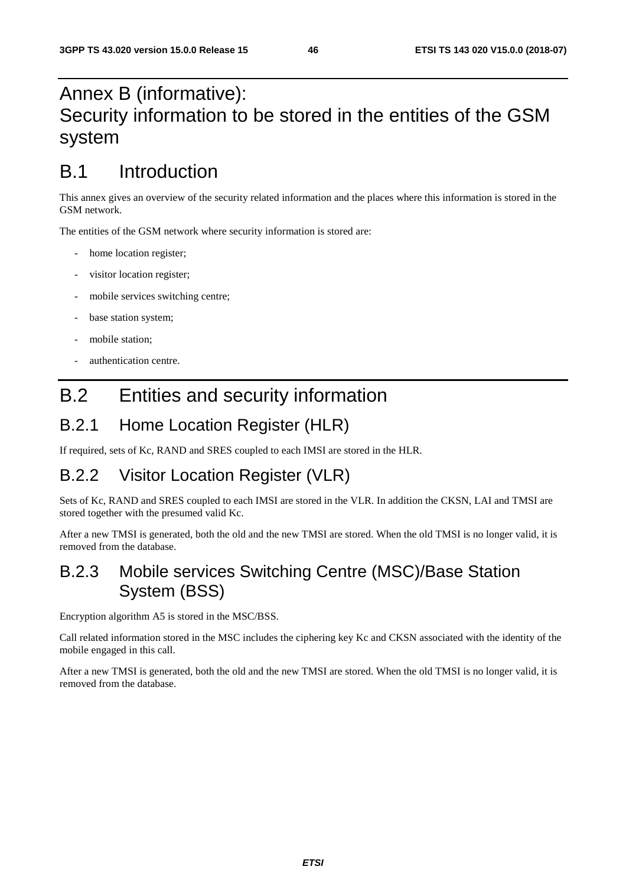# Annex B (informative): Security information to be stored in the entities of the GSM system

## B.1 Introduction

This annex gives an overview of the security related information and the places where this information is stored in the GSM network.

The entities of the GSM network where security information is stored are:

- home location register;
- visitor location register;
- mobile services switching centre;
- base station system;
- mobile station;
- authentication centre.

## B.2 Entities and security information

### B.2.1 Home Location Register (HLR)

If required, sets of Kc, RAND and SRES coupled to each IMSI are stored in the HLR.

### B.2.2 Visitor Location Register (VLR)

Sets of Kc, RAND and SRES coupled to each IMSI are stored in the VLR. In addition the CKSN, LAI and TMSI are stored together with the presumed valid Kc.

After a new TMSI is generated, both the old and the new TMSI are stored. When the old TMSI is no longer valid, it is removed from the database.

### B.2.3 Mobile services Switching Centre (MSC)/Base Station System (BSS)

Encryption algorithm A5 is stored in the MSC/BSS.

Call related information stored in the MSC includes the ciphering key Kc and CKSN associated with the identity of the mobile engaged in this call.

After a new TMSI is generated, both the old and the new TMSI are stored. When the old TMSI is no longer valid, it is removed from the database.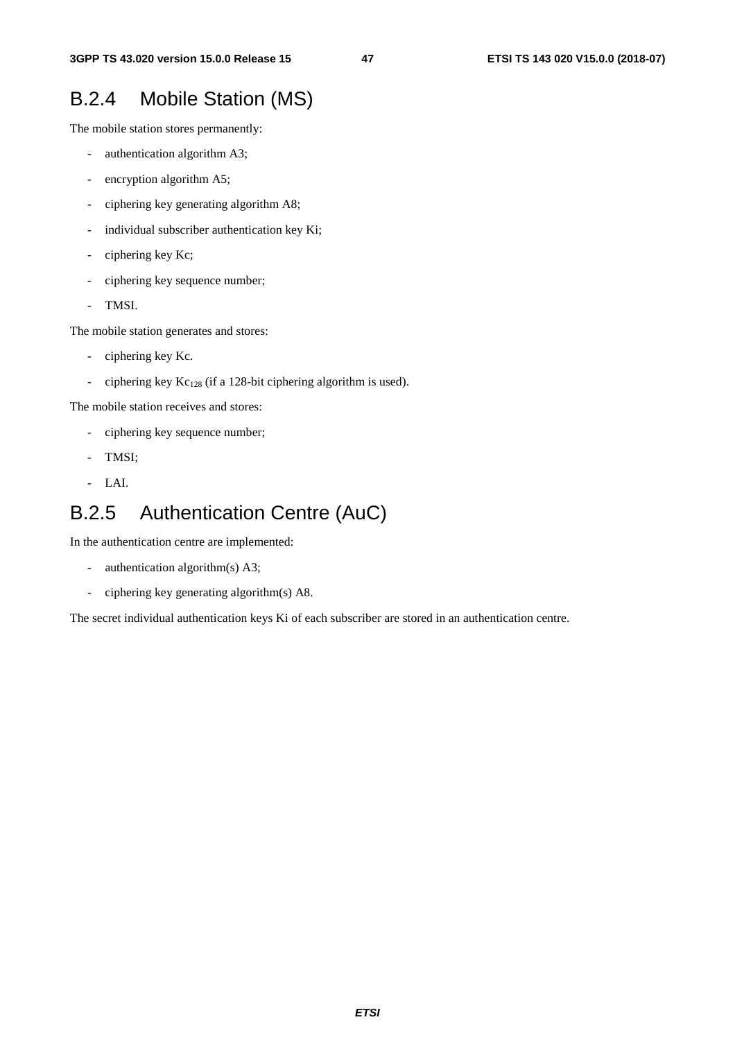## B.2.4 Mobile Station (MS)

The mobile station stores permanently:

- authentication algorithm A3;
- encryption algorithm A5;
- ciphering key generating algorithm A8;
- individual subscriber authentication key Ki;
- ciphering key Kc;
- ciphering key sequence number;
- TMSI.

The mobile station generates and stores:

- ciphering key Kc.
- ciphering key $Kc_{128}$ (if a 128-bit ciphering algorithm is used).

The mobile station receives and stores:

- ciphering key sequence number;
- TMSI;
- LAI.

## B.2.5 Authentication Centre (AuC)

In the authentication centre are implemented:

- authentication algorithm(s) A3;
- ciphering key generating algorithm(s) A8.

The secret individual authentication keys Ki of each subscriber are stored in an authentication centre.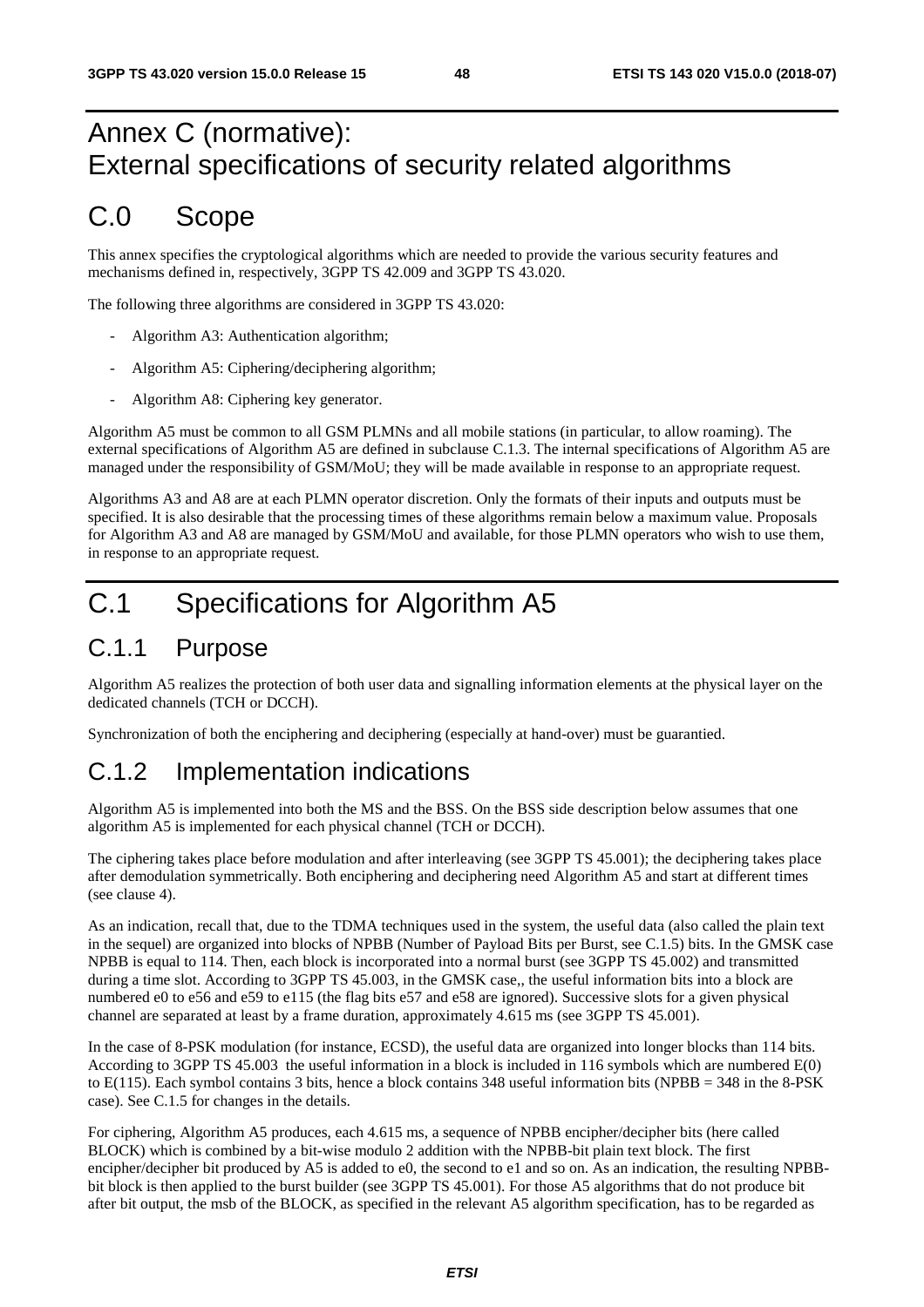# Annex C (normative): External specifications of security related algorithms

# C.0 Scope

This annex specifies the cryptological algorithms which are needed to provide the various security features and mechanisms defined in, respectively, 3GPP TS 42.009 and 3GPP TS 43.020.

The following three algorithms are considered in 3GPP TS 43.020:

- Algorithm A3: Authentication algorithm;
- Algorithm A5: Ciphering/deciphering algorithm;
- Algorithm A8: Ciphering key generator.

Algorithm A5 must be common to all GSM PLMNs and all mobile stations (in particular, to allow roaming). The external specifications of Algorithm A5 are defined in subclause C.1.3. The internal specifications of Algorithm A5 are managed under the responsibility of GSM/MoU; they will be made available in response to an appropriate request.

Algorithms A3 and A8 are at each PLMN operator discretion. Only the formats of their inputs and outputs must be specified. It is also desirable that the processing times of these algorithms remain below a maximum value. Proposals for Algorithm A3 and A8 are managed by GSM/MoU and available, for those PLMN operators who wish to use them, in response to an appropriate request.

# C.1 Specifications for Algorithm A5

## C.1.1 Purpose

Algorithm A5 realizes the protection of both user data and signalling information elements at the physical layer on the dedicated channels (TCH or DCCH).

Synchronization of both the enciphering and deciphering (especially at hand-over) must be guarantied.

## C.1.2 Implementation indications

Algorithm A5 is implemented into both the MS and the BSS. On the BSS side description below assumes that one algorithm A5 is implemented for each physical channel (TCH or DCCH).

The ciphering takes place before modulation and after interleaving (see 3GPP TS 45.001); the deciphering takes place after demodulation symmetrically. Both enciphering and deciphering need Algorithm A5 and start at different times (see clause 4).

As an indication, recall that, due to the TDMA techniques used in the system, the useful data (also called the plain text in the sequel) are organized into blocks of NPBB (Number of Payload Bits per Burst, see C.1.5) bits. In the GMSK case NPBB is equal to 114. Then, each block is incorporated into a normal burst (see 3GPP TS 45.002) and transmitted during a time slot. According to 3GPP TS 45.003, in the GMSK case,, the useful information bits into a block are numbered e0 to e56 and e59 to e115 (the flag bits e57 and e58 are ignored). Successive slots for a given physical channel are separated at least by a frame duration, approximately 4.615 ms (see 3GPP TS 45.001).

In the case of 8-PSK modulation (for instance, ECSD), the useful data are organized into longer blocks than 114 bits. According to 3GPP TS 45.003 the useful information in a block is included in 116 symbols which are numbered E(0) to E(115). Each symbol contains 3 bits, hence a block contains 348 useful information bits (NPBB = 348 in the 8-PSK case). See C.1.5 for changes in the details.

For ciphering, Algorithm A5 produces, each 4.615 ms, a sequence of NPBB encipher/decipher bits (here called BLOCK) which is combined by a bit-wise modulo 2 addition with the NPBB-bit plain text block. The first encipher/decipher bit produced by A5 is added to e0, the second to e1 and so on. As an indication, the resulting NPBB-bit block is then applied to the burst builder (see 3GPP TS 45.001). For those A5 algorithms that do not produce bit after bit output, the msb of the BLOCK, as specified in the relevant A5 algorithm specification, has to be regarded as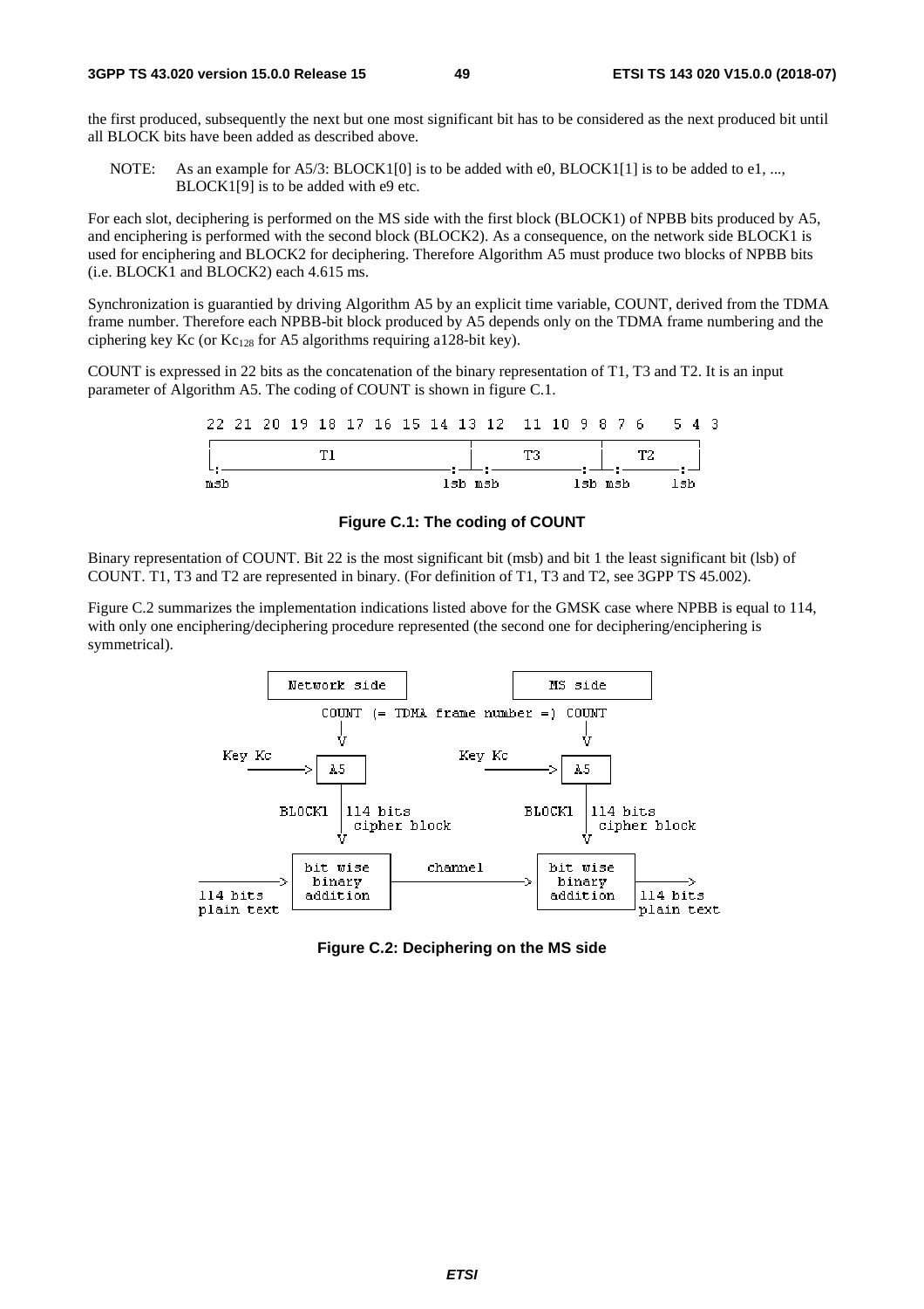the first produced, subsequently the next but one most significant bit has to be considered as the next produced bit until all BLOCK bits have been added as described above.

NOTE: As an example for A5/3: BLOCK1[0] is to be added with e0, BLOCK1[1] is to be added to e1, ..., BLOCK1[9] is to be added with e9 etc.

For each slot, deciphering is performed on the MS side with the first block (BLOCK1) of NPBB bits produced by A5, and enciphering is performed with the second block (BLOCK2). As a consequence, on the network side BLOCK1 is used for enciphering and BLOCK2 for deciphering. Therefore Algorithm A5 must produce two blocks of NPBB bits (i.e. BLOCK1 and BLOCK2) each 4.615 ms.

Synchronization is guarantied by driving Algorithm A5 by an explicit time variable, COUNT, derived from the TDMA frame number. Therefore each NPBB-bit block produced by A5 depends only on the TDMA frame numbering and the ciphering key Kc (or $Kc_{128}$ for A5 algorithms requiring a128-bit key).

COUNT is expressed in 22 bits as the concatenation of the binary representation of T1, T3 and T2. It is an input parameter of Algorithm A5. The coding of COUNT is shown in figure C.1.

```
22 21 20 19 18 17 16 15 14 13 12  11 10 9 8 7 6    5 4 3
┌──────────────────────────────┬──────────────┬─────────┐
│             T1               │      T3      │   T2    │
└:────────────────────────────:┴:────────────:┴:───────:┘
msb                        lsb msb        lsb msb     lsb
```

**Figure C.1: The coding of COUNT**

Binary representation of COUNT. Bit 22 is the most significant bit (msb) and bit 1 the least significant bit (lsb) of COUNT. T1, T3 and T2 are represented in binary. (For definition of T1, T3 and T2, see 3GPP TS 45.002).

Figure C.2 summarizes the implementation indications listed above for the GMSK case where NPBB is equal to 114, with only one enciphering/deciphering procedure represented (the second one for deciphering/enciphering is symmetrical).

```
              Network side                      MS side
                   COUNT (= TDMA frame number =) COUNT
                      |                            |
                      V                            V
  Key Kc           +----+      Key Kc           +----+
  ---------------->| A5 |      ---------------->| A5 |
                   +----+                       +----+
          BLOCK1   |114 bits           BLOCK1   |114 bits
                   | cipher block               | cipher block
                   V                            V
              +----------+   channel       +----------+
  ----------->| bit wise |---------------->| bit wise |---------->
  114 bits    |  binary  |                 |  binary  | 114 bits
  plain text  | addition |                 | addition | plain text
              +----------+                 +----------+
```

**Figure C.2: Deciphering on the MS side**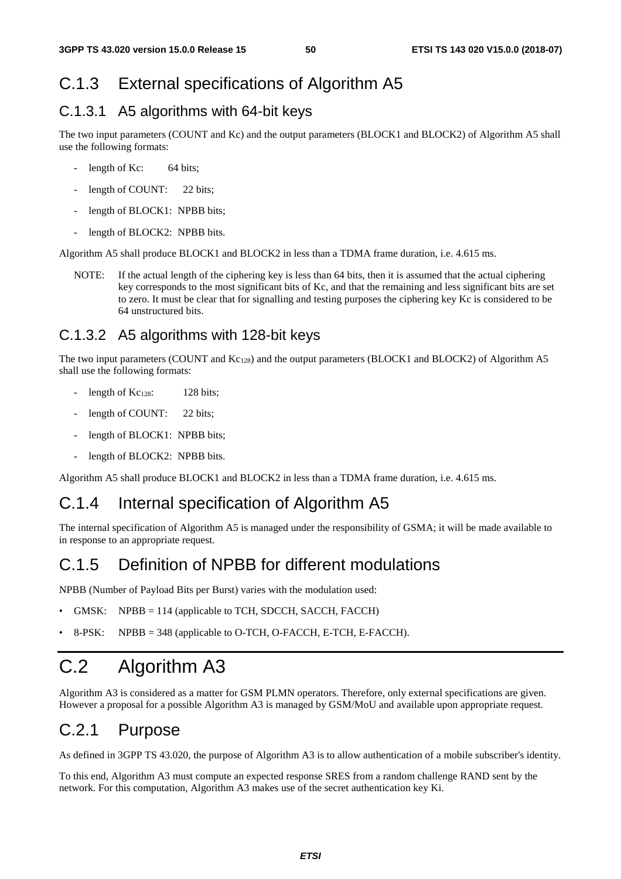## C.1.3 External specifications of Algorithm A5

### C.1.3.1 A5 algorithms with 64-bit keys

The two input parameters (COUNT and Kc) and the output parameters (BLOCK1 and BLOCK2) of Algorithm A5 shall use the following formats:

- length of Kc: 64 bits;
- length of COUNT: 22 bits;
- length of BLOCK1: NPBB bits;
- length of BLOCK2: NPBB bits.

Algorithm A5 shall produce BLOCK1 and BLOCK2 in less than a TDMA frame duration, i.e. 4.615 ms.

NOTE: If the actual length of the ciphering key is less than 64 bits, then it is assumed that the actual ciphering key corresponds to the most significant bits of Kc, and that the remaining and less significant bits are set to zero. It must be clear that for signalling and testing purposes the ciphering key Kc is considered to be 64 unstructured bits.

### C.1.3.2 A5 algorithms with 128-bit keys

The two input parameters (COUNT and $Kc_{128}$) and the output parameters (BLOCK1 and BLOCK2) of Algorithm A5 shall use the following formats:

- length of $Kc_{128}$: 128 bits;
- length of COUNT: 22 bits;
- length of BLOCK1: NPBB bits;
- length of BLOCK2: NPBB bits.

Algorithm A5 shall produce BLOCK1 and BLOCK2 in less than a TDMA frame duration, i.e. 4.615 ms.

## C.1.4 Internal specification of Algorithm A5

The internal specification of Algorithm A5 is managed under the responsibility of GSMA; it will be made available to in response to an appropriate request.

## C.1.5 Definition of NPBB for different modulations

NPBB (Number of Payload Bits per Burst) varies with the modulation used:

- GMSK: NPBB = 114 (applicable to TCH, SDCCH, SACCH, FACCH)
- 8-PSK: NPBB = 348 (applicable to O-TCH, O-FACCH, E-TCH, E-FACCH).

# C.2 Algorithm A3

Algorithm A3 is considered as a matter for GSM PLMN operators. Therefore, only external specifications are given. However a proposal for a possible Algorithm A3 is managed by GSM/MoU and available upon appropriate request.

## C.2.1 Purpose

As defined in 3GPP TS 43.020, the purpose of Algorithm A3 is to allow authentication of a mobile subscriber's identity.

To this end, Algorithm A3 must compute an expected response SRES from a random challenge RAND sent by the network. For this computation, Algorithm A3 makes use of the secret authentication key Ki.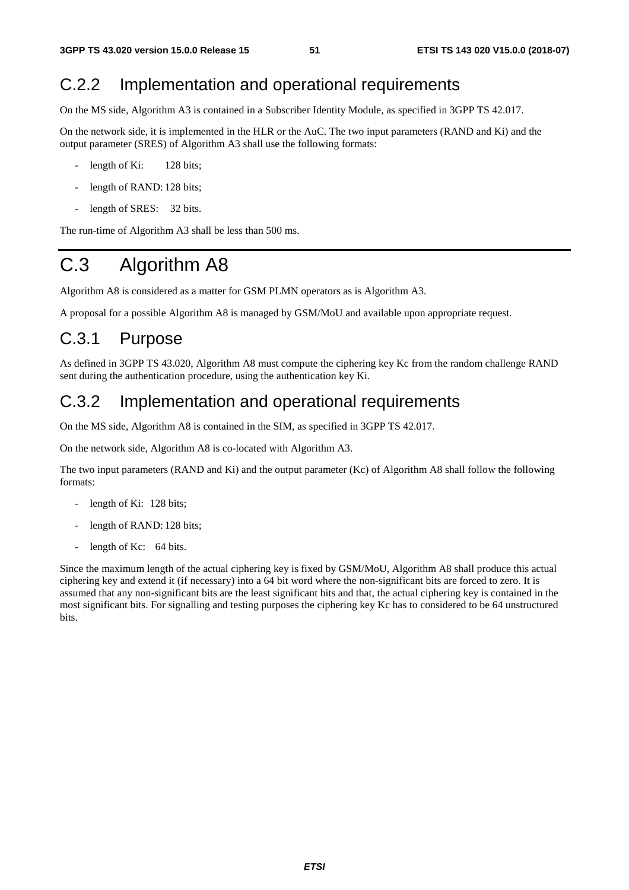### C.2.2 Implementation and operational requirements

On the MS side, Algorithm A3 is contained in a Subscriber Identity Module, as specified in 3GPP TS 42.017.

On the network side, it is implemented in the HLR or the AuC. The two input parameters (RAND and Ki) and the output parameter (SRES) of Algorithm A3 shall use the following formats:

- length of Ki: 128 bits;
- length of RAND: 128 bits;
- length of SRES: 32 bits.

The run-time of Algorithm A3 shall be less than 500 ms.

## C.3 Algorithm A8

Algorithm A8 is considered as a matter for GSM PLMN operators as is Algorithm A3.

A proposal for a possible Algorithm A8 is managed by GSM/MoU and available upon appropriate request.

### C.3.1 Purpose

As defined in 3GPP TS 43.020, Algorithm A8 must compute the ciphering key Kc from the random challenge RAND sent during the authentication procedure, using the authentication key Ki.

### C.3.2 Implementation and operational requirements

On the MS side, Algorithm A8 is contained in the SIM, as specified in 3GPP TS 42.017.

On the network side, Algorithm A8 is co-located with Algorithm A3.

The two input parameters (RAND and Ki) and the output parameter (Kc) of Algorithm A8 shall follow the following formats:

- length of Ki: 128 bits;
- length of RAND: 128 bits;
- length of Kc: 64 bits.

Since the maximum length of the actual ciphering key is fixed by GSM/MoU, Algorithm A8 shall produce this actual ciphering key and extend it (if necessary) into a 64 bit word where the non-significant bits are forced to zero. It is assumed that any non-significant bits are the least significant bits and that, the actual ciphering key is contained in the most significant bits. For signalling and testing purposes the ciphering key Kc has to considered to be 64 unstructured bits.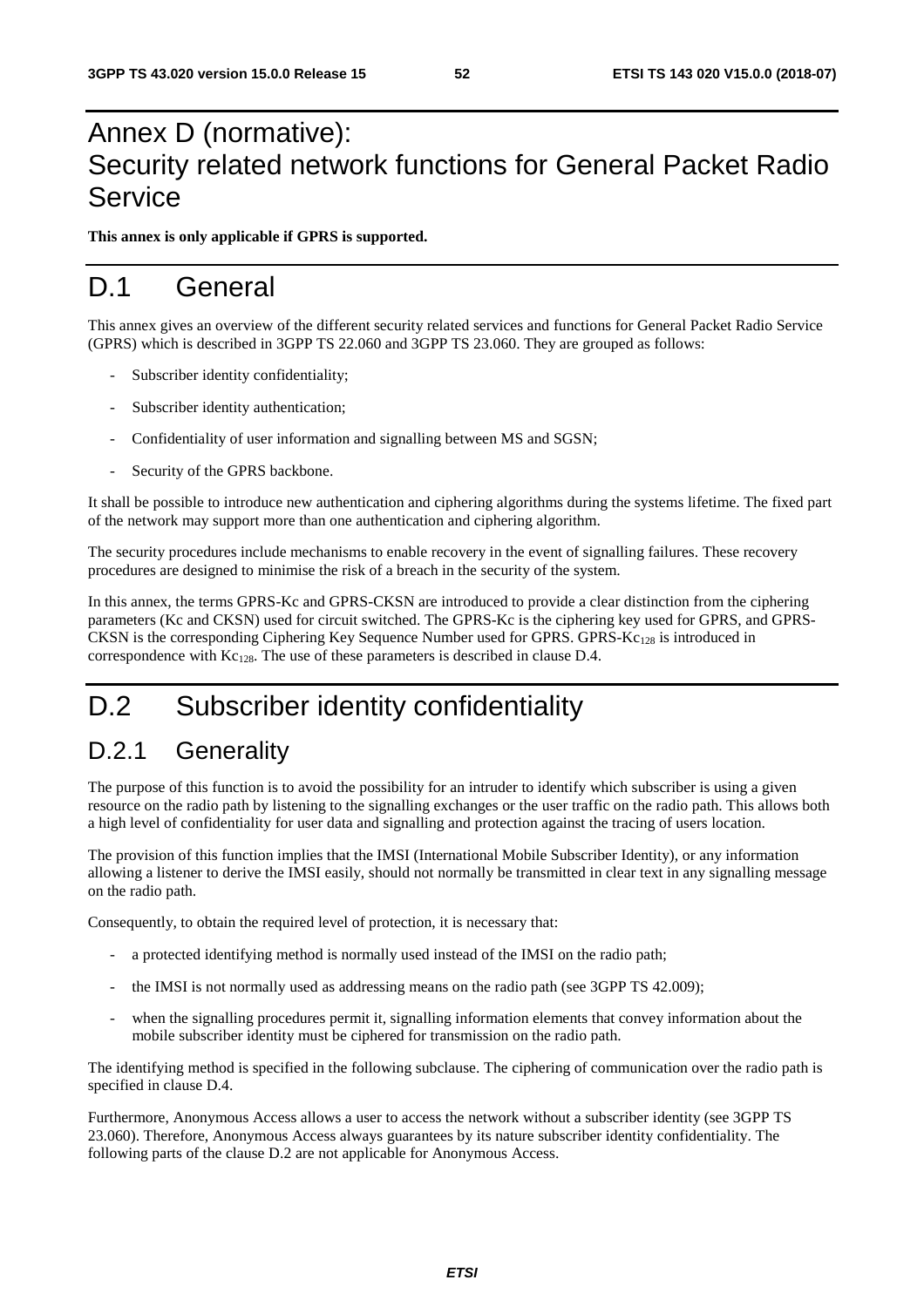# Annex D (normative): Security related network functions for General Packet Radio Service

**This annex is only applicable if GPRS is supported.**

# D.1 General

This annex gives an overview of the different security related services and functions for General Packet Radio Service (GPRS) which is described in 3GPP TS 22.060 and 3GPP TS 23.060. They are grouped as follows:

- Subscriber identity confidentiality;
- Subscriber identity authentication;
- Confidentiality of user information and signalling between MS and SGSN;
- Security of the GPRS backbone.

It shall be possible to introduce new authentication and ciphering algorithms during the systems lifetime. The fixed part of the network may support more than one authentication and ciphering algorithm.

The security procedures include mechanisms to enable recovery in the event of signalling failures. These recovery procedures are designed to minimise the risk of a breach in the security of the system.

In this annex, the terms GPRS-Kc and GPRS-CKSN are introduced to provide a clear distinction from the ciphering parameters (Kc and CKSN) used for circuit switched. The GPRS-Kc is the ciphering key used for GPRS, and GPRS-CKSN is the corresponding Ciphering Key Sequence Number used for GPRS. GPRS-$Kc_{128}$ is introduced in correspondence with $Kc_{128}$. The use of these parameters is described in clause D.4.

# D.2 Subscriber identity confidentiality

## D.2.1 Generality

The purpose of this function is to avoid the possibility for an intruder to identify which subscriber is using a given resource on the radio path by listening to the signalling exchanges or the user traffic on the radio path. This allows both a high level of confidentiality for user data and signalling and protection against the tracing of users location.

The provision of this function implies that the IMSI (International Mobile Subscriber Identity), or any information allowing a listener to derive the IMSI easily, should not normally be transmitted in clear text in any signalling message on the radio path.

Consequently, to obtain the required level of protection, it is necessary that:

- a protected identifying method is normally used instead of the IMSI on the radio path;
- the IMSI is not normally used as addressing means on the radio path (see 3GPP TS 42.009);
- when the signalling procedures permit it, signalling information elements that convey information about the mobile subscriber identity must be ciphered for transmission on the radio path.

The identifying method is specified in the following subclause. The ciphering of communication over the radio path is specified in clause D.4.

Furthermore, Anonymous Access allows a user to access the network without a subscriber identity (see 3GPP TS 23.060). Therefore, Anonymous Access always guarantees by its nature subscriber identity confidentiality. The following parts of the clause D.2 are not applicable for Anonymous Access.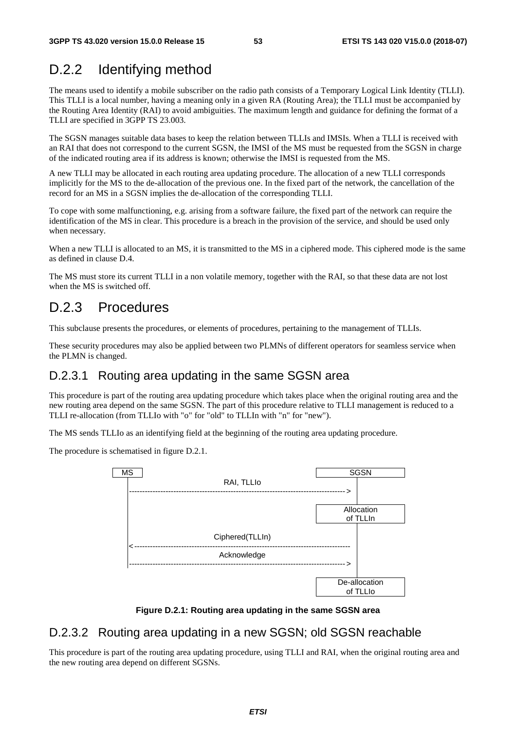## D.2.2 Identifying method

The means used to identify a mobile subscriber on the radio path consists of a Temporary Logical Link Identity (TLLI). This TLLI is a local number, having a meaning only in a given RA (Routing Area); the TLLI must be accompanied by the Routing Area Identity (RAI) to avoid ambiguities. The maximum length and guidance for defining the format of a TLLI are specified in 3GPP TS 23.003.

The SGSN manages suitable data bases to keep the relation between TLLIs and IMSIs. When a TLLI is received with an RAI that does not correspond to the current SGSN, the IMSI of the MS must be requested from the SGSN in charge of the indicated routing area if its address is known; otherwise the IMSI is requested from the MS.

A new TLLI may be allocated in each routing area updating procedure. The allocation of a new TLLI corresponds implicitly for the MS to the de-allocation of the previous one. In the fixed part of the network, the cancellation of the record for an MS in a SGSN implies the de-allocation of the corresponding TLLI.

To cope with some malfunctioning, e.g. arising from a software failure, the fixed part of the network can require the identification of the MS in clear. This procedure is a breach in the provision of the service, and should be used only when necessary.

When a new TLLI is allocated to an MS, it is transmitted to the MS in a ciphered mode. This ciphered mode is the same as defined in clause D.4.

The MS must store its current TLLI in a non volatile memory, together with the RAI, so that these data are not lost when the MS is switched off.

## D.2.3 Procedures

This subclause presents the procedures, or elements of procedures, pertaining to the management of TLLIs.

These security procedures may also be applied between two PLMNs of different operators for seamless service when the PLMN is changed.

### D.2.3.1 Routing area updating in the same SGSN area

This procedure is part of the routing area updating procedure which takes place when the original routing area and the new routing area depend on the same SGSN. The part of this procedure relative to TLLI management is reduced to a TLLI re-allocation (from TLLIo with "o" for "old" to TLLIn with "n" for "new").

The MS sends TLLIo as an identifying field at the beginning of the routing area updating procedure.

The procedure is schematised in figure D.2.1.

```
MS                                                                 SGSN
 |                          RAI, TLLIo                              |
 |---------------------------------------------------------------->|
 |                                                          Allocation
 |                                                           of TLLIn
 |                        Ciphered(TLLIn)                           |
 |<----------------------------------------------------------------|
 |                          Acknowledge                             |
 |---------------------------------------------------------------->|
 |                                                        De-allocation
 |                                                           of TLLIo
```

**Figure D.2.1: Routing area updating in the same SGSN area**

### D.2.3.2 Routing area updating in a new SGSN; old SGSN reachable

This procedure is part of the routing area updating procedure, using TLLI and RAI, when the original routing area and the new routing area depend on different SGSNs.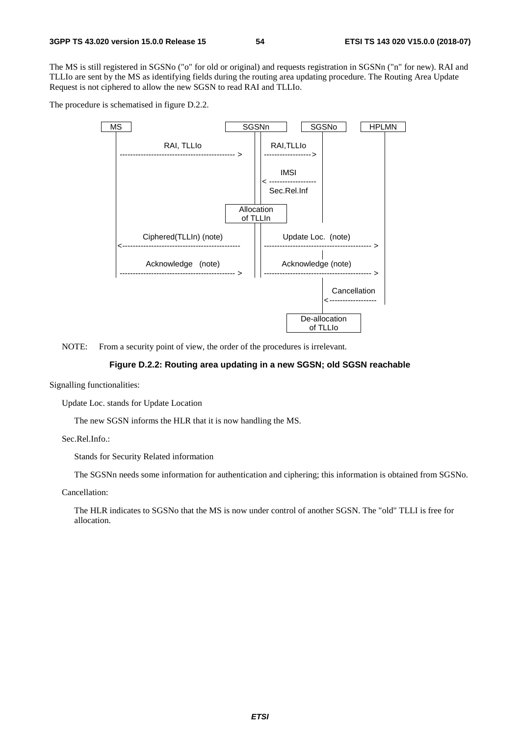The MS is still registered in SGSNo ("o" for old or original) and requests registration in SGSNn ("n" for new). RAI and TLLIo are sent by the MS as identifying fields during the routing area updating procedure. The Routing Area Update Request is not ciphered to allow the new SGSN to read RAI and TLLIo.

The procedure is schematised in figure D.2.2.

```
MS                                      SGSNn            SGSNo         HPLMN
 |                                       |  |              |              |
 |          RAI, TLLIo                   |  |  RAI,TLLIo   |              |
 |------------------------------------> |  |------------->|              |
 |                                       |  |              |              |
 |                                       |  |    IMSI      |              |
 |                                       |  |<-------------|              |
 |                                       |  | Sec.Rel.Inf  |              |
 |                                 +-------------+         |              |
 |                                 | Allocation  |         |              |
 |                                 |  of TLLIn   |                        |
 |                                 +-------------+                        |
 |     Ciphered(TLLIn) (note)            |  |   Update Loc.  (note)       |
 |<------------------------------------ |  |---------------------------->|
 |                                       |  |              |              |
 |       Acknowledge   (note)            |  |  Acknowledge (note)         |
 |------------------------------------> |  |---------------------------->|
                                                           |              |
                                                           | Cancellation |
                                                           |<-------------|
                                                   +---------------+
                                                   | De-allocation |
                                                   |   of TLLIo    |
                                                   +---------------+
```

NOTE: From a security point of view, the order of the procedures is irrelevant.

**Figure D.2.2: Routing area updating in a new SGSN; old SGSN reachable**

Signalling functionalities:

Update Loc. stands for Update Location

The new SGSN informs the HLR that it is now handling the MS.

Sec.Rel.Info.:

Stands for Security Related information

The SGSNn needs some information for authentication and ciphering; this information is obtained from SGSNo.

Cancellation:

The HLR indicates to SGSNo that the MS is now under control of another SGSN. The "old" TLLI is free for allocation.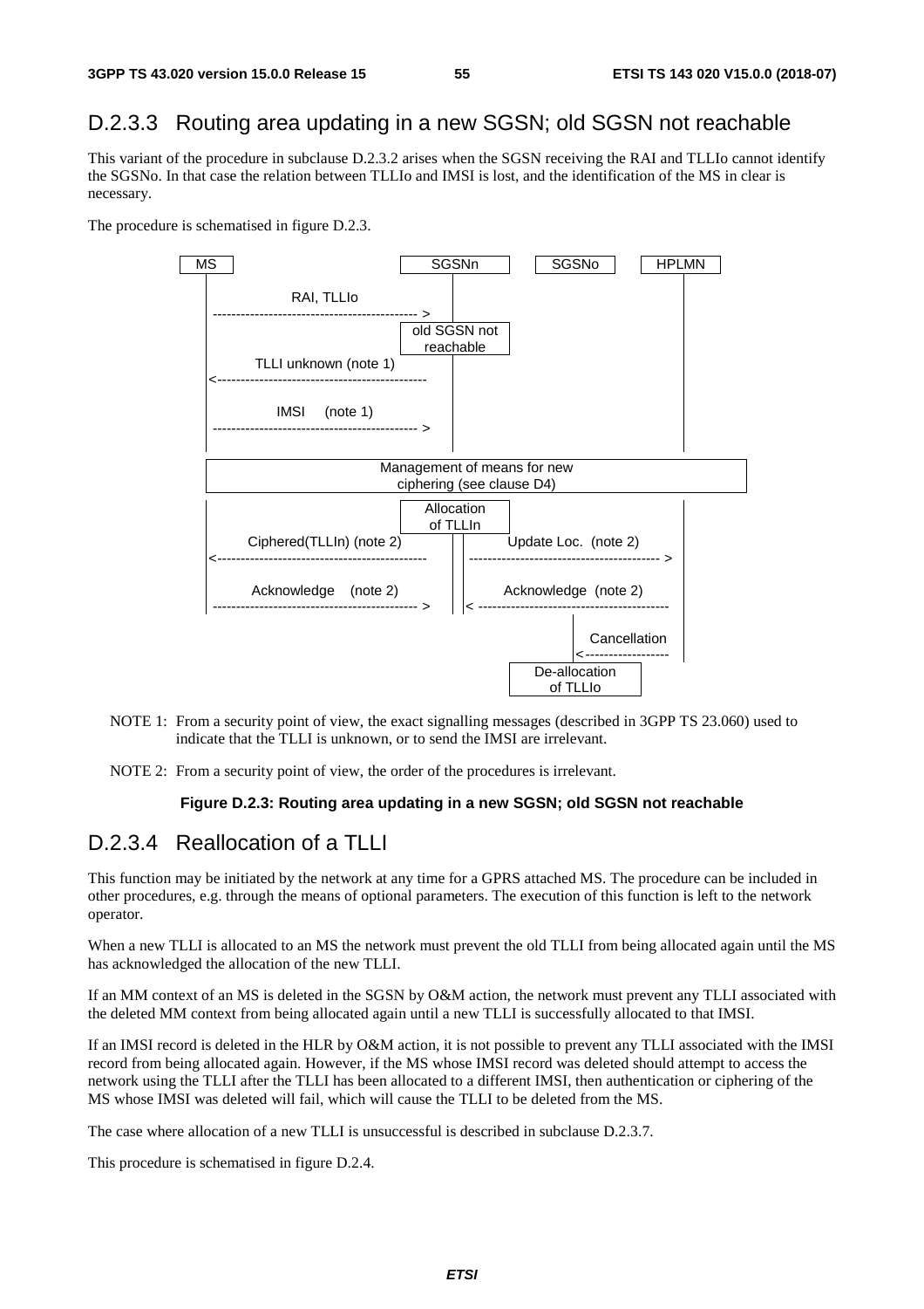## D.2.3.3 Routing area updating in a new SGSN; old SGSN not reachable

This variant of the procedure in subclause D.2.3.2 arises when the SGSN receiving the RAI and TLLIo cannot identify the SGSNo. In that case the relation between TLLIo and IMSI is lost, and the identification of the MS in clear is necessary.

The procedure is schematised in figure D.2.3.

```
MS                                  SGSNn           SGSNo         HPLMN
 |        RAI, TLLIo                  |                              |
 |---------------------------------->|                              |
 |                              old SGSN not                         |
 |                                reachable                          |
 |      TLLI unknown (note 1)         |                              |
 |<----------------------------------|                              |
 |                                    |                              |
 |        IMSI    (note 1)            |                              |
 |---------------------------------->|                              |
 |                                                                   |
 |            Management of means for new                            |
 |               ciphering (see clause D4)                           |
 |                                                                   |
 |                                Allocation                         |
 |                                 of TLLIn                          |
 |    Ciphered(TLLIn) (note 2)        |   Update Loc.  (note 2)      |
 |<----------------------------------|----------------------------->|
 |                                    |                              |
 |      Acknowledge    (note 2)       |   Acknowledge  (note 2)      |
 |---------------------------------->|<-----------------------------|
 |                                                                   |
 |                                              |   Cancellation     |
 |                                              |<-------------------|
 |                                          De-allocation            |
 |                                            of TLLIo               |
```

NOTE 1: From a security point of view, the exact signalling messages (described in 3GPP TS 23.060) used to indicate that the TLLI is unknown, or to send the IMSI are irrelevant.

NOTE 2: From a security point of view, the order of the procedures is irrelevant.

**Figure D.2.3: Routing area updating in a new SGSN; old SGSN not reachable**

## D.2.3.4 Reallocation of a TLLI

This function may be initiated by the network at any time for a GPRS attached MS. The procedure can be included in other procedures, e.g. through the means of optional parameters. The execution of this function is left to the network operator.

When a new TLLI is allocated to an MS the network must prevent the old TLLI from being allocated again until the MS has acknowledged the allocation of the new TLLI.

If an MM context of an MS is deleted in the SGSN by O&M action, the network must prevent any TLLI associated with the deleted MM context from being allocated again until a new TLLI is successfully allocated to that IMSI.

If an IMSI record is deleted in the HLR by O&M action, it is not possible to prevent any TLLI associated with the IMSI record from being allocated again. However, if the MS whose IMSI record was deleted should attempt to access the network using the TLLI after the TLLI has been allocated to a different IMSI, then authentication or ciphering of the MS whose IMSI was deleted will fail, which will cause the TLLI to be deleted from the MS.

The case where allocation of a new TLLI is unsuccessful is described in subclause D.2.3.7.

This procedure is schematised in figure D.2.4.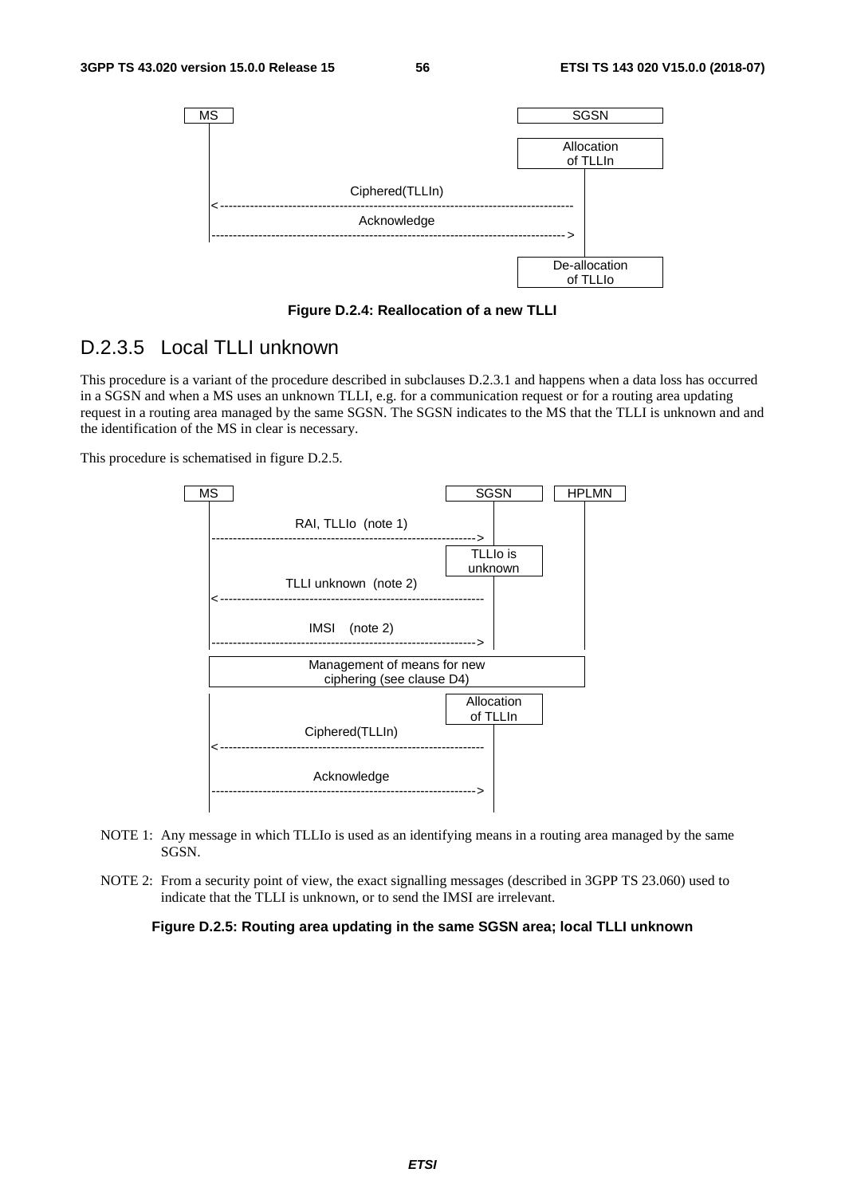MS                                                                                          SGSN

Allocation of TLLIn

Ciphered(TLLIn)
<------------------------------------------------------------------------

Acknowledge
------------------------------------------------------------------------>

De-allocation of TLLIo

**Figure D.2.4: Reallocation of a new TLLI**

## D.2.3.5 Local TLLI unknown

This procedure is a variant of the procedure described in subclauses D.2.3.1 and happens when a data loss has occurred in a SGSN and when a MS uses an unknown TLLI, e.g. for a communication request or for a routing area updating request in a routing area managed by the same SGSN. The SGSN indicates to the MS that the TLLI is unknown and and the identification of the MS in clear is necessary.

This procedure is schematised in figure D.2.5.

MS                                        SGSN          HPLMN

RAI, TLLIo (note 1)
------------------------------------------>

TLLIo is unknown

TLLI unknown (note 2)
<------------------------------------------

IMSI (note 2)
------------------------------------------>

Management of means for new ciphering (see clause D4)

Allocation of TLLIn

Ciphered(TLLIn)
<------------------------------------------

Acknowledge
------------------------------------------>

NOTE 1: Any message in which TLLIo is used as an identifying means in a routing area managed by the same SGSN.

NOTE 2: From a security point of view, the exact signalling messages (described in 3GPP TS 23.060) used to indicate that the TLLI is unknown, or to send the IMSI are irrelevant.

**Figure D.2.5: Routing area updating in the same SGSN area; local TLLI unknown**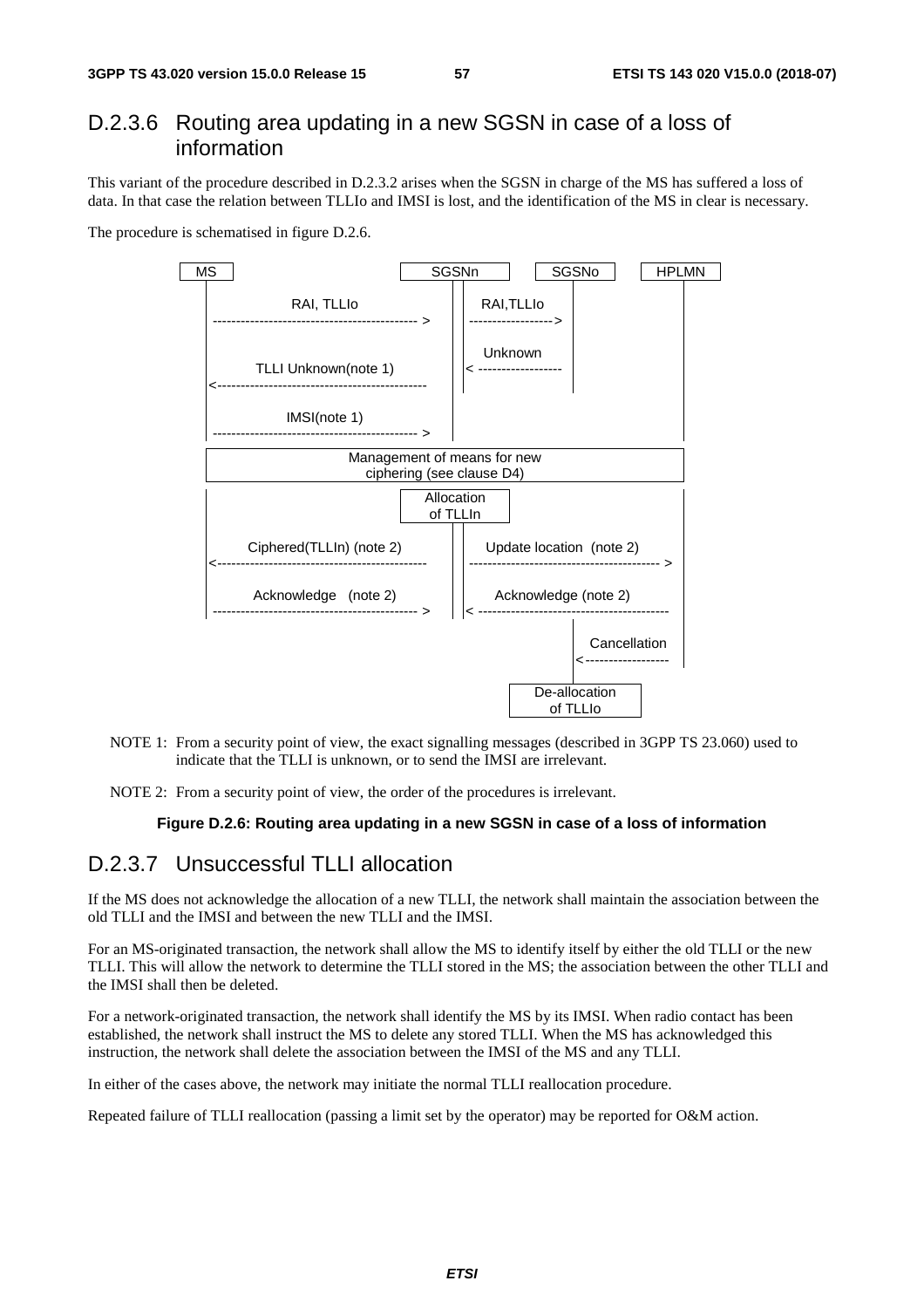## D.2.3.6 Routing area updating in a new SGSN in case of a loss of information

This variant of the procedure described in D.2.3.2 arises when the SGSN in charge of the MS has suffered a loss of data. In that case the relation between TLLIo and IMSI is lost, and the identification of the MS in clear is necessary.

The procedure is schematised in figure D.2.6.

```
MS                                  SGSNn              SGSNo          HPLMN
 |      RAI, TLLIo                    |  |   RAI,TLLIo     |              |
 | -------------------------------->  |  | -------------->  |              |
 |                                    |  |    Unknown      |              |
 |      TLLI Unknown(note 1)          |  | <-------------- |              |
 | <--------------------------------  |  |                                |
 |      IMSI(note 1)                  |  |                                |
 | -------------------------------->  |  |                                |
 |              Management of means for new                               |
 |              ciphering (see clause D4)                                 |
 |                              Allocation                                |
 |                              of TLLIn                                  |
 |      Ciphered(TLLIn) (note 2)      |  |   Update location  (note 2)    |
 | <--------------------------------  |  | ------------------------------>|
 |      Acknowledge   (note 2)        |  |   Acknowledge (note 2)         |
 | -------------------------------->  |  | <------------------------------|
 |                                                 |   Cancellation     |
 |                                                 | <----------------- |
 |                                           De-allocation
 |                                           of TLLIo
```

NOTE 1: From a security point of view, the exact signalling messages (described in 3GPP TS 23.060) used to indicate that the TLLI is unknown, or to send the IMSI are irrelevant.

NOTE 2: From a security point of view, the order of the procedures is irrelevant.

**Figure D.2.6: Routing area updating in a new SGSN in case of a loss of information**

## D.2.3.7 Unsuccessful TLLI allocation

If the MS does not acknowledge the allocation of a new TLLI, the network shall maintain the association between the old TLLI and the IMSI and between the new TLLI and the IMSI.

For an MS-originated transaction, the network shall allow the MS to identify itself by either the old TLLI or the new TLLI. This will allow the network to determine the TLLI stored in the MS; the association between the other TLLI and the IMSI shall then be deleted.

For a network-originated transaction, the network shall identify the MS by its IMSI. When radio contact has been established, the network shall instruct the MS to delete any stored TLLI. When the MS has acknowledged this instruction, the network shall delete the association between the IMSI of the MS and any TLLI.

In either of the cases above, the network may initiate the normal TLLI reallocation procedure.

Repeated failure of TLLI reallocation (passing a limit set by the operator) may be reported for O&M action.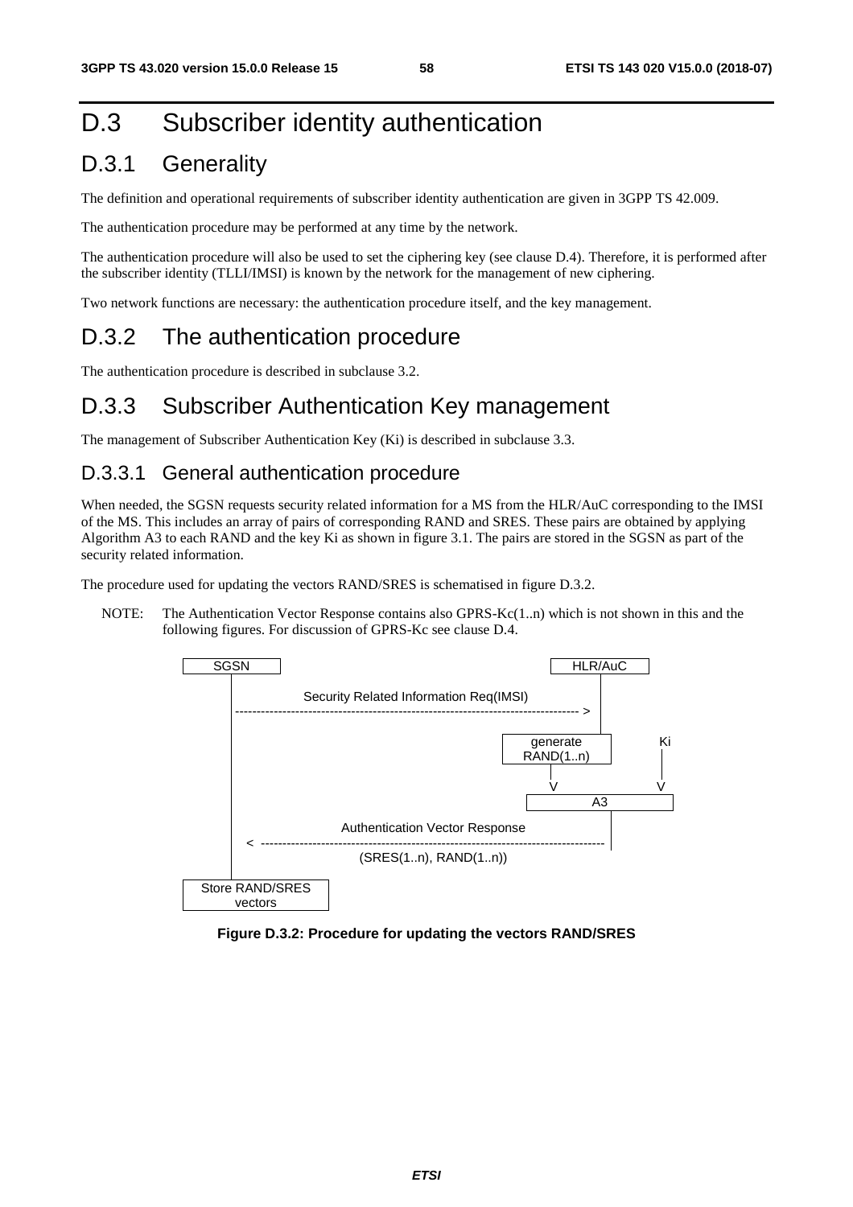# D.3 Subscriber identity authentication

## D.3.1 Generality

The definition and operational requirements of subscriber identity authentication are given in 3GPP TS 42.009.

The authentication procedure may be performed at any time by the network.

The authentication procedure will also be used to set the ciphering key (see clause D.4). Therefore, it is performed after the subscriber identity (TLLI/IMSI) is known by the network for the management of new ciphering.

Two network functions are necessary: the authentication procedure itself, and the key management.

## D.3.2 The authentication procedure

The authentication procedure is described in subclause 3.2.

## D.3.3 Subscriber Authentication Key management

The management of Subscriber Authentication Key (Ki) is described in subclause 3.3.

### D.3.3.1 General authentication procedure

When needed, the SGSN requests security related information for a MS from the HLR/AuC corresponding to the IMSI of the MS. This includes an array of pairs of corresponding RAND and SRES. These pairs are obtained by applying Algorithm A3 to each RAND and the key Ki as shown in figure 3.1. The pairs are stored in the SGSN as part of the security related information.

The procedure used for updating the vectors RAND/SRES is schematised in figure D.3.2.

NOTE: The Authentication Vector Response contains also GPRS-Kc(1..n) which is not shown in this and the following figures. For discussion of GPRS-Kc see clause D.4.

```
 SGSN                                                      HLR/AuC
   |                                                          |
   |           Security Related Information Req(IMSI)         |
   |--------------------------------------------------------->|
   |                                                          |
   |                                              generate         Ki
   |                                              RAND(1..n)        |
   |                                                   |            |
   |                                                   V            V
   |                                                  A3
   |               Authentication Vector Response        |
   |<----------------------------------------------------|
   |                (SRES(1..n), RAND(1..n))
   |
 Store RAND/SRES
    vectors
```

**Figure D.3.2: Procedure for updating the vectors RAND/SRES**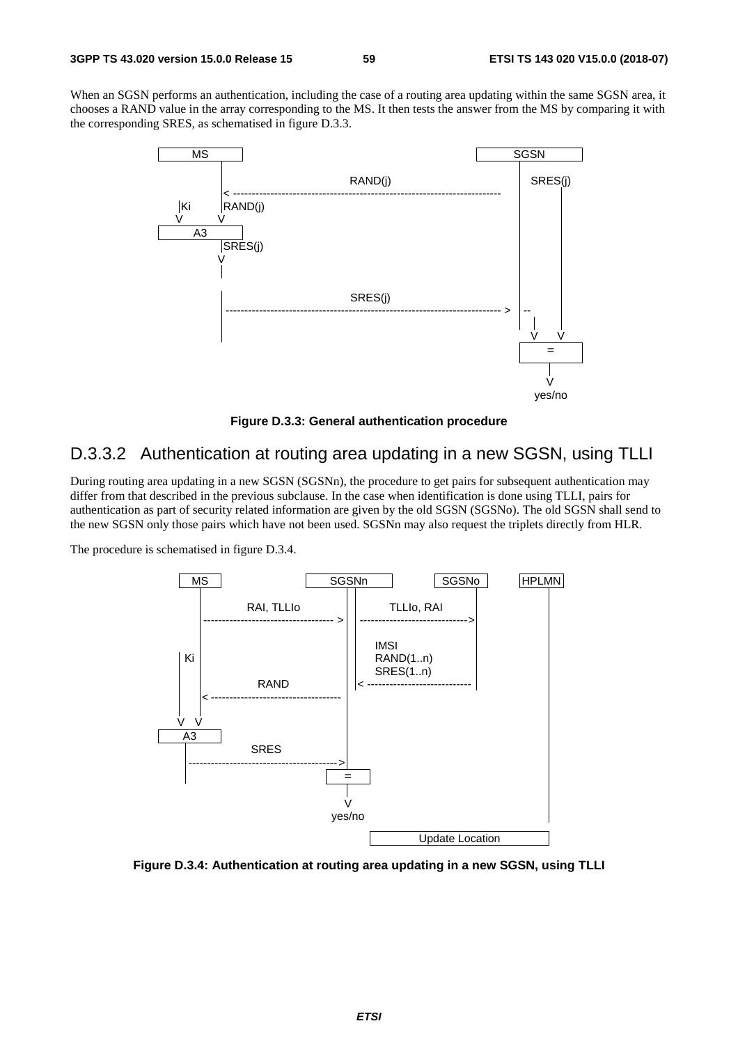When an SGSN performs an authentication, including the case of a routing area updating within the same SGSN area, it chooses a RAND value in the array corresponding to the MS. It then tests the answer from the MS by comparing it with the corresponding SRES, as schematised in figure D.3.3.

```
  MS                                                              SGSN
   |                    RAND(j)                                    |   SRES(j)
   |< -------------------------------------------------------------|     |
|Ki |RAND(j)                                                       |     |
 V   V                                                             |     |
  A3                                                               |     |
   |SRES(j)                                                        |     |
   V                                                               |     |
   |                                                               |     |
   |                    SRES(j)                                    |     |
   |------------------------------------------------------------ > | --  |
   |                                                                 |   |
                                                                     V   V
                                                                   [  =  ]
                                                                      |
                                                                      V
                                                                    yes/no
```

**Figure D.3.3: General authentication procedure**

### D.3.3.2 Authentication at routing area updating in a new SGSN, using TLLI

During routing area updating in a new SGSN (SGSNn), the procedure to get pairs for subsequent authentication may differ from that described in the previous subclause. In the case when identification is done using TLLI, pairs for authentication as part of security related information are given by the old SGSN (SGSNo). The old SGSN shall send to the new SGSN only those pairs which have not been used. SGSNn may also request the triplets directly from HLR.

The procedure is schematised in figure D.3.4.

```
  MS                    SGSNn              SGSNo          HPLMN
   |     RAI, TLLIo       |      TLLIo, RAI     |              |
   |------------------- > | ------------------->|              |
   |                      |                     |              |
|Ki |                     |   IMSI              |              |
   |                      |   RAND(1..n)        |              |
   |                      |   SRES(1..n)        |              |
   |        RAND          |< -------------------|              |
   |< --------------------|                                    |
 V   V                    |                                    |
  A3                      |                                    |
   |        SRES          |                                    |
   |--------------------->|                                    |
                       [  =  ]                                 |
                          |                                    |
                          V                                    |
                        yes/no                                 |
                               [        Update Location        ]
```

**Figure D.3.4: Authentication at routing area updating in a new SGSN, using TLLI**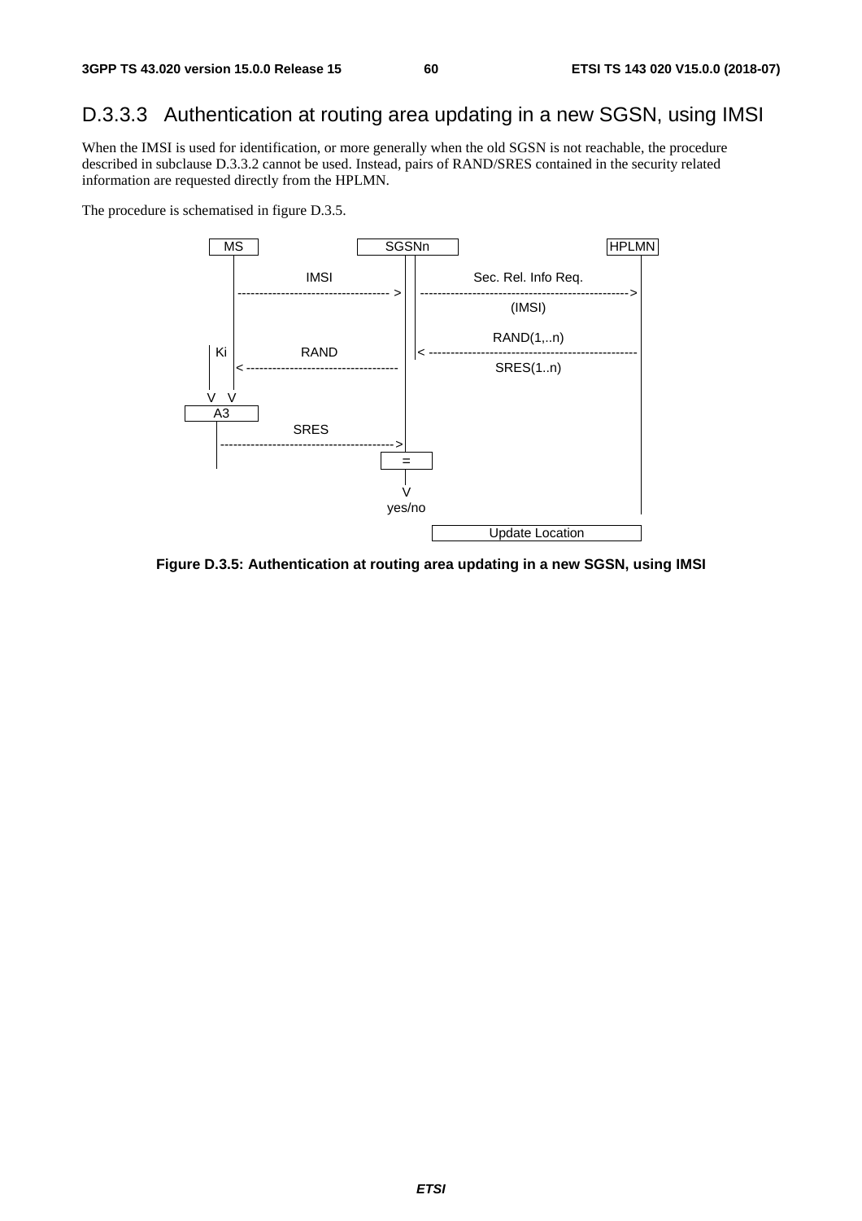### D.3.3.3 Authentication at routing area updating in a new SGSN, using IMSI

When the IMSI is used for identification, or more generally when the old SGSN is not reachable, the procedure described in subclause D.3.3.2 cannot be used. Instead, pairs of RAND/SRES contained in the security related information are requested directly from the HPLMN.

The procedure is schematised in figure D.3.5.

```
  MS                     SGSNn                          HPLMN
   |                      |  |                            |
   |        IMSI          |  |     Sec. Rel. Info Req.    |
   |--------------------->|  |--------------------------->|
   |                      |  |          (IMSI)            |
   |                      |  |                            |
   |                      |  |        RAND(1,..n)         |
 Ki|        RAND          |  |<---------------------------|
   |<---------------------|           SRES(1..n)          |
   |                      |                               |
  V V                     |                               |
  [A3]                    |                               |
   |        SRES          |                               |
   |--------------------->|                               |
   |                     [=]                              |
                          |                               |
                          V                               |
                        yes/no                            |
                             [        Update Location     ]
```

**Figure D.3.5: Authentication at routing area updating in a new SGSN, using IMSI**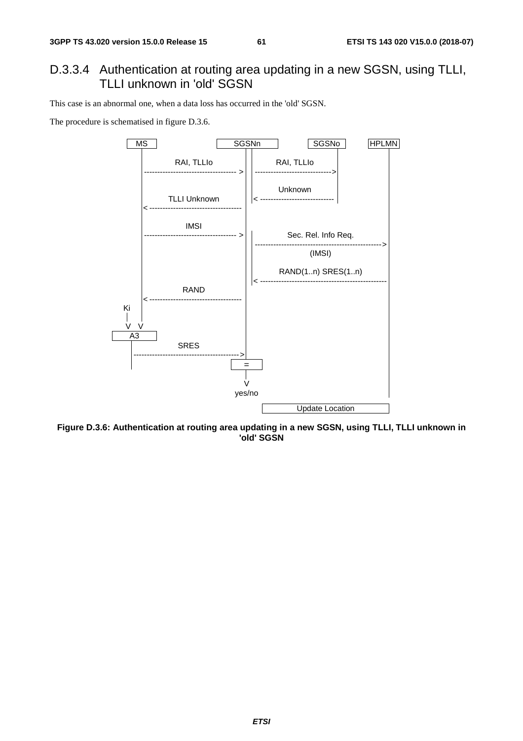### D.3.3.4 Authentication at routing area updating in a new SGSN, using TLLI, TLLI unknown in 'old' SGSN

This case is an abnormal one, when a data loss has occurred in the 'old' SGSN.

The procedure is schematised in figure D.3.6.

```
 MS                      SGSNn              SGSNo        HPLMN
  |       RAI, TLLIo       |      RAI, TLLIo    |            |
  |----------------------->|------------------->|            |
  |                        |       Unknown      |            |
  |      TLLI Unknown      |<-------------------|            |
  |<-----------------------|                                 |
  |          IMSI          |        Sec. Rel. Info Req.      |
  |----------------------->|-------------------------------->|
  |                        |             (IMSI)              |
  |                        |                                 |
  |                        |      RAND(1..n) SRES(1..n)      |
  |          RAND          |<--------------------------------|
  |<-----------------------|                                 |
 Ki                        |                                 |
  |                        |                                 |
  V   V                    |                                 |
  [ A3 ]                   |                                 |
  |          SRES          |                                 |
  |----------------------->|                                 |
  |                      [ = ]                               |
                           |                                 |
                           V                                 |
                         yes/no                              |
                                 [       Update Location       ]
```

**Figure D.3.6: Authentication at routing area updating in a new SGSN, using TLLI, TLLI unknown in 'old' SGSN**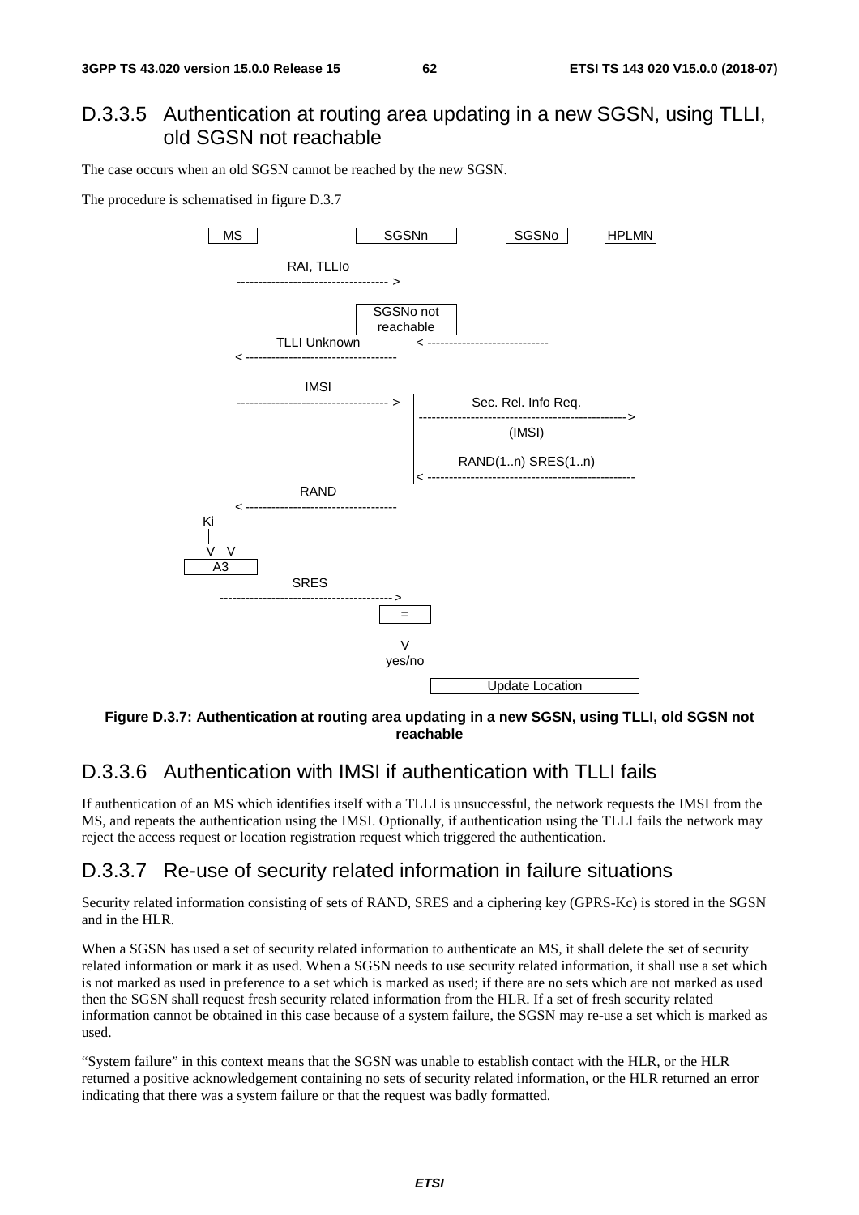## D.3.3.5 Authentication at routing area updating in a new SGSN, using TLLI, old SGSN not reachable

The case occurs when an old SGSN cannot be reached by the new SGSN.

The procedure is schematised in figure D.3.7

```
 MS                  SGSNn              SGSNo       HPLMN
  |     RAI, TLLIo     |
  |------------------->|
  |               SGSNo not
  |               reachable
  |    TLLI Unknown    |  <-----------------
  |<-------------------|
  |                    |
  |       IMSI         |
  |------------------->|  |   Sec. Rel. Info Req.
  |                    |  |------------------------------>
  |                    |  |        (IMSI)
  |                    |  |
  |                    |  |   RAND(1..n) SRES(1..n)
  |                    |  |<------------------------------
  |       RAND         |
  |<-------------------|
 Ki
  |
  V   V
 [ A3 ]
  |       SRES
  |------------------->|
                     [ = ]
                       |
                       V
                    yes/no
                          [        Update Location        ]
```

**Figure D.3.7: Authentication at routing area updating in a new SGSN, using TLLI, old SGSN not reachable**

## D.3.3.6 Authentication with IMSI if authentication with TLLI fails

If authentication of an MS which identifies itself with a TLLI is unsuccessful, the network requests the IMSI from the MS, and repeats the authentication using the IMSI. Optionally, if authentication using the TLLI fails the network may reject the access request or location registration request which triggered the authentication.

## D.3.3.7 Re-use of security related information in failure situations

Security related information consisting of sets of RAND, SRES and a ciphering key (GPRS-Kc) is stored in the SGSN and in the HLR.

When a SGSN has used a set of security related information to authenticate an MS, it shall delete the set of security related information or mark it as used. When a SGSN needs to use security related information, it shall use a set which is not marked as used in preference to a set which is marked as used; if there are no sets which are not marked as used then the SGSN shall request fresh security related information from the HLR. If a set of fresh security related information cannot be obtained in this case because of a system failure, the SGSN may re-use a set which is marked as used.

"System failure" in this context means that the SGSN was unable to establish contact with the HLR, or the HLR returned a positive acknowledgement containing no sets of security related information, or the HLR returned an error indicating that there was a system failure or that the request was badly formatted.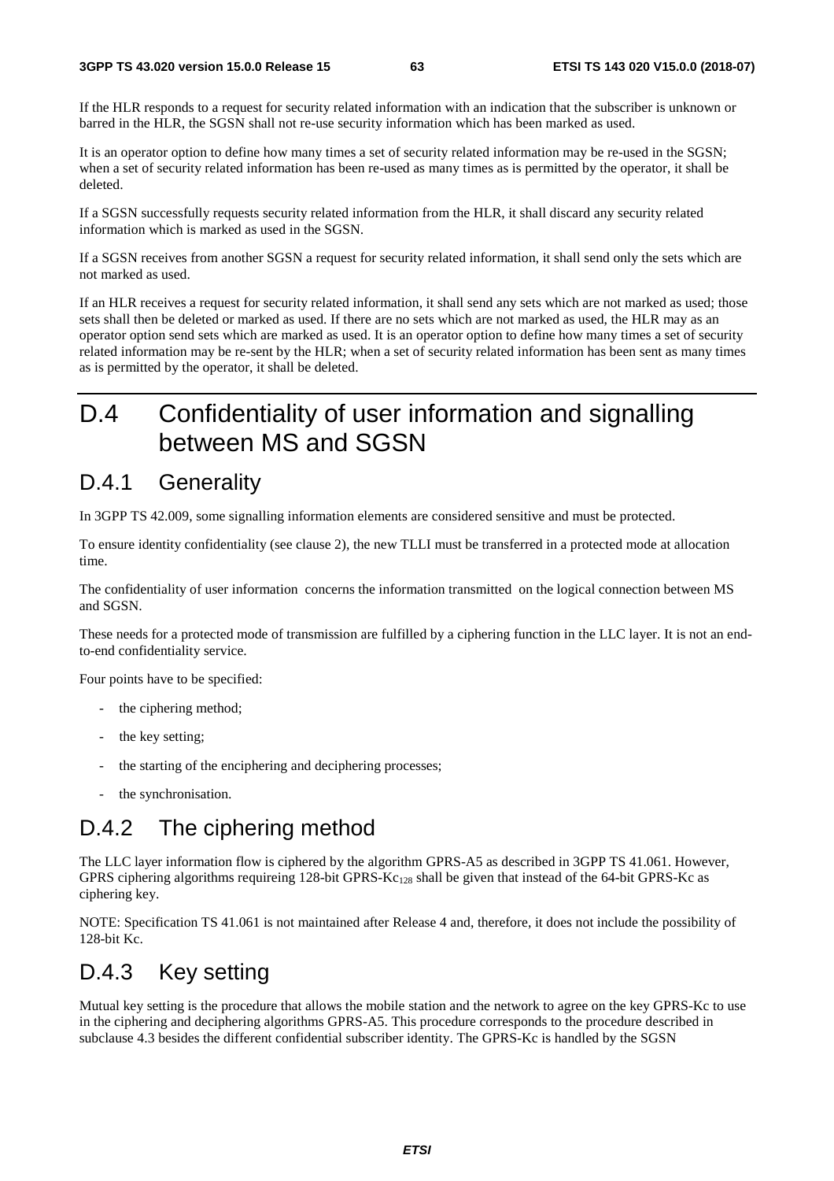If the HLR responds to a request for security related information with an indication that the subscriber is unknown or barred in the HLR, the SGSN shall not re-use security information which has been marked as used.

It is an operator option to define how many times a set of security related information may be re-used in the SGSN; when a set of security related information has been re-used as many times as is permitted by the operator, it shall be deleted.

If a SGSN successfully requests security related information from the HLR, it shall discard any security related information which is marked as used in the SGSN.

If a SGSN receives from another SGSN a request for security related information, it shall send only the sets which are not marked as used.

If an HLR receives a request for security related information, it shall send any sets which are not marked as used; those sets shall then be deleted or marked as used. If there are no sets which are not marked as used, the HLR may as an operator option send sets which are marked as used. It is an operator option to define how many times a set of security related information may be re-sent by the HLR; when a set of security related information has been sent as many times as is permitted by the operator, it shall be deleted.

# D.4 Confidentiality of user information and signalling between MS and SGSN

## D.4.1 Generality

In 3GPP TS 42.009, some signalling information elements are considered sensitive and must be protected.

To ensure identity confidentiality (see clause 2), the new TLLI must be transferred in a protected mode at allocation time.

The confidentiality of user information concerns the information transmitted on the logical connection between MS and SGSN.

These needs for a protected mode of transmission are fulfilled by a ciphering function in the LLC layer. It is not an end-to-end confidentiality service.

Four points have to be specified:

- the ciphering method;
- the key setting;
- the starting of the enciphering and deciphering processes;
- the synchronisation.

## D.4.2 The ciphering method

The LLC layer information flow is ciphered by the algorithm GPRS-A5 as described in 3GPP TS 41.061. However, GPRS ciphering algorithms requireing 128-bit GPRS-$Kc_{128}$ shall be given that instead of the 64-bit GPRS-Kc as ciphering key.

NOTE: Specification TS 41.061 is not maintained after Release 4 and, therefore, it does not include the possibility of 128-bit Kc.

## D.4.3 Key setting

Mutual key setting is the procedure that allows the mobile station and the network to agree on the key GPRS-Kc to use in the ciphering and deciphering algorithms GPRS-A5. This procedure corresponds to the procedure described in subclause 4.3 besides the different confidential subscriber identity. The GPRS-Kc is handled by the SGSN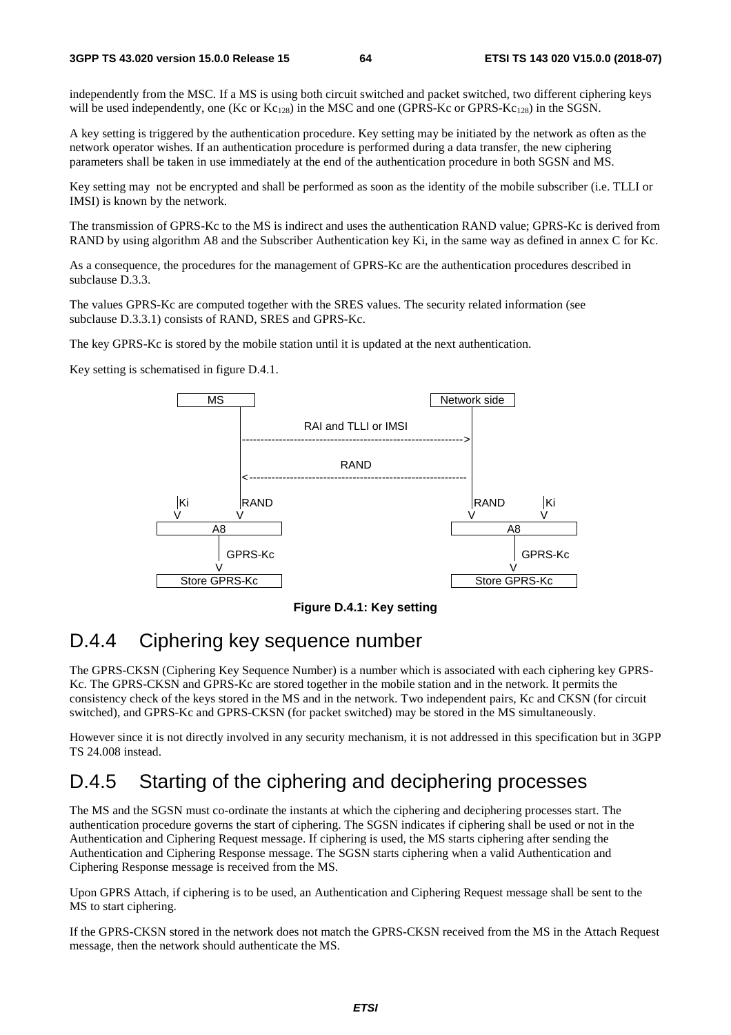independently from the MSC. If a MS is using both circuit switched and packet switched, two different ciphering keys will be used independently, one (Kc or $Kc_{128}$) in the MSC and one (GPRS-Kc or GPRS-$Kc_{128}$) in the SGSN.

A key setting is triggered by the authentication procedure. Key setting may be initiated by the network as often as the network operator wishes. If an authentication procedure is performed during a data transfer, the new ciphering parameters shall be taken in use immediately at the end of the authentication procedure in both SGSN and MS.

Key setting may not be encrypted and shall be performed as soon as the identity of the mobile subscriber (i.e. TLLI or IMSI) is known by the network.

The transmission of GPRS-Kc to the MS is indirect and uses the authentication RAND value; GPRS-Kc is derived from RAND by using algorithm A8 and the Subscriber Authentication key Ki, in the same way as defined in annex C for Kc.

As a consequence, the procedures for the management of GPRS-Kc are the authentication procedures described in subclause D.3.3.

The values GPRS-Kc are computed together with the SRES values. The security related information (see subclause D.3.3.1) consists of RAND, SRES and GPRS-Kc.

The key GPRS-Kc is stored by the mobile station until it is updated at the next authentication.

Key setting is schematised in figure D.4.1.

```
        MS                                         Network side
        |                                                |
        |            RAI and TLLI or IMSI                |
        |----------------------------------------------->|
        |                                                |
        |                  RAND                          |
        |<-----------------------------------------------|
        |                                                |
 |Ki    |RAND                                   |RAND    |Ki
 V      V                                       V        V
 [        A8        ]                      [        A8        ]
          |                                          |
          | GPRS-Kc                                  | GPRS-Kc
          V                                          V
 [   Store GPRS-Kc  ]                      [   Store GPRS-Kc  ]
```

**Figure D.4.1: Key setting**

## D.4.4 Ciphering key sequence number

The GPRS-CKSN (Ciphering Key Sequence Number) is a number which is associated with each ciphering key GPRS-Kc. The GPRS-CKSN and GPRS-Kc are stored together in the mobile station and in the network. It permits the consistency check of the keys stored in the MS and in the network. Two independent pairs, Kc and CKSN (for circuit switched), and GPRS-Kc and GPRS-CKSN (for packet switched) may be stored in the MS simultaneously.

However since it is not directly involved in any security mechanism, it is not addressed in this specification but in 3GPP TS 24.008 instead.

## D.4.5 Starting of the ciphering and deciphering processes

The MS and the SGSN must co-ordinate the instants at which the ciphering and deciphering processes start. The authentication procedure governs the start of ciphering. The SGSN indicates if ciphering shall be used or not in the Authentication and Ciphering Request message. If ciphering is used, the MS starts ciphering after sending the Authentication and Ciphering Response message. The SGSN starts ciphering when a valid Authentication and Ciphering Response message is received from the MS.

Upon GPRS Attach, if ciphering is to be used, an Authentication and Ciphering Request message shall be sent to the MS to start ciphering.

If the GPRS-CKSN stored in the network does not match the GPRS-CKSN received from the MS in the Attach Request message, then the network should authenticate the MS.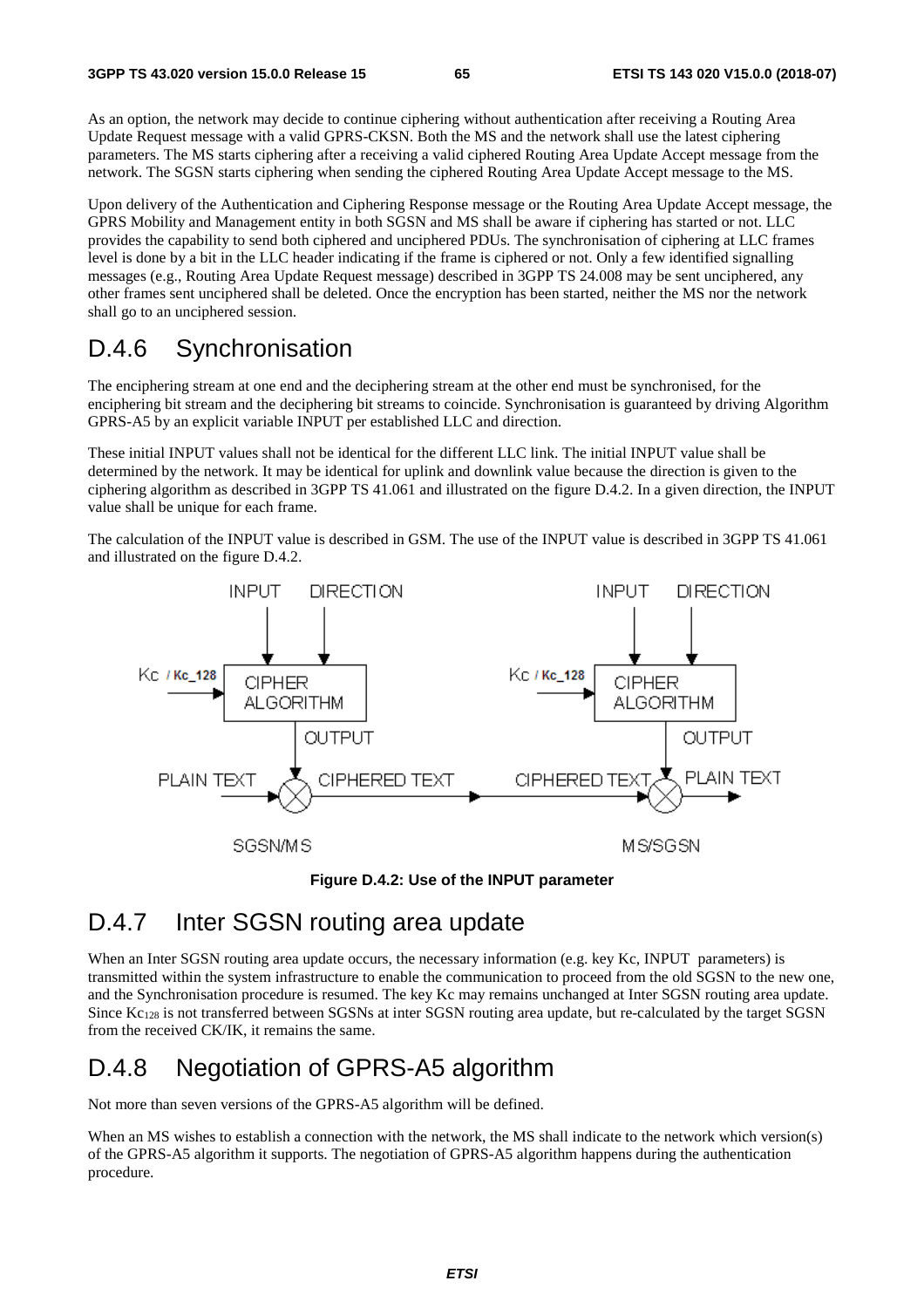As an option, the network may decide to continue ciphering without authentication after receiving a Routing Area Update Request message with a valid GPRS-CKSN. Both the MS and the network shall use the latest ciphering parameters. The MS starts ciphering after a receiving a valid ciphered Routing Area Update Accept message from the network. The SGSN starts ciphering when sending the ciphered Routing Area Update Accept message to the MS.

Upon delivery of the Authentication and Ciphering Response message or the Routing Area Update Accept message, the GPRS Mobility and Management entity in both SGSN and MS shall be aware if ciphering has started or not. LLC provides the capability to send both ciphered and unciphered PDUs. The synchronisation of ciphering at LLC frames level is done by a bit in the LLC header indicating if the frame is ciphered or not. Only a few identified signalling messages (e.g., Routing Area Update Request message) described in 3GPP TS 24.008 may be sent unciphered, any other frames sent unciphered shall be deleted. Once the encryption has been started, neither the MS nor the network shall go to an unciphered session.

# D.4.6 Synchronisation

The enciphering stream at one end and the deciphering stream at the other end must be synchronised, for the enciphering bit stream and the deciphering bit streams to coincide. Synchronisation is guaranteed by driving Algorithm GPRS-A5 by an explicit variable INPUT per established LLC and direction.

These initial INPUT values shall not be identical for the different LLC link. The initial INPUT value shall be determined by the network. It may be identical for uplink and downlink value because the direction is given to the ciphering algorithm as described in 3GPP TS 41.061 and illustrated on the figure D.4.2. In a given direction, the INPUT value shall be unique for each frame.

The calculation of the INPUT value is described in GSM. The use of the INPUT value is described in 3GPP TS 41.061 and illustrated on the figure D.4.2.

**Figure D.4.2: Use of the INPUT parameter**

# D.4.7 Inter SGSN routing area update

When an Inter SGSN routing area update occurs, the necessary information (e.g. key Kc, INPUT parameters) is transmitted within the system infrastructure to enable the communication to proceed from the old SGSN to the new one, and the Synchronisation procedure is resumed. The key Kc may remains unchanged at Inter SGSN routing area update. Since $Kc_{128}$ is not transferred between SGSNs at inter SGSN routing area update, but re-calculated by the target SGSN from the received CK/IK, it remains the same.

# D.4.8 Negotiation of GPRS-A5 algorithm

Not more than seven versions of the GPRS-A5 algorithm will be defined.

When an MS wishes to establish a connection with the network, the MS shall indicate to the network which version(s) of the GPRS-A5 algorithm it supports. The negotiation of GPRS-A5 algorithm happens during the authentication procedure.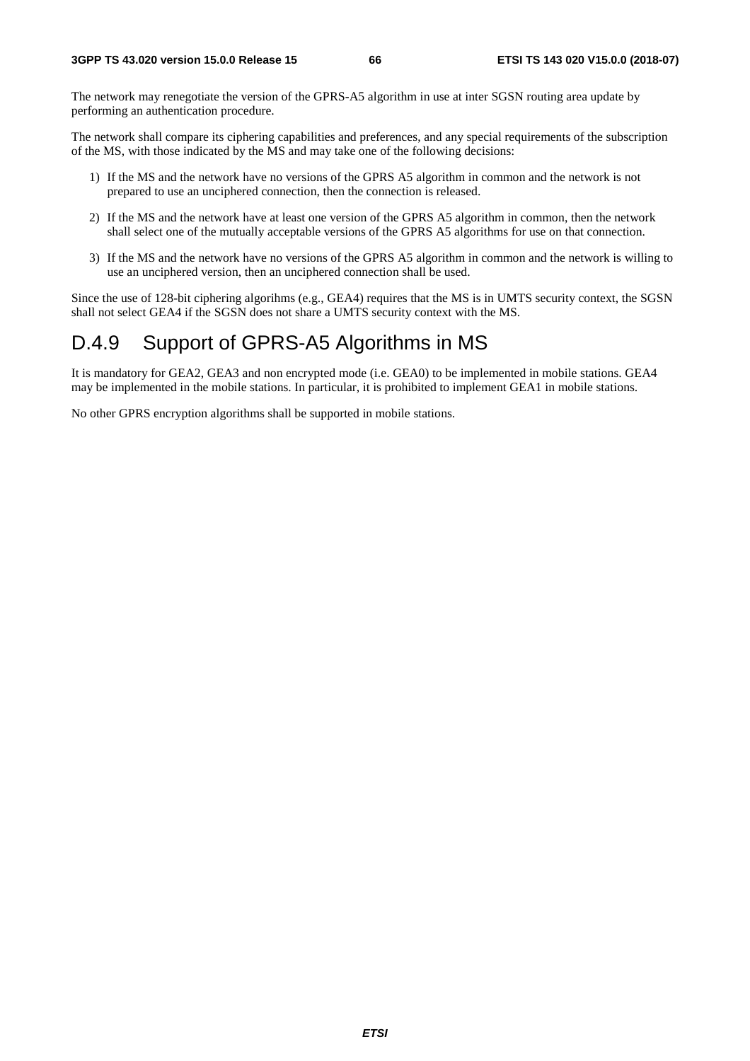The network may renegotiate the version of the GPRS-A5 algorithm in use at inter SGSN routing area update by performing an authentication procedure.

The network shall compare its ciphering capabilities and preferences, and any special requirements of the subscription of the MS, with those indicated by the MS and may take one of the following decisions:

1) If the MS and the network have no versions of the GPRS A5 algorithm in common and the network is not prepared to use an unciphered connection, then the connection is released.

2) If the MS and the network have at least one version of the GPRS A5 algorithm in common, then the network shall select one of the mutually acceptable versions of the GPRS A5 algorithms for use on that connection.

3) If the MS and the network have no versions of the GPRS A5 algorithm in common and the network is willing to use an unciphered version, then an unciphered connection shall be used.

Since the use of 128-bit ciphering algorihms (e.g., GEA4) requires that the MS is in UMTS security context, the SGSN shall not select GEA4 if the SGSN does not share a UMTS security context with the MS.

# D.4.9 Support of GPRS-A5 Algorithms in MS

It is mandatory for GEA2, GEA3 and non encrypted mode (i.e. GEA0) to be implemented in mobile stations. GEA4 may be implemented in the mobile stations. In particular, it is prohibited to implement GEA1 in mobile stations.

No other GPRS encryption algorithms shall be supported in mobile stations.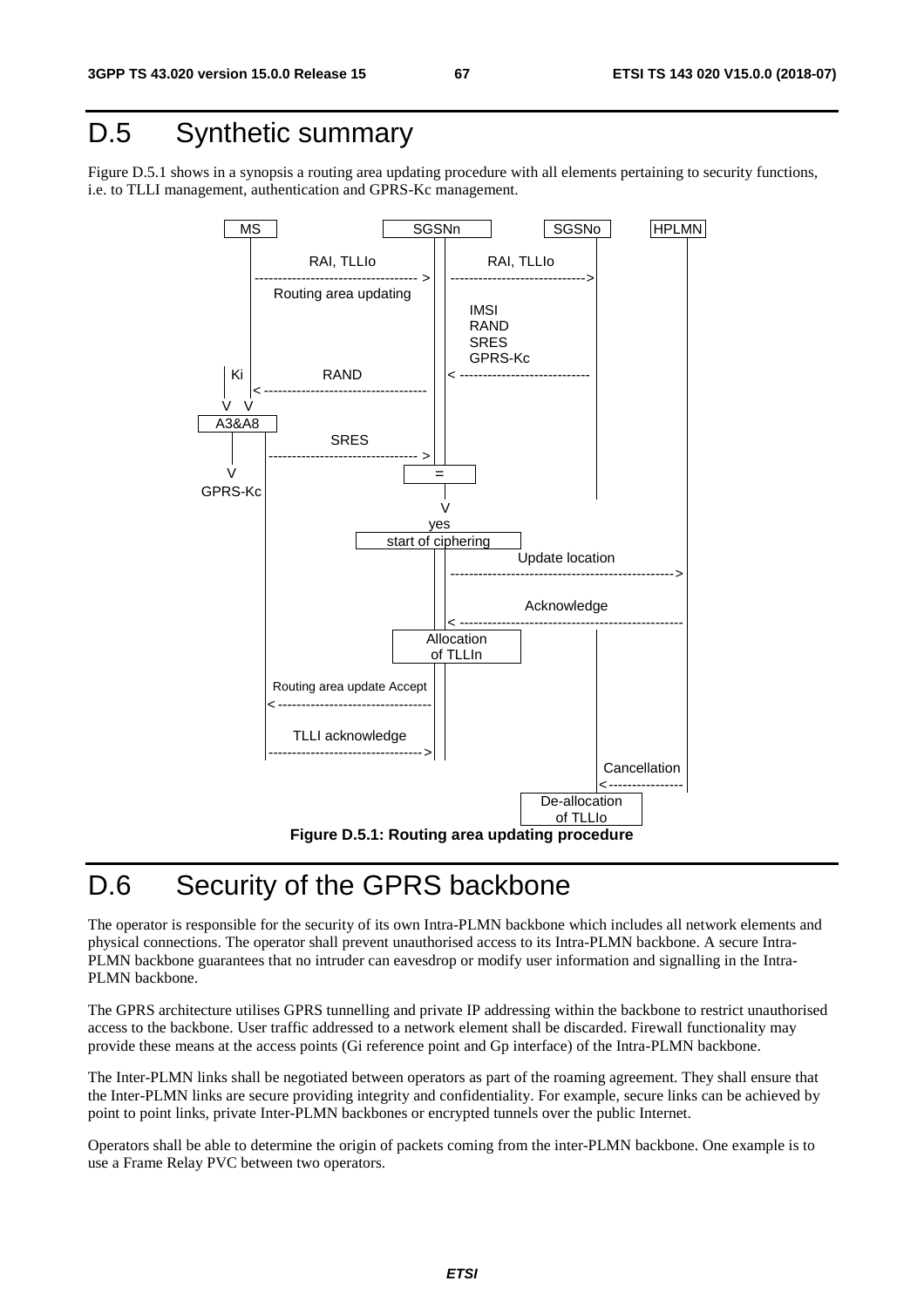# D.5 Synthetic summary

Figure D.5.1 shows in a synopsis a routing area updating procedure with all elements pertaining to security functions, i.e. to TLLI management, authentication and GPRS-Kc management.

**Figure D.5.1: Routing area updating procedure**

# D.6 Security of the GPRS backbone

The operator is responsible for the security of its own Intra-PLMN backbone which includes all network elements and physical connections. The operator shall prevent unauthorised access to its Intra-PLMN backbone. A secure Intra-PLMN backbone guarantees that no intruder can eavesdrop or modify user information and signalling in the Intra-PLMN backbone.

The GPRS architecture utilises GPRS tunnelling and private IP addressing within the backbone to restrict unauthorised access to the backbone. User traffic addressed to a network element shall be discarded. Firewall functionality may provide these means at the access points (Gi reference point and Gp interface) of the Intra-PLMN backbone.

The Inter-PLMN links shall be negotiated between operators as part of the roaming agreement. They shall ensure that the Inter-PLMN links are secure providing integrity and confidentiality. For example, secure links can be achieved by point to point links, private Inter-PLMN backbones or encrypted tunnels over the public Internet.

Operators shall be able to determine the origin of packets coming from the inter-PLMN backbone. One example is to use a Frame Relay PVC between two operators.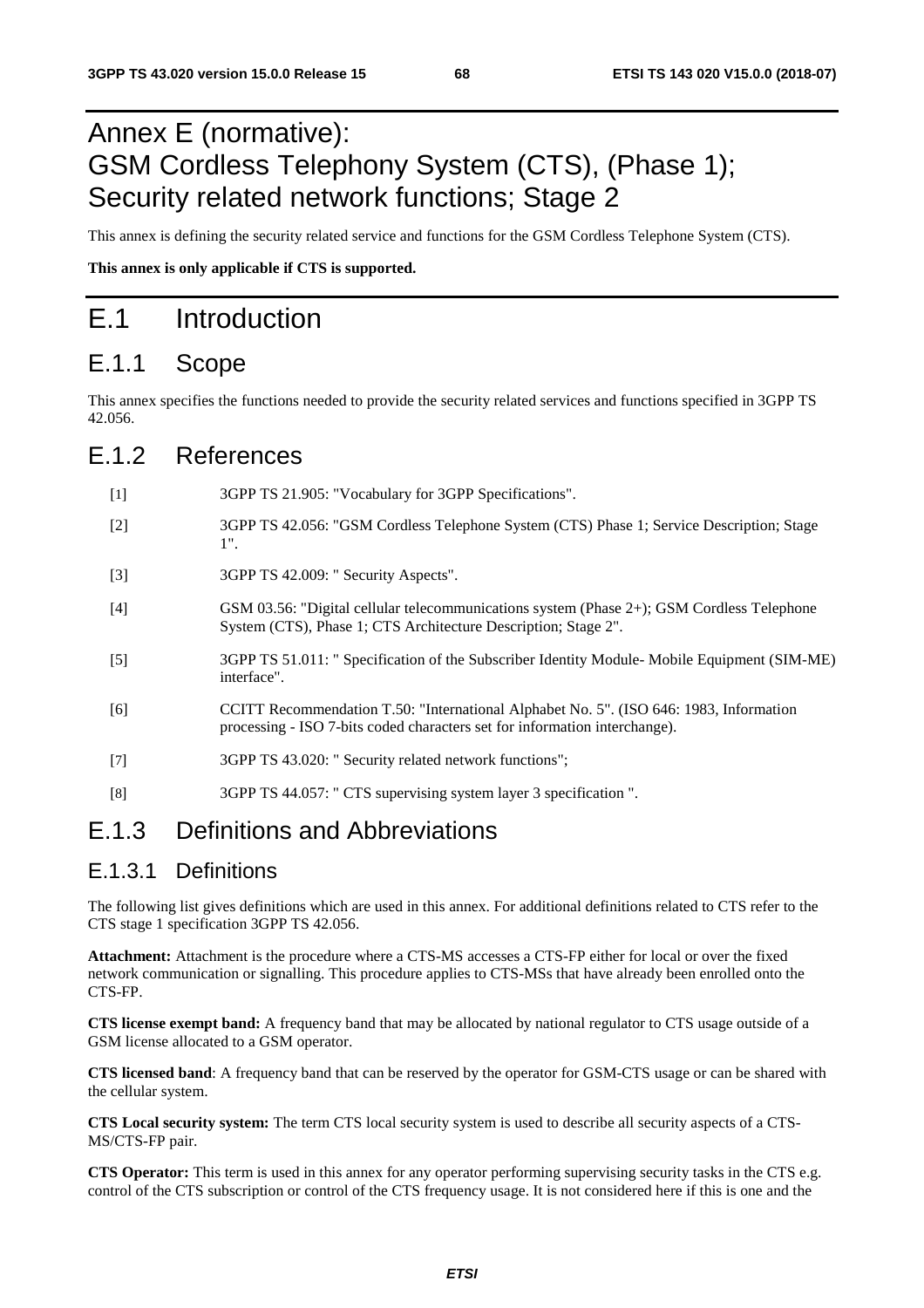# Annex E (normative): GSM Cordless Telephony System (CTS), (Phase 1); Security related network functions; Stage 2

This annex is defining the security related service and functions for the GSM Cordless Telephone System (CTS).

**This annex is only applicable if CTS is supported.**

# E.1 Introduction

## E.1.1 Scope

This annex specifies the functions needed to provide the security related services and functions specified in 3GPP TS 42.056.

## E.1.2 References

[1] 3GPP TS 21.905: "Vocabulary for 3GPP Specifications".

[2] 3GPP TS 42.056: "GSM Cordless Telephone System (CTS) Phase 1; Service Description; Stage 1".

[3] 3GPP TS 42.009: " Security Aspects".

[4] GSM 03.56: "Digital cellular telecommunications system (Phase 2+); GSM Cordless Telephone System (CTS), Phase 1; CTS Architecture Description; Stage 2".

[5] 3GPP TS 51.011: " Specification of the Subscriber Identity Module- Mobile Equipment (SIM-ME) interface".

[6] CCITT Recommendation T.50: "International Alphabet No. 5". (ISO 646: 1983, Information processing - ISO 7-bits coded characters set for information interchange).

[7] 3GPP TS 43.020: " Security related network functions";

[8] 3GPP TS 44.057: " CTS supervising system layer 3 specification ".

## E.1.3 Definitions and Abbreviations

### E.1.3.1 Definitions

The following list gives definitions which are used in this annex. For additional definitions related to CTS refer to the CTS stage 1 specification 3GPP TS 42.056.

**Attachment:** Attachment is the procedure where a CTS-MS accesses a CTS-FP either for local or over the fixed network communication or signalling. This procedure applies to CTS-MSs that have already been enrolled onto the CTS-FP.

**CTS license exempt band:** A frequency band that may be allocated by national regulator to CTS usage outside of a GSM license allocated to a GSM operator.

**CTS licensed band**: A frequency band that can be reserved by the operator for GSM-CTS usage or can be shared with the cellular system.

**CTS Local security system:** The term CTS local security system is used to describe all security aspects of a CTS-MS/CTS-FP pair.

**CTS Operator:** This term is used in this annex for any operator performing supervising security tasks in the CTS e.g. control of the CTS subscription or control of the CTS frequency usage. It is not considered here if this is one and the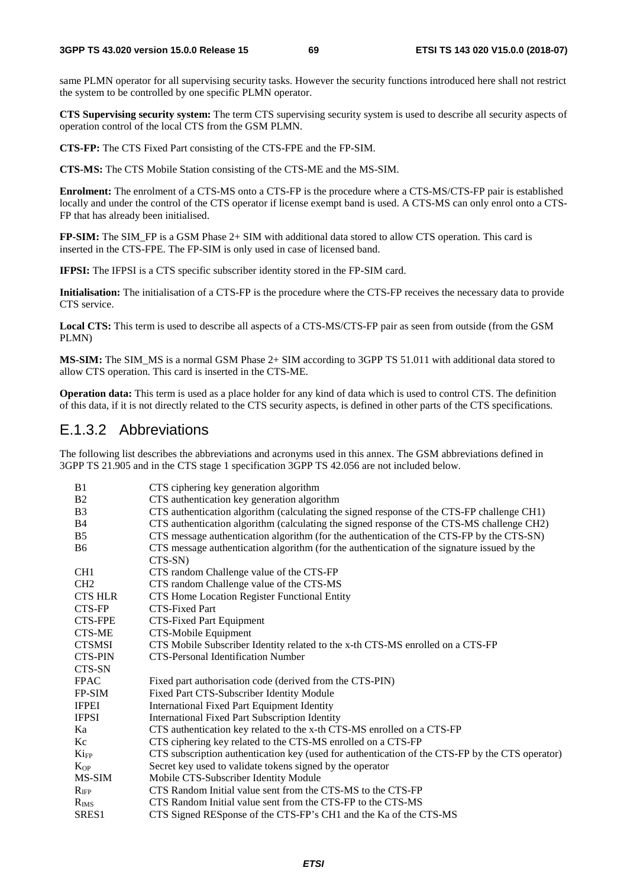same PLMN operator for all supervising security tasks. However the security functions introduced here shall not restrict the system to be controlled by one specific PLMN operator.

**CTS Supervising security system:** The term CTS supervising security system is used to describe all security aspects of operation control of the local CTS from the GSM PLMN.

**CTS-FP:** The CTS Fixed Part consisting of the CTS-FPE and the FP-SIM.

**CTS-MS:** The CTS Mobile Station consisting of the CTS-ME and the MS-SIM.

**Enrolment:** The enrolment of a CTS-MS onto a CTS-FP is the procedure where a CTS-MS/CTS-FP pair is established locally and under the control of the CTS operator if license exempt band is used. A CTS-MS can only enrol onto a CTS-FP that has already been initialised.

**FP-SIM:** The SIM_FP is a GSM Phase 2+ SIM with additional data stored to allow CTS operation. This card is inserted in the CTS-FPE. The FP-SIM is only used in case of licensed band.

**IFPSI:** The IFPSI is a CTS specific subscriber identity stored in the FP-SIM card.

**Initialisation:** The initialisation of a CTS-FP is the procedure where the CTS-FP receives the necessary data to provide CTS service.

**Local CTS:** This term is used to describe all aspects of a CTS-MS/CTS-FP pair as seen from outside (from the GSM PLMN)

**MS-SIM:** The SIM_MS is a normal GSM Phase 2+ SIM according to 3GPP TS 51.011 with additional data stored to allow CTS operation. This card is inserted in the CTS-ME.

**Operation data:** This term is used as a place holder for any kind of data which is used to control CTS. The definition of this data, if it is not directly related to the CTS security aspects, is defined in other parts of the CTS specifications.

## E.1.3.2 Abbreviations

The following list describes the abbreviations and acronyms used in this annex. The GSM abbreviations defined in 3GPP TS 21.905 and in the CTS stage 1 specification 3GPP TS 42.056 are not included below.

| | |
|---|---|
| B1 | CTS ciphering key generation algorithm |
| B2 | CTS authentication key generation algorithm |
| B3 | CTS authentication algorithm (calculating the signed response of the CTS-FP challenge CH1) |
| B4 | CTS authentication algorithm (calculating the signed response of the CTS-MS challenge CH2) |
| B5 | CTS message authentication algorithm (for the authentication of the CTS-FP by the CTS-SN) |
| B6 | CTS message authentication algorithm (for the authentication of the signature issued by the CTS-SN) |
| CH1 | CTS random Challenge value of the CTS-FP |
| CH2 | CTS random Challenge value of the CTS-MS |
| CTS HLR | CTS Home Location Register Functional Entity |
| CTS-FP | CTS-Fixed Part |
| CTS-FPE | CTS-Fixed Part Equipment |
| CTS-ME | CTS-Mobile Equipment |
| CTSMSI | CTS Mobile Subscriber Identity related to the x-th CTS-MS enrolled on a CTS-FP |
| CTS-PIN | CTS-Personal Identification Number |
| CTS-SN | |
| FPAC | Fixed part authorisation code (derived from the CTS-PIN) |
| FP-SIM | Fixed Part CTS-Subscriber Identity Module |
| IFPEI | International Fixed Part Equipment Identity |
| IFPSI | International Fixed Part Subscription Identity |
| Ka | CTS authentication key related to the x-th CTS-MS enrolled on a CTS-FP |
| Kc | CTS ciphering key related to the CTS-MS enrolled on a CTS-FP |
| $Ki_{FP}$ | CTS subscription authentication key (used for authentication of the CTS-FP by the CTS operator) |
| $K_{OP}$ | Secret key used to validate tokens signed by the operator |
| MS-SIM | Mobile CTS-Subscriber Identity Module |
| $R_{IFP}$ | CTS Random Initial value sent from the CTS-MS to the CTS-FP |
| $R_{IMS}$ | CTS Random Initial value sent from the CTS-FP to the CTS-MS |
| SRES1 | CTS Signed RESponse of the CTS-FP's CH1 and the Ka of the CTS-MS |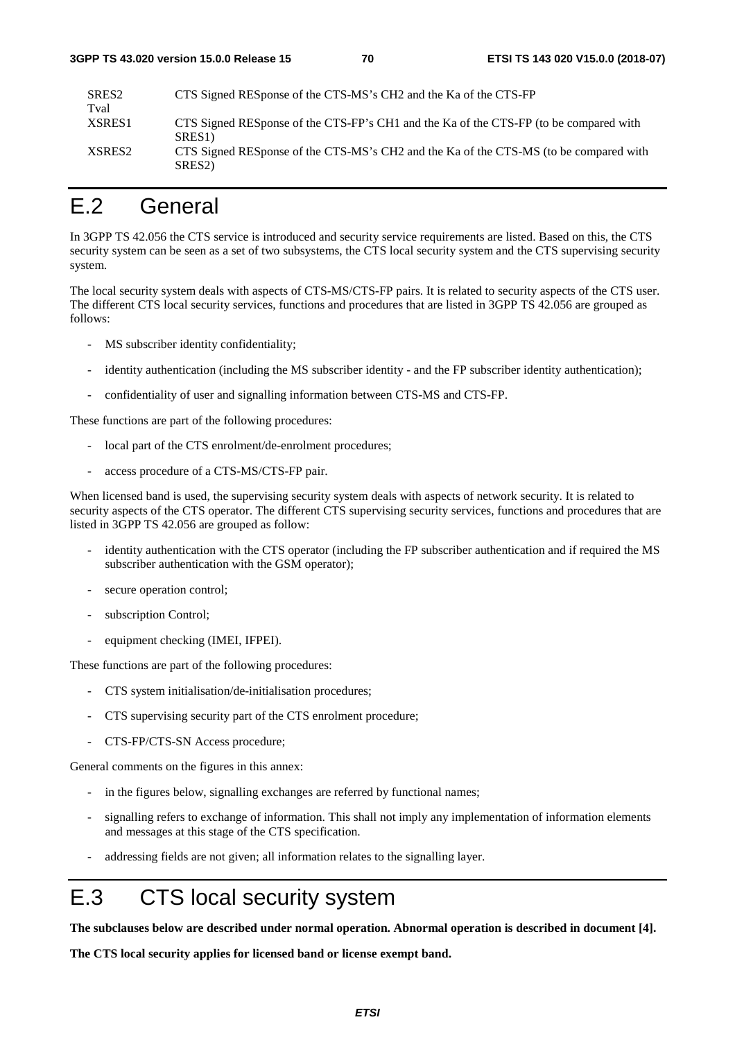| | |
|---|---|
| SRES2 | CTS Signed RESponse of the CTS-MS's CH2 and the Ka of the CTS-FP |
| Tval | |
| XSRES1 | CTS Signed RESponse of the CTS-FP's CH1 and the Ka of the CTS-FP (to be compared with SRES1) |
| XSRES2 | CTS Signed RESponse of the CTS-MS's CH2 and the Ka of the CTS-MS (to be compared with SRES2) |

# E.2 General

In 3GPP TS 42.056 the CTS service is introduced and security service requirements are listed. Based on this, the CTS security system can be seen as a set of two subsystems, the CTS local security system and the CTS supervising security system.

The local security system deals with aspects of CTS-MS/CTS-FP pairs. It is related to security aspects of the CTS user. The different CTS local security services, functions and procedures that are listed in 3GPP TS 42.056 are grouped as follows:

- MS subscriber identity confidentiality;
- identity authentication (including the MS subscriber identity - and the FP subscriber identity authentication);
- confidentiality of user and signalling information between CTS-MS and CTS-FP.

These functions are part of the following procedures:

- local part of the CTS enrolment/de-enrolment procedures;
- access procedure of a CTS-MS/CTS-FP pair.

When licensed band is used, the supervising security system deals with aspects of network security. It is related to security aspects of the CTS operator. The different CTS supervising security services, functions and procedures that are listed in 3GPP TS 42.056 are grouped as follow:

- identity authentication with the CTS operator (including the FP subscriber authentication and if required the MS subscriber authentication with the GSM operator);
- secure operation control;
- subscription Control;
- equipment checking (IMEI, IFPEI).

These functions are part of the following procedures:

- CTS system initialisation/de-initialisation procedures;
- CTS supervising security part of the CTS enrolment procedure;
- CTS-FP/CTS-SN Access procedure;

General comments on the figures in this annex:

- in the figures below, signalling exchanges are referred by functional names;
- signalling refers to exchange of information. This shall not imply any implementation of information elements and messages at this stage of the CTS specification.
- addressing fields are not given; all information relates to the signalling layer.

# E.3 CTS local security system

**The subclauses below are described under normal operation. Abnormal operation is described in document [4].**

**The CTS local security applies for licensed band or license exempt band.**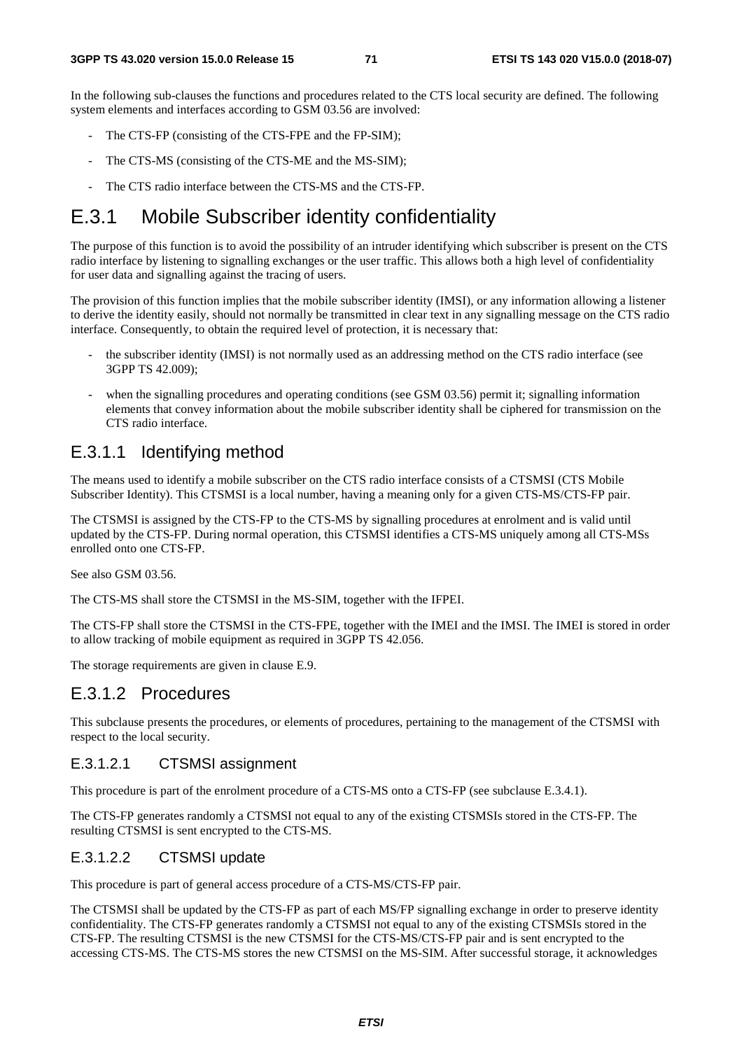In the following sub-clauses the functions and procedures related to the CTS local security are defined. The following system elements and interfaces according to GSM 03.56 are involved:

- The CTS-FP (consisting of the CTS-FPE and the FP-SIM);
- The CTS-MS (consisting of the CTS-ME and the MS-SIM);
- The CTS radio interface between the CTS-MS and the CTS-FP.

# E.3.1 Mobile Subscriber identity confidentiality

The purpose of this function is to avoid the possibility of an intruder identifying which subscriber is present on the CTS radio interface by listening to signalling exchanges or the user traffic. This allows both a high level of confidentiality for user data and signalling against the tracing of users.

The provision of this function implies that the mobile subscriber identity (IMSI), or any information allowing a listener to derive the identity easily, should not normally be transmitted in clear text in any signalling message on the CTS radio interface. Consequently, to obtain the required level of protection, it is necessary that:

- the subscriber identity (IMSI) is not normally used as an addressing method on the CTS radio interface (see 3GPP TS 42.009);
- when the signalling procedures and operating conditions (see GSM 03.56) permit it; signalling information elements that convey information about the mobile subscriber identity shall be ciphered for transmission on the CTS radio interface.

## E.3.1.1 Identifying method

The means used to identify a mobile subscriber on the CTS radio interface consists of a CTSMSI (CTS Mobile Subscriber Identity). This CTSMSI is a local number, having a meaning only for a given CTS-MS/CTS-FP pair.

The CTSMSI is assigned by the CTS-FP to the CTS-MS by signalling procedures at enrolment and is valid until updated by the CTS-FP. During normal operation, this CTSMSI identifies a CTS-MS uniquely among all CTS-MSs enrolled onto one CTS-FP.

See also GSM 03.56.

The CTS-MS shall store the CTSMSI in the MS-SIM, together with the IFPEI.

The CTS-FP shall store the CTSMSI in the CTS-FPE, together with the IMEI and the IMSI. The IMEI is stored in order to allow tracking of mobile equipment as required in 3GPP TS 42.056.

The storage requirements are given in clause E.9.

## E.3.1.2 Procedures

This subclause presents the procedures, or elements of procedures, pertaining to the management of the CTSMSI with respect to the local security.

### E.3.1.2.1 CTSMSI assignment

This procedure is part of the enrolment procedure of a CTS-MS onto a CTS-FP (see subclause E.3.4.1).

The CTS-FP generates randomly a CTSMSI not equal to any of the existing CTSMSIs stored in the CTS-FP. The resulting CTSMSI is sent encrypted to the CTS-MS.

### E.3.1.2.2 CTSMSI update

This procedure is part of general access procedure of a CTS-MS/CTS-FP pair.

The CTSMSI shall be updated by the CTS-FP as part of each MS/FP signalling exchange in order to preserve identity confidentiality. The CTS-FP generates randomly a CTSMSI not equal to any of the existing CTSMSIs stored in the CTS-FP. The resulting CTSMSI is the new CTSMSI for the CTS-MS/CTS-FP pair and is sent encrypted to the accessing CTS-MS. The CTS-MS stores the new CTSMSI on the MS-SIM. After successful storage, it acknowledges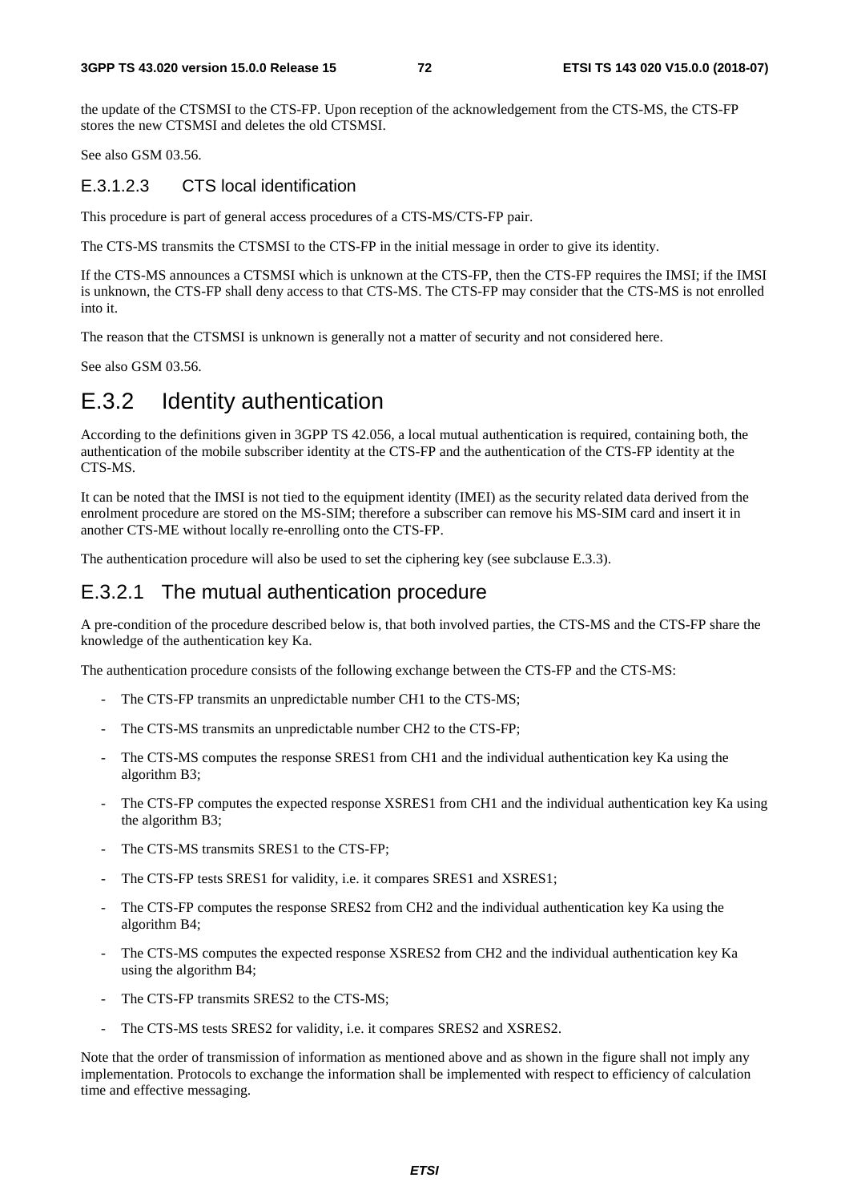the update of the CTSMSI to the CTS-FP. Upon reception of the acknowledgement from the CTS-MS, the CTS-FP stores the new CTSMSI and deletes the old CTSMSI.

See also GSM 03.56.

#### E.3.1.2.3 CTS local identification

This procedure is part of general access procedures of a CTS-MS/CTS-FP pair.

The CTS-MS transmits the CTSMSI to the CTS-FP in the initial message in order to give its identity.

If the CTS-MS announces a CTSMSI which is unknown at the CTS-FP, then the CTS-FP requires the IMSI; if the IMSI is unknown, the CTS-FP shall deny access to that CTS-MS. The CTS-FP may consider that the CTS-MS is not enrolled into it.

The reason that the CTSMSI is unknown is generally not a matter of security and not considered here.

See also GSM 03.56.

## E.3.2 Identity authentication

According to the definitions given in 3GPP TS 42.056, a local mutual authentication is required, containing both, the authentication of the mobile subscriber identity at the CTS-FP and the authentication of the CTS-FP identity at the CTS-MS.

It can be noted that the IMSI is not tied to the equipment identity (IMEI) as the security related data derived from the enrolment procedure are stored on the MS-SIM; therefore a subscriber can remove his MS-SIM card and insert it in another CTS-ME without locally re-enrolling onto the CTS-FP.

The authentication procedure will also be used to set the ciphering key (see subclause E.3.3).

### E.3.2.1 The mutual authentication procedure

A pre-condition of the procedure described below is, that both involved parties, the CTS-MS and the CTS-FP share the knowledge of the authentication key Ka.

The authentication procedure consists of the following exchange between the CTS-FP and the CTS-MS:

- The CTS-FP transmits an unpredictable number CH1 to the CTS-MS;
- The CTS-MS transmits an unpredictable number CH2 to the CTS-FP;
- The CTS-MS computes the response SRES1 from CH1 and the individual authentication key Ka using the algorithm B3;
- The CTS-FP computes the expected response XSRES1 from CH1 and the individual authentication key Ka using the algorithm B3;
- The CTS-MS transmits SRES1 to the CTS-FP;
- The CTS-FP tests SRES1 for validity, i.e. it compares SRES1 and XSRES1;
- The CTS-FP computes the response SRES2 from CH2 and the individual authentication key Ka using the algorithm B4;
- The CTS-MS computes the expected response XSRES2 from CH2 and the individual authentication key Ka using the algorithm B4;
- The CTS-FP transmits SRES2 to the CTS-MS;
- The CTS-MS tests SRES2 for validity, i.e. it compares SRES2 and XSRES2.

Note that the order of transmission of information as mentioned above and as shown in the figure shall not imply any implementation. Protocols to exchange the information shall be implemented with respect to efficiency of calculation time and effective messaging.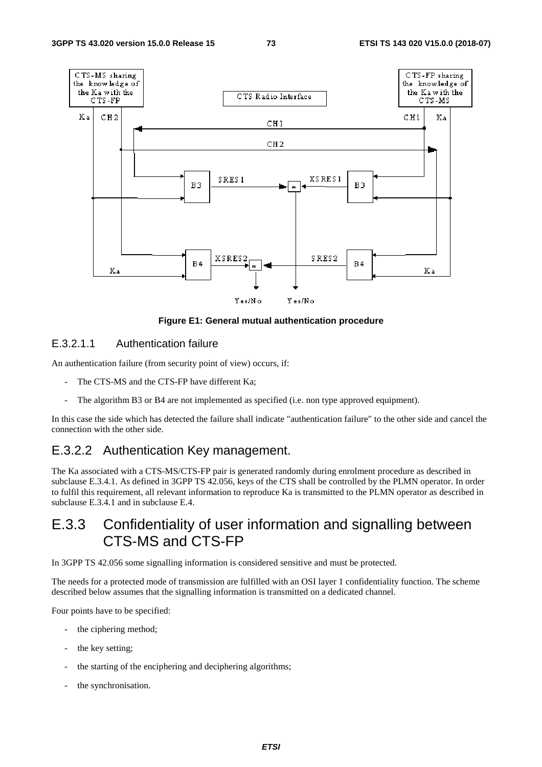Figure E1: General mutual authentication procedure

#### E.3.2.1.1 Authentication failure

An authentication failure (from security point of view) occurs, if:

- The CTS-MS and the CTS-FP have different Ka;
- The algorithm B3 or B4 are not implemented as specified (i.e. non type approved equipment).

In this case the side which has detected the failure shall indicate "authentication failure" to the other side and cancel the connection with the other side.

### E.3.2.2 Authentication Key management.

The Ka associated with a CTS-MS/CTS-FP pair is generated randomly during enrolment procedure as described in subclause E.3.4.1. As defined in 3GPP TS 42.056, keys of the CTS shall be controlled by the PLMN operator. In order to fulfil this requirement, all relevant information to reproduce Ka is transmitted to the PLMN operator as described in subclause E.3.4.1 and in subclause E.4.

## E.3.3 Confidentiality of user information and signalling between CTS-MS and CTS-FP

In 3GPP TS 42.056 some signalling information is considered sensitive and must be protected.

The needs for a protected mode of transmission are fulfilled with an OSI layer 1 confidentiality function. The scheme described below assumes that the signalling information is transmitted on a dedicated channel.

Four points have to be specified:

- the ciphering method;
- the key setting;
- the starting of the enciphering and deciphering algorithms;
- the synchronisation.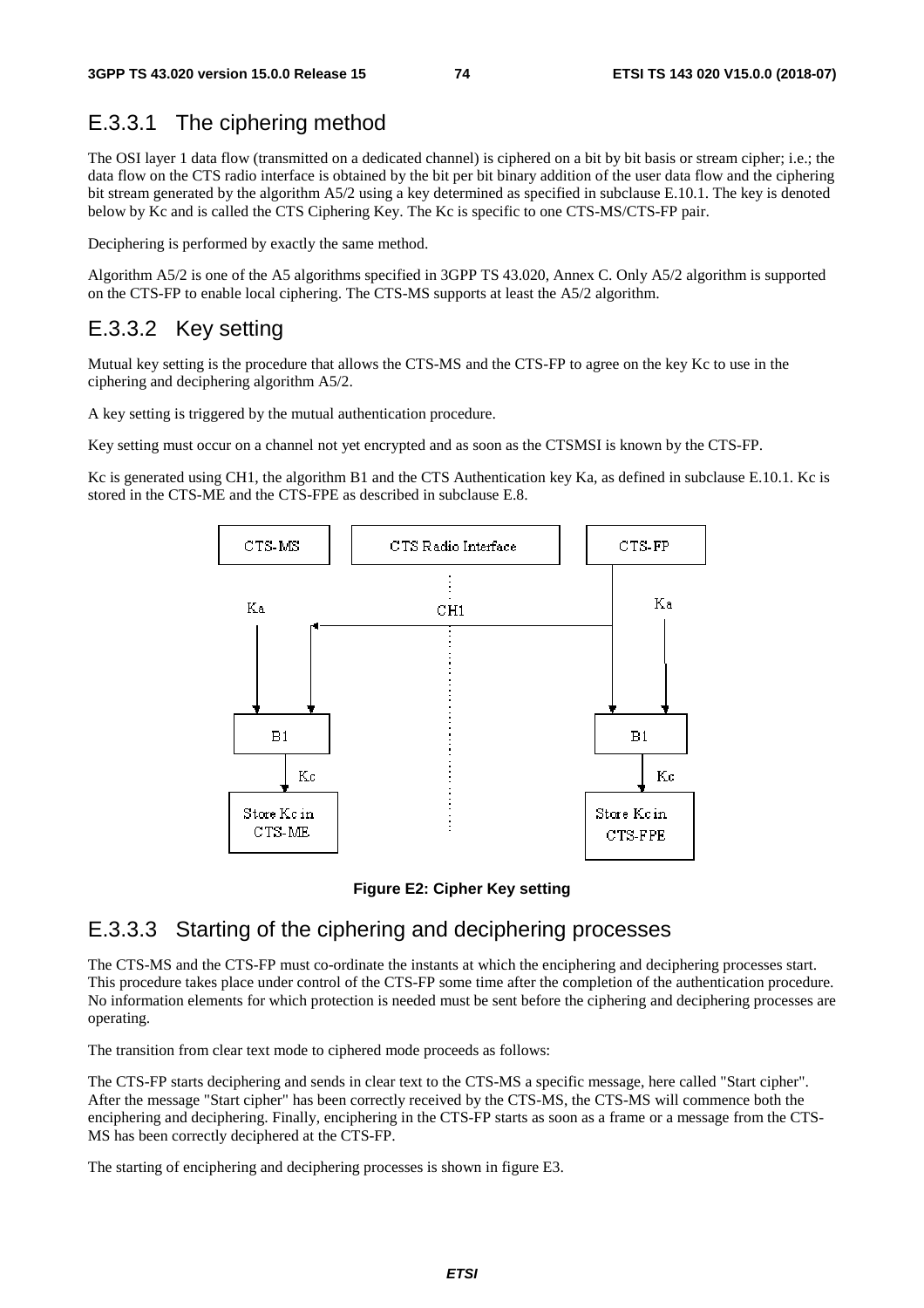## E.3.3.1 The ciphering method

The OSI layer 1 data flow (transmitted on a dedicated channel) is ciphered on a bit by bit basis or stream cipher; i.e.; the data flow on the CTS radio interface is obtained by the bit per bit binary addition of the user data flow and the ciphering bit stream generated by the algorithm A5/2 using a key determined as specified in subclause E.10.1. The key is denoted below by Kc and is called the CTS Ciphering Key. The Kc is specific to one CTS-MS/CTS-FP pair.

Deciphering is performed by exactly the same method.

Algorithm A5/2 is one of the A5 algorithms specified in 3GPP TS 43.020, Annex C. Only A5/2 algorithm is supported on the CTS-FP to enable local ciphering. The CTS-MS supports at least the A5/2 algorithm.

## E.3.3.2 Key setting

Mutual key setting is the procedure that allows the CTS-MS and the CTS-FP to agree on the key Kc to use in the ciphering and deciphering algorithm A5/2.

A key setting is triggered by the mutual authentication procedure.

Key setting must occur on a channel not yet encrypted and as soon as the CTSMSI is known by the CTS-FP.

Kc is generated using CH1, the algorithm B1 and the CTS Authentication key Ka, as defined in subclause E.10.1. Kc is stored in the CTS-ME and the CTS-FPE as described in subclause E.8.

**Figure E2: Cipher Key setting**

## E.3.3.3 Starting of the ciphering and deciphering processes

The CTS-MS and the CTS-FP must co-ordinate the instants at which the enciphering and deciphering processes start. This procedure takes place under control of the CTS-FP some time after the completion of the authentication procedure. No information elements for which protection is needed must be sent before the ciphering and deciphering processes are operating.

The transition from clear text mode to ciphered mode proceeds as follows:

The CTS-FP starts deciphering and sends in clear text to the CTS-MS a specific message, here called "Start cipher". After the message "Start cipher" has been correctly received by the CTS-MS, the CTS-MS will commence both the enciphering and deciphering. Finally, enciphering in the CTS-FP starts as soon as a frame or a message from the CTS-MS has been correctly deciphered at the CTS-FP.

The starting of enciphering and deciphering processes is shown in figure E3.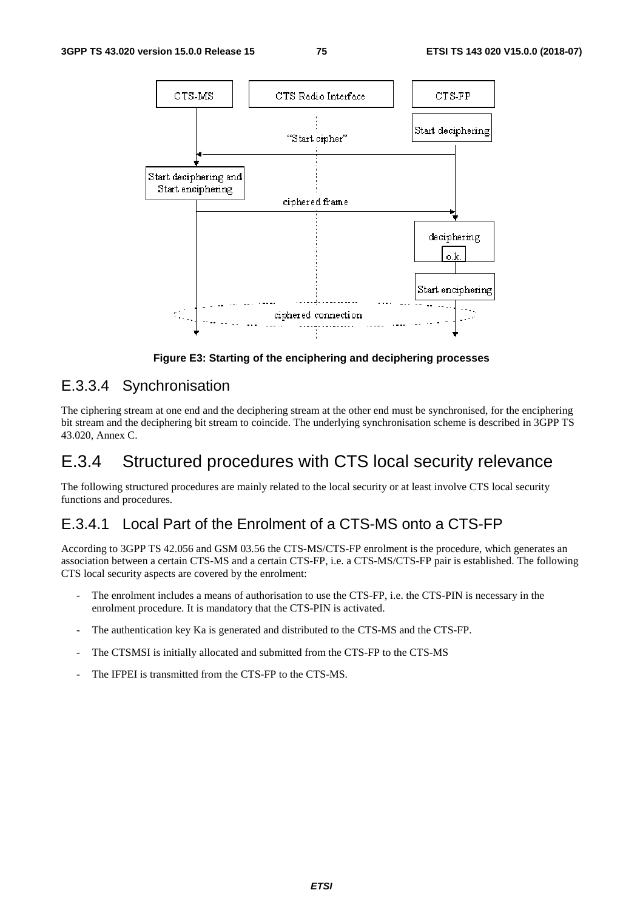**Figure E3: Starting of the enciphering and deciphering processes**

## E.3.3.4 Synchronisation

The ciphering stream at one end and the deciphering stream at the other end must be synchronised, for the enciphering bit stream and the deciphering bit stream to coincide. The underlying synchronisation scheme is described in 3GPP TS 43.020, Annex C.

# E.3.4 Structured procedures with CTS local security relevance

The following structured procedures are mainly related to the local security or at least involve CTS local security functions and procedures.

## E.3.4.1 Local Part of the Enrolment of a CTS-MS onto a CTS-FP

According to 3GPP TS 42.056 and GSM 03.56 the CTS-MS/CTS-FP enrolment is the procedure, which generates an association between a certain CTS-MS and a certain CTS-FP, i.e. a CTS-MS/CTS-FP pair is established. The following CTS local security aspects are covered by the enrolment:

- The enrolment includes a means of authorisation to use the CTS-FP, i.e. the CTS-PIN is necessary in the enrolment procedure. It is mandatory that the CTS-PIN is activated.
- The authentication key Ka is generated and distributed to the CTS-MS and the CTS-FP.
- The CTSMSI is initially allocated and submitted from the CTS-FP to the CTS-MS
- The IFPEI is transmitted from the CTS-FP to the CTS-MS.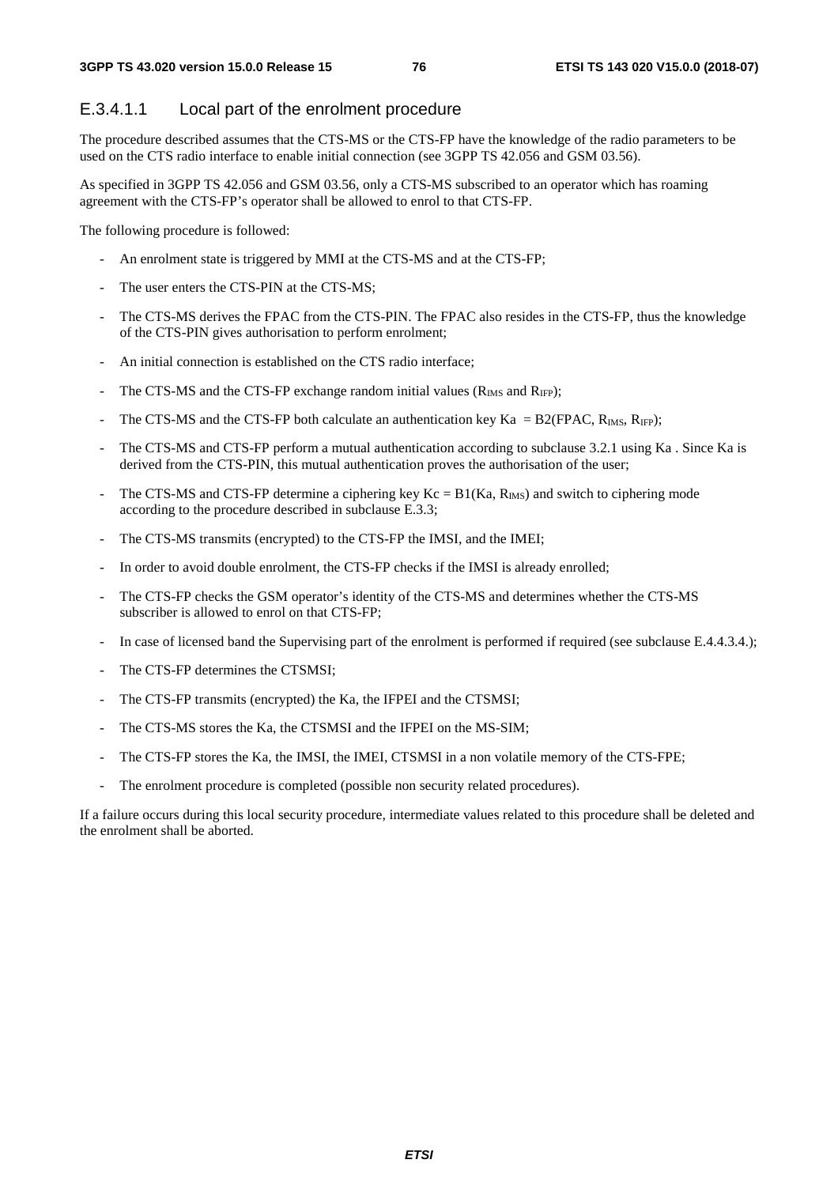#### E.3.4.1.1 Local part of the enrolment procedure

The procedure described assumes that the CTS-MS or the CTS-FP have the knowledge of the radio parameters to be used on the CTS radio interface to enable initial connection (see 3GPP TS 42.056 and GSM 03.56).

As specified in 3GPP TS 42.056 and GSM 03.56, only a CTS-MS subscribed to an operator which has roaming agreement with the CTS-FP's operator shall be allowed to enrol to that CTS-FP.

The following procedure is followed:

- An enrolment state is triggered by MMI at the CTS-MS and at the CTS-FP;
- The user enters the CTS-PIN at the CTS-MS;
- The CTS-MS derives the FPAC from the CTS-PIN. The FPAC also resides in the CTS-FP, thus the knowledge of the CTS-PIN gives authorisation to perform enrolment;
- An initial connection is established on the CTS radio interface;
- The CTS-MS and the CTS-FP exchange random initial values ($R_{IMS}$ and $R_{IFP}$);
- The CTS-MS and the CTS-FP both calculate an authentication key Ka = B2(FPAC, $R_{IMS}$, $R_{IFP}$);
- The CTS-MS and CTS-FP perform a mutual authentication according to subclause 3.2.1 using Ka . Since Ka is derived from the CTS-PIN, this mutual authentication proves the authorisation of the user;
- The CTS-MS and CTS-FP determine a ciphering key Kc = B1(Ka, $R_{IMS}$) and switch to ciphering mode according to the procedure described in subclause E.3.3;
- The CTS-MS transmits (encrypted) to the CTS-FP the IMSI, and the IMEI;
- In order to avoid double enrolment, the CTS-FP checks if the IMSI is already enrolled;
- The CTS-FP checks the GSM operator's identity of the CTS-MS and determines whether the CTS-MS subscriber is allowed to enrol on that CTS-FP;
- In case of licensed band the Supervising part of the enrolment is performed if required (see subclause E.4.4.3.4.);
- The CTS-FP determines the CTSMSI;
- The CTS-FP transmits (encrypted) the Ka, the IFPEI and the CTSMSI;
- The CTS-MS stores the Ka, the CTSMSI and the IFPEI on the MS-SIM;
- The CTS-FP stores the Ka, the IMSI, the IMEI, CTSMSI in a non volatile memory of the CTS-FPE;
- The enrolment procedure is completed (possible non security related procedures).

If a failure occurs during this local security procedure, intermediate values related to this procedure shall be deleted and the enrolment shall be aborted.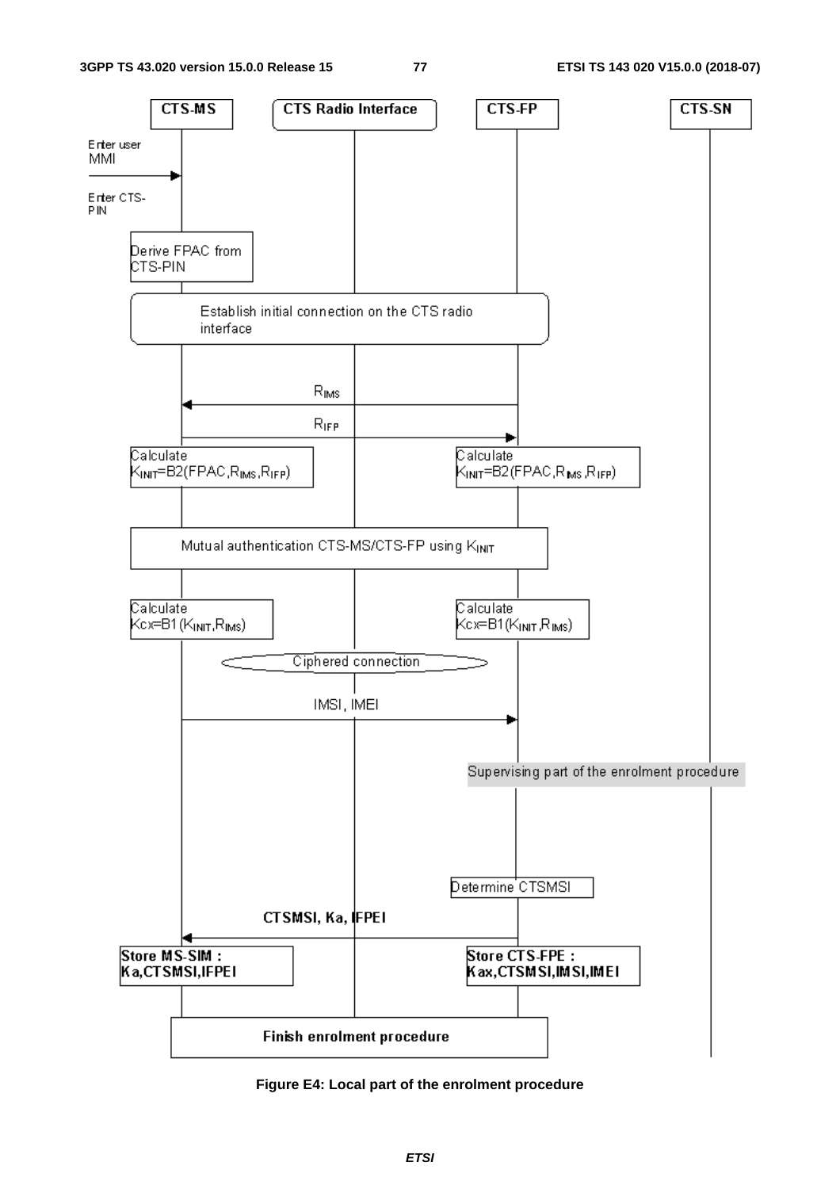CTS-MS | CTS Radio Interface | CTS-FP | CTS-SN

Enter user MMI

Enter CTS-PIN

Derive FPAC from CTS-PIN

Establish initial connection on the CTS radio interface

$R_{IMS}$

$R_{IFP}$

Calculate $K_{INIT}$=B2(FPAC,$R_{IMS}$,$R_{IFP}$)

Calculate $K_{INIT}$=B2(FPAC,$R_{IMS}$,$R_{IFP}$)

Mutual authentication CTS-MS/CTS-FP using $K_{INIT}$

Calculate Kcx=B1($K_{INIT}$,$R_{IMS}$)

Calculate Kcx=B1($K_{INIT}$,$R_{IMS}$)

Ciphered connection

IMSI, IMEI

Supervising part of the enrolment procedure

Determine CTSMSI

**CTSMSI, Ka, IFPEI**

**Store MS-SIM : Ka,CTSMSI,IFPEI**

**Store CTS-FPE : Kax,CTSMSI,IMSI,IMEI**

**Finish enrolment procedure**

**Figure E4: Local part of the enrolment procedure**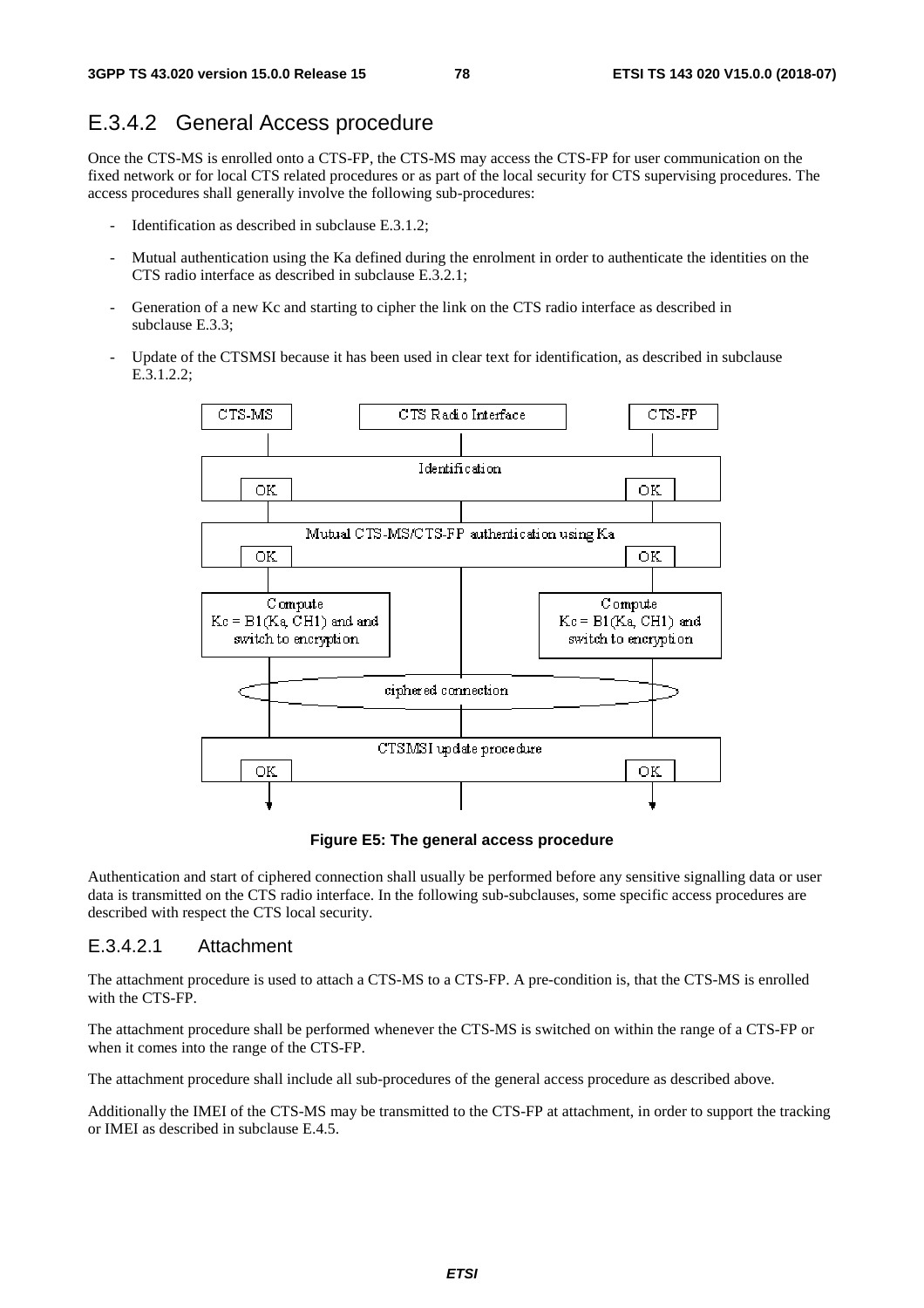## E.3.4.2 General Access procedure

Once the CTS-MS is enrolled onto a CTS-FP, the CTS-MS may access the CTS-FP for user communication on the fixed network or for local CTS related procedures or as part of the local security for CTS supervising procedures. The access procedures shall generally involve the following sub-procedures:

- Identification as described in subclause E.3.1.2;
- Mutual authentication using the Ka defined during the enrolment in order to authenticate the identities on the CTS radio interface as described in subclause E.3.2.1;
- Generation of a new Kc and starting to cipher the link on the CTS radio interface as described in subclause E.3.3;
- Update of the CTSMSI because it has been used in clear text for identification, as described in subclause E.3.1.2.2;

| CTS-MS | CTS Radio Interface | CTS-FP |
|---|---|---|
| OK | Identification | OK |
| OK | Mutual CTS-MS/CTS-FP authentication using Ka | OK |
| Compute Kc = B1(Ka, CH1) and and switch to encryption | | Compute Kc = B1(Ka, CH1) and switch to encryption |
| | ciphered connection | |
| OK | CTSMSI update procedure | OK |

**Figure E5: The general access procedure**

Authentication and start of ciphered connection shall usually be performed before any sensitive signalling data or user data is transmitted on the CTS radio interface. In the following sub-subclauses, some specific access procedures are described with respect the CTS local security.

### E.3.4.2.1 Attachment

The attachment procedure is used to attach a CTS-MS to a CTS-FP. A pre-condition is, that the CTS-MS is enrolled with the CTS-FP.

The attachment procedure shall be performed whenever the CTS-MS is switched on within the range of a CTS-FP or when it comes into the range of the CTS-FP.

The attachment procedure shall include all sub-procedures of the general access procedure as described above.

Additionally the IMEI of the CTS-MS may be transmitted to the CTS-FP at attachment, in order to support the tracking or IMEI as described in subclause E.4.5.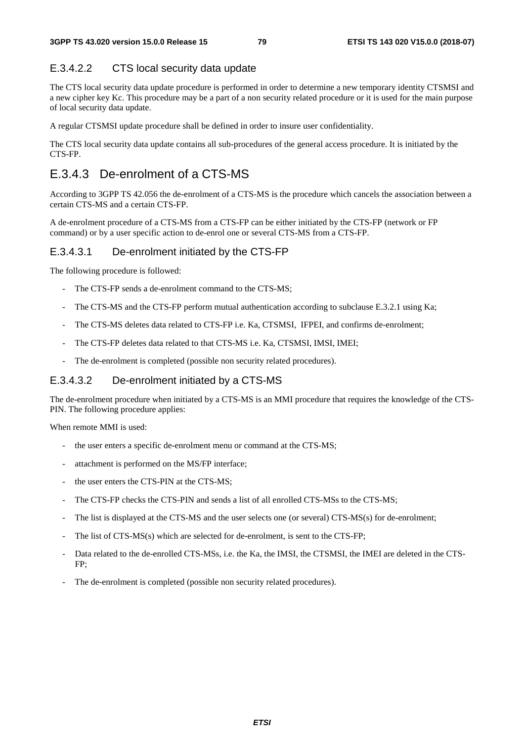#### E.3.4.2.2 CTS local security data update

The CTS local security data update procedure is performed in order to determine a new temporary identity CTSMSI and a new cipher key Kc. This procedure may be a part of a non security related procedure or it is used for the main purpose of local security data update.

A regular CTSMSI update procedure shall be defined in order to insure user confidentiality.

The CTS local security data update contains all sub-procedures of the general access procedure. It is initiated by the CTS-FP.

### E.3.4.3 De-enrolment of a CTS-MS

According to 3GPP TS 42.056 the de-enrolment of a CTS-MS is the procedure which cancels the association between a certain CTS-MS and a certain CTS-FP.

A de-enrolment procedure of a CTS-MS from a CTS-FP can be either initiated by the CTS-FP (network or FP command) or by a user specific action to de-enrol one or several CTS-MS from a CTS-FP.

#### E.3.4.3.1 De-enrolment initiated by the CTS-FP

The following procedure is followed:

- The CTS-FP sends a de-enrolment command to the CTS-MS;
- The CTS-MS and the CTS-FP perform mutual authentication according to subclause E.3.2.1 using Ka;
- The CTS-MS deletes data related to CTS-FP i.e. Ka, CTSMSI, IFPEI, and confirms de-enrolment;
- The CTS-FP deletes data related to that CTS-MS i.e. Ka, CTSMSI, IMSI, IMEI;
- The de-enrolment is completed (possible non security related procedures).

#### E.3.4.3.2 De-enrolment initiated by a CTS-MS

The de-enrolment procedure when initiated by a CTS-MS is an MMI procedure that requires the knowledge of the CTS-PIN. The following procedure applies:

When remote MMI is used:

- the user enters a specific de-enrolment menu or command at the CTS-MS;
- attachment is performed on the MS/FP interface;
- the user enters the CTS-PIN at the CTS-MS;
- The CTS-FP checks the CTS-PIN and sends a list of all enrolled CTS-MSs to the CTS-MS;
- The list is displayed at the CTS-MS and the user selects one (or several) CTS-MS(s) for de-enrolment;
- The list of CTS-MS(s) which are selected for de-enrolment, is sent to the CTS-FP;
- Data related to the de-enrolled CTS-MSs, i.e. the Ka, the IMSI, the CTSMSI, the IMEI are deleted in the CTS-FP;
- The de-enrolment is completed (possible non security related procedures).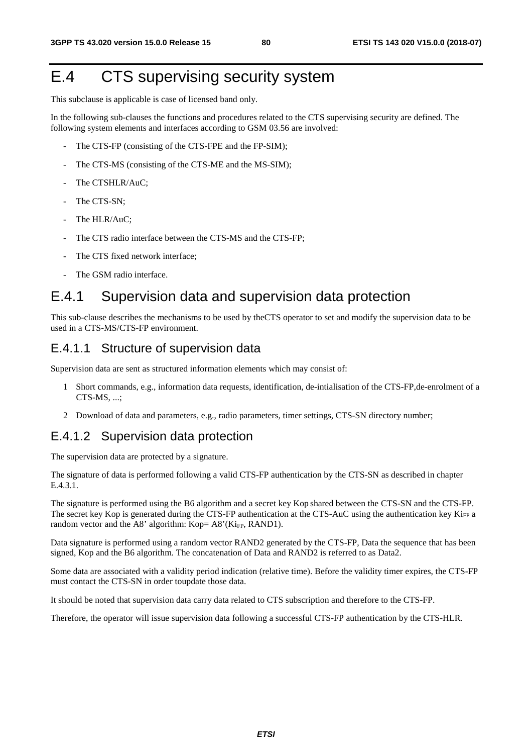# E.4 CTS supervising security system

This subclause is applicable is case of licensed band only.

In the following sub-clauses the functions and procedures related to the CTS supervising security are defined. The following system elements and interfaces according to GSM 03.56 are involved:

- The CTS-FP (consisting of the CTS-FPE and the FP-SIM);
- The CTS-MS (consisting of the CTS-ME and the MS-SIM);
- The CTSHLR/AuC;
- The CTS-SN;
- The HLR/AuC;
- The CTS radio interface between the CTS-MS and the CTS-FP;
- The CTS fixed network interface;
- The GSM radio interface.

## E.4.1 Supervision data and supervision data protection

This sub-clause describes the mechanisms to be used by theCTS operator to set and modify the supervision data to be used in a CTS-MS/CTS-FP environment.

### E.4.1.1 Structure of supervision data

Supervision data are sent as structured information elements which may consist of:

1 Short commands, e.g., information data requests, identification, de-intialisation of the CTS-FP,de-enrolment of a CTS-MS, ...;

2 Download of data and parameters, e.g., radio parameters, timer settings, CTS-SN directory number;

### E.4.1.2 Supervision data protection

The supervision data are protected by a signature.

The signature of data is performed following a valid CTS-FP authentication by the CTS-SN as described in chapter E.4.3.1.

The signature is performed using the B6 algorithm and a secret key Kop shared between the CTS-SN and the CTS-FP. The secret key Kop is generated during the CTS-FP authentication at the CTS-AuC using the authentication key $Ki_{FP}$ a random vector and the A8' algorithm: Kop= A8'($Ki_{FP}$, RAND1).

Data signature is performed using a random vector RAND2 generated by the CTS-FP, Data the sequence that has been signed, Kop and the B6 algorithm. The concatenation of Data and RAND2 is referred to as Data2.

Some data are associated with a validity period indication (relative time). Before the validity timer expires, the CTS-FP must contact the CTS-SN in order toupdate those data.

It should be noted that supervision data carry data related to CTS subscription and therefore to the CTS-FP.

Therefore, the operator will issue supervision data following a successful CTS-FP authentication by the CTS-HLR.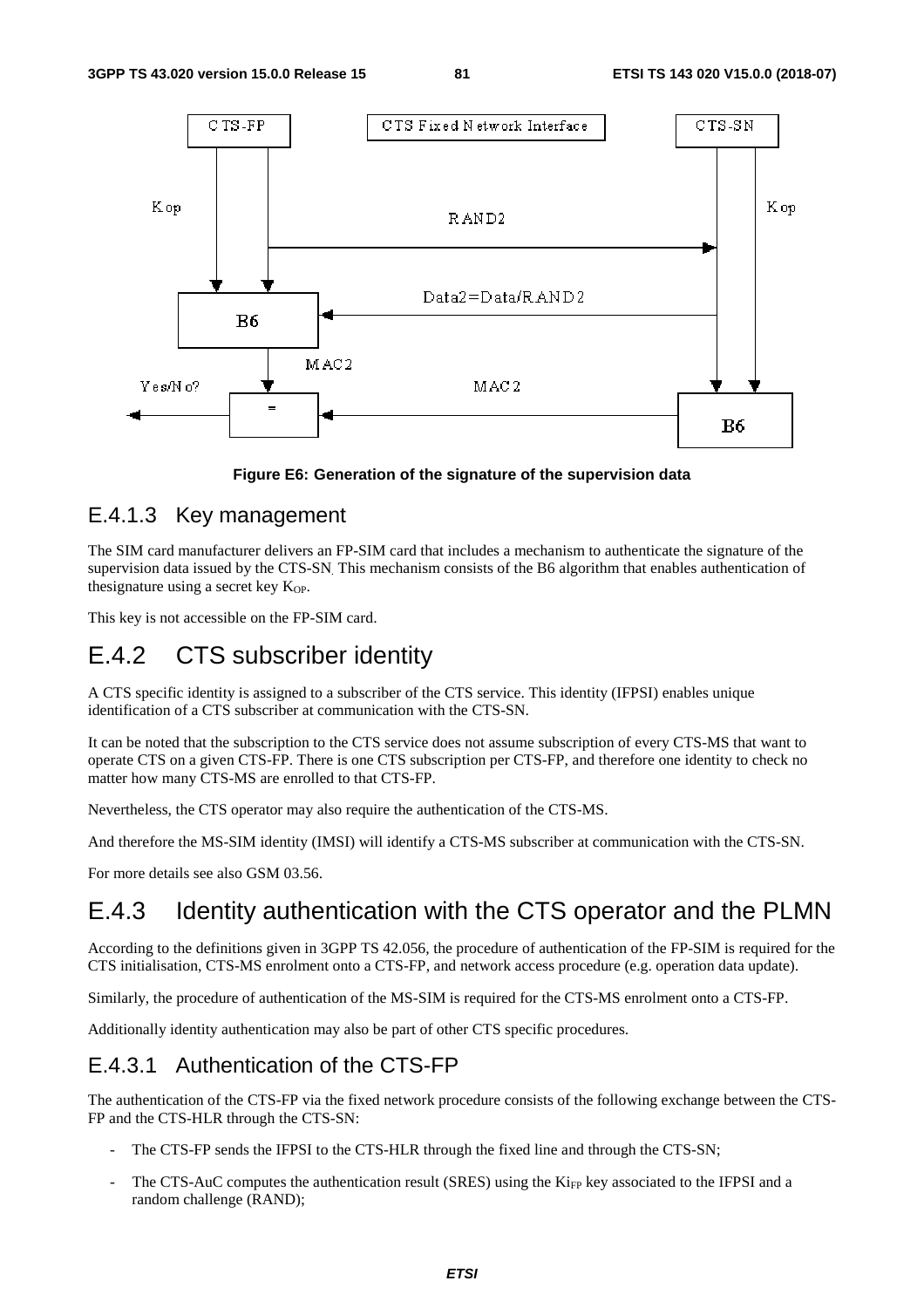Figure E6: Generation of the signature of the supervision data

### E.4.1.3 Key management

The SIM card manufacturer delivers an FP-SIM card that includes a mechanism to authenticate the signature of the supervision data issued by the CTS-SN. This mechanism consists of the B6 algorithm that enables authentication of thesignature using a secret key $K_{OP}$.

This key is not accessible on the FP-SIM card.

## E.4.2 CTS subscriber identity

A CTS specific identity is assigned to a subscriber of the CTS service. This identity (IFPSI) enables unique identification of a CTS subscriber at communication with the CTS-SN.

It can be noted that the subscription to the CTS service does not assume subscription of every CTS-MS that want to operate CTS on a given CTS-FP. There is one CTS subscription per CTS-FP, and therefore one identity to check no matter how many CTS-MS are enrolled to that CTS-FP.

Nevertheless, the CTS operator may also require the authentication of the CTS-MS.

And therefore the MS-SIM identity (IMSI) will identify a CTS-MS subscriber at communication with the CTS-SN.

For more details see also GSM 03.56.

## E.4.3 Identity authentication with the CTS operator and the PLMN

According to the definitions given in 3GPP TS 42.056, the procedure of authentication of the FP-SIM is required for the CTS initialisation, CTS-MS enrolment onto a CTS-FP, and network access procedure (e.g. operation data update).

Similarly, the procedure of authentication of the MS-SIM is required for the CTS-MS enrolment onto a CTS-FP.

Additionally identity authentication may also be part of other CTS specific procedures.

### E.4.3.1 Authentication of the CTS-FP

The authentication of the CTS-FP via the fixed network procedure consists of the following exchange between the CTS-FP and the CTS-HLR through the CTS-SN:

- The CTS-FP sends the IFPSI to the CTS-HLR through the fixed line and through the CTS-SN;
- The CTS-AuC computes the authentication result (SRES) using the $Ki_{FP}$ key associated to the IFPSI and a random challenge (RAND);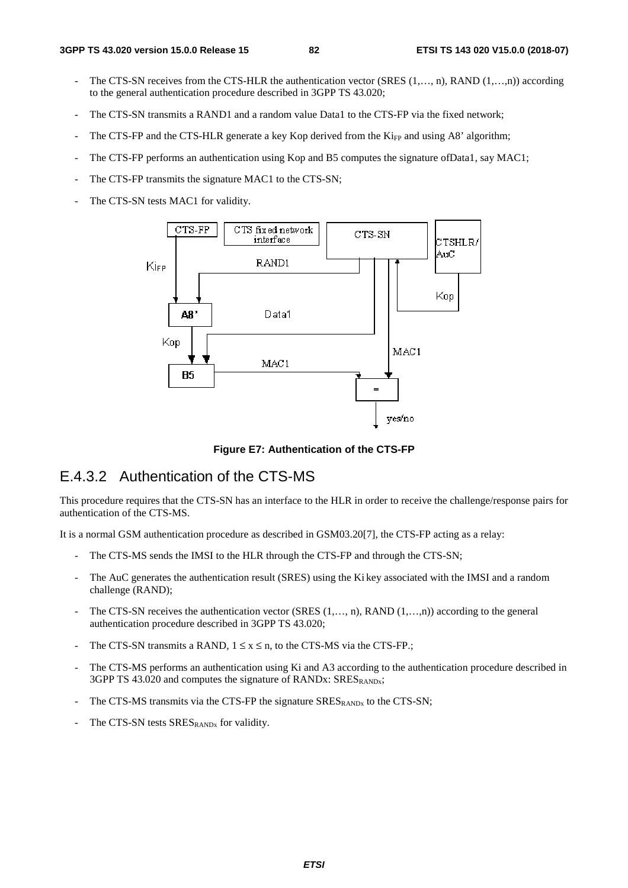- The CTS-SN receives from the CTS-HLR the authentication vector (SRES (1,…, n), RAND (1,…,n)) according to the general authentication procedure described in 3GPP TS 43.020;
- The CTS-SN transmits a RAND1 and a random value Data1 to the CTS-FP via the fixed network;
- The CTS-FP and the CTS-HLR generate a key Kop derived from the $Ki_{FP}$ and using A8' algorithm;
- The CTS-FP performs an authentication using Kop and B5 computes the signature ofData1, say MAC1;
- The CTS-FP transmits the signature MAC1 to the CTS-SN;
- The CTS-SN tests MAC1 for validity.

**Figure E7: Authentication of the CTS-FP**

## E.4.3.2 Authentication of the CTS-MS

This procedure requires that the CTS-SN has an interface to the HLR in order to receive the challenge/response pairs for authentication of the CTS-MS.

It is a normal GSM authentication procedure as described in GSM03.20[7], the CTS-FP acting as a relay:

- The CTS-MS sends the IMSI to the HLR through the CTS-FP and through the CTS-SN;
- The AuC generates the authentication result (SRES) using the Ki key associated with the IMSI and a random challenge (RAND);
- The CTS-SN receives the authentication vector (SRES (1,…, n), RAND (1,…,n)) according to the general authentication procedure described in 3GPP TS 43.020;
- The CTS-SN transmits a RAND, $1 \leq x \leq n$, to the CTS-MS via the CTS-FP.;
- The CTS-MS performs an authentication using Ki and A3 according to the authentication procedure described in 3GPP TS 43.020 and computes the signature of RANDx: $SRES_{RANDx}$;
- The CTS-MS transmits via the CTS-FP the signature $SRES_{RANDx}$ to the CTS-SN;
- The CTS-SN tests $SRES_{RANDx}$ for validity.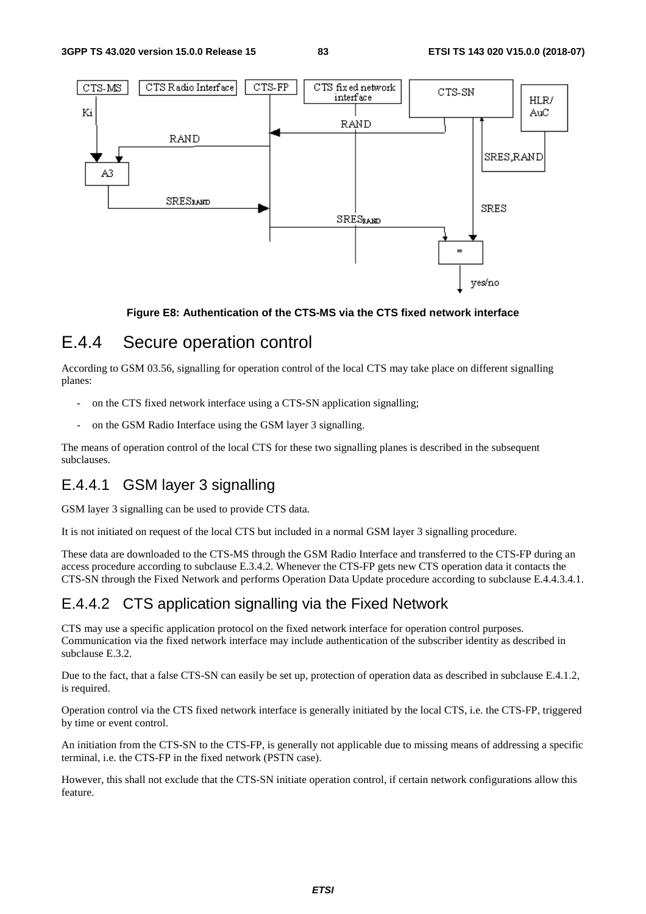Figure E8: Authentication of the CTS-MS via the CTS fixed network interface

## E.4.4 Secure operation control

According to GSM 03.56, signalling for operation control of the local CTS may take place on different signalling planes:

- on the CTS fixed network interface using a CTS-SN application signalling;
- on the GSM Radio Interface using the GSM layer 3 signalling.

The means of operation control of the local CTS for these two signalling planes is described in the subsequent subclauses.

### E.4.4.1 GSM layer 3 signalling

GSM layer 3 signalling can be used to provide CTS data.

It is not initiated on request of the local CTS but included in a normal GSM layer 3 signalling procedure.

These data are downloaded to the CTS-MS through the GSM Radio Interface and transferred to the CTS-FP during an access procedure according to subclause E.3.4.2. Whenever the CTS-FP gets new CTS operation data it contacts the CTS-SN through the Fixed Network and performs Operation Data Update procedure according to subclause E.4.4.3.4.1.

### E.4.4.2 CTS application signalling via the Fixed Network

CTS may use a specific application protocol on the fixed network interface for operation control purposes. Communication via the fixed network interface may include authentication of the subscriber identity as described in subclause E.3.2.

Due to the fact, that a false CTS-SN can easily be set up, protection of operation data as described in subclause E.4.1.2, is required.

Operation control via the CTS fixed network interface is generally initiated by the local CTS, i.e. the CTS-FP, triggered by time or event control.

An initiation from the CTS-SN to the CTS-FP, is generally not applicable due to missing means of addressing a specific terminal, i.e. the CTS-FP in the fixed network (PSTN case).

However, this shall not exclude that the CTS-SN initiate operation control, if certain network configurations allow this feature.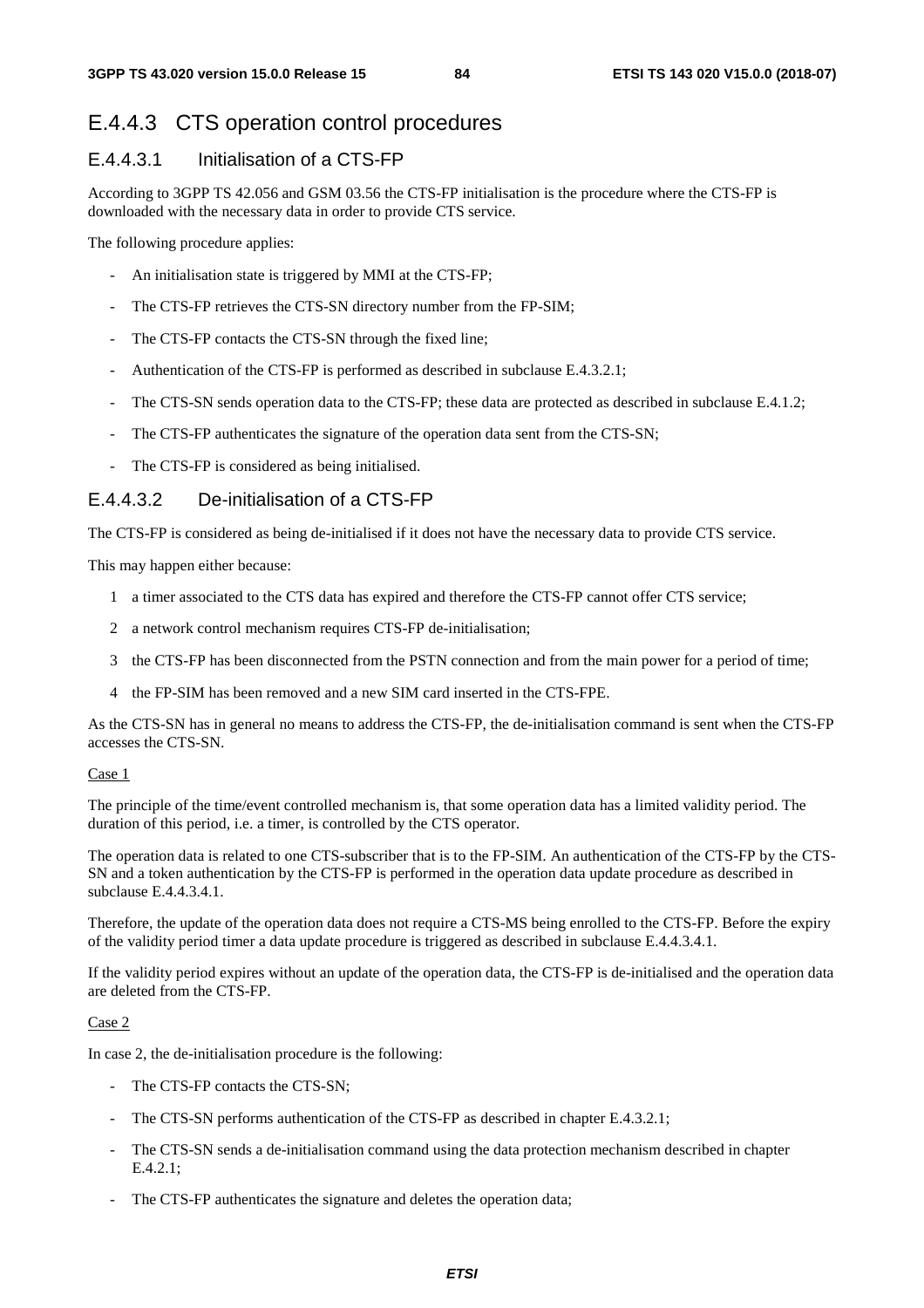## E.4.4.3 CTS operation control procedures

### E.4.4.3.1 Initialisation of a CTS-FP

According to 3GPP TS 42.056 and GSM 03.56 the CTS-FP initialisation is the procedure where the CTS-FP is downloaded with the necessary data in order to provide CTS service.

The following procedure applies:

- An initialisation state is triggered by MMI at the CTS-FP;
- The CTS-FP retrieves the CTS-SN directory number from the FP-SIM;
- The CTS-FP contacts the CTS-SN through the fixed line;
- Authentication of the CTS-FP is performed as described in subclause E.4.3.2.1;
- The CTS-SN sends operation data to the CTS-FP; these data are protected as described in subclause E.4.1.2;
- The CTS-FP authenticates the signature of the operation data sent from the CTS-SN;
- The CTS-FP is considered as being initialised.

### E.4.4.3.2 De-initialisation of a CTS-FP

The CTS-FP is considered as being de-initialised if it does not have the necessary data to provide CTS service.

This may happen either because:

1 a timer associated to the CTS data has expired and therefore the CTS-FP cannot offer CTS service;

2 a network control mechanism requires CTS-FP de-initialisation;

3 the CTS-FP has been disconnected from the PSTN connection and from the main power for a period of time;

4 the FP-SIM has been removed and a new SIM card inserted in the CTS-FPE.

As the CTS-SN has in general no means to address the CTS-FP, the de-initialisation command is sent when the CTS-FP accesses the CTS-SN.

Case 1

The principle of the time/event controlled mechanism is, that some operation data has a limited validity period. The duration of this period, i.e. a timer, is controlled by the CTS operator.

The operation data is related to one CTS-subscriber that is to the FP-SIM. An authentication of the CTS-FP by the CTS-SN and a token authentication by the CTS-FP is performed in the operation data update procedure as described in subclause E.4.4.3.4.1.

Therefore, the update of the operation data does not require a CTS-MS being enrolled to the CTS-FP. Before the expiry of the validity period timer a data update procedure is triggered as described in subclause E.4.4.3.4.1.

If the validity period expires without an update of the operation data, the CTS-FP is de-initialised and the operation data are deleted from the CTS-FP.

Case 2

In case 2, the de-initialisation procedure is the following:

- The CTS-FP contacts the CTS-SN;
- The CTS-SN performs authentication of the CTS-FP as described in chapter E.4.3.2.1;
- The CTS-SN sends a de-initialisation command using the data protection mechanism described in chapter E.4.2.1;
- The CTS-FP authenticates the signature and deletes the operation data;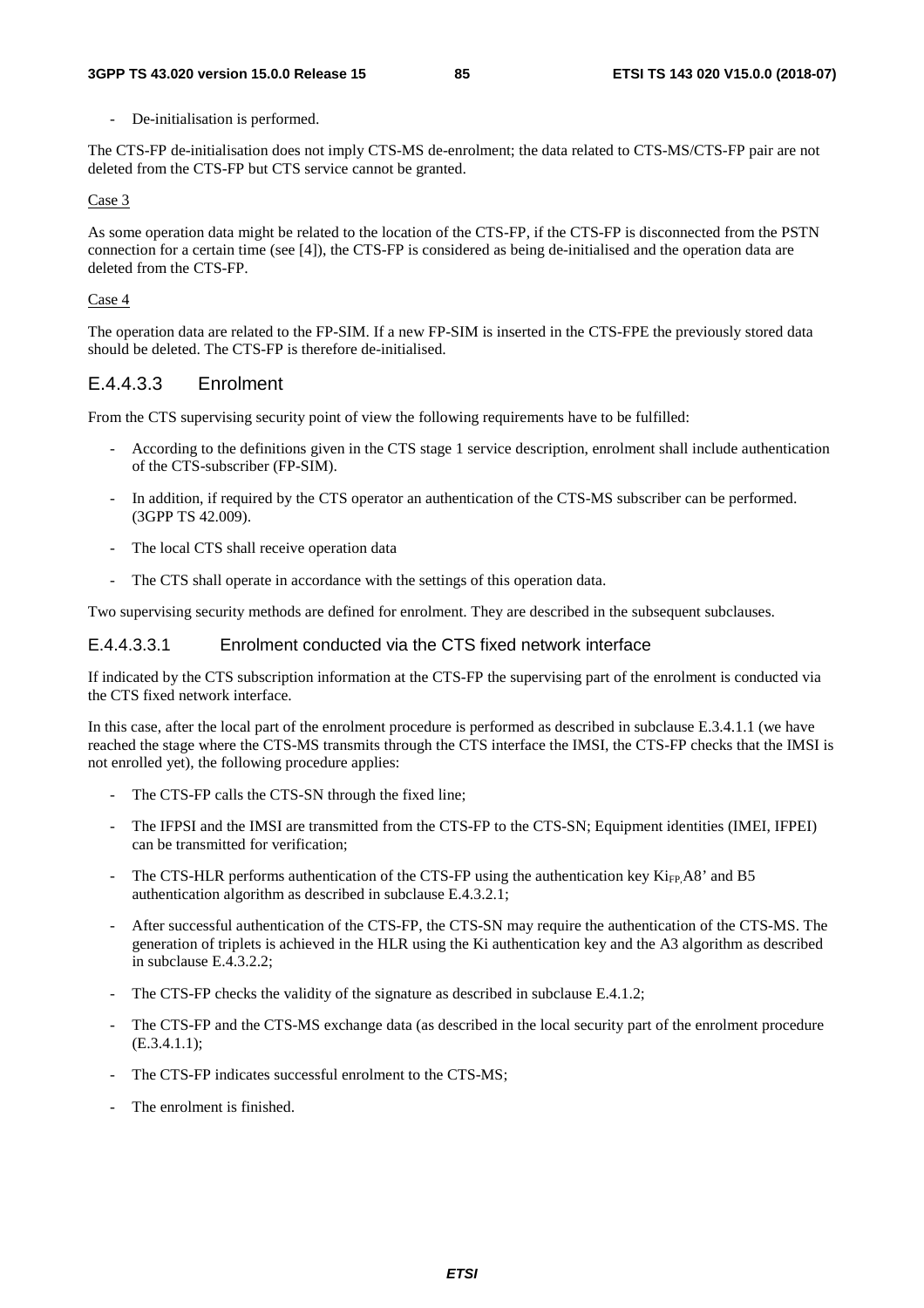- De-initialisation is performed.

The CTS-FP de-initialisation does not imply CTS-MS de-enrolment; the data related to CTS-MS/CTS-FP pair are not deleted from the CTS-FP but CTS service cannot be granted.

Case 3

As some operation data might be related to the location of the CTS-FP, if the CTS-FP is disconnected from the PSTN connection for a certain time (see [4]), the CTS-FP is considered as being de-initialised and the operation data are deleted from the CTS-FP.

Case 4

The operation data are related to the FP-SIM. If a new FP-SIM is inserted in the CTS-FPE the previously stored data should be deleted. The CTS-FP is therefore de-initialised.

#### E.4.4.3.3 Enrolment

From the CTS supervising security point of view the following requirements have to be fulfilled:

- According to the definitions given in the CTS stage 1 service description, enrolment shall include authentication of the CTS-subscriber (FP-SIM).
- In addition, if required by the CTS operator an authentication of the CTS-MS subscriber can be performed. (3GPP TS 42.009).
- The local CTS shall receive operation data
- The CTS shall operate in accordance with the settings of this operation data.

Two supervising security methods are defined for enrolment. They are described in the subsequent subclauses.

##### E.4.4.3.3.1 Enrolment conducted via the CTS fixed network interface

If indicated by the CTS subscription information at the CTS-FP the supervising part of the enrolment is conducted via the CTS fixed network interface.

In this case, after the local part of the enrolment procedure is performed as described in subclause E.3.4.1.1 (we have reached the stage where the CTS-MS transmits through the CTS interface the IMSI, the CTS-FP checks that the IMSI is not enrolled yet), the following procedure applies:

- The CTS-FP calls the CTS-SN through the fixed line;
- The IFPSI and the IMSI are transmitted from the CTS-FP to the CTS-SN; Equipment identities (IMEI, IFPEI) can be transmitted for verification;
- The CTS-HLR performs authentication of the CTS-FP using the authentication key $Ki_{FP,}$A8' and B5 authentication algorithm as described in subclause E.4.3.2.1;
- After successful authentication of the CTS-FP, the CTS-SN may require the authentication of the CTS-MS. The generation of triplets is achieved in the HLR using the Ki authentication key and the A3 algorithm as described in subclause E.4.3.2.2;
- The CTS-FP checks the validity of the signature as described in subclause E.4.1.2;
- The CTS-FP and the CTS-MS exchange data (as described in the local security part of the enrolment procedure (E.3.4.1.1);
- The CTS-FP indicates successful enrolment to the CTS-MS;
- The enrolment is finished.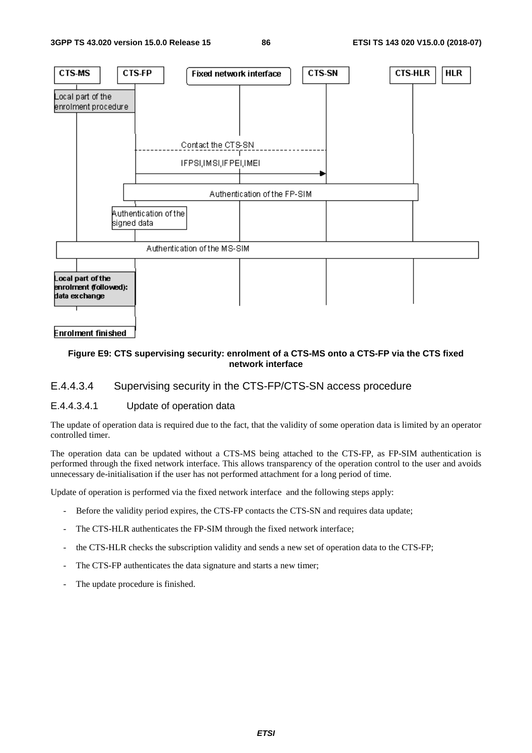**Figure E9: CTS supervising security: enrolment of a CTS-MS onto a CTS-FP via the CTS fixed network interface**

#### E.4.4.3.4 Supervising security in the CTS-FP/CTS-SN access procedure

##### E.4.4.3.4.1 Update of operation data

The update of operation data is required due to the fact, that the validity of some operation data is limited by an operator controlled timer.

The operation data can be updated without a CTS-MS being attached to the CTS-FP, as FP-SIM authentication is performed through the fixed network interface. This allows transparency of the operation control to the user and avoids unnecessary de-initialisation if the user has not performed attachment for a long period of time.

Update of operation is performed via the fixed network interface and the following steps apply:

- Before the validity period expires, the CTS-FP contacts the CTS-SN and requires data update;
- The CTS-HLR authenticates the FP-SIM through the fixed network interface;
- the CTS-HLR checks the subscription validity and sends a new set of operation data to the CTS-FP;
- The CTS-FP authenticates the data signature and starts a new timer;
- The update procedure is finished.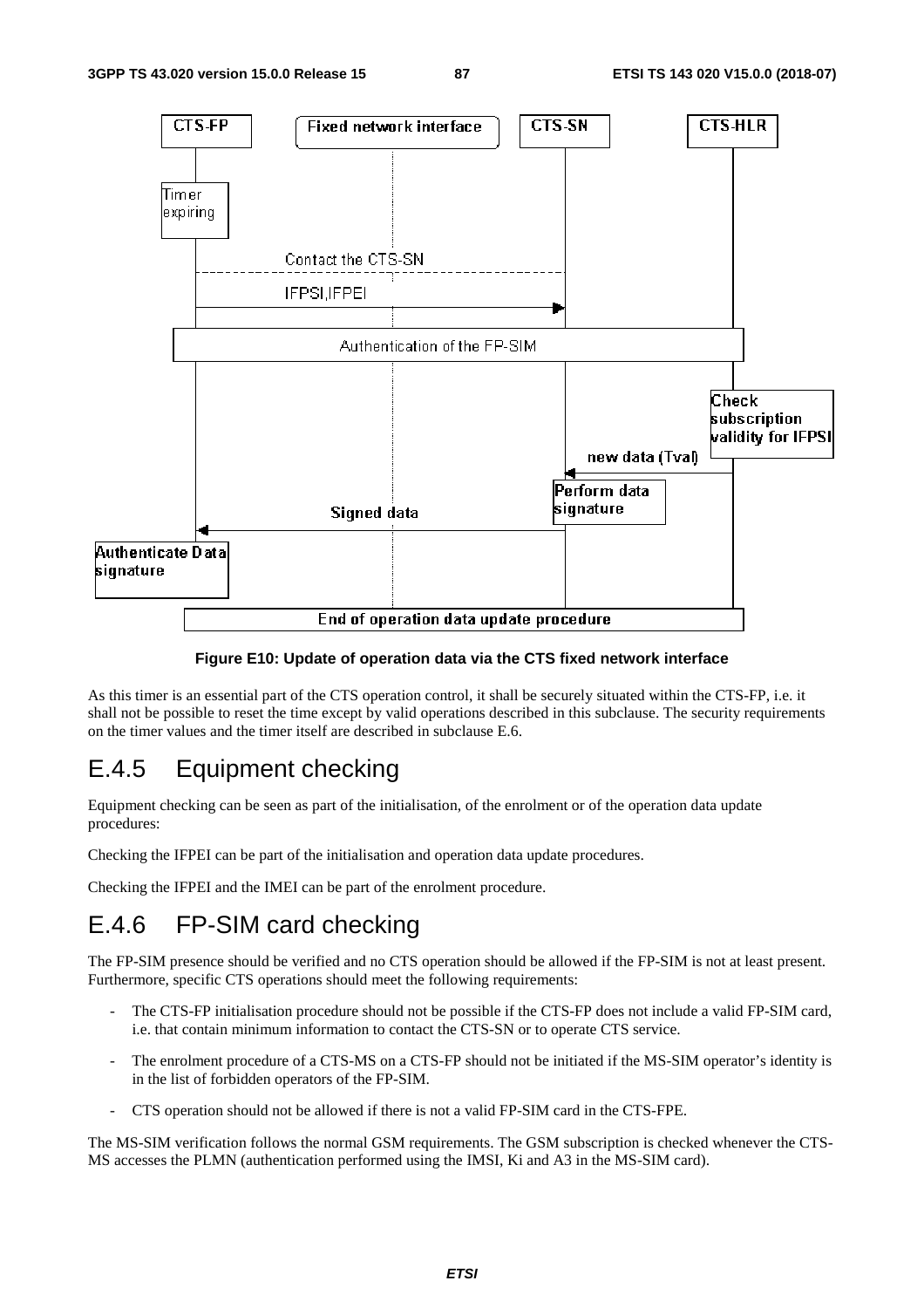Figure E10: Update of operation data via the CTS fixed network interface

As this timer is an essential part of the CTS operation control, it shall be securely situated within the CTS-FP, i.e. it shall not be possible to reset the time except by valid operations described in this subclause. The security requirements on the timer values and the timer itself are described in subclause E.6.

## E.4.5 Equipment checking

Equipment checking can be seen as part of the initialisation, of the enrolment or of the operation data update procedures:

Checking the IFPEI can be part of the initialisation and operation data update procedures.

Checking the IFPEI and the IMEI can be part of the enrolment procedure.

## E.4.6 FP-SIM card checking

The FP-SIM presence should be verified and no CTS operation should be allowed if the FP-SIM is not at least present. Furthermore, specific CTS operations should meet the following requirements:

- The CTS-FP initialisation procedure should not be possible if the CTS-FP does not include a valid FP-SIM card, i.e. that contain minimum information to contact the CTS-SN or to operate CTS service.
- The enrolment procedure of a CTS-MS on a CTS-FP should not be initiated if the MS-SIM operator's identity is in the list of forbidden operators of the FP-SIM.
- CTS operation should not be allowed if there is not a valid FP-SIM card in the CTS-FPE.

The MS-SIM verification follows the normal GSM requirements. The GSM subscription is checked whenever the CTS-MS accesses the PLMN (authentication performed using the IMSI, Ki and A3 in the MS-SIM card).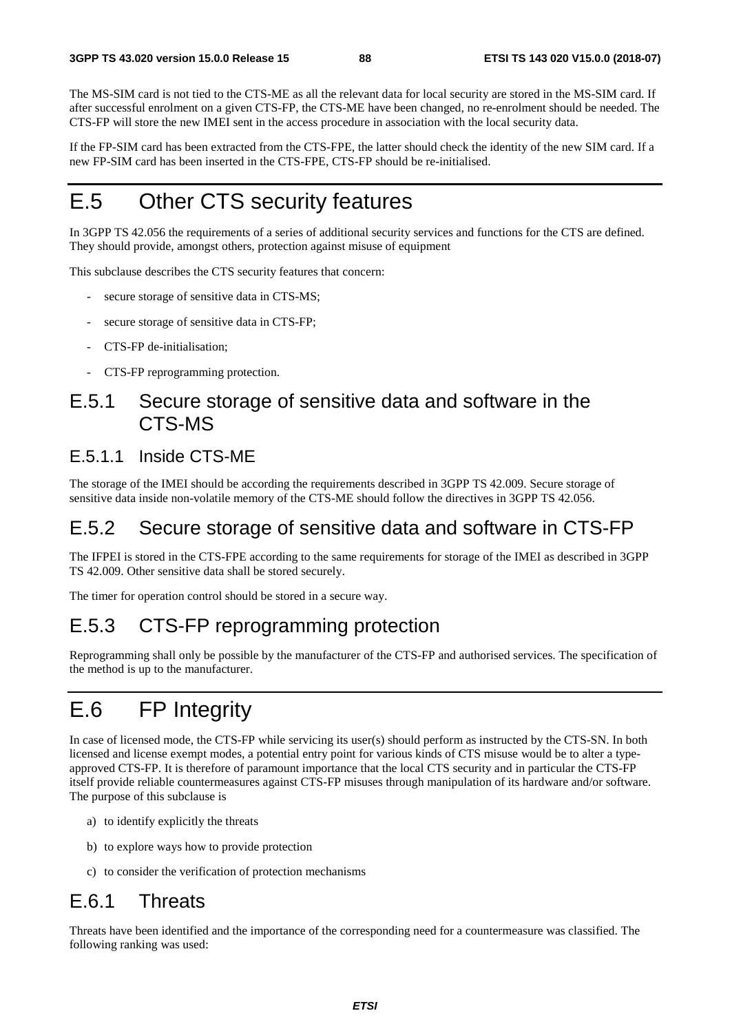The MS-SIM card is not tied to the CTS-ME as all the relevant data for local security are stored in the MS-SIM card. If after successful enrolment on a given CTS-FP, the CTS-ME have been changed, no re-enrolment should be needed. The CTS-FP will store the new IMEI sent in the access procedure in association with the local security data.

If the FP-SIM card has been extracted from the CTS-FPE, the latter should check the identity of the new SIM card. If a new FP-SIM card has been inserted in the CTS-FPE, CTS-FP should be re-initialised.

# E.5 Other CTS security features

In 3GPP TS 42.056 the requirements of a series of additional security services and functions for the CTS are defined. They should provide, amongst others, protection against misuse of equipment

This subclause describes the CTS security features that concern:

- secure storage of sensitive data in CTS-MS;
- secure storage of sensitive data in CTS-FP;
- CTS-FP de-initialisation;
- CTS-FP reprogramming protection.

## E.5.1 Secure storage of sensitive data and software in the CTS-MS

### E.5.1.1 Inside CTS-ME

The storage of the IMEI should be according the requirements described in 3GPP TS 42.009. Secure storage of sensitive data inside non-volatile memory of the CTS-ME should follow the directives in 3GPP TS 42.056.

## E.5.2 Secure storage of sensitive data and software in CTS-FP

The IFPEI is stored in the CTS-FPE according to the same requirements for storage of the IMEI as described in 3GPP TS 42.009. Other sensitive data shall be stored securely.

The timer for operation control should be stored in a secure way.

## E.5.3 CTS-FP reprogramming protection

Reprogramming shall only be possible by the manufacturer of the CTS-FP and authorised services. The specification of the method is up to the manufacturer.

# E.6 FP Integrity

In case of licensed mode, the CTS-FP while servicing its user(s) should perform as instructed by the CTS-SN. In both licensed and license exempt modes, a potential entry point for various kinds of CTS misuse would be to alter a type-approved CTS-FP. It is therefore of paramount importance that the local CTS security and in particular the CTS-FP itself provide reliable countermeasures against CTS-FP misuses through manipulation of its hardware and/or software. The purpose of this subclause is

a) to identify explicitly the threats

b) to explore ways how to provide protection

c) to consider the verification of protection mechanisms

## E.6.1 Threats

Threats have been identified and the importance of the corresponding need for a countermeasure was classified. The following ranking was used: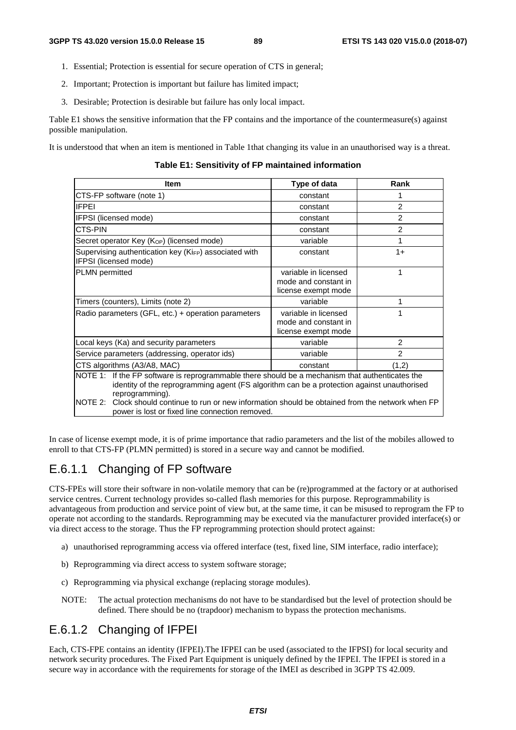1. Essential; Protection is essential for secure operation of CTS in general;
2. Important; Protection is important but failure has limited impact;
3. Desirable; Protection is desirable but failure has only local impact.

Table E1 shows the sensitive information that the FP contains and the importance of the countermeasure(s) against possible manipulation.

It is understood that when an item is mentioned in Table 1that changing its value in an unauthorised way is a threat.

**Table E1: Sensitivity of FP maintained information**

| Item | Type of data | Rank |
|---|---|---|
| CTS-FP software (note 1) | constant | 1 |
| IFPEI | constant | 2 |
| IFPSI (licensed mode) | constant | 2 |
| CTS-PIN | constant | 2 |
| Secret operator Key ($K_{OP}$) (licensed mode) | variable | 1 |
| Supervising authentication key ($Ki_{FP}$) associated with IFPSI (licensed mode) | constant | 1+ |
| PLMN permitted | variable in licensed mode and constant in license exempt mode | 1 |
| Timers (counters), Limits (note 2) | variable | 1 |
| Radio parameters (GFL, etc.) + operation parameters | variable in licensed mode and constant in license exempt mode | 1 |
| Local keys (Ka) and security parameters | variable | 2 |
| Service parameters (addressing, operator ids) | variable | 2 |
| CTS algorithms (A3/A8, MAC) | constant | (1,2) |
| NOTE 1: If the FP software is reprogrammable there should be a mechanism that authenticates the identity of the reprogramming agent (FS algorithm can be a protection against unauthorised reprogramming). NOTE 2: Clock should continue to run or new information should be obtained from the network when FP power is lost or fixed line connection removed. | | |

In case of license exempt mode, it is of prime importance that radio parameters and the list of the mobiles allowed to enroll to that CTS-FP (PLMN permitted) is stored in a secure way and cannot be modified.

### E.6.1.1 Changing of FP software

CTS-FPEs will store their software in non-volatile memory that can be (re)programmed at the factory or at authorised service centres. Current technology provides so-called flash memories for this purpose. Reprogrammability is advantageous from production and service point of view but, at the same time, it can be misused to reprogram the FP to operate not according to the standards. Reprogramming may be executed via the manufacturer provided interface(s) or via direct access to the storage. Thus the FP reprogramming protection should protect against:

a) unauthorised reprogramming access via offered interface (test, fixed line, SIM interface, radio interface);

b) Reprogramming via direct access to system software storage;

c) Reprogramming via physical exchange (replacing storage modules).

NOTE: The actual protection mechanisms do not have to be standardised but the level of protection should be defined. There should be no (trapdoor) mechanism to bypass the protection mechanisms.

### E.6.1.2 Changing of IFPEI

Each, CTS-FPE contains an identity (IFPEI).The IFPEI can be used (associated to the IFPSI) for local security and network security procedures. The Fixed Part Equipment is uniquely defined by the IFPEI. The IFPEI is stored in a secure way in accordance with the requirements for storage of the IMEI as described in 3GPP TS 42.009.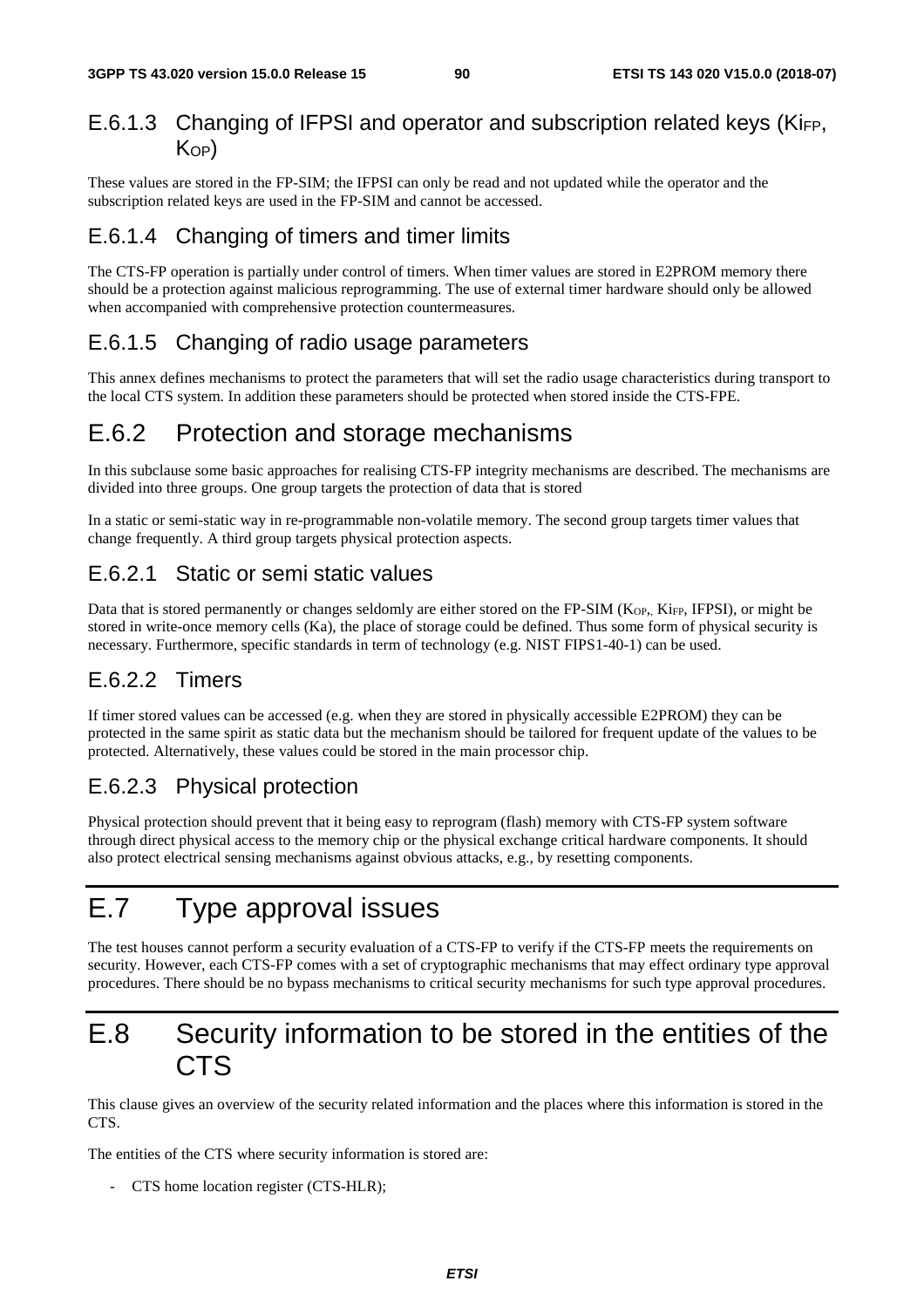### E.6.1.3 Changing of IFPSI and operator and subscription related keys ($Ki_{FP}$, $K_{OP}$)

These values are stored in the FP-SIM; the IFPSI can only be read and not updated while the operator and the subscription related keys are used in the FP-SIM and cannot be accessed.

### E.6.1.4 Changing of timers and timer limits

The CTS-FP operation is partially under control of timers. When timer values are stored in E2PROM memory there should be a protection against malicious reprogramming. The use of external timer hardware should only be allowed when accompanied with comprehensive protection countermeasures.

### E.6.1.5 Changing of radio usage parameters

This annex defines mechanisms to protect the parameters that will set the radio usage characteristics during transport to the local CTS system. In addition these parameters should be protected when stored inside the CTS-FPE.

## E.6.2 Protection and storage mechanisms

In this subclause some basic approaches for realising CTS-FP integrity mechanisms are described. The mechanisms are divided into three groups. One group targets the protection of data that is stored

In a static or semi-static way in re-programmable non-volatile memory. The second group targets timer values that change frequently. A third group targets physical protection aspects.

### E.6.2.1 Static or semi static values

Data that is stored permanently or changes seldomly are either stored on the FP-SIM ($K_{OP}$,, $Ki_{FP}$, IFPSI), or might be stored in write-once memory cells (Ka), the place of storage could be defined. Thus some form of physical security is necessary. Furthermore, specific standards in term of technology (e.g. NIST FIPS1-40-1) can be used.

### E.6.2.2 Timers

If timer stored values can be accessed (e.g. when they are stored in physically accessible E2PROM) they can be protected in the same spirit as static data but the mechanism should be tailored for frequent update of the values to be protected. Alternatively, these values could be stored in the main processor chip.

### E.6.2.3 Physical protection

Physical protection should prevent that it being easy to reprogram (flash) memory with CTS-FP system software through direct physical access to the memory chip or the physical exchange critical hardware components. It should also protect electrical sensing mechanisms against obvious attacks, e.g., by resetting components.

# E.7 Type approval issues

The test houses cannot perform a security evaluation of a CTS-FP to verify if the CTS-FP meets the requirements on security. However, each CTS-FP comes with a set of cryptographic mechanisms that may effect ordinary type approval procedures. There should be no bypass mechanisms to critical security mechanisms for such type approval procedures.

# E.8 Security information to be stored in the entities of the CTS

This clause gives an overview of the security related information and the places where this information is stored in the CTS.

The entities of the CTS where security information is stored are:

- CTS home location register (CTS-HLR);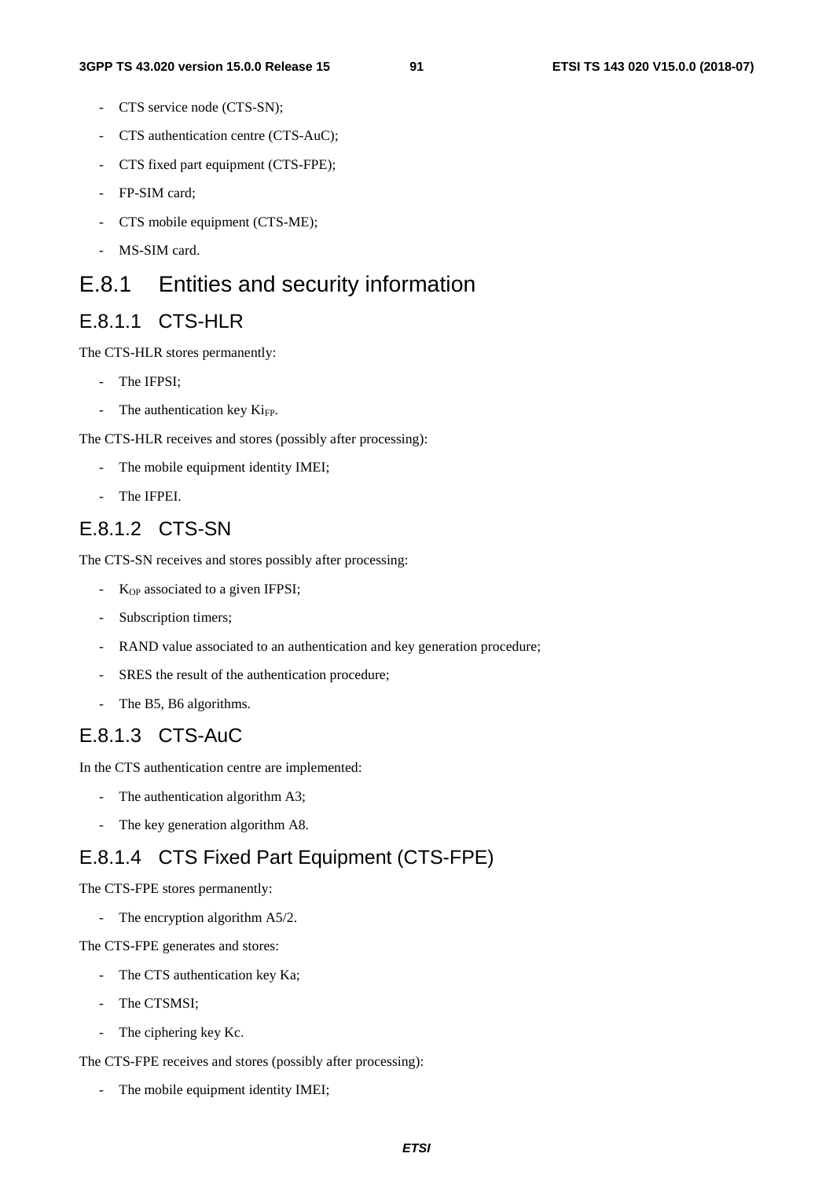- CTS service node (CTS-SN);
- CTS authentication centre (CTS-AuC);
- CTS fixed part equipment (CTS-FPE);
- FP-SIM card;
- CTS mobile equipment (CTS-ME);
- MS-SIM card.

# E.8.1 Entities and security information

## E.8.1.1 CTS-HLR

The CTS-HLR stores permanently:

- The IFPSI;
- The authentication key $Ki_{FP}$.

The CTS-HLR receives and stores (possibly after processing):

- The mobile equipment identity IMEI;
- The IFPEI.

## E.8.1.2 CTS-SN

The CTS-SN receives and stores possibly after processing:

- $K_{OP}$ associated to a given IFPSI;
- Subscription timers;
- RAND value associated to an authentication and key generation procedure;
- SRES the result of the authentication procedure;
- The B5, B6 algorithms.

## E.8.1.3 CTS-AuC

In the CTS authentication centre are implemented:

- The authentication algorithm A3;
- The key generation algorithm A8.

## E.8.1.4 CTS Fixed Part Equipment (CTS-FPE)

The CTS-FPE stores permanently:

- The encryption algorithm A5/2.

The CTS-FPE generates and stores:

- The CTS authentication key Ka;
- The CTSMSI;
- The ciphering key Kc.

The CTS-FPE receives and stores (possibly after processing):

- The mobile equipment identity IMEI;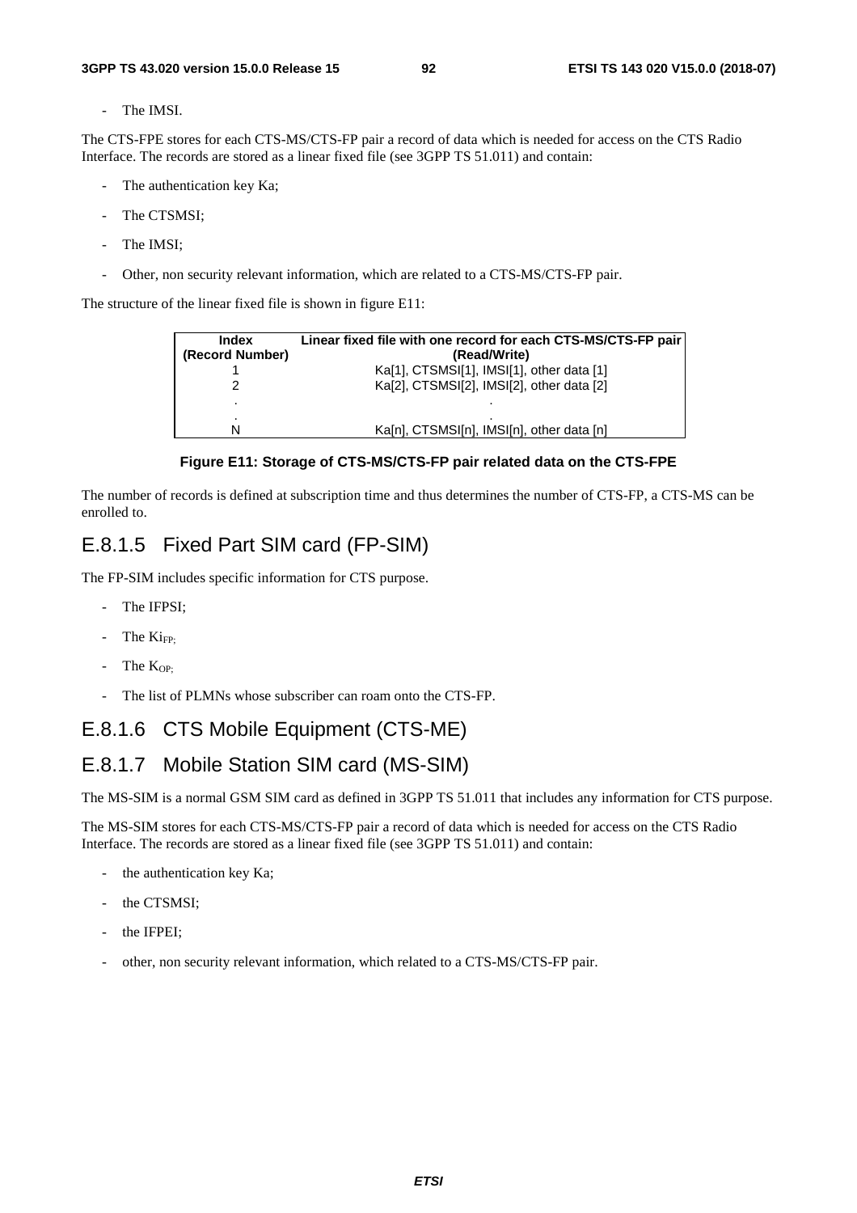- The IMSI.

The CTS-FPE stores for each CTS-MS/CTS-FP pair a record of data which is needed for access on the CTS Radio Interface. The records are stored as a linear fixed file (see 3GPP TS 51.011) and contain:

- The authentication key Ka;
- The CTSMSI;
- The IMSI;
- Other, non security relevant information, which are related to a CTS-MS/CTS-FP pair.

The structure of the linear fixed file is shown in figure E11:

| Index (Record Number) | Linear fixed file with one record for each CTS-MS/CTS-FP pair (Read/Write) |
|---|---|
| 1 | Ka[1], CTSMSI[1], IMSI[1], other data [1] |
| 2 | Ka[2], CTSMSI[2], IMSI[2], other data [2] |
| . | . |
| . | . |
| N | Ka[n], CTSMSI[n], IMSI[n], other data [n] |

**Figure E11: Storage of CTS-MS/CTS-FP pair related data on the CTS-FPE**

The number of records is defined at subscription time and thus determines the number of CTS-FP, a CTS-MS can be enrolled to.

## E.8.1.5 Fixed Part SIM card (FP-SIM)

The FP-SIM includes specific information for CTS purpose.

- The IFPSI;
- The $Ki_{FP;}$
- The $K_{OP;}$
- The list of PLMNs whose subscriber can roam onto the CTS-FP.

## E.8.1.6 CTS Mobile Equipment (CTS-ME)

## E.8.1.7 Mobile Station SIM card (MS-SIM)

The MS-SIM is a normal GSM SIM card as defined in 3GPP TS 51.011 that includes any information for CTS purpose.

The MS-SIM stores for each CTS-MS/CTS-FP pair a record of data which is needed for access on the CTS Radio Interface. The records are stored as a linear fixed file (see 3GPP TS 51.011) and contain:

- the authentication key Ka;
- the CTSMSI;
- the IFPEI;
- other, non security relevant information, which related to a CTS-MS/CTS-FP pair.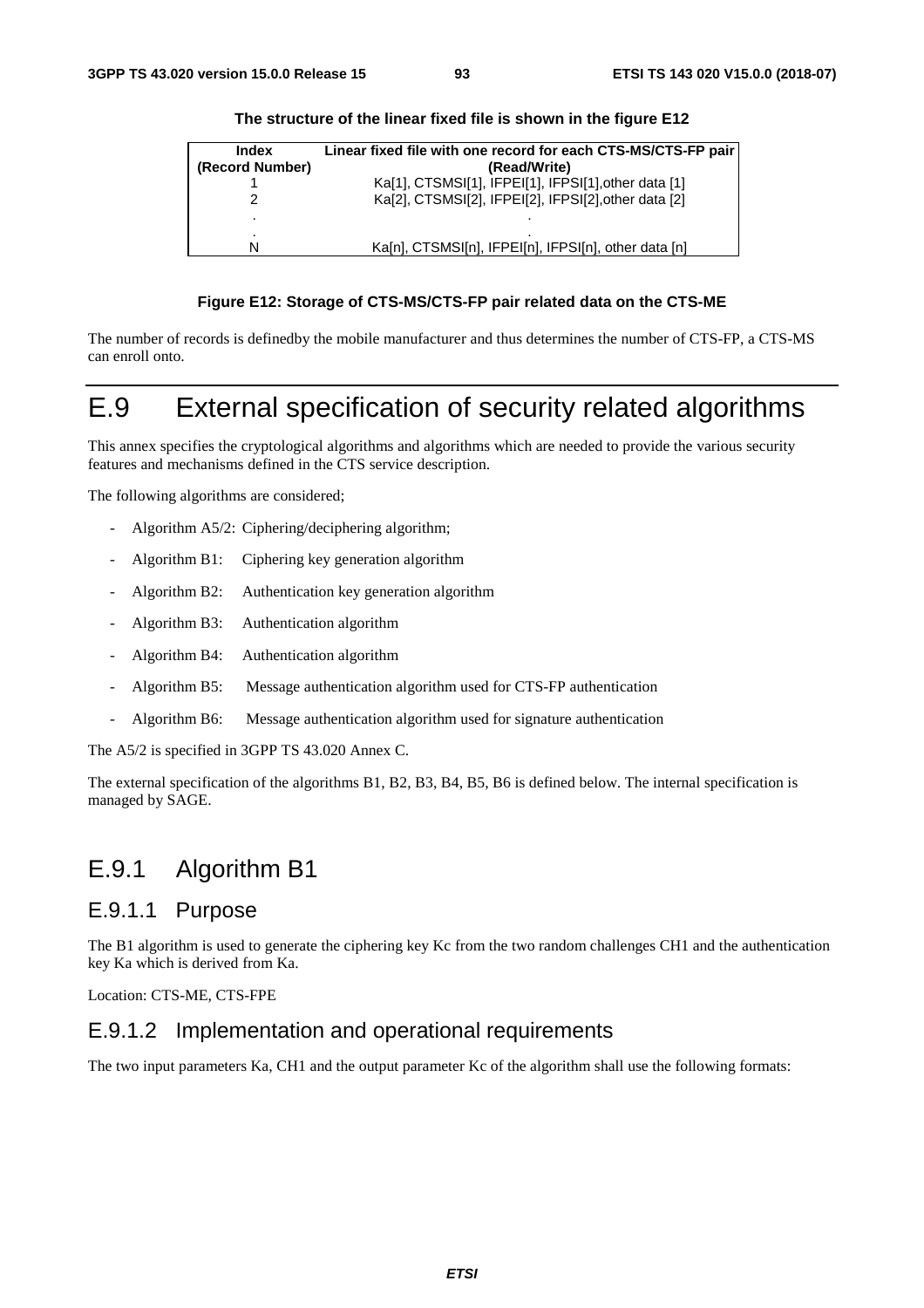**The structure of the linear fixed file is shown in the figure E12**

| Index (Record Number) | Linear fixed file with one record for each CTS-MS/CTS-FP pair (Read/Write) |
|---|---|
| 1 | Ka[1], CTSMSI[1], IFPEI[1], IFPSI[1],other data [1] |
| 2 | Ka[2], CTSMSI[2], IFPEI[2], IFPSI[2],other data [2] |
| . | . |
| . | . |
| N | Ka[n], CTSMSI[n], IFPEI[n], IFPSI[n], other data [n] |

**Figure E12: Storage of CTS-MS/CTS-FP pair related data on the CTS-ME**

The number of records is definedby the mobile manufacturer and thus determines the number of CTS-FP, a CTS-MS can enroll onto.

# E.9 External specification of security related algorithms

This annex specifies the cryptological algorithms and algorithms which are needed to provide the various security features and mechanisms defined in the CTS service description.

The following algorithms are considered;

- Algorithm A5/2: Ciphering/deciphering algorithm;
- Algorithm B1: Ciphering key generation algorithm
- Algorithm B2: Authentication key generation algorithm
- Algorithm B3: Authentication algorithm
- Algorithm B4: Authentication algorithm
- Algorithm B5: Message authentication algorithm used for CTS-FP authentication
- Algorithm B6: Message authentication algorithm used for signature authentication

The A5/2 is specified in 3GPP TS 43.020 Annex C.

The external specification of the algorithms B1, B2, B3, B4, B5, B6 is defined below. The internal specification is managed by SAGE.

## E.9.1 Algorithm B1

### E.9.1.1 Purpose

The B1 algorithm is used to generate the ciphering key Kc from the two random challenges CH1 and the authentication key Ka which is derived from Ka.

Location: CTS-ME, CTS-FPE

### E.9.1.2 Implementation and operational requirements

The two input parameters Ka, CH1 and the output parameter Kc of the algorithm shall use the following formats: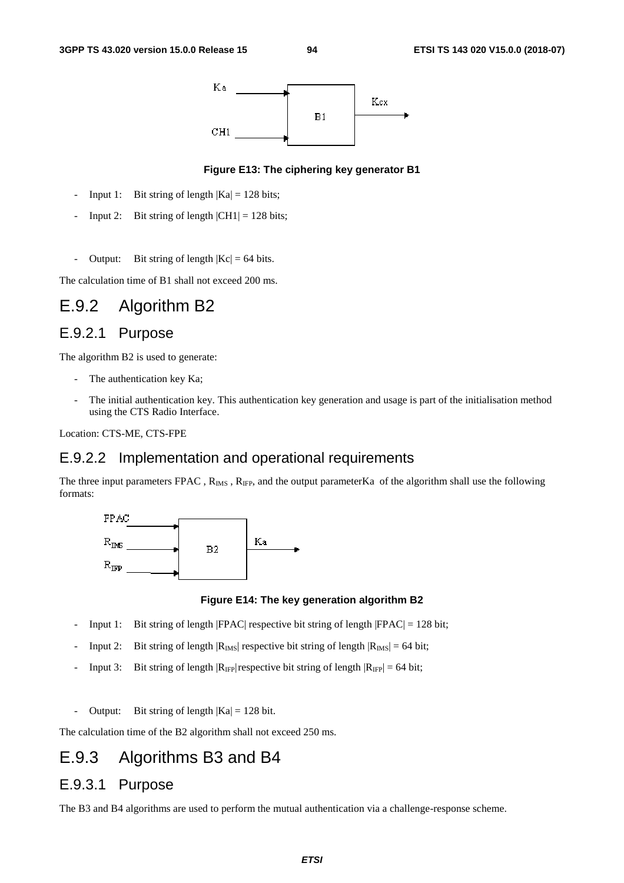Figure E13: The ciphering key generator B1

- Input 1: Bit string of length |Ka| = 128 bits;
- Input 2: Bit string of length |CH1| = 128 bits;

- Output: Bit string of length |Kc| = 64 bits.

The calculation time of B1 shall not exceed 200 ms.

## E.9.2 Algorithm B2

### E.9.2.1 Purpose

The algorithm B2 is used to generate:

- The authentication key Ka;
- The initial authentication key. This authentication key generation and usage is part of the initialisation method using the CTS Radio Interface.

Location: CTS-ME, CTS-FPE

### E.9.2.2 Implementation and operational requirements

The three input parameters FPAC , $R_{IMS}$ , $R_{IFP}$, and the output parameterKa of the algorithm shall use the following formats:

Figure E14: The key generation algorithm B2

- Input 1: Bit string of length |FPAC| respective bit string of length |FPAC| = 128 bit;
- Input 2: Bit string of length $|R_{IMS}|$ respective bit string of length $|R_{IMS}|$ = 64 bit;
- Input 3: Bit string of length $|R_{IFP}|$respective bit string of length $|R_{IFP}|$ = 64 bit;

- Output: Bit string of length |Ka| = 128 bit.

The calculation time of the B2 algorithm shall not exceed 250 ms.

## E.9.3 Algorithms B3 and B4

### E.9.3.1 Purpose

The B3 and B4 algorithms are used to perform the mutual authentication via a challenge-response scheme.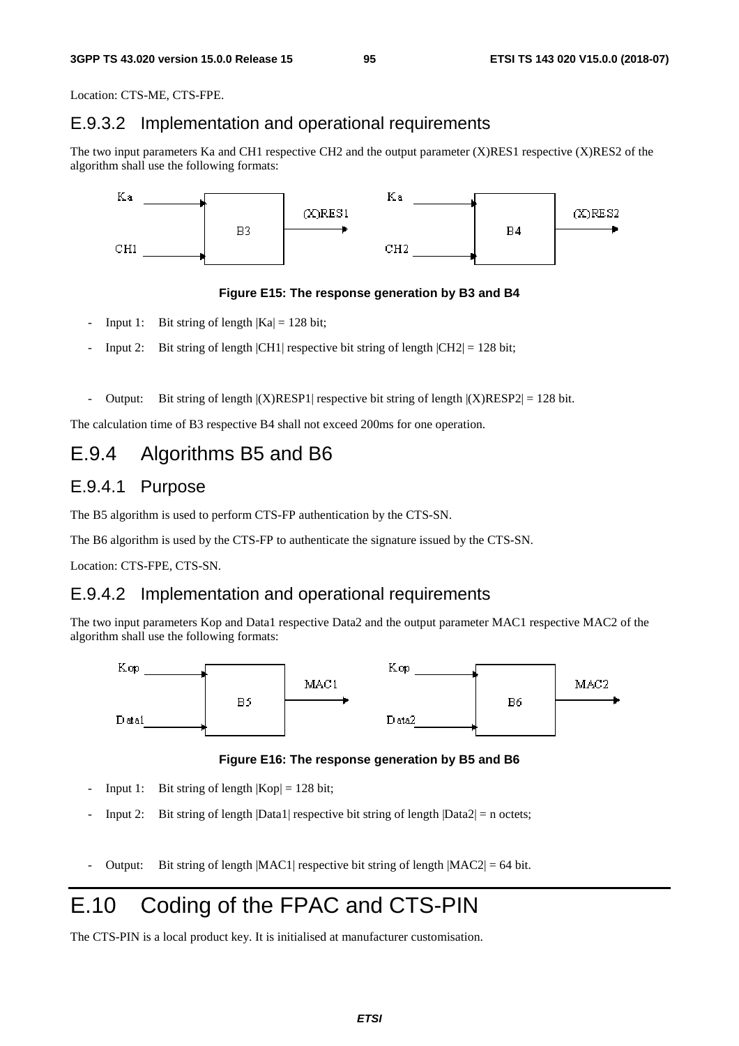Location: CTS-ME, CTS-FPE.

### E.9.3.2 Implementation and operational requirements

The two input parameters Ka and CH1 respective CH2 and the output parameter (X)RES1 respective (X)RES2 of the algorithm shall use the following formats:

**Figure E15: The response generation by B3 and B4**

- Input 1: Bit string of length |Ka| = 128 bit;
- Input 2: Bit string of length |CH1| respective bit string of length |CH2| = 128 bit;
- Output: Bit string of length |(X)RESP1| respective bit string of length |(X)RESP2| = 128 bit.

The calculation time of B3 respective B4 shall not exceed 200ms for one operation.

## E.9.4 Algorithms B5 and B6

### E.9.4.1 Purpose

The B5 algorithm is used to perform CTS-FP authentication by the CTS-SN.

The B6 algorithm is used by the CTS-FP to authenticate the signature issued by the CTS-SN.

Location: CTS-FPE, CTS-SN.

### E.9.4.2 Implementation and operational requirements

The two input parameters Kop and Data1 respective Data2 and the output parameter MAC1 respective MAC2 of the algorithm shall use the following formats:

**Figure E16: The response generation by B5 and B6**

- Input 1: Bit string of length |Kop| = 128 bit;
- Input 2: Bit string of length |Data1| respective bit string of length |Data2| = n octets;
- Output: Bit string of length |MAC1| respective bit string of length |MAC2| = 64 bit.

# E.10 Coding of the FPAC and CTS-PIN

The CTS-PIN is a local product key. It is initialised at manufacturer customisation.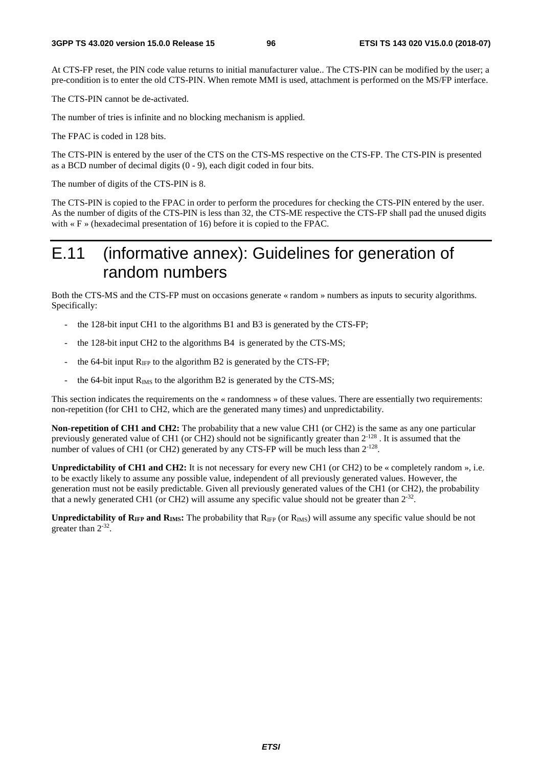At CTS-FP reset, the PIN code value returns to initial manufacturer value.. The CTS-PIN can be modified by the user; a pre-condition is to enter the old CTS-PIN. When remote MMI is used, attachment is performed on the MS/FP interface.

The CTS-PIN cannot be de-activated.

The number of tries is infinite and no blocking mechanism is applied.

The FPAC is coded in 128 bits.

The CTS-PIN is entered by the user of the CTS on the CTS-MS respective on the CTS-FP. The CTS-PIN is presented as a BCD number of decimal digits (0 - 9), each digit coded in four bits.

The number of digits of the CTS-PIN is 8.

The CTS-PIN is copied to the FPAC in order to perform the procedures for checking the CTS-PIN entered by the user. As the number of digits of the CTS-PIN is less than 32, the CTS-ME respective the CTS-FP shall pad the unused digits with « F » (hexadecimal presentation of 16) before it is copied to the FPAC.

# E.11 (informative annex): Guidelines for generation of random numbers

Both the CTS-MS and the CTS-FP must on occasions generate « random » numbers as inputs to security algorithms. Specifically:

- the 128-bit input CH1 to the algorithms B1 and B3 is generated by the CTS-FP;
- the 128-bit input CH2 to the algorithms B4 is generated by the CTS-MS;
- the 64-bit input $R_{IFP}$ to the algorithm B2 is generated by the CTS-FP;
- the 64-bit input $R_{IMS}$ to the algorithm B2 is generated by the CTS-MS;

This section indicates the requirements on the « randomness » of these values. There are essentially two requirements: non-repetition (for CH1 to CH2, which are the generated many times) and unpredictability.

**Non-repetition of CH1 and CH2:** The probability that a new value CH1 (or CH2) is the same as any one particular previously generated value of CH1 (or CH2) should not be significantly greater than $2^{-128}$ . It is assumed that the number of values of CH1 (or CH2) generated by any CTS-FP will be much less than $2^{-128}$.

**Unpredictability of CH1 and CH2:** It is not necessary for every new CH1 (or CH2) to be « completely random », i.e. to be exactly likely to assume any possible value, independent of all previously generated values. However, the generation must not be easily predictable. Given all previously generated values of the CH1 (or CH2), the probability that a newly generated CH1 (or CH2) will assume any specific value should not be greater than $2^{-32}$.

**Unpredictability of $R_{IFP}$ and $R_{IMS}$:** The probability that $R_{IFP}$ (or $R_{IMS}$) will assume any specific value should be not greater than $2^{-32}$.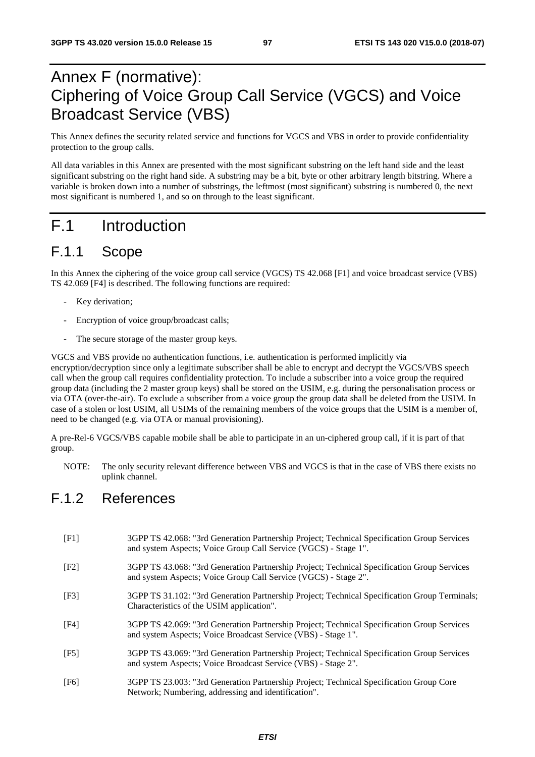# Annex F (normative): Ciphering of Voice Group Call Service (VGCS) and Voice Broadcast Service (VBS)

This Annex defines the security related service and functions for VGCS and VBS in order to provide confidentiality protection to the group calls.

All data variables in this Annex are presented with the most significant substring on the left hand side and the least significant substring on the right hand side. A substring may be a bit, byte or other arbitrary length bitstring. Where a variable is broken down into a number of substrings, the leftmost (most significant) substring is numbered 0, the next most significant is numbered 1, and so on through to the least significant.

# F.1 Introduction

## F.1.1 Scope

In this Annex the ciphering of the voice group call service (VGCS) TS 42.068 [F1] and voice broadcast service (VBS) TS 42.069 [F4] is described. The following functions are required:

- Key derivation;
- Encryption of voice group/broadcast calls;
- The secure storage of the master group keys.

VGCS and VBS provide no authentication functions, i.e. authentication is performed implicitly via encryption/decryption since only a legitimate subscriber shall be able to encrypt and decrypt the VGCS/VBS speech call when the group call requires confidentiality protection. To include a subscriber into a voice group the required group data (including the 2 master group keys) shall be stored on the USIM, e.g. during the personalisation process or via OTA (over-the-air). To exclude a subscriber from a voice group the group data shall be deleted from the USIM. In case of a stolen or lost USIM, all USIMs of the remaining members of the voice groups that the USIM is a member of, need to be changed (e.g. via OTA or manual provisioning).

A pre-Rel-6 VGCS/VBS capable mobile shall be able to participate in an un-ciphered group call, if it is part of that group.

NOTE: The only security relevant difference between VBS and VGCS is that in the case of VBS there exists no uplink channel.

## F.1.2 References

[F1] 3GPP TS 42.068: "3rd Generation Partnership Project; Technical Specification Group Services and system Aspects; Voice Group Call Service (VGCS) - Stage 1".

[F2] 3GPP TS 43.068: "3rd Generation Partnership Project; Technical Specification Group Services and system Aspects; Voice Group Call Service (VGCS) - Stage 2".

[F3] 3GPP TS 31.102: "3rd Generation Partnership Project; Technical Specification Group Terminals; Characteristics of the USIM application".

[F4] 3GPP TS 42.069: "3rd Generation Partnership Project; Technical Specification Group Services and system Aspects; Voice Broadcast Service (VBS) - Stage 1".

[F5] 3GPP TS 43.069: "3rd Generation Partnership Project; Technical Specification Group Services and system Aspects; Voice Broadcast Service (VBS) - Stage 2".

[F6] 3GPP TS 23.003: "3rd Generation Partnership Project; Technical Specification Group Core Network; Numbering, addressing and identification".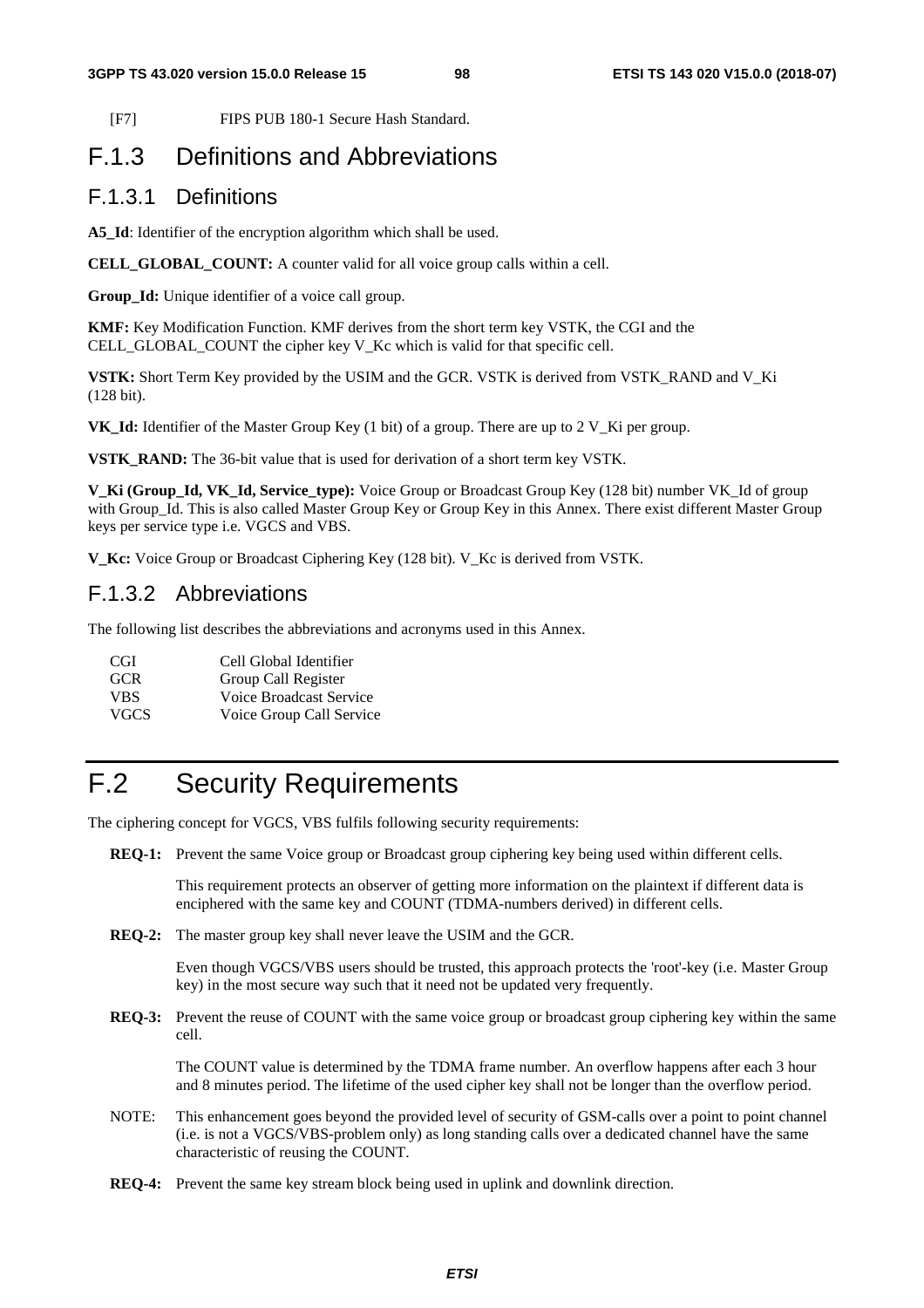[F7] FIPS PUB 180-1 Secure Hash Standard.

## F.1.3 Definitions and Abbreviations

### F.1.3.1 Definitions

**A5_Id**: Identifier of the encryption algorithm which shall be used.

**CELL_GLOBAL_COUNT:** A counter valid for all voice group calls within a cell.

**Group_Id:** Unique identifier of a voice call group.

**KMF:** Key Modification Function. KMF derives from the short term key VSTK, the CGI and the CELL_GLOBAL_COUNT the cipher key V_Kc which is valid for that specific cell.

**VSTK:** Short Term Key provided by the USIM and the GCR. VSTK is derived from VSTK_RAND and V_Ki (128 bit).

**VK_Id:** Identifier of the Master Group Key (1 bit) of a group. There are up to 2 V_Ki per group.

**VSTK_RAND:** The 36-bit value that is used for derivation of a short term key VSTK.

**V_Ki (Group_Id, VK_Id, Service_type):** Voice Group or Broadcast Group Key (128 bit) number VK_Id of group with Group_Id. This is also called Master Group Key or Group Key in this Annex. There exist different Master Group keys per service type i.e. VGCS and VBS.

**V_Kc:** Voice Group or Broadcast Ciphering Key (128 bit). V_Kc is derived from VSTK.

### F.1.3.2 Abbreviations

The following list describes the abbreviations and acronyms used in this Annex.

| | |
|---|---|
| CGI | Cell Global Identifier |
| GCR | Group Call Register |
| VBS | Voice Broadcast Service |
| VGCS | Voice Group Call Service |

# F.2 Security Requirements

The ciphering concept for VGCS, VBS fulfils following security requirements:

**REQ-1:** Prevent the same Voice group or Broadcast group ciphering key being used within different cells.

This requirement protects an observer of getting more information on the plaintext if different data is enciphered with the same key and COUNT (TDMA-numbers derived) in different cells.

**REQ-2:** The master group key shall never leave the USIM and the GCR.

Even though VGCS/VBS users should be trusted, this approach protects the 'root'-key (i.e. Master Group key) in the most secure way such that it need not be updated very frequently.

**REQ-3:** Prevent the reuse of COUNT with the same voice group or broadcast group ciphering key within the same cell.

The COUNT value is determined by the TDMA frame number. An overflow happens after each 3 hour and 8 minutes period. The lifetime of the used cipher key shall not be longer than the overflow period.

NOTE: This enhancement goes beyond the provided level of security of GSM-calls over a point to point channel (i.e. is not a VGCS/VBS-problem only) as long standing calls over a dedicated channel have the same characteristic of reusing the COUNT.

**REQ-4:** Prevent the same key stream block being used in uplink and downlink direction.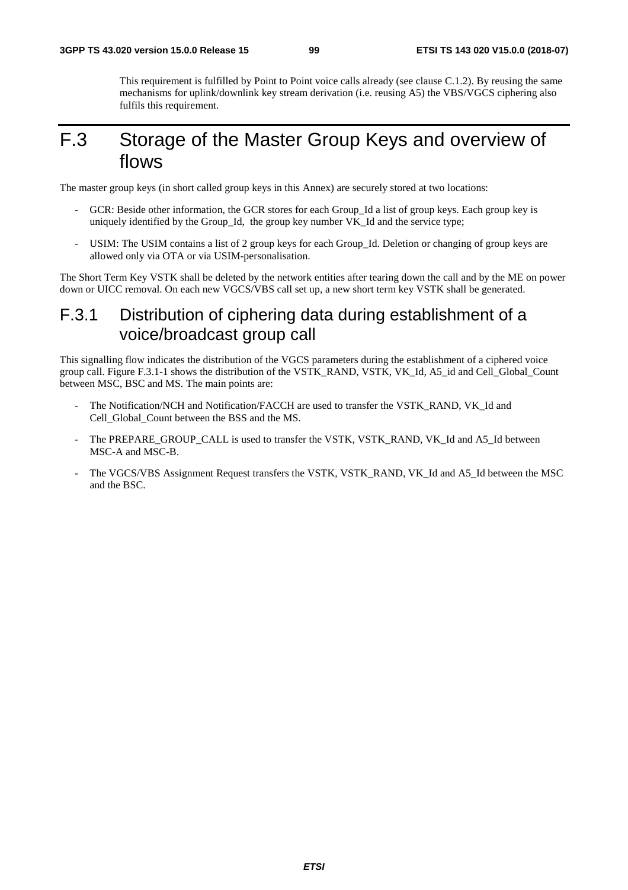This requirement is fulfilled by Point to Point voice calls already (see clause C.1.2). By reusing the same mechanisms for uplink/downlink key stream derivation (i.e. reusing A5) the VBS/VGCS ciphering also fulfils this requirement.

# F.3 Storage of the Master Group Keys and overview of flows

The master group keys (in short called group keys in this Annex) are securely stored at two locations:

- GCR: Beside other information, the GCR stores for each Group_Id a list of group keys. Each group key is uniquely identified by the Group_Id, the group key number VK_Id and the service type;
- USIM: The USIM contains a list of 2 group keys for each Group_Id. Deletion or changing of group keys are allowed only via OTA or via USIM-personalisation.

The Short Term Key VSTK shall be deleted by the network entities after tearing down the call and by the ME on power down or UICC removal. On each new VGCS/VBS call set up, a new short term key VSTK shall be generated.

## F.3.1 Distribution of ciphering data during establishment of a voice/broadcast group call

This signalling flow indicates the distribution of the VGCS parameters during the establishment of a ciphered voice group call. Figure F.3.1-1 shows the distribution of the VSTK_RAND, VSTK, VK_Id, A5_id and Cell_Global_Count between MSC, BSC and MS. The main points are:

- The Notification/NCH and Notification/FACCH are used to transfer the VSTK_RAND, VK_Id and Cell_Global_Count between the BSS and the MS.
- The PREPARE_GROUP_CALL is used to transfer the VSTK, VSTK_RAND, VK_Id and A5_Id between MSC-A and MSC-B.
- The VGCS/VBS Assignment Request transfers the VSTK, VSTK_RAND, VK_Id and A5_Id between the MSC and the BSC.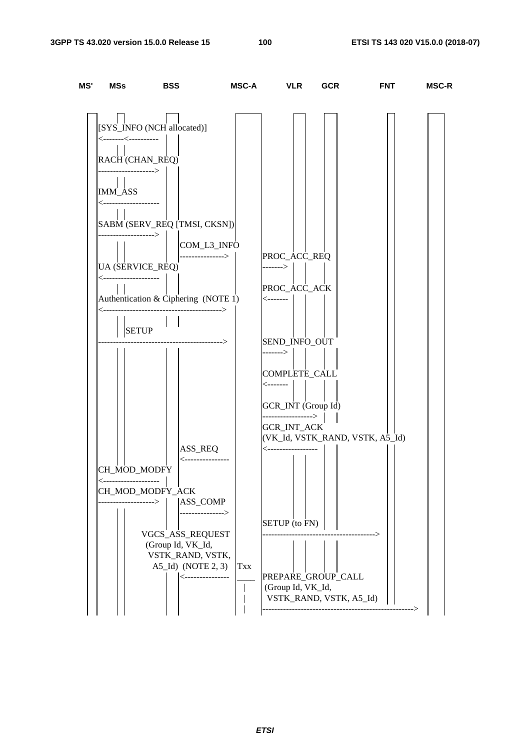```
MS'   MSs          BSS                MSC-A         VLR     GCR          FNT          MSC-R

      [SYS_INFO (NCH allocated)]
      <-------<----------

      RACH (CHAN_REQ)
      ------------------->

      IMM_ASS
      <-------------------

      SABM (SERV_REQ [TMSI, CKSN])
      ------------------->
                          COM_L3_INFO
                          --------------->      PROC_ACC_REQ
      UA (SERVICE_REQ)                          ------->
      <-------------------
                                                PROC_ACC_ACK
      Authentication & Ciphering  (NOTE 1)      <-------
      <--------------------------------------->

            SETUP
      ----------------------------------------->  SEND_INFO_OUT
                                                  ------->

                                                  COMPLETE_CALL
                                                  <-------

                                                  GCR_INT (Group Id)
                                                  ---------------->
                                                  GCR_INT_ACK
                                                  (VK_Id, VSTK_RAND, VSTK, A5_Id)
                          ASS_REQ                 <-----------------
                          <---------------
      CH_MOD_MODFY
      <-------------------
      CH_MOD_MODFY_ACK
      ------------------->  ASS_COMP
                          --------------->
                                                  SETUP (to FN)
                VGCS_ASS_REQUEST                  ------------------------------------->
                 (Group Id, VK_Id,
                  VSTK_RAND, VSTK,
                   A5_Id)  (NOTE 2, 3)   Txx
                          <---------------  ____  PREPARE_GROUP_CALL
                                              |    (Group Id, VK_Id,
                                              |     VSTK_RAND, VSTK, A5_Id)
                                              |   -------------------------------------------------->
```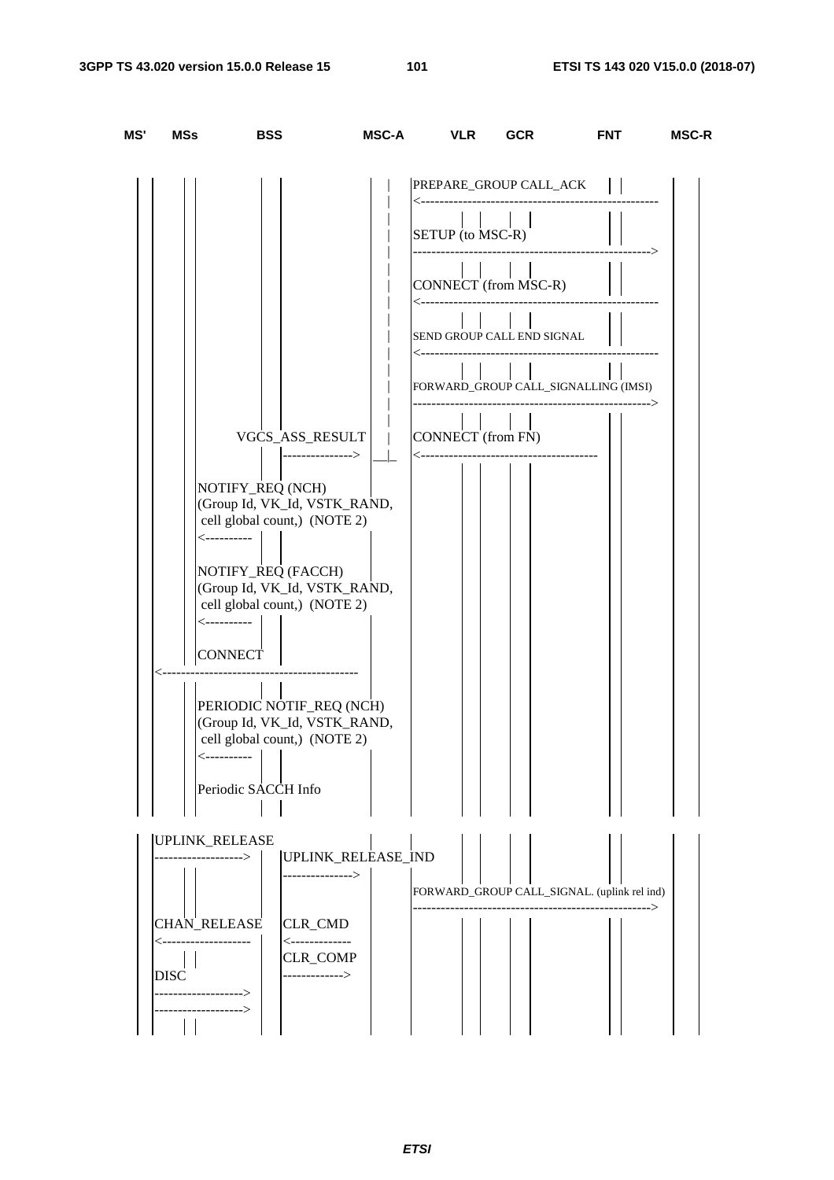```
MS'   MSs        BSS              MSC-A        VLR     GCR          FNT        MSC-R

                                               PREPARE_GROUP CALL_ACK
                                               <---------------------------------------------------

                                               SETUP (to MSC-R)
                                               --------------------------------------------------->

                                               CONNECT (from MSC-R)
                                               <---------------------------------------------------

                                               SEND GROUP CALL END SIGNAL
                                               <---------------------------------------------------

                                               FORWARD_GROUP CALL_SIGNALLING (IMSI)
                                               --------------------------------------------------->

                         VGCS_ASS_RESULT       CONNECT (from FN)
                         --------------->      <--------------------------------------

            NOTIFY_REQ (NCH)
            (Group Id, VK_Id, VSTK_RAND,
             cell global count,) (NOTE 2)
            <----------

            NOTIFY_REQ (FACCH)
            (Group Id, VK_Id, VSTK_RAND,
             cell global count,) (NOTE 2)
            <----------

            CONNECT
      <------------------------------------------

            PERIODIC NOTIF_REQ (NCH)
            (Group Id, VK_Id, VSTK_RAND,
             cell global count,) (NOTE 2)
            <----------

            Periodic SACCH Info

      UPLINK_RELEASE
      ------------------->    UPLINK_RELEASE_IND
                              --------------->
                                               FORWARD_GROUP CALL_SIGNAL. (uplink rel ind)
                                               --------------------------------------------------->
      CHAN_RELEASE            CLR_CMD
      <-------------------    <-------------
                              CLR_COMP
      DISC                    ------------->
      ------------------->
      ------------------->
```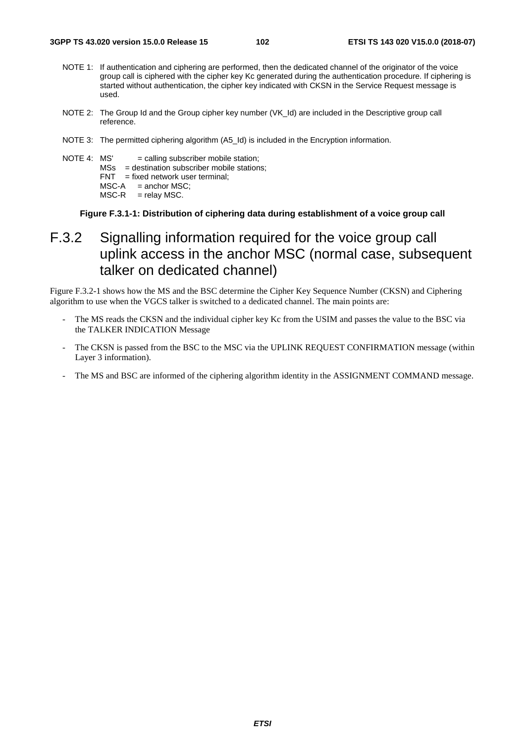NOTE 1: If authentication and ciphering are performed, then the dedicated channel of the originator of the voice group call is ciphered with the cipher key Kc generated during the authentication procedure. If ciphering is started without authentication, the cipher key indicated with CKSN in the Service Request message is used.

NOTE 2: The Group Id and the Group cipher key number (VK_Id) are included in the Descriptive group call reference.

NOTE 3: The permitted ciphering algorithm (A5_Id) is included in the Encryption information.

NOTE 4: MS' = calling subscriber mobile station;
MSs = destination subscriber mobile stations;
FNT = fixed network user terminal;
MSC-A = anchor MSC;
MSC-R = relay MSC.

**Figure F.3.1-1: Distribution of ciphering data during establishment of a voice group call**

## F.3.2 Signalling information required for the voice group call uplink access in the anchor MSC (normal case, subsequent talker on dedicated channel)

Figure F.3.2-1 shows how the MS and the BSC determine the Cipher Key Sequence Number (CKSN) and Ciphering algorithm to use when the VGCS talker is switched to a dedicated channel. The main points are:

- The MS reads the CKSN and the individual cipher key Kc from the USIM and passes the value to the BSC via the TALKER INDICATION Message
- The CKSN is passed from the BSC to the MSC via the UPLINK REQUEST CONFIRMATION message (within Layer 3 information).
- The MS and BSC are informed of the ciphering algorithm identity in the ASSIGNMENT COMMAND message.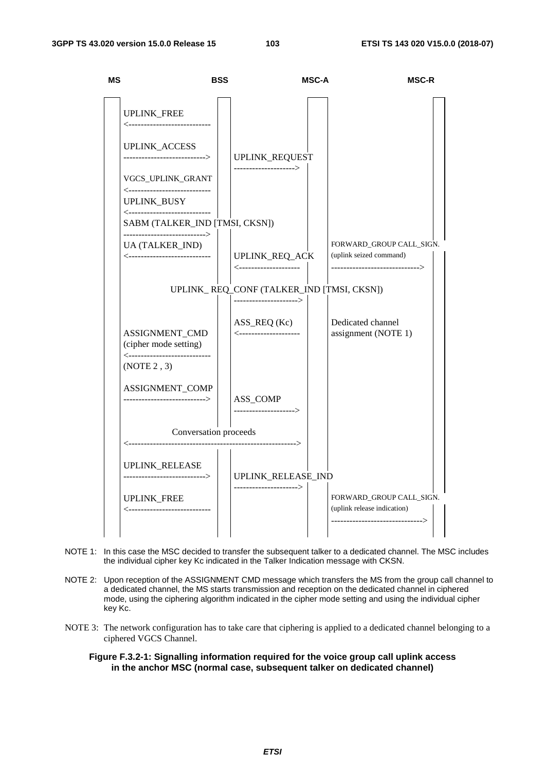```
MS                          BSS                    MSC-A                  MSC-R

      UPLINK_FREE
    <---------------------------

      UPLINK_ACCESS
    --------------------------->      UPLINK_REQUEST
                                    -------------------->
      VGCS_UPLINK_GRANT
    <---------------------------
      UPLINK_BUSY
    <---------------------------
      SABM (TALKER_IND [TMSI, CKSN])
    --------------------------->
      UA (TALKER_IND)                                      FORWARD_GROUP CALL_SIGN.
    <---------------------------      UPLINK_REQ_ACK       (uplink seized command)
                                    <--------------------  ----------------------------->

              UPLINK_ REQ_CONF (TALKER_IND [TMSI, CKSN])
                                    --------------------->

                                      ASS_REQ (Kc)         Dedicated channel
      ASSIGNMENT_CMD                <--------------------  assignment (NOTE 1)
      (cipher mode setting)
    <---------------------------
      (NOTE 2 , 3)

      ASSIGNMENT_COMP
    --------------------------->      ASS_COMP
                                    -------------------->

              Conversation proceeds
    <------------------------------------------------------>

      UPLINK_RELEASE
    --------------------------->      UPLINK_RELEASE_IND
                                    --------------------->
      UPLINK_FREE                                          FORWARD_GROUP CALL_SIGN.
    <---------------------------                           (uplink release indication)
                                                           ------------------------------>
```

NOTE 1: In this case the MSC decided to transfer the subsequent talker to a dedicated channel. The MSC includes the individual cipher key Kc indicated in the Talker Indication message with CKSN.

NOTE 2: Upon reception of the ASSIGNMENT CMD message which transfers the MS from the group call channel to a dedicated channel, the MS starts transmission and reception on the dedicated channel in ciphered mode, using the ciphering algorithm indicated in the cipher mode setting and using the individual cipher key Kc.

NOTE 3: The network configuration has to take care that ciphering is applied to a dedicated channel belonging to a ciphered VGCS Channel.

**Figure F.3.2-1: Signalling information required for the voice group call uplink access in the anchor MSC (normal case, subsequent talker on dedicated channel)**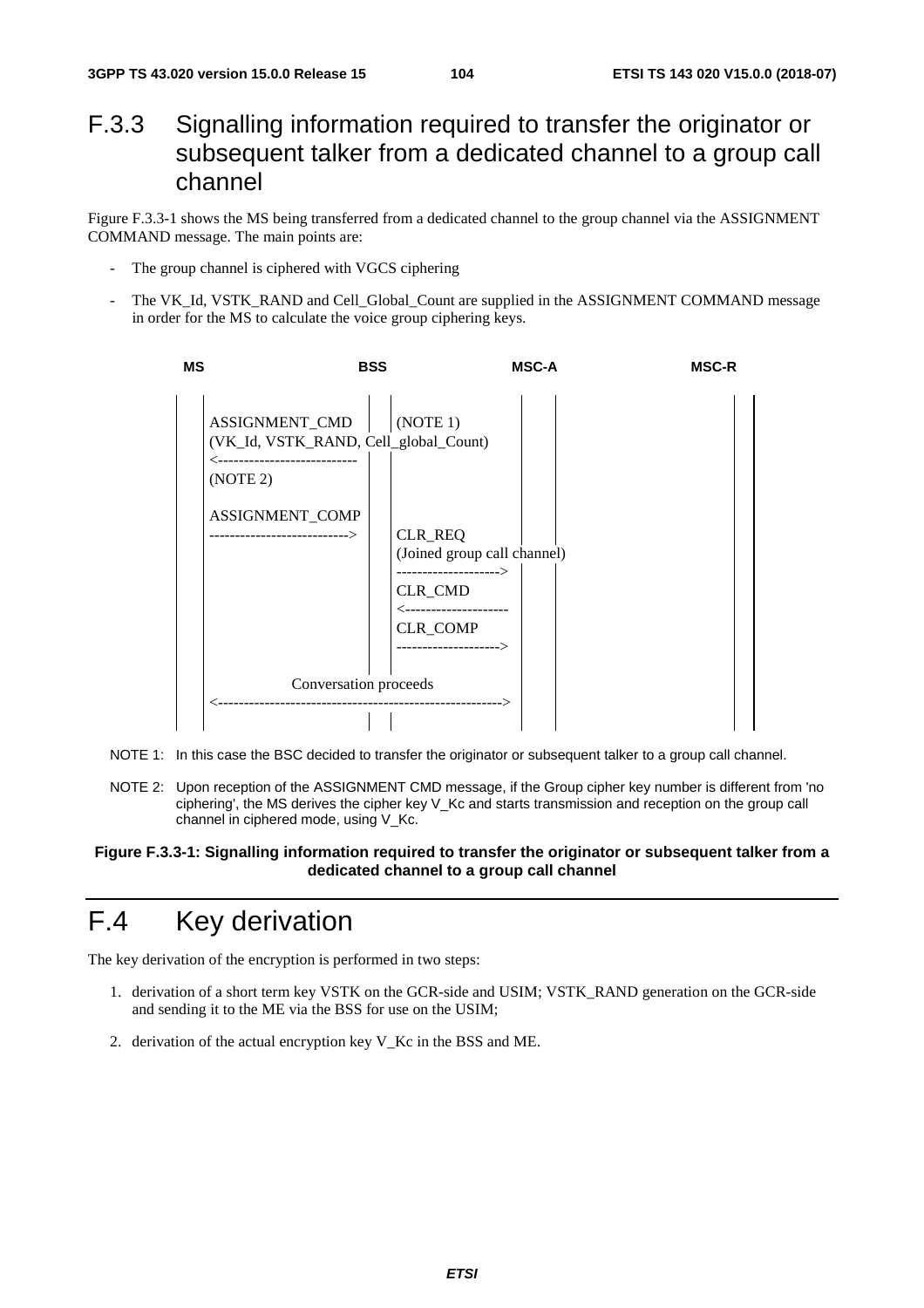## F.3.3 Signalling information required to transfer the originator or subsequent talker from a dedicated channel to a group call channel

Figure F.3.3-1 shows the MS being transferred from a dedicated channel to the group channel via the ASSIGNMENT COMMAND message. The main points are:

- The group channel is ciphered with VGCS ciphering
- The VK_Id, VSTK_RAND and Cell_Global_Count are supplied in the ASSIGNMENT COMMAND message in order for the MS to calculate the voice group ciphering keys.

```
MS                     BSS                 MSC-A                  MSC-R

   ASSIGNMENT_CMD           (NOTE 1)
   (VK_Id, VSTK_RAND, Cell_global_Count)
   <---------------------------
   (NOTE 2)

   ASSIGNMENT_COMP
   --------------------------->  CLR_REQ
                                 (Joined group call channel)
                                 -------------------->
                                 CLR_CMD
                                 <--------------------
                                 CLR_COMP
                                 -------------------->

              Conversation proceeds
   <------------------------------------------------------->
```

NOTE 1: In this case the BSC decided to transfer the originator or subsequent talker to a group call channel.

NOTE 2: Upon reception of the ASSIGNMENT CMD message, if the Group cipher key number is different from 'no ciphering', the MS derives the cipher key V_Kc and starts transmission and reception on the group call channel in ciphered mode, using V_Kc.

**Figure F.3.3-1: Signalling information required to transfer the originator or subsequent talker from a dedicated channel to a group call channel**

# F.4 Key derivation

The key derivation of the encryption is performed in two steps:

1. derivation of a short term key VSTK on the GCR-side and USIM; VSTK_RAND generation on the GCR-side and sending it to the ME via the BSS for use on the USIM;
2. derivation of the actual encryption key V_Kc in the BSS and ME.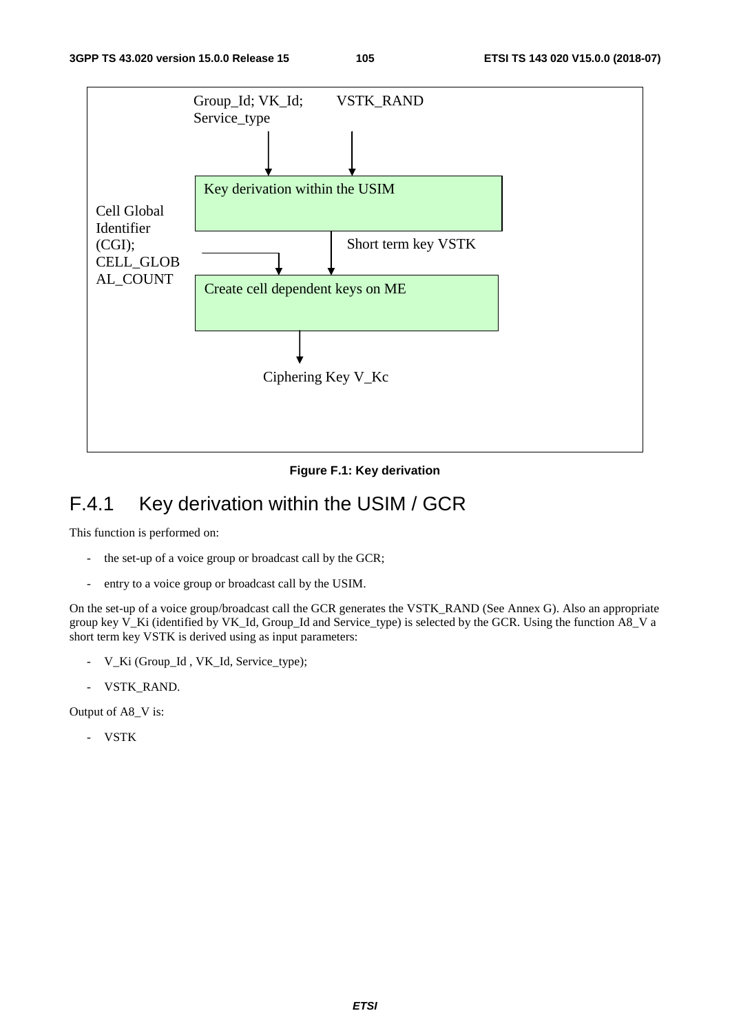Group_Id; VK_Id; Service_type

VSTK_RAND

Key derivation within the USIM

Cell Global Identifier (CGI); CELL_GLOBAL_COUNT

Short term key VSTK

Create cell dependent keys on ME

Ciphering Key V_Kc

**Figure F.1: Key derivation**

## F.4.1 Key derivation within the USIM / GCR

This function is performed on:

- the set-up of a voice group or broadcast call by the GCR;
- entry to a voice group or broadcast call by the USIM.

On the set-up of a voice group/broadcast call the GCR generates the VSTK_RAND (See Annex G). Also an appropriate group key V_Ki (identified by VK_Id, Group_Id and Service_type) is selected by the GCR. Using the function A8_V a short term key VSTK is derived using as input parameters:

- V_Ki (Group_Id , VK_Id, Service_type);
- VSTK_RAND.

Output of A8_V is:

- VSTK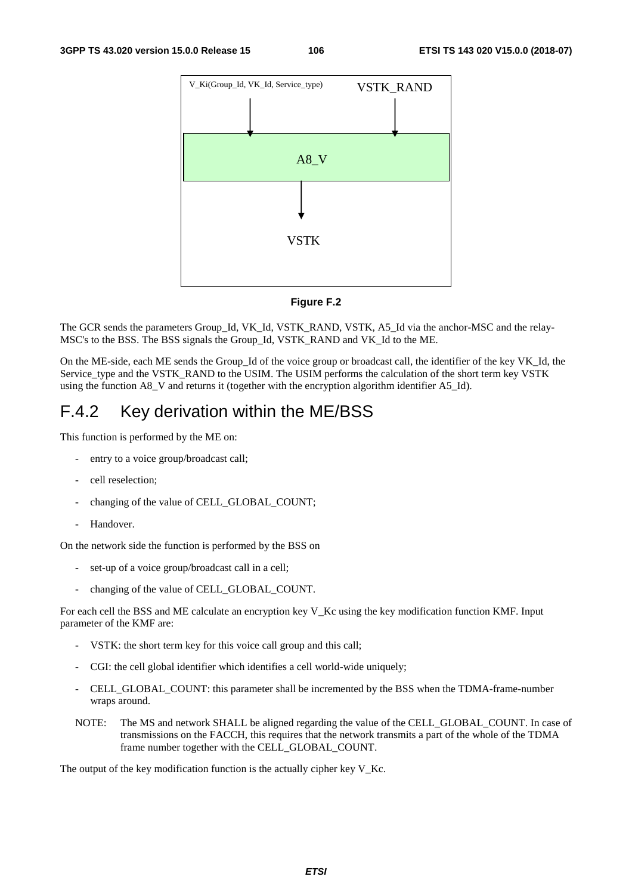V_Ki(Group_Id, VK_Id, Service_type)

VSTK_RAND

A8_V

VSTK

**Figure F.2**

The GCR sends the parameters Group_Id, VK_Id, VSTK_RAND, VSTK, A5_Id via the anchor-MSC and the relay-MSC's to the BSS. The BSS signals the Group_Id, VSTK_RAND and VK_Id to the ME.

On the ME-side, each ME sends the Group_Id of the voice group or broadcast call, the identifier of the key VK_Id, the Service_type and the VSTK_RAND to the USIM. The USIM performs the calculation of the short term key VSTK using the function A8_V and returns it (together with the encryption algorithm identifier A5_Id).

## F.4.2 Key derivation within the ME/BSS

This function is performed by the ME on:

- entry to a voice group/broadcast call;
- cell reselection;
- changing of the value of CELL_GLOBAL_COUNT;
- Handover.

On the network side the function is performed by the BSS on

- set-up of a voice group/broadcast call in a cell;
- changing of the value of CELL_GLOBAL_COUNT.

For each cell the BSS and ME calculate an encryption key V_Kc using the key modification function KMF. Input parameter of the KMF are:

- VSTK: the short term key for this voice call group and this call;
- CGI: the cell global identifier which identifies a cell world-wide uniquely;
- CELL_GLOBAL_COUNT: this parameter shall be incremented by the BSS when the TDMA-frame-number wraps around.

NOTE: The MS and network SHALL be aligned regarding the value of the CELL_GLOBAL_COUNT. In case of transmissions on the FACCH, this requires that the network transmits a part of the whole of the TDMA frame number together with the CELL_GLOBAL_COUNT.

The output of the key modification function is the actually cipher key V_Kc.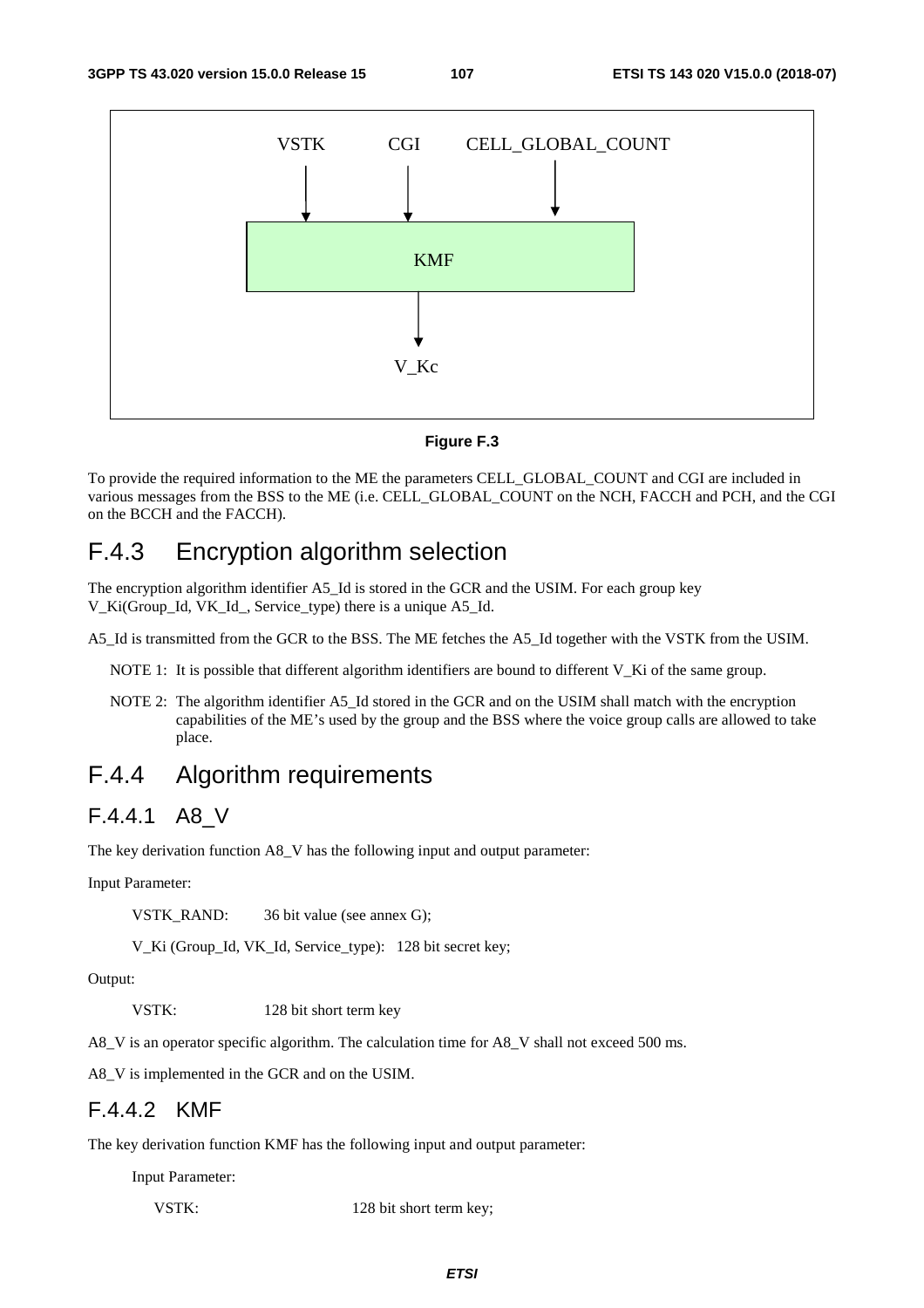VSTK CGI CELL_GLOBAL_COUNT

KMF

V_Kc

**Figure F.3**

To provide the required information to the ME the parameters CELL_GLOBAL_COUNT and CGI are included in various messages from the BSS to the ME (i.e. CELL_GLOBAL_COUNT on the NCH, FACCH and PCH, and the CGI on the BCCH and the FACCH).

## F.4.3 Encryption algorithm selection

The encryption algorithm identifier A5_Id is stored in the GCR and the USIM. For each group key V_Ki(Group_Id, VK_Id_, Service_type) there is a unique A5_Id.

A5_Id is transmitted from the GCR to the BSS. The ME fetches the A5_Id together with the VSTK from the USIM.

NOTE 1: It is possible that different algorithm identifiers are bound to different V_Ki of the same group.

NOTE 2: The algorithm identifier A5_Id stored in the GCR and on the USIM shall match with the encryption capabilities of the ME's used by the group and the BSS where the voice group calls are allowed to take place.

## F.4.4 Algorithm requirements

### F.4.4.1 A8_V

The key derivation function A8_V has the following input and output parameter:

Input Parameter:

VSTK_RAND: 36 bit value (see annex G);

V_Ki (Group_Id, VK_Id, Service_type): 128 bit secret key;

Output:

VSTK: 128 bit short term key

A8_V is an operator specific algorithm. The calculation time for A8_V shall not exceed 500 ms.

A8_V is implemented in the GCR and on the USIM.

### F.4.4.2 KMF

The key derivation function KMF has the following input and output parameter:

Input Parameter:

VSTK: 128 bit short term key;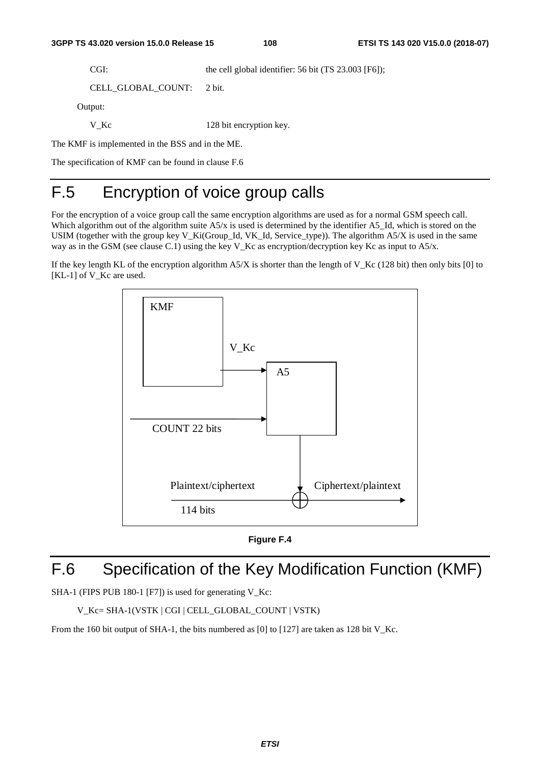CGI: the cell global identifier: 56 bit (TS 23.003 [F6]);

CELL_GLOBAL_COUNT: 2 bit.

Output:

V_Kc 128 bit encryption key.

The KMF is implemented in the BSS and in the ME.

The specification of KMF can be found in clause F.6

# F.5 Encryption of voice group calls

For the encryption of a voice group call the same encryption algorithms are used as for a normal GSM speech call. Which algorithm out of the algorithm suite A5/x is used is determined by the identifier A5_Id, which is stored on the USIM (together with the group key V_Ki(Group_Id, VK_Id, Service_type)). The algorithm A5/X is used in the same way as in the GSM (see clause C.1) using the key V_Kc as encryption/decryption key Kc as input to A5/x.

If the key length KL of the encryption algorithm A5/X is shorter than the length of V_Kc (128 bit) then only bits [0] to [KL-1] of V_Kc are used.

KMF

V_Kc

A5

COUNT 22 bits

Plaintext/ciphertext

Ciphertext/plaintext

114 bits

**Figure F.4**

# F.6 Specification of the Key Modification Function (KMF)

SHA-1 (FIPS PUB 180-1 [F7]) is used for generating V_Kc:

V_Kc= SHA-1(VSTK | CGI | CELL_GLOBAL_COUNT | VSTK)

From the 160 bit output of SHA-1, the bits numbered as [0] to [127] are taken as 128 bit V_Kc.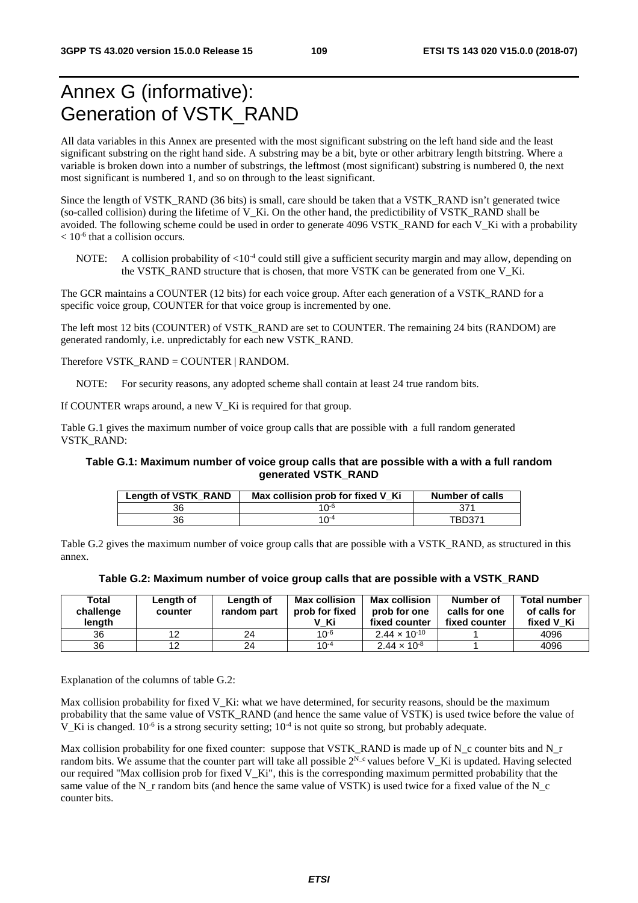# Annex G (informative): Generation of VSTK_RAND

All data variables in this Annex are presented with the most significant substring on the left hand side and the least significant substring on the right hand side. A substring may be a bit, byte or other arbitrary length bitstring. Where a variable is broken down into a number of substrings, the leftmost (most significant) substring is numbered 0, the next most significant is numbered 1, and so on through to the least significant.

Since the length of VSTK_RAND (36 bits) is small, care should be taken that a VSTK_RAND isn't generated twice (so-called collision) during the lifetime of V_Ki. On the other hand, the predictibility of VSTK_RAND shall be avoided. The following scheme could be used in order to generate 4096 VSTK_RAND for each V_Ki with a probability $< 10^{-6}$ that a collision occurs.

NOTE: A collision probability of $<10^{-4}$ could still give a sufficient security margin and may allow, depending on the VSTK_RAND structure that is chosen, that more VSTK can be generated from one V_Ki.

The GCR maintains a COUNTER (12 bits) for each voice group. After each generation of a VSTK_RAND for a specific voice group, COUNTER for that voice group is incremented by one.

The left most 12 bits (COUNTER) of VSTK_RAND are set to COUNTER. The remaining 24 bits (RANDOM) are generated randomly, i.e. unpredictably for each new VSTK_RAND.

Therefore VSTK_RAND = COUNTER | RANDOM.

NOTE: For security reasons, any adopted scheme shall contain at least 24 true random bits.

If COUNTER wraps around, a new V_Ki is required for that group.

Table G.1 gives the maximum number of voice group calls that are possible with a full random generated VSTK_RAND:

**Table G.1: Maximum number of voice group calls that are possible with a with a full random generated VSTK_RAND**

| Length of VSTK_RAND | Max collision prob for fixed V_Ki | Number of calls |
|---|---|---|
| 36 | $10^{-6}$ | 371 |
| 36 | $10^{-4}$ | TBD371 |

Table G.2 gives the maximum number of voice group calls that are possible with a VSTK_RAND, as structured in this annex.

**Table G.2: Maximum number of voice group calls that are possible with a VSTK_RAND**

| Total challenge length | Length of counter | Length of random part | Max collision prob for fixed V_Ki | Max collision prob for one fixed counter | Number of calls for one fixed counter | Total number of calls for fixed V_Ki |
|---|---|---|---|---|---|---|
| 36 | 12 | 24 | $10^{-6}$ | $2.44 \times 10^{-10}$ | 1 | 4096 |
| 36 | 12 | 24 | $10^{-4}$ | $2.44 \times 10^{-8}$ | 1 | 4096 |

Explanation of the columns of table G.2:

Max collision probability for fixed V_Ki: what we have determined, for security reasons, should be the maximum probability that the same value of VSTK_RAND (and hence the same value of VSTK) is used twice before the value of V_Ki is changed. $10^{-6}$ is a strong security setting; $10^{-4}$ is not quite so strong, but probably adequate.

Max collision probability for one fixed counter: suppose that VSTK_RAND is made up of N_c counter bits and N_r random bits. We assume that the counter part will take all possible $2^{N\_c}$ values before V_Ki is updated. Having selected our required "Max collision prob for fixed V_Ki", this is the corresponding maximum permitted probability that the same value of the N_r random bits (and hence the same value of VSTK) is used twice for a fixed value of the N_c counter bits.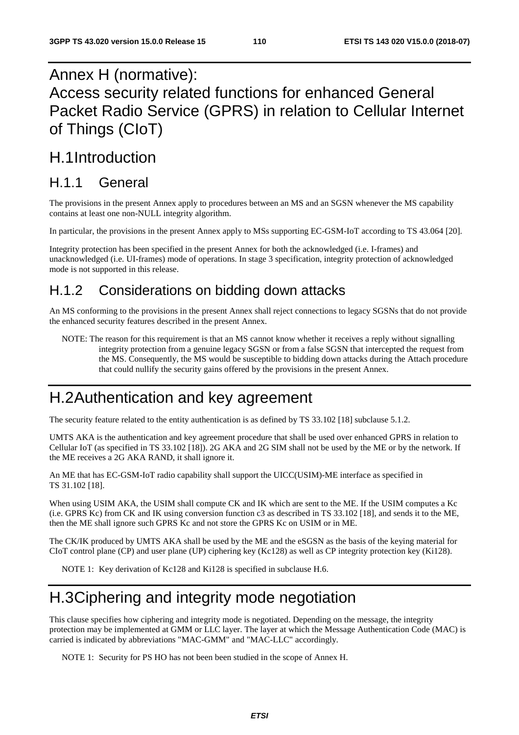# Annex H (normative): Access security related functions for enhanced General Packet Radio Service (GPRS) in relation to Cellular Internet of Things (CIoT)

## H.1 Introduction

### H.1.1 General

The provisions in the present Annex apply to procedures between an MS and an SGSN whenever the MS capability contains at least one non-NULL integrity algorithm.

In particular, the provisions in the present Annex apply to MSs supporting EC-GSM-IoT according to TS 43.064 [20].

Integrity protection has been specified in the present Annex for both the acknowledged (i.e. I-frames) and unacknowledged (i.e. UI-frames) mode of operations. In stage 3 specification, integrity protection of acknowledged mode is not supported in this release.

### H.1.2 Considerations on bidding down attacks

An MS conforming to the provisions in the present Annex shall reject connections to legacy SGSNs that do not provide the enhanced security features described in the present Annex.

NOTE: The reason for this requirement is that an MS cannot know whether it receives a reply without signalling integrity protection from a genuine legacy SGSN or from a false SGSN that intercepted the request from the MS. Consequently, the MS would be susceptible to bidding down attacks during the Attach procedure that could nullify the security gains offered by the provisions in the present Annex.

## H.2 Authentication and key agreement

The security feature related to the entity authentication is as defined by TS 33.102 [18] subclause 5.1.2.

UMTS AKA is the authentication and key agreement procedure that shall be used over enhanced GPRS in relation to Cellular IoT (as specified in TS 33.102 [18]). 2G AKA and 2G SIM shall not be used by the ME or by the network. If the ME receives a 2G AKA RAND, it shall ignore it.

An ME that has EC-GSM-IoT radio capability shall support the UICC(USIM)-ME interface as specified in TS 31.102 [18].

When using USIM AKA, the USIM shall compute CK and IK which are sent to the ME. If the USIM computes a Kc (i.e. GPRS Kc) from CK and IK using conversion function c3 as described in TS 33.102 [18], and sends it to the ME, then the ME shall ignore such GPRS Kc and not store the GPRS Kc on USIM or in ME.

The CK/IK produced by UMTS AKA shall be used by the ME and the eSGSN as the basis of the keying material for CIoT control plane (CP) and user plane (UP) ciphering key (Kc128) as well as CP integrity protection key (Ki128).

NOTE 1: Key derivation of Kc128 and Ki128 is specified in subclause H.6.

## H.3 Ciphering and integrity mode negotiation

This clause specifies how ciphering and integrity mode is negotiated. Depending on the message, the integrity protection may be implemented at GMM or LLC layer. The layer at which the Message Authentication Code (MAC) is carried is indicated by abbreviations "MAC-GMM" and "MAC-LLC" accordingly.

NOTE 1: Security for PS HO has not been been studied in the scope of Annex H.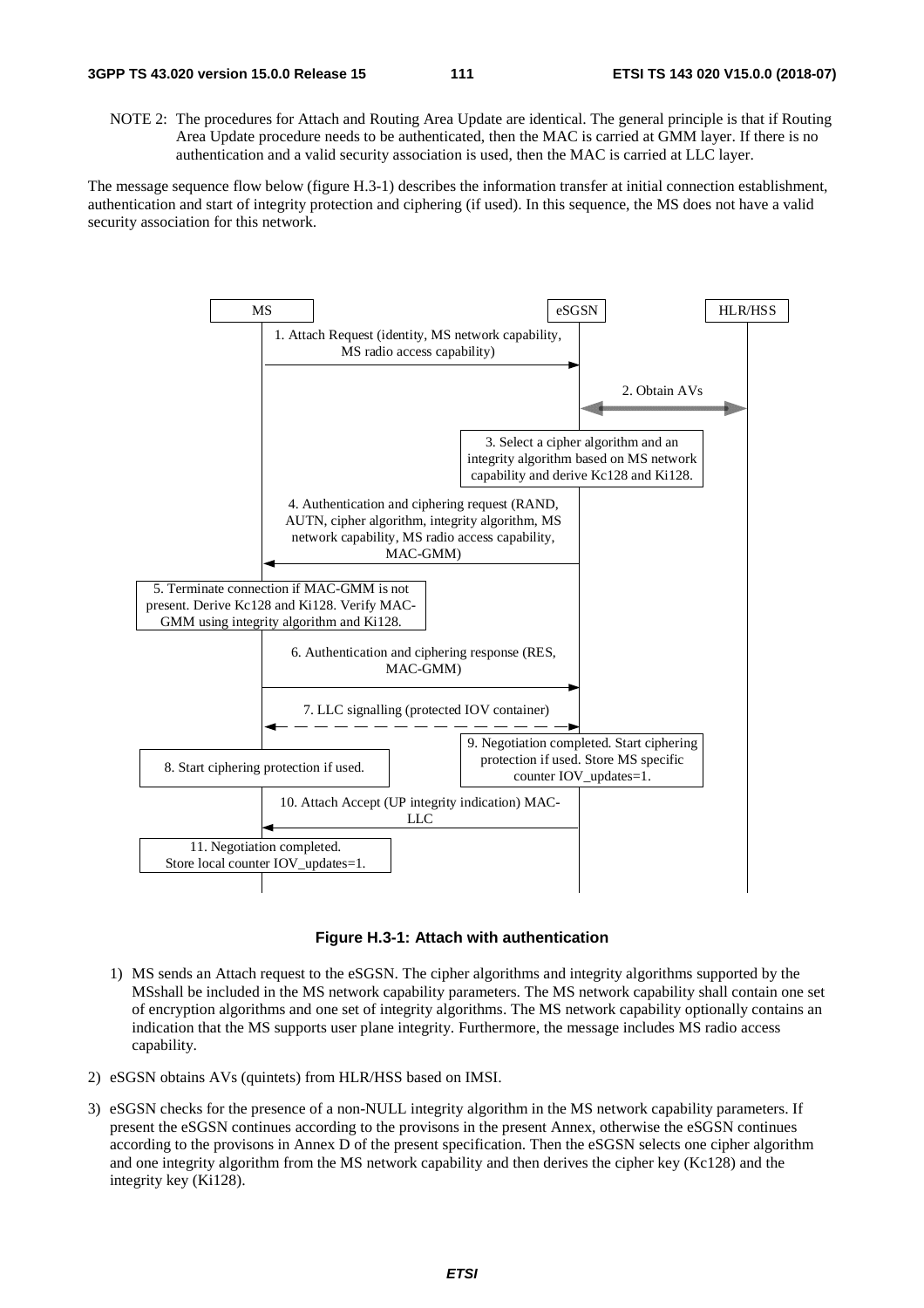NOTE 2: The procedures for Attach and Routing Area Update are identical. The general principle is that if Routing Area Update procedure needs to be authenticated, then the MAC is carried at GMM layer. If there is no authentication and a valid security association is used, then the MAC is carried at LLC layer.

The message sequence flow below (figure H.3-1) describes the information transfer at initial connection establishment, authentication and start of integrity protection and ciphering (if used). In this sequence, the MS does not have a valid security association for this network.

**Figure H.3-1: Attach with authentication**

1) MS sends an Attach request to the eSGSN. The cipher algorithms and integrity algorithms supported by the MSshall be included in the MS network capability parameters. The MS network capability shall contain one set of encryption algorithms and one set of integrity algorithms. The MS network capability optionally contains an indication that the MS supports user plane integrity. Furthermore, the message includes MS radio access capability.

2) eSGSN obtains AVs (quintets) from HLR/HSS based on IMSI.

3) eSGSN checks for the presence of a non-NULL integrity algorithm in the MS network capability parameters. If present the eSGSN continues according to the provisons in the present Annex, otherwise the eSGSN continues according to the provisons in Annex D of the present specification. Then the eSGSN selects one cipher algorithm and one integrity algorithm from the MS network capability and then derives the cipher key (Kc128) and the integrity key (Ki128).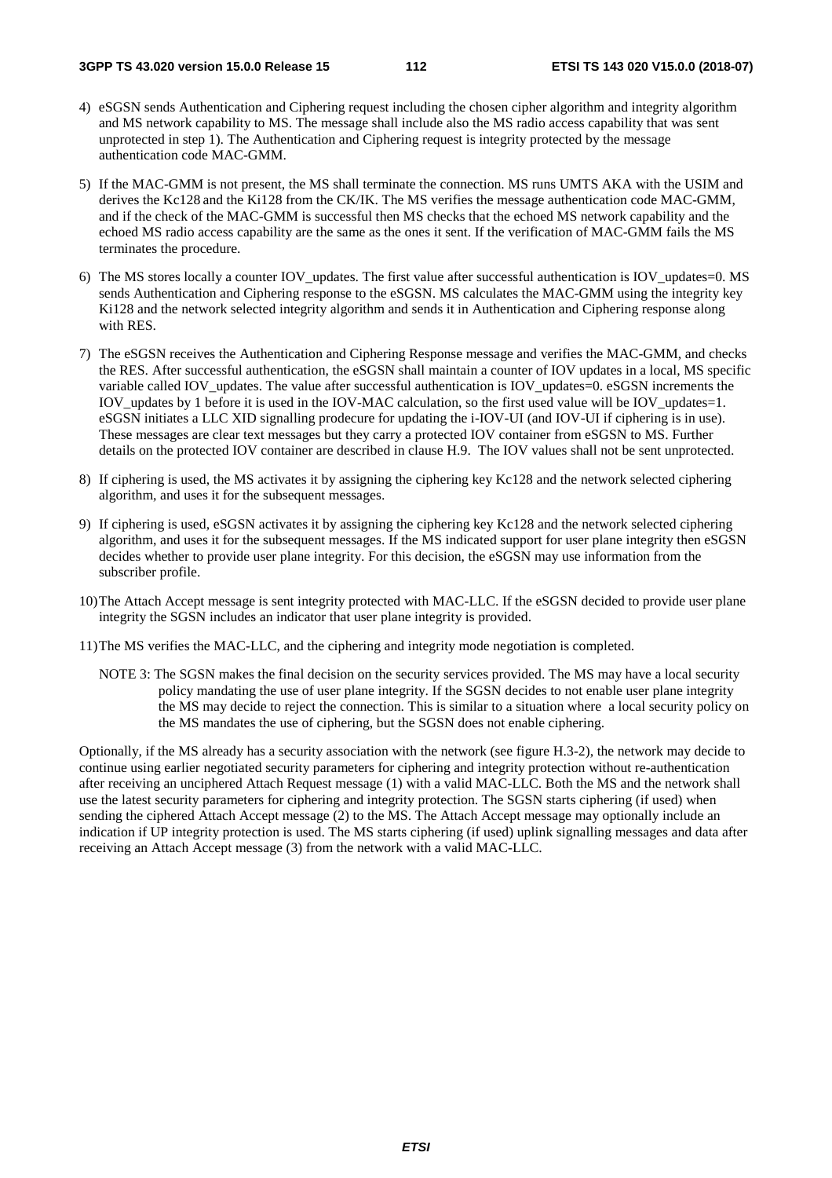4) eSGSN sends Authentication and Ciphering request including the chosen cipher algorithm and integrity algorithm and MS network capability to MS. The message shall include also the MS radio access capability that was sent unprotected in step 1). The Authentication and Ciphering request is integrity protected by the message authentication code MAC-GMM.

5) If the MAC-GMM is not present, the MS shall terminate the connection. MS runs UMTS AKA with the USIM and derives the Kc128 and the Ki128 from the CK/IK. The MS verifies the message authentication code MAC-GMM, and if the check of the MAC-GMM is successful then MS checks that the echoed MS network capability and the echoed MS radio access capability are the same as the ones it sent. If the verification of MAC-GMM fails the MS terminates the procedure.

6) The MS stores locally a counter IOV_updates. The first value after successful authentication is IOV_updates=0. MS sends Authentication and Ciphering response to the eSGSN. MS calculates the MAC-GMM using the integrity key Ki128 and the network selected integrity algorithm and sends it in Authentication and Ciphering response along with RES.

7) The eSGSN receives the Authentication and Ciphering Response message and verifies the MAC-GMM, and checks the RES. After successful authentication, the eSGSN shall maintain a counter of IOV updates in a local, MS specific variable called IOV_updates. The value after successful authentication is IOV_updates=0. eSGSN increments the IOV_updates by 1 before it is used in the IOV-MAC calculation, so the first used value will be IOV_updates=1. eSGSN initiates a LLC XID signalling prodecure for updating the i-IOV-UI (and IOV-UI if ciphering is in use). These messages are clear text messages but they carry a protected IOV container from eSGSN to MS. Further details on the protected IOV container are described in clause H.9. The IOV values shall not be sent unprotected.

8) If ciphering is used, the MS activates it by assigning the ciphering key Kc128 and the network selected ciphering algorithm, and uses it for the subsequent messages.

9) If ciphering is used, eSGSN activates it by assigning the ciphering key Kc128 and the network selected ciphering algorithm, and uses it for the subsequent messages. If the MS indicated support for user plane integrity then eSGSN decides whether to provide user plane integrity. For this decision, the eSGSN may use information from the subscriber profile.

10) The Attach Accept message is sent integrity protected with MAC-LLC. If the eSGSN decided to provide user plane integrity the SGSN includes an indicator that user plane integrity is provided.

11) The MS verifies the MAC-LLC, and the ciphering and integrity mode negotiation is completed.

NOTE 3: The SGSN makes the final decision on the security services provided. The MS may have a local security policy mandating the use of user plane integrity. If the SGSN decides to not enable user plane integrity the MS may decide to reject the connection. This is similar to a situation where a local security policy on the MS mandates the use of ciphering, but the SGSN does not enable ciphering.

Optionally, if the MS already has a security association with the network (see figure H.3-2), the network may decide to continue using earlier negotiated security parameters for ciphering and integrity protection without re-authentication after receiving an unciphered Attach Request message (1) with a valid MAC-LLC. Both the MS and the network shall use the latest security parameters for ciphering and integrity protection. The SGSN starts ciphering (if used) when sending the ciphered Attach Accept message (2) to the MS. The Attach Accept message may optionally include an indication if UP integrity protection is used. The MS starts ciphering (if used) uplink signalling messages and data after receiving an Attach Accept message (3) from the network with a valid MAC-LLC.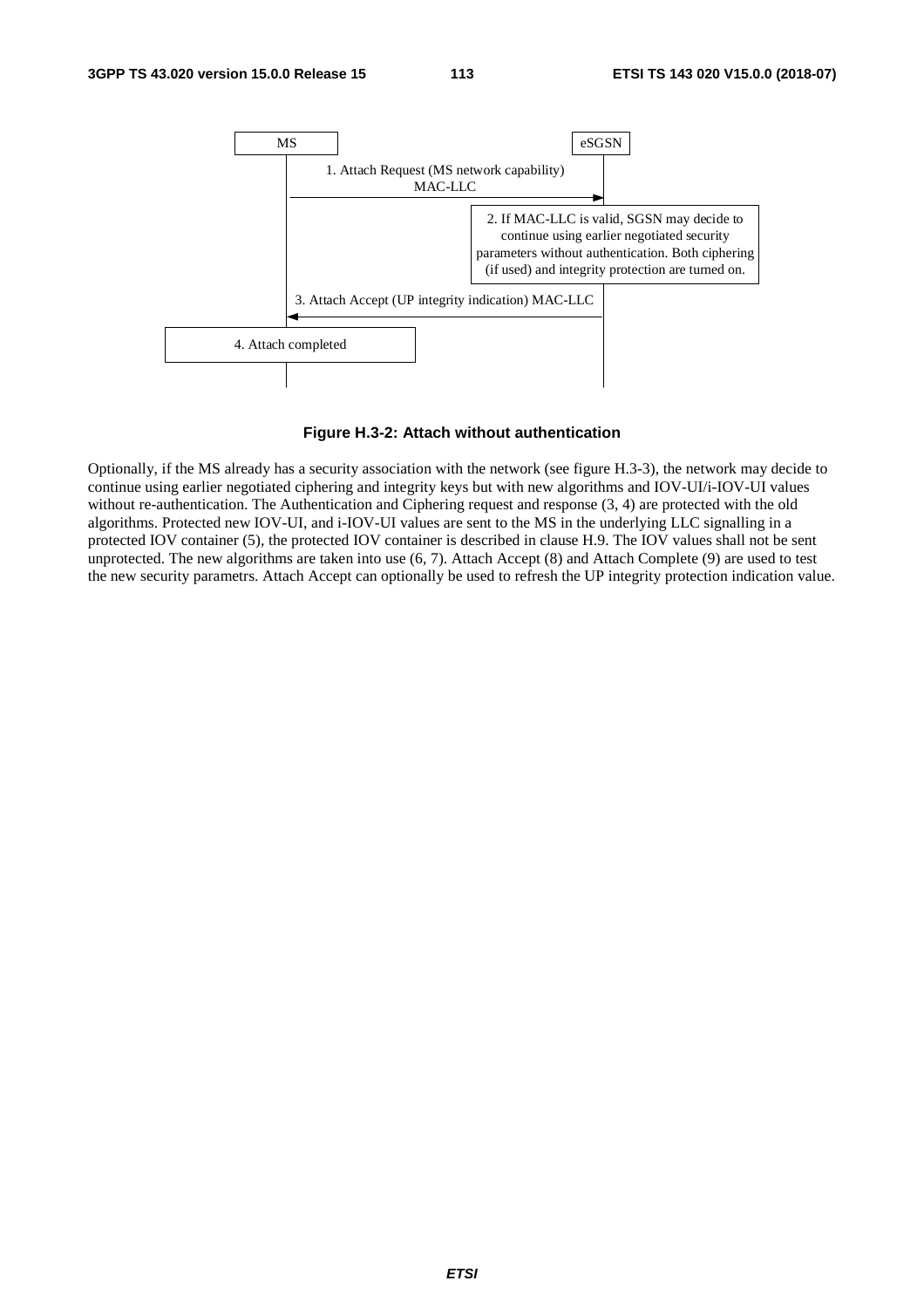MS | eSGSN

1. Attach Request (MS network capability) MAC-LLC

2. If MAC-LLC is valid, SGSN may decide to continue using earlier negotiated security parameters without authentication. Both ciphering (if used) and integrity protection are turned on.

3. Attach Accept (UP integrity indication) MAC-LLC

4. Attach completed

**Figure H.3-2: Attach without authentication**

Optionally, if the MS already has a security association with the network (see figure H.3-3), the network may decide to continue using earlier negotiated ciphering and integrity keys but with new algorithms and IOV-UI/i-IOV-UI values without re-authentication. The Authentication and Ciphering request and response (3, 4) are protected with the old algorithms. Protected new IOV-UI, and i-IOV-UI values are sent to the MS in the underlying LLC signalling in a protected IOV container (5), the protected IOV container is described in clause H.9. The IOV values shall not be sent unprotected. The new algorithms are taken into use (6, 7). Attach Accept (8) and Attach Complete (9) are used to test the new security parametrs. Attach Accept can optionally be used to refresh the UP integrity protection indication value.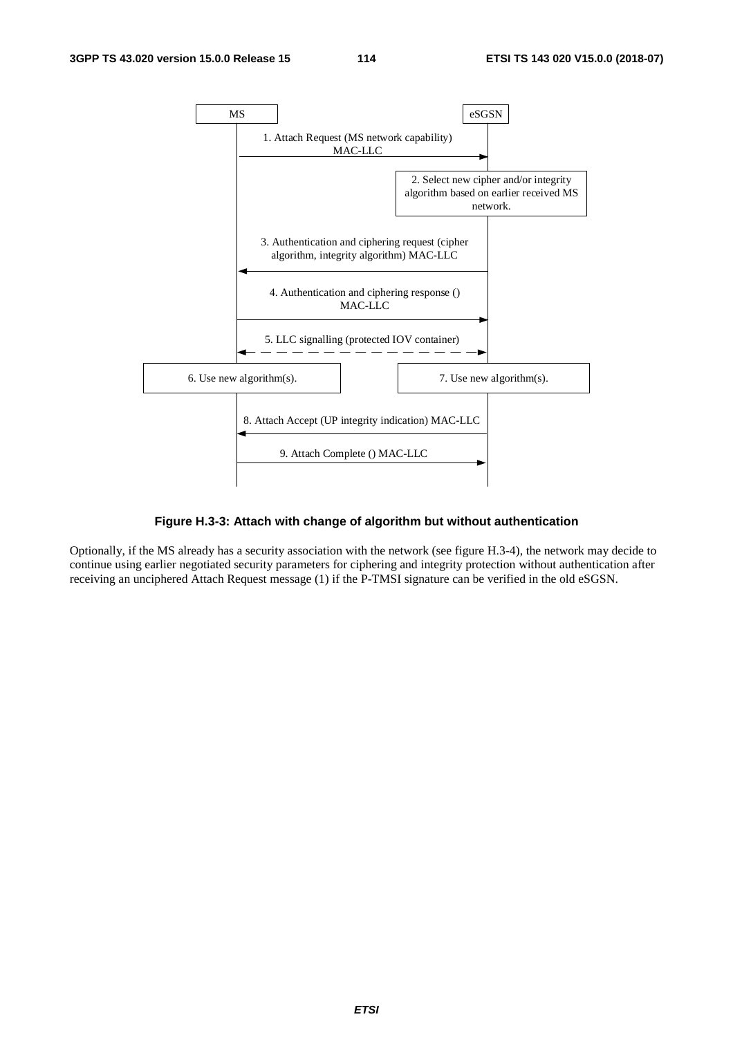MS → eSGSN

1. Attach Request (MS network capability) MAC-LLC

2. Select new cipher and/or integrity algorithm based on earlier received MS network.

3. Authentication and ciphering request (cipher algorithm, integrity algorithm) MAC-LLC

4. Authentication and ciphering response () MAC-LLC

5. LLC signalling (protected IOV container)

6. Use new algorithm(s).

7. Use new algorithm(s).

8. Attach Accept (UP integrity indication) MAC-LLC

9. Attach Complete () MAC-LLC

**Figure H.3-3: Attach with change of algorithm but without authentication**

Optionally, if the MS already has a security association with the network (see figure H.3-4), the network may decide to continue using earlier negotiated security parameters for ciphering and integrity protection without authentication after receiving an unciphered Attach Request message (1) if the P-TMSI signature can be verified in the old eSGSN.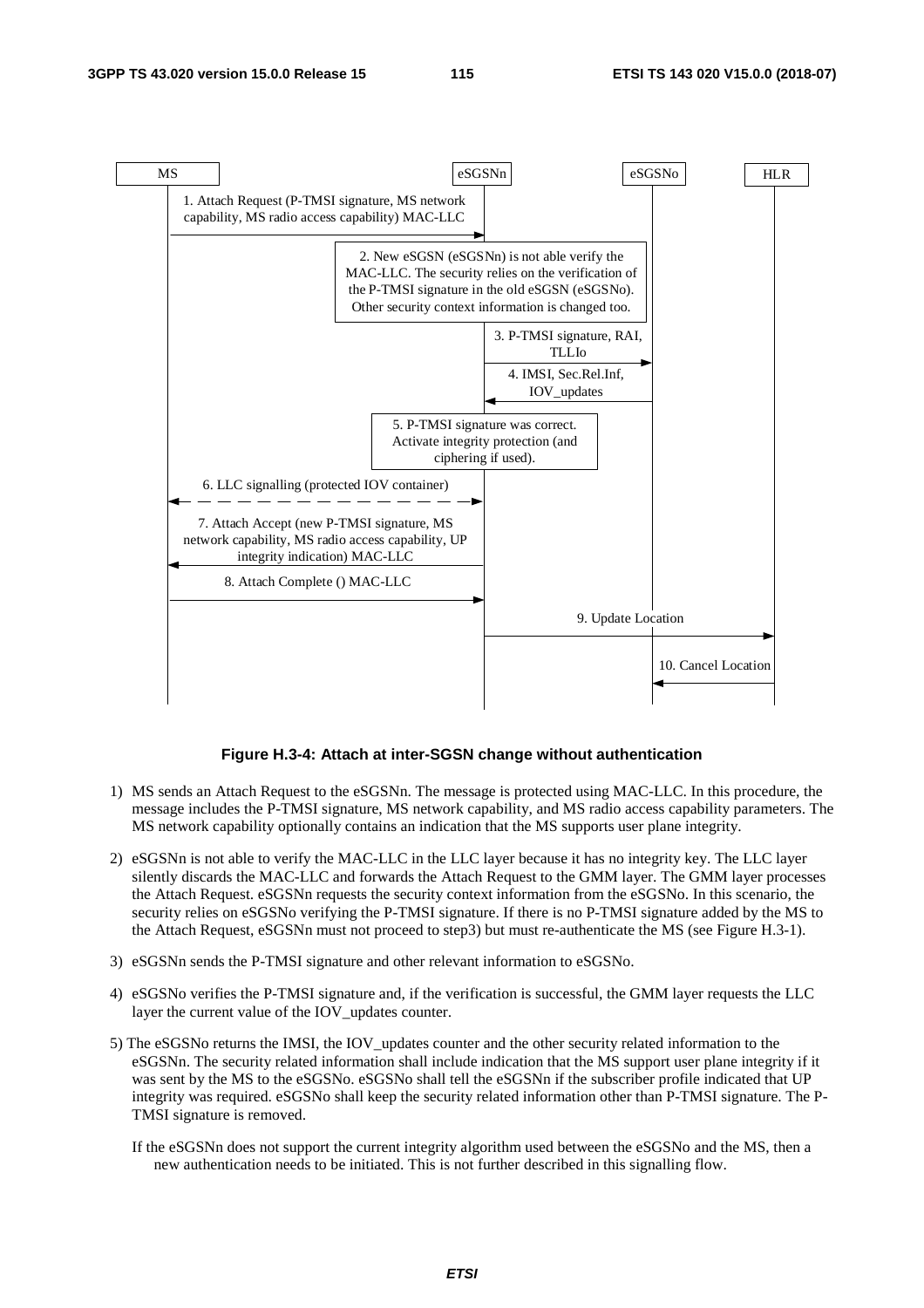MS | eSGSNn | eSGSNo | HLR

1. Attach Request (P-TMSI signature, MS network capability, MS radio access capability) MAC-LLC

2. New eSGSN (eSGSNn) is not able verify the MAC-LLC. The security relies on the verification of the P-TMSI signature in the old eSGSN (eSGSNo). Other security context information is changed too.

3. P-TMSI signature, RAI, TLLIo

4. IMSI, Sec.Rel.Inf, IOV_updates

5. P-TMSI signature was correct. Activate integrity protection (and ciphering if used).

6. LLC signalling (protected IOV container)

7. Attach Accept (new P-TMSI signature, MS network capability, MS radio access capability, UP integrity indication) MAC-LLC

8. Attach Complete () MAC-LLC

9. Update Location

10. Cancel Location

**Figure H.3-4: Attach at inter-SGSN change without authentication**

1) MS sends an Attach Request to the eSGSNn. The message is protected using MAC-LLC. In this procedure, the message includes the P-TMSI signature, MS network capability, and MS radio access capability parameters. The MS network capability optionally contains an indication that the MS supports user plane integrity.

2) eSGSNn is not able to verify the MAC-LLC in the LLC layer because it has no integrity key. The LLC layer silently discards the MAC-LLC and forwards the Attach Request to the GMM layer. The GMM layer processes the Attach Request. eSGSNn requests the security context information from the eSGSNo. In this scenario, the security relies on eSGSNo verifying the P-TMSI signature. If there is no P-TMSI signature added by the MS to the Attach Request, eSGSNn must not proceed to step3) but must re-authenticate the MS (see Figure H.3-1).

3) eSGSNn sends the P-TMSI signature and other relevant information to eSGSNo.

4) eSGSNo verifies the P-TMSI signature and, if the verification is successful, the GMM layer requests the LLC layer the current value of the IOV_updates counter.

5) The eSGSNo returns the IMSI, the IOV_updates counter and the other security related information to the eSGSNn. The security related information shall include indication that the MS support user plane integrity if it was sent by the MS to the eSGSNo. eSGSNo shall tell the eSGSNn if the subscriber profile indicated that UP integrity was required. eSGSNo shall keep the security related information other than P-TMSI signature. The P-TMSI signature is removed.

   If the eSGSNn does not support the current integrity algorithm used between the eSGSNo and the MS, then a new authentication needs to be initiated. This is not further described in this signalling flow.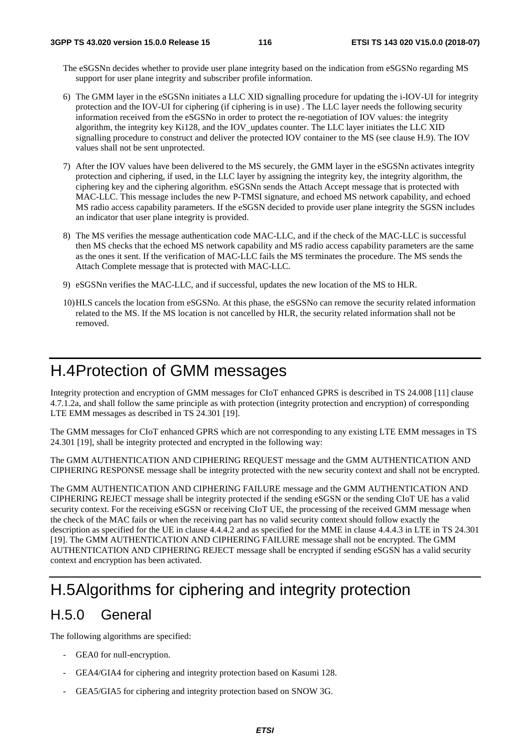The eSGSNn decides whether to provide user plane integrity based on the indication from eSGSNo regarding MS support for user plane integrity and subscriber profile information.

6) The GMM layer in the eSGSNn initiates a LLC XID signalling procedure for updating the i-IOV-UI for integrity protection and the IOV-UI for ciphering (if ciphering is in use) . The LLC layer needs the following security information received from the eSGSNo in order to protect the re-negotiation of IOV values: the integrity algorithm, the integrity key Ki128, and the IOV_updates counter. The LLC layer initiates the LLC XID signalling procedure to construct and deliver the protected IOV container to the MS (see clause H.9). The IOV values shall not be sent unprotected.

7) After the IOV values have been delivered to the MS securely, the GMM layer in the eSGSNn activates integrity protection and ciphering, if used, in the LLC layer by assigning the integrity key, the integrity algorithm, the ciphering key and the ciphering algorithm. eSGSNn sends the Attach Accept message that is protected with MAC-LLC. This message includes the new P-TMSI signature, and echoed MS network capability, and echoed MS radio access capability parameters. If the eSGSN decided to provide user plane integrity the SGSN includes an indicator that user plane integrity is provided.

8) The MS verifies the message authentication code MAC-LLC, and if the check of the MAC-LLC is successful then MS checks that the echoed MS network capability and MS radio access capability parameters are the same as the ones it sent. If the verification of MAC-LLC fails the MS terminates the procedure. The MS sends the Attach Complete message that is protected with MAC-LLC.

9) eSGSNn verifies the MAC-LLC, and if successful, updates the new location of the MS to HLR.

10) HLS cancels the location from eSGSNo. At this phase, the eSGSNo can remove the security related information related to the MS. If the MS location is not cancelled by HLR, the security related information shall not be removed.

# H.4 Protection of GMM messages

Integrity protection and encryption of GMM messages for CIoT enhanced GPRS is described in TS 24.008 [11] clause 4.7.1.2a, and shall follow the same principle as with protection (integrity protection and encryption) of corresponding LTE EMM messages as described in TS 24.301 [19].

The GMM messages for CIoT enhanced GPRS which are not corresponding to any existing LTE EMM messages in TS 24.301 [19], shall be integrity protected and encrypted in the following way:

The GMM AUTHENTICATION AND CIPHERING REQUEST message and the GMM AUTHENTICATION AND CIPHERING RESPONSE message shall be integrity protected with the new security context and shall not be encrypted.

The GMM AUTHENTICATION AND CIPHERING FAILURE message and the GMM AUTHENTICATION AND CIPHERING REJECT message shall be integrity protected if the sending eSGSN or the sending CIoT UE has a valid security context. For the receiving eSGSN or receiving CIoT UE, the processing of the received GMM message when the check of the MAC fails or when the receiving part has no valid security context should follow exactly the description as specified for the UE in clause 4.4.4.2 and as specified for the MME in clause 4.4.4.3 in LTE in TS 24.301 [19]. The GMM AUTHENTICATION AND CIPHERING FAILURE message shall not be encrypted. The GMM AUTHENTICATION AND CIPHERING REJECT message shall be encrypted if sending eSGSN has a valid security context and encryption has been activated.

# H.5 Algorithms for ciphering and integrity protection

## H.5.0 General

The following algorithms are specified:

- GEA0 for null-encryption.
- GEA4/GIA4 for ciphering and integrity protection based on Kasumi 128.
- GEA5/GIA5 for ciphering and integrity protection based on SNOW 3G.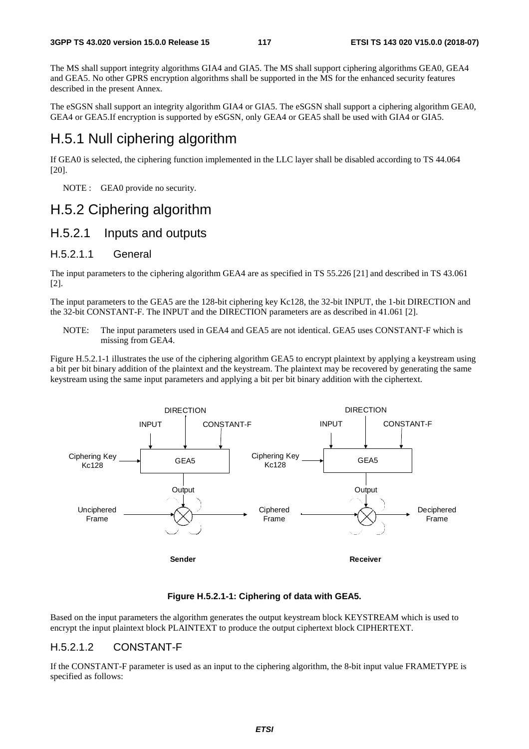The MS shall support integrity algorithms GIA4 and GIA5. The MS shall support ciphering algorithms GEA0, GEA4 and GEA5. No other GPRS encryption algorithms shall be supported in the MS for the enhanced security features described in the present Annex.

The eSGSN shall support an integrity algorithm GIA4 or GIA5. The eSGSN shall support a ciphering algorithm GEA0, GEA4 or GEA5.If encryption is supported by eSGSN, only GEA4 or GEA5 shall be used with GIA4 or GIA5.

# H.5.1 Null ciphering algorithm

If GEA0 is selected, the ciphering function implemented in the LLC layer shall be disabled according to TS 44.064 [20].

NOTE : GEA0 provide no security.

# H.5.2 Ciphering algorithm

## H.5.2.1 Inputs and outputs

### H.5.2.1.1 General

The input parameters to the ciphering algorithm GEA4 are as specified in TS 55.226 [21] and described in TS 43.061 [2].

The input parameters to the GEA5 are the 128-bit ciphering key Kc128, the 32-bit INPUT, the 1-bit DIRECTION and the 32-bit CONSTANT-F. The INPUT and the DIRECTION parameters are as described in 41.061 [2].

NOTE: The input parameters used in GEA4 and GEA5 are not identical. GEA5 uses CONSTANT-F which is missing from GEA4.

Figure H.5.2.1-1 illustrates the use of the ciphering algorithm GEA5 to encrypt plaintext by applying a keystream using a bit per bit binary addition of the plaintext and the keystream. The plaintext may be recovered by generating the same keystream using the same input parameters and applying a bit per bit binary addition with the ciphertext.

**Figure H.5.2.1-1: Ciphering of data with GEA5.**

Based on the input parameters the algorithm generates the output keystream block KEYSTREAM which is used to encrypt the input plaintext block PLAINTEXT to produce the output ciphertext block CIPHERTEXT.

### H.5.2.1.2 CONSTANT-F

If the CONSTANT-F parameter is used as an input to the ciphering algorithm, the 8-bit input value FRAMETYPE is specified as follows: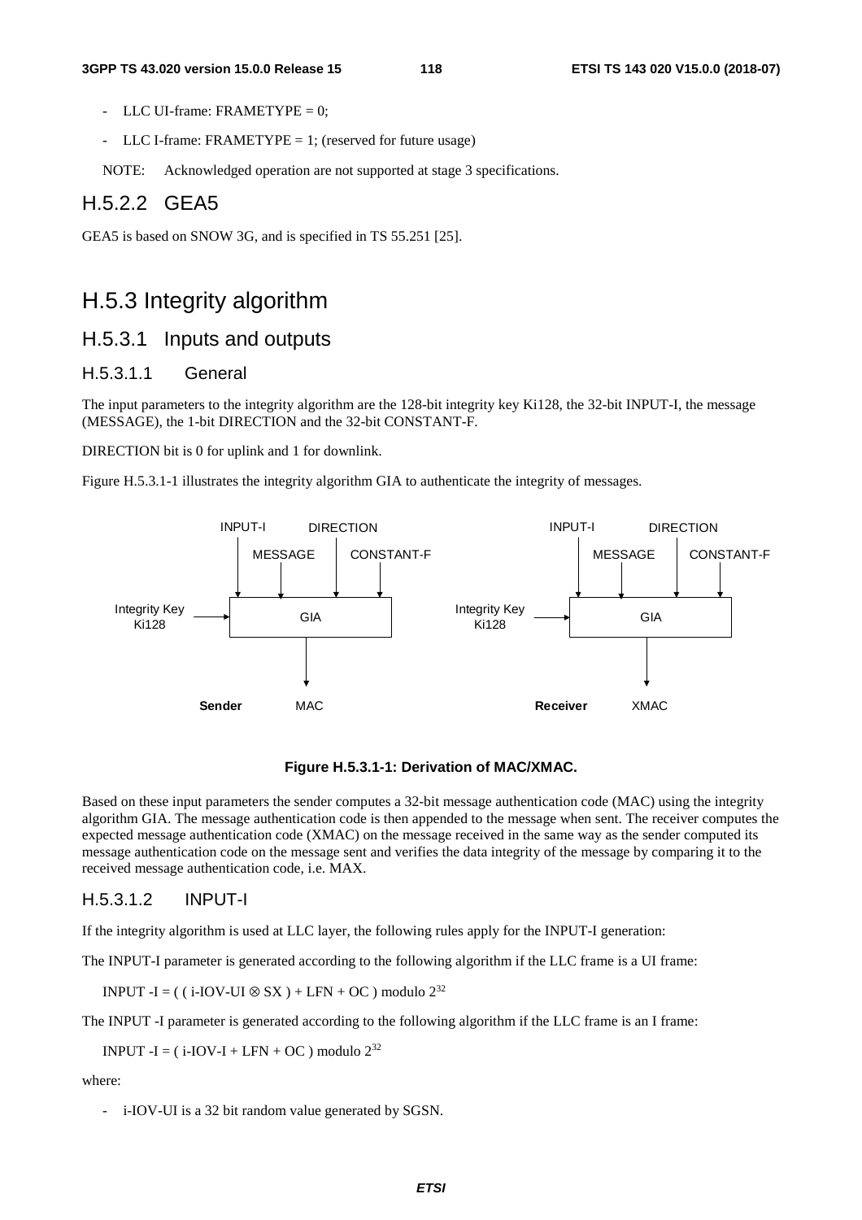- LLC UI-frame: FRAMETYPE = 0;

- LLC I-frame: FRAMETYPE = 1; (reserved for future usage)

NOTE: Acknowledged operation are not supported at stage 3 specifications.

### H.5.2.2 GEA5

GEA5 is based on SNOW 3G, and is specified in TS 55.251 [25].

## H.5.3 Integrity algorithm

### H.5.3.1 Inputs and outputs

#### H.5.3.1.1 General

The input parameters to the integrity algorithm are the 128-bit integrity key Ki128, the 32-bit INPUT-I, the message (MESSAGE), the 1-bit DIRECTION and the 32-bit CONSTANT-F.

DIRECTION bit is 0 for uplink and 1 for downlink.

Figure H.5.3.1-1 illustrates the integrity algorithm GIA to authenticate the integrity of messages.

**Figure H.5.3.1-1: Derivation of MAC/XMAC.**

Based on these input parameters the sender computes a 32-bit message authentication code (MAC) using the integrity algorithm GIA. The message authentication code is then appended to the message when sent. The receiver computes the expected message authentication code (XMAC) on the message received in the same way as the sender computed its message authentication code on the message sent and verifies the data integrity of the message by comparing it to the received message authentication code, i.e. MAX.

#### H.5.3.1.2 INPUT-I

If the integrity algorithm is used at LLC layer, the following rules apply for the INPUT-I generation:

The INPUT-I parameter is generated according to the following algorithm if the LLC frame is a UI frame:

INPUT -I = ( ( i-IOV-UI $\otimes$ SX ) + LFN + OC ) modulo $2^{32}$

The INPUT -I parameter is generated according to the following algorithm if the LLC frame is an I frame:

INPUT -I = ( i-IOV-I + LFN + OC ) modulo $2^{32}$

where:

- i-IOV-UI is a 32 bit random value generated by SGSN.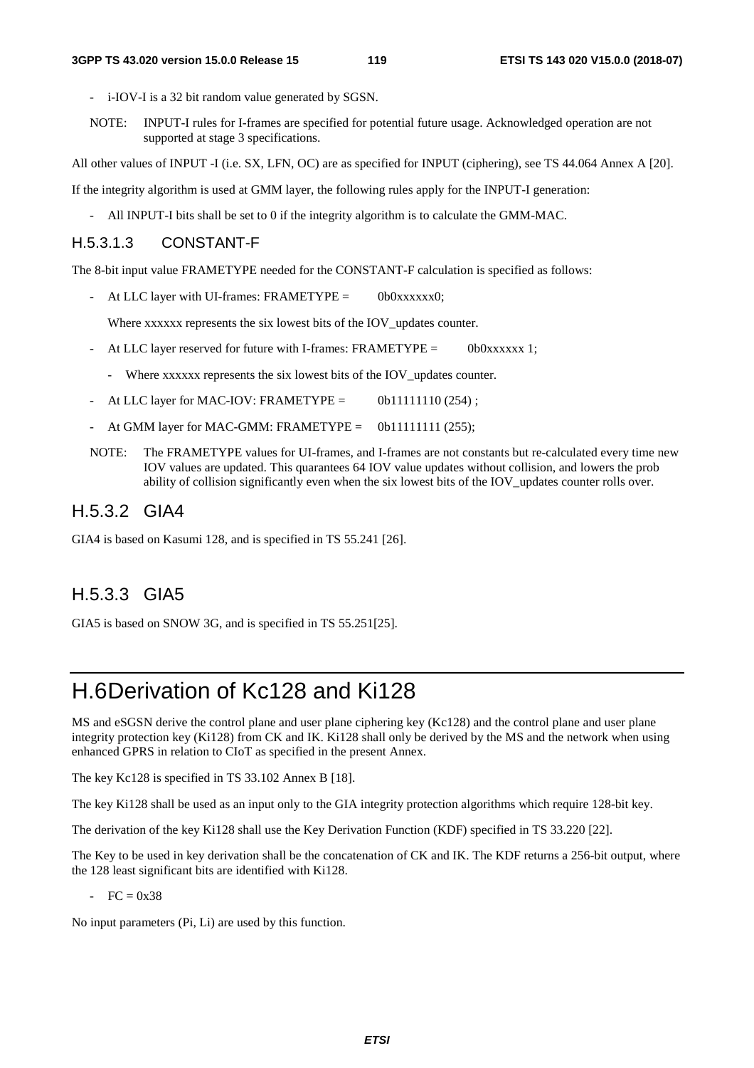- i-IOV-I is a 32 bit random value generated by SGSN.

NOTE: INPUT-I rules for I-frames are specified for potential future usage. Acknowledged operation are not supported at stage 3 specifications.

All other values of INPUT -I (i.e. SX, LFN, OC) are as specified for INPUT (ciphering), see TS 44.064 Annex A [20].

If the integrity algorithm is used at GMM layer, the following rules apply for the INPUT-I generation:

- All INPUT-I bits shall be set to 0 if the integrity algorithm is to calculate the GMM-MAC.

#### H.5.3.1.3 CONSTANT-F

The 8-bit input value FRAMETYPE needed for the CONSTANT-F calculation is specified as follows:

- At LLC layer with UI-frames: FRAMETYPE = 0b0xxxxxx0;

  Where xxxxxx represents the six lowest bits of the IOV_updates counter.

- At LLC layer reserved for future with I-frames: FRAMETYPE = 0b0xxxxxx 1;

  - Where xxxxxx represents the six lowest bits of the IOV_updates counter.

- At LLC layer for MAC-IOV: FRAMETYPE = 0b11111110 (254) ;

- At GMM layer for MAC-GMM: FRAMETYPE = 0b11111111 (255);

NOTE: The FRAMETYPE values for UI-frames, and I-frames are not constants but re-calculated every time new IOV values are updated. This quarantees 64 IOV value updates without collision, and lowers the prob ability of collision significantly even when the six lowest bits of the IOV_updates counter rolls over.

### H.5.3.2 GIA4

GIA4 is based on Kasumi 128, and is specified in TS 55.241 [26].

### H.5.3.3 GIA5

GIA5 is based on SNOW 3G, and is specified in TS 55.251[25].

# H.6Derivation of Kc128 and Ki128

MS and eSGSN derive the control plane and user plane ciphering key (Kc128) and the control plane and user plane integrity protection key (Ki128) from CK and IK. Ki128 shall only be derived by the MS and the network when using enhanced GPRS in relation to CIoT as specified in the present Annex.

The key Kc128 is specified in TS 33.102 Annex B [18].

The key Ki128 shall be used as an input only to the GIA integrity protection algorithms which require 128-bit key.

The derivation of the key Ki128 shall use the Key Derivation Function (KDF) specified in TS 33.220 [22].

The Key to be used in key derivation shall be the concatenation of CK and IK. The KDF returns a 256-bit output, where the 128 least significant bits are identified with Ki128.

- FC = 0x38

No input parameters (Pi, Li) are used by this function.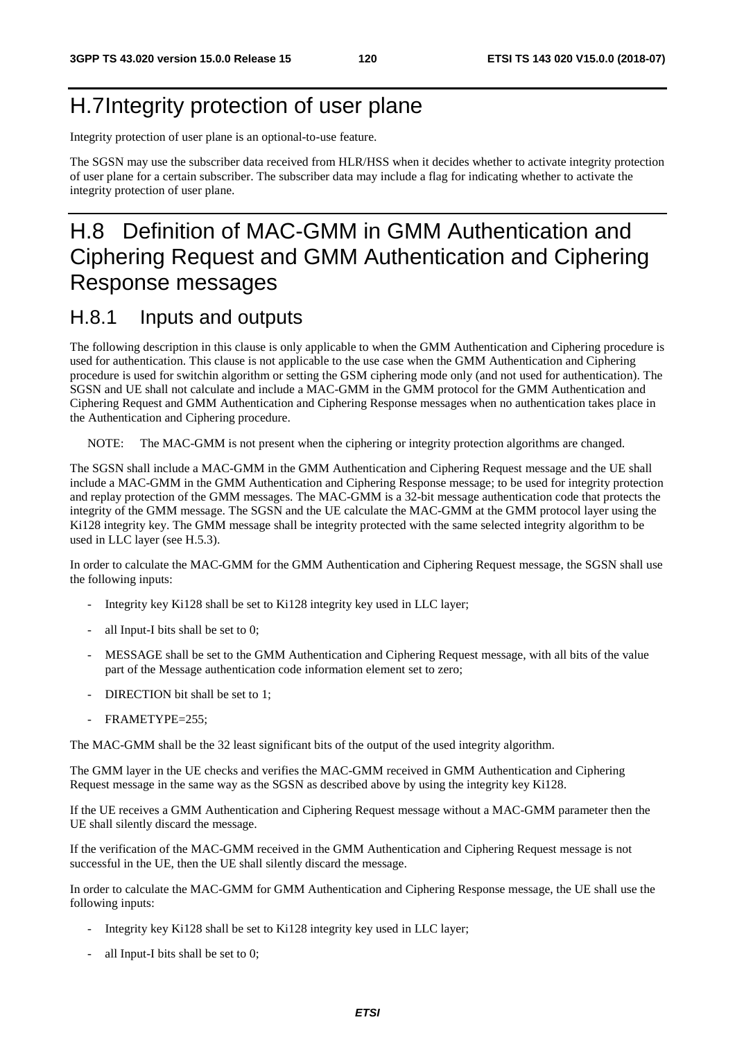# H.7 Integrity protection of user plane

Integrity protection of user plane is an optional-to-use feature.

The SGSN may use the subscriber data received from HLR/HSS when it decides whether to activate integrity protection of user plane for a certain subscriber. The subscriber data may include a flag for indicating whether to activate the integrity protection of user plane.

# H.8 Definition of MAC-GMM in GMM Authentication and Ciphering Request and GMM Authentication and Ciphering Response messages

## H.8.1 Inputs and outputs

The following description in this clause is only applicable to when the GMM Authentication and Ciphering procedure is used for authentication. This clause is not applicable to the use case when the GMM Authentication and Ciphering procedure is used for switchin algorithm or setting the GSM ciphering mode only (and not used for authentication). The SGSN and UE shall not calculate and include a MAC-GMM in the GMM protocol for the GMM Authentication and Ciphering Request and GMM Authentication and Ciphering Response messages when no authentication takes place in the Authentication and Ciphering procedure.

NOTE: The MAC-GMM is not present when the ciphering or integrity protection algorithms are changed.

The SGSN shall include a MAC-GMM in the GMM Authentication and Ciphering Request message and the UE shall include a MAC-GMM in the GMM Authentication and Ciphering Response message; to be used for integrity protection and replay protection of the GMM messages. The MAC-GMM is a 32-bit message authentication code that protects the integrity of the GMM message. The SGSN and the UE calculate the MAC-GMM at the GMM protocol layer using the Ki128 integrity key. The GMM message shall be integrity protected with the same selected integrity algorithm to be used in LLC layer (see H.5.3).

In order to calculate the MAC-GMM for the GMM Authentication and Ciphering Request message, the SGSN shall use the following inputs:

- Integrity key Ki128 shall be set to Ki128 integrity key used in LLC layer;
- all Input-I bits shall be set to 0;
- MESSAGE shall be set to the GMM Authentication and Ciphering Request message, with all bits of the value part of the Message authentication code information element set to zero;
- DIRECTION bit shall be set to 1;
- FRAMETYPE=255;

The MAC-GMM shall be the 32 least significant bits of the output of the used integrity algorithm.

The GMM layer in the UE checks and verifies the MAC-GMM received in GMM Authentication and Ciphering Request message in the same way as the SGSN as described above by using the integrity key Ki128.

If the UE receives a GMM Authentication and Ciphering Request message without a MAC-GMM parameter then the UE shall silently discard the message.

If the verification of the MAC-GMM received in the GMM Authentication and Ciphering Request message is not successful in the UE, then the UE shall silently discard the message.

In order to calculate the MAC-GMM for GMM Authentication and Ciphering Response message, the UE shall use the following inputs:

- Integrity key Ki128 shall be set to Ki128 integrity key used in LLC layer;
- all Input-I bits shall be set to 0;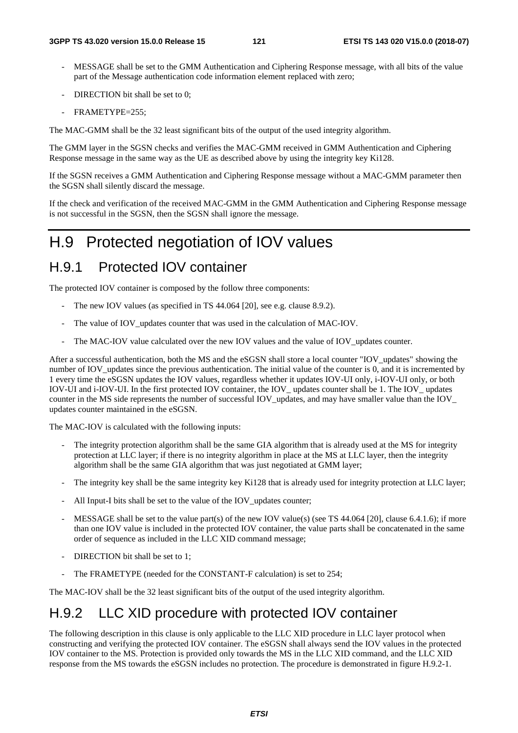- MESSAGE shall be set to the GMM Authentication and Ciphering Response message, with all bits of the value part of the Message authentication code information element replaced with zero;
- DIRECTION bit shall be set to 0;
- FRAMETYPE=255;

The MAC-GMM shall be the 32 least significant bits of the output of the used integrity algorithm.

The GMM layer in the SGSN checks and verifies the MAC-GMM received in GMM Authentication and Ciphering Response message in the same way as the UE as described above by using the integrity key Ki128.

If the SGSN receives a GMM Authentication and Ciphering Response message without a MAC-GMM parameter then the SGSN shall silently discard the message.

If the check and verification of the received MAC-GMM in the GMM Authentication and Ciphering Response message is not successful in the SGSN, then the SGSN shall ignore the message.

# H.9 Protected negotiation of IOV values

## H.9.1 Protected IOV container

The protected IOV container is composed by the follow three components:

- The new IOV values (as specified in TS 44.064 [20], see e.g. clause 8.9.2).
- The value of IOV_updates counter that was used in the calculation of MAC-IOV.
- The MAC-IOV value calculated over the new IOV values and the value of IOV_updates counter.

After a successful authentication, both the MS and the eSGSN shall store a local counter "IOV_updates" showing the number of IOV_updates since the previous authentication. The initial value of the counter is 0, and it is incremented by 1 every time the eSGSN updates the IOV values, regardless whether it updates IOV-UI only, i-IOV-UI only, or both IOV-UI and i-IOV-UI. In the first protected IOV container, the IOV_ updates counter shall be 1. The IOV_ updates counter in the MS side represents the number of successful IOV_updates, and may have smaller value than the IOV_ updates counter maintained in the eSGSN.

The MAC-IOV is calculated with the following inputs:

- The integrity protection algorithm shall be the same GIA algorithm that is already used at the MS for integrity protection at LLC layer; if there is no integrity algorithm in place at the MS at LLC layer, then the integrity algorithm shall be the same GIA algorithm that was just negotiated at GMM layer;
- The integrity key shall be the same integrity key Ki128 that is already used for integrity protection at LLC layer;
- All Input-I bits shall be set to the value of the IOV_updates counter;
- MESSAGE shall be set to the value part(s) of the new IOV value(s) (see TS 44.064 [20], clause 6.4.1.6); if more than one IOV value is included in the protected IOV container, the value parts shall be concatenated in the same order of sequence as included in the LLC XID command message;
- DIRECTION bit shall be set to 1;
- The FRAMETYPE (needed for the CONSTANT-F calculation) is set to 254;

The MAC-IOV shall be the 32 least significant bits of the output of the used integrity algorithm.

## H.9.2 LLC XID procedure with protected IOV container

The following description in this clause is only applicable to the LLC XID procedure in LLC layer protocol when constructing and verifying the protected IOV container. The eSGSN shall always send the IOV values in the protected IOV container to the MS. Protection is provided only towards the MS in the LLC XID command, and the LLC XID response from the MS towards the eSGSN includes no protection. The procedure is demonstrated in figure H.9.2-1.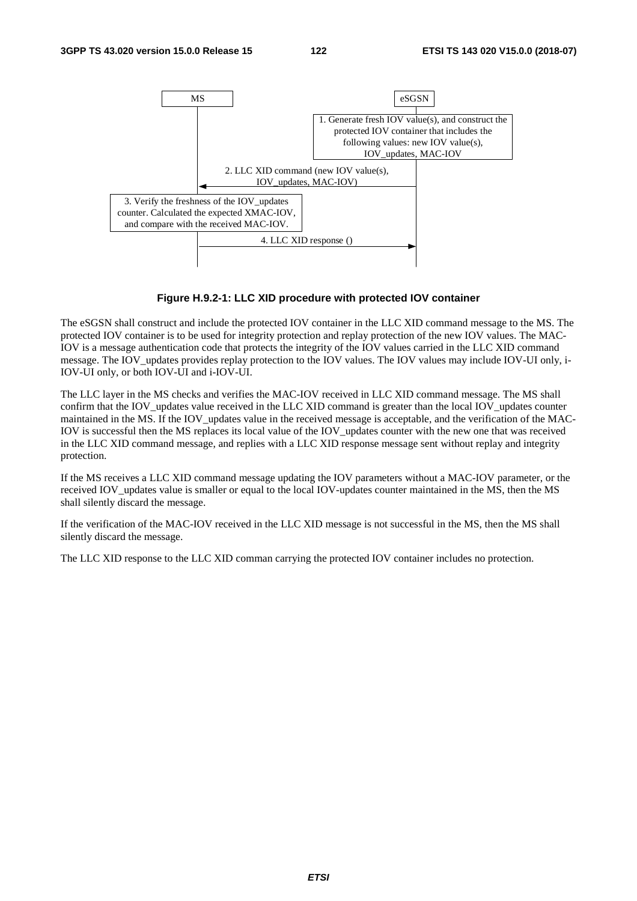MS | eSGSN

1. Generate fresh IOV value(s), and construct the protected IOV container that includes the following values: new IOV value(s), IOV_updates, MAC-IOV

2. LLC XID command (new IOV value(s), IOV_updates, MAC-IOV)

3. Verify the freshness of the IOV_updates counter. Calculated the expected XMAC-IOV, and compare with the received MAC-IOV.

4. LLC XID response ()

**Figure H.9.2-1: LLC XID procedure with protected IOV container**

The eSGSN shall construct and include the protected IOV container in the LLC XID command message to the MS. The protected IOV container is to be used for integrity protection and replay protection of the new IOV values. The MAC-IOV is a message authentication code that protects the integrity of the IOV values carried in the LLC XID command message. The IOV_updates provides replay protection to the IOV values. The IOV values may include IOV-UI only, i-IOV-UI only, or both IOV-UI and i-IOV-UI.

The LLC layer in the MS checks and verifies the MAC-IOV received in LLC XID command message. The MS shall confirm that the IOV_updates value received in the LLC XID command is greater than the local IOV_updates counter maintained in the MS. If the IOV_updates value in the received message is acceptable, and the verification of the MAC-IOV is successful then the MS replaces its local value of the IOV_updates counter with the new one that was received in the LLC XID command message, and replies with a LLC XID response message sent without replay and integrity protection.

If the MS receives a LLC XID command message updating the IOV parameters without a MAC-IOV parameter, or the received IOV_updates value is smaller or equal to the local IOV-updates counter maintained in the MS, then the MS shall silently discard the message.

If the verification of the MAC-IOV received in the LLC XID message is not successful in the MS, then the MS shall silently discard the message.

The LLC XID response to the LLC XID comman carrying the protected IOV container includes no protection.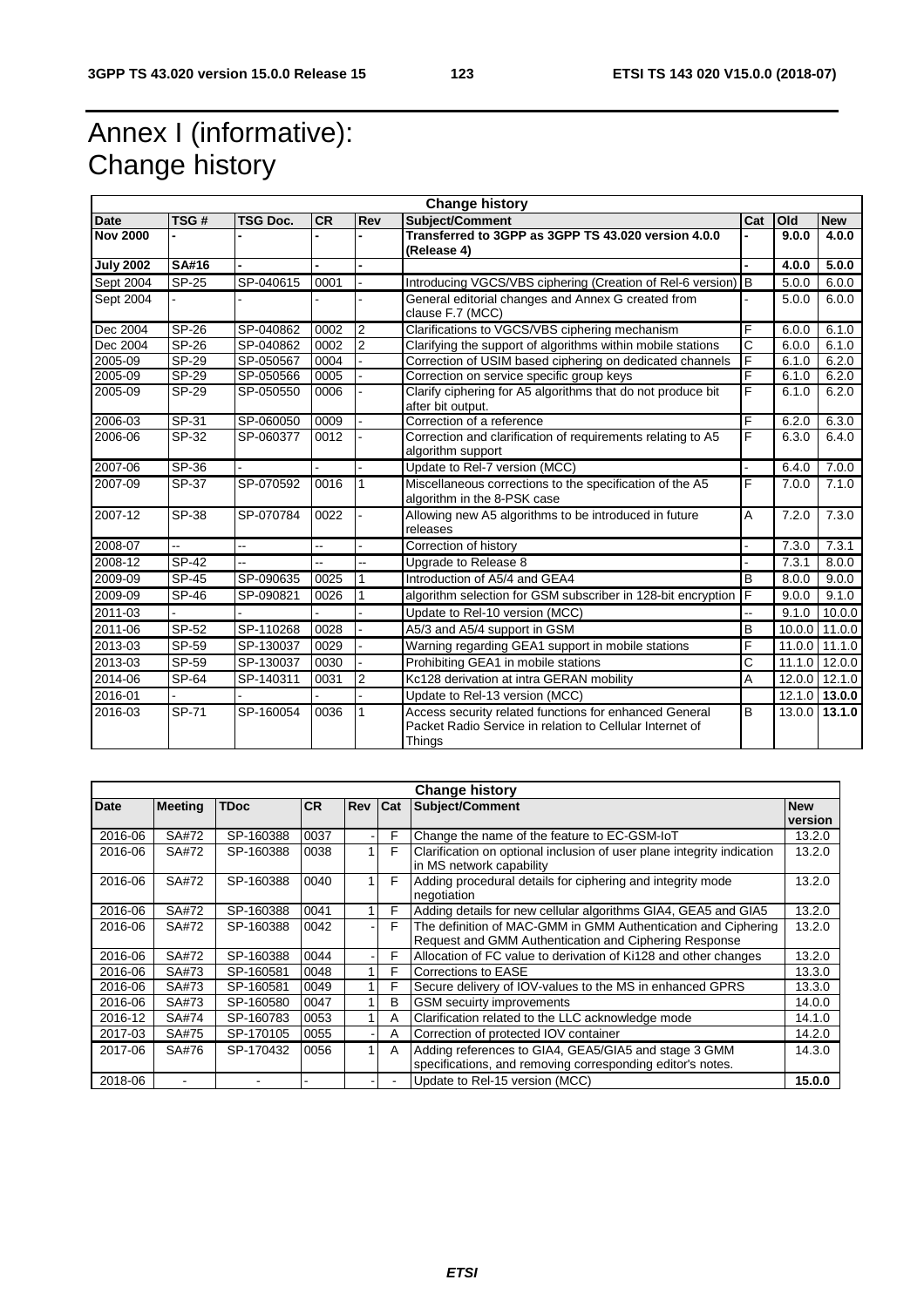# Annex I (informative): Change history

| Change history | | | | | | | | |
|---|---|---|---|---|---|---|---|---|
| **Date** | **TSG #** | **TSG Doc.** | **CR** | **Rev** | **Subject/Comment** | **Cat** | **Old** | **New** |
| **Nov 2000** | **-** | **-** | **-** | **-** | **Transferred to 3GPP as 3GPP TS 43.020 version 4.0.0 (Release 4)** | **-** | **9.0.0** | **4.0.0** |
| **July 2002** | **SA#16** | **-** | **-** | **-** | | **-** | **4.0.0** | **5.0.0** |
| Sept 2004 | SP-25 | SP-040615 | 0001 | - | Introducing VGCS/VBS ciphering (Creation of Rel-6 version) | B | 5.0.0 | 6.0.0 |
| Sept 2004 | - | - | - | - | General editorial changes and Annex G created from clause F.7 (MCC) | - | 5.0.0 | 6.0.0 |
| Dec 2004 | SP-26 | SP-040862 | 0002 | 2 | Clarifications to VGCS/VBS ciphering mechanism | F | 6.0.0 | 6.1.0 |
| Dec 2004 | SP-26 | SP-040862 | 0002 | 2 | Clarifying the support of algorithms within mobile stations | C | 6.0.0 | 6.1.0 |
| 2005-09 | SP-29 | SP-050567 | 0004 | - | Correction of USIM based ciphering on dedicated channels | F | 6.1.0 | 6.2.0 |
| 2005-09 | SP-29 | SP-050566 | 0005 | - | Correction on service specific group keys | F | 6.1.0 | 6.2.0 |
| 2005-09 | SP-29 | SP-050550 | 0006 | - | Clarify ciphering for A5 algorithms that do not produce bit after bit output. | F | 6.1.0 | 6.2.0 |
| 2006-03 | SP-31 | SP-060050 | 0009 | - | Correction of a reference | F | 6.2.0 | 6.3.0 |
| 2006-06 | SP-32 | SP-060377 | 0012 | - | Correction and clarification of requirements relating to A5 algorithm support | F | 6.3.0 | 6.4.0 |
| 2007-06 | SP-36 | - | - | - | Update to Rel-7 version (MCC) | - | 6.4.0 | 7.0.0 |
| 2007-09 | SP-37 | SP-070592 | 0016 | 1 | Miscellaneous corrections to the specification of the A5 algorithm in the 8-PSK case | F | 7.0.0 | 7.1.0 |
| 2007-12 | SP-38 | SP-070784 | 0022 | - | Allowing new A5 algorithms to be introduced in future releases | A | 7.2.0 | 7.3.0 |
| 2008-07 | -- | -- | -- | - | Correction of history | - | 7.3.0 | 7.3.1 |
| 2008-12 | SP-42 | -- | -- | -- | Upgrade to Release 8 | - | 7.3.1 | 8.0.0 |
| 2009-09 | SP-45 | SP-090635 | 0025 | 1 | Introduction of A5/4 and GEA4 | B | 8.0.0 | 9.0.0 |
| 2009-09 | SP-46 | SP-090821 | 0026 | 1 | algorithm selection for GSM subscriber in 128-bit encryption | F | 9.0.0 | 9.1.0 |
| 2011-03 | - | - | - | - | Update to Rel-10 version (MCC) | -- | 9.1.0 | 10.0.0 |
| 2011-06 | SP-52 | SP-110268 | 0028 | - | A5/3 and A5/4 support in GSM | B | 10.0.0 | 11.0.0 |
| 2013-03 | SP-59 | SP-130037 | 0029 | - | Warning regarding GEA1 support in mobile stations | F | 11.0.0 | 11.1.0 |
| 2013-03 | SP-59 | SP-130037 | 0030 | - | Prohibiting GEA1 in mobile stations | C | 11.1.0 | 12.0.0 |
| 2014-06 | SP-64 | SP-140311 | 0031 | 2 | Kc128 derivation at intra GERAN mobility | A | 12.0.0 | 12.1.0 |
| 2016-01 | - | - | - | - | Update to Rel-13 version (MCC) | | 12.1.0 | **13.0.0** |
| 2016-03 | SP-71 | SP-160054 | 0036 | 1 | Access security related functions for enhanced General Packet Radio Service in relation to Cellular Internet of Things | B | 13.0.0 | **13.1.0** |

| Change history | | | | | | | |
|---|---|---|---|---|---|---|---|
| **Date** | **Meeting** | **TDoc** | **CR** | **Rev** | **Cat** | **Subject/Comment** | **New version** |
| 2016-06 | SA#72 | SP-160388 | 0037 | - | F | Change the name of the feature to EC-GSM-IoT | 13.2.0 |
| 2016-06 | SA#72 | SP-160388 | 0038 | 1 | F | Clarification on optional inclusion of user plane integrity indication in MS network capability | 13.2.0 |
| 2016-06 | SA#72 | SP-160388 | 0040 | 1 | F | Adding procedural details for ciphering and integrity mode negotiation | 13.2.0 |
| 2016-06 | SA#72 | SP-160388 | 0041 | 1 | F | Adding details for new cellular algorithms GIA4, GEA5 and GIA5 | 13.2.0 |
| 2016-06 | SA#72 | SP-160388 | 0042 | - | F | The definition of MAC-GMM in GMM Authentication and Ciphering Request and GMM Authentication and Ciphering Response | 13.2.0 |
| 2016-06 | SA#72 | SP-160388 | 0044 | - | F | Allocation of FC value to derivation of Ki128 and other changes | 13.2.0 |
| 2016-06 | SA#73 | SP-160581 | 0048 | 1 | F | Corrections to EASE | 13.3.0 |
| 2016-06 | SA#73 | SP-160581 | 0049 | 1 | F | Secure delivery of IOV-values to the MS in enhanced GPRS | 13.3.0 |
| 2016-06 | SA#73 | SP-160580 | 0047 | 1 | B | GSM secuirty improvements | 14.0.0 |
| 2016-12 | SA#74 | SP-160783 | 0053 | 1 | A | Clarification related to the LLC acknowledge mode | 14.1.0 |
| 2017-03 | SA#75 | SP-170105 | 0055 | - | A | Correction of protected IOV container | 14.2.0 |
| 2017-06 | SA#76 | SP-170432 | 0056 | 1 | A | Adding references to GIA4, GEA5/GIA5 and stage 3 GMM specifications, and removing corresponding editor's notes. | 14.3.0 |
| 2018-06 | - | - | - | - | - | Update to Rel-15 version (MCC) | **15.0.0** |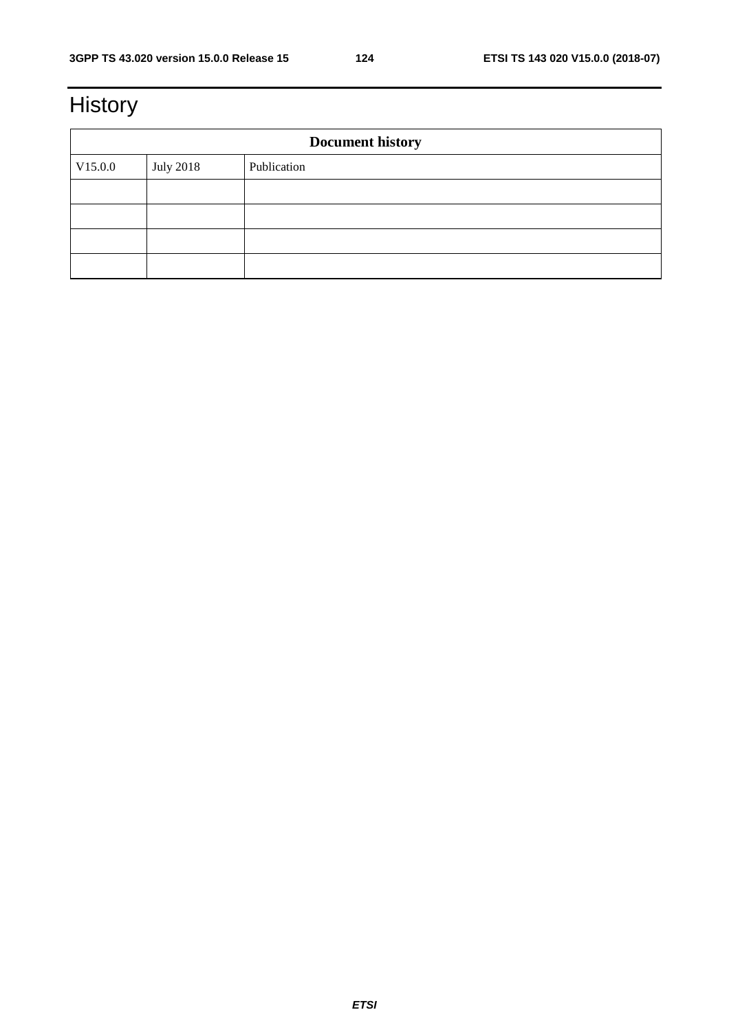# History

| Document history | | |
|---|---|---|
| V15.0.0 | July 2018 | Publication |
| | | |
| | | |
| | | |
| | | |